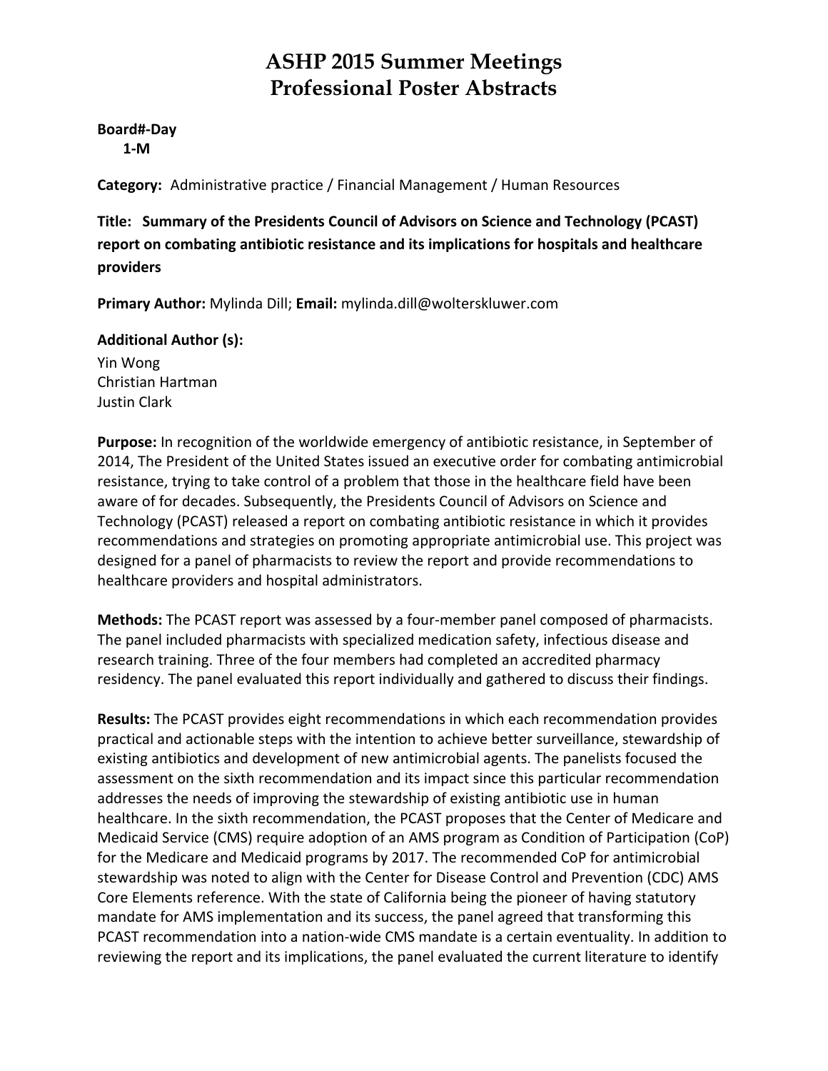# ASHP 2015 Summer Meetings
# Professional Poster Abstracts

**Board#-Day**
**1-M**

**Category:** Administrative practice / Financial Management / Human Resources

**Title: Summary of the Presidents Council of Advisors on Science and Technology (PCAST) report on combating antibiotic resistance and its implications for hospitals and healthcare providers**

**Primary Author:** Mylinda Dill; **Email:** mylinda.dill@wolterskluwer.com

**Additional Author (s):**
Yin Wong
Christian Hartman
Justin Clark

**Purpose:** In recognition of the worldwide emergency of antibiotic resistance, in September of 2014, The President of the United States issued an executive order for combating antimicrobial resistance, trying to take control of a problem that those in the healthcare field have been aware of for decades. Subsequently, the Presidents Council of Advisors on Science and Technology (PCAST) released a report on combating antibiotic resistance in which it provides recommendations and strategies on promoting appropriate antimicrobial use. This project was designed for a panel of pharmacists to review the report and provide recommendations to healthcare providers and hospital administrators.

**Methods:** The PCAST report was assessed by a four-member panel composed of pharmacists. The panel included pharmacists with specialized medication safety, infectious disease and research training. Three of the four members had completed an accredited pharmacy residency. The panel evaluated this report individually and gathered to discuss their findings.

**Results:** The PCAST provides eight recommendations in which each recommendation provides practical and actionable steps with the intention to achieve better surveillance, stewardship of existing antibiotics and development of new antimicrobial agents. The panelists focused the assessment on the sixth recommendation and its impact since this particular recommendation addresses the needs of improving the stewardship of existing antibiotic use in human healthcare. In the sixth recommendation, the PCAST proposes that the Center of Medicare and Medicaid Service (CMS) require adoption of an AMS program as Condition of Participation (CoP) for the Medicare and Medicaid programs by 2017. The recommended CoP for antimicrobial stewardship was noted to align with the Center for Disease Control and Prevention (CDC) AMS Core Elements reference. With the state of California being the pioneer of having statutory mandate for AMS implementation and its success, the panel agreed that transforming this PCAST recommendation into a nation-wide CMS mandate is a certain eventuality. In addition to reviewing the report and its implications, the panel evaluated the current literature to identify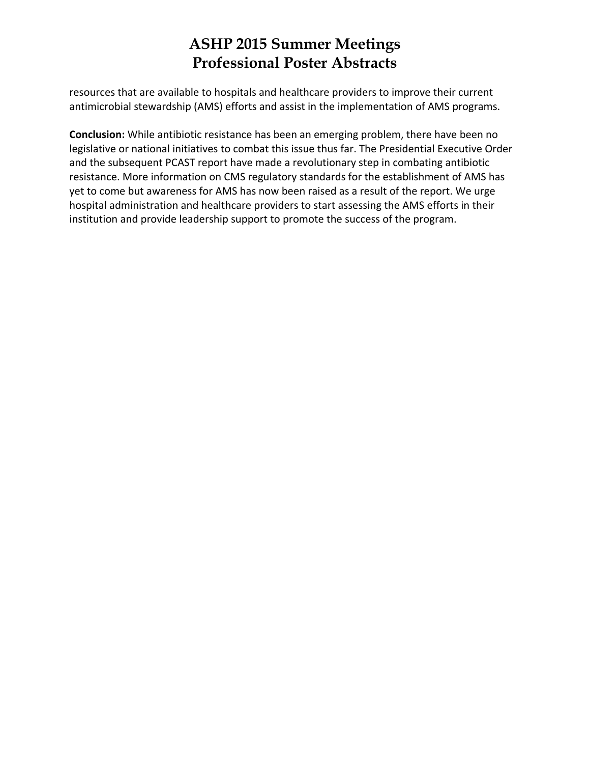resources that are available to hospitals and healthcare providers to improve their current antimicrobial stewardship (AMS) efforts and assist in the implementation of AMS programs.

**Conclusion:** While antibiotic resistance has been an emerging problem, there have been no legislative or national initiatives to combat this issue thus far. The Presidential Executive Order and the subsequent PCAST report have made a revolutionary step in combating antibiotic resistance. More information on CMS regulatory standards for the establishment of AMS has yet to come but awareness for AMS has now been raised as a result of the report. We urge hospital administration and healthcare providers to start assessing the AMS efforts in their institution and provide leadership support to promote the success of the program.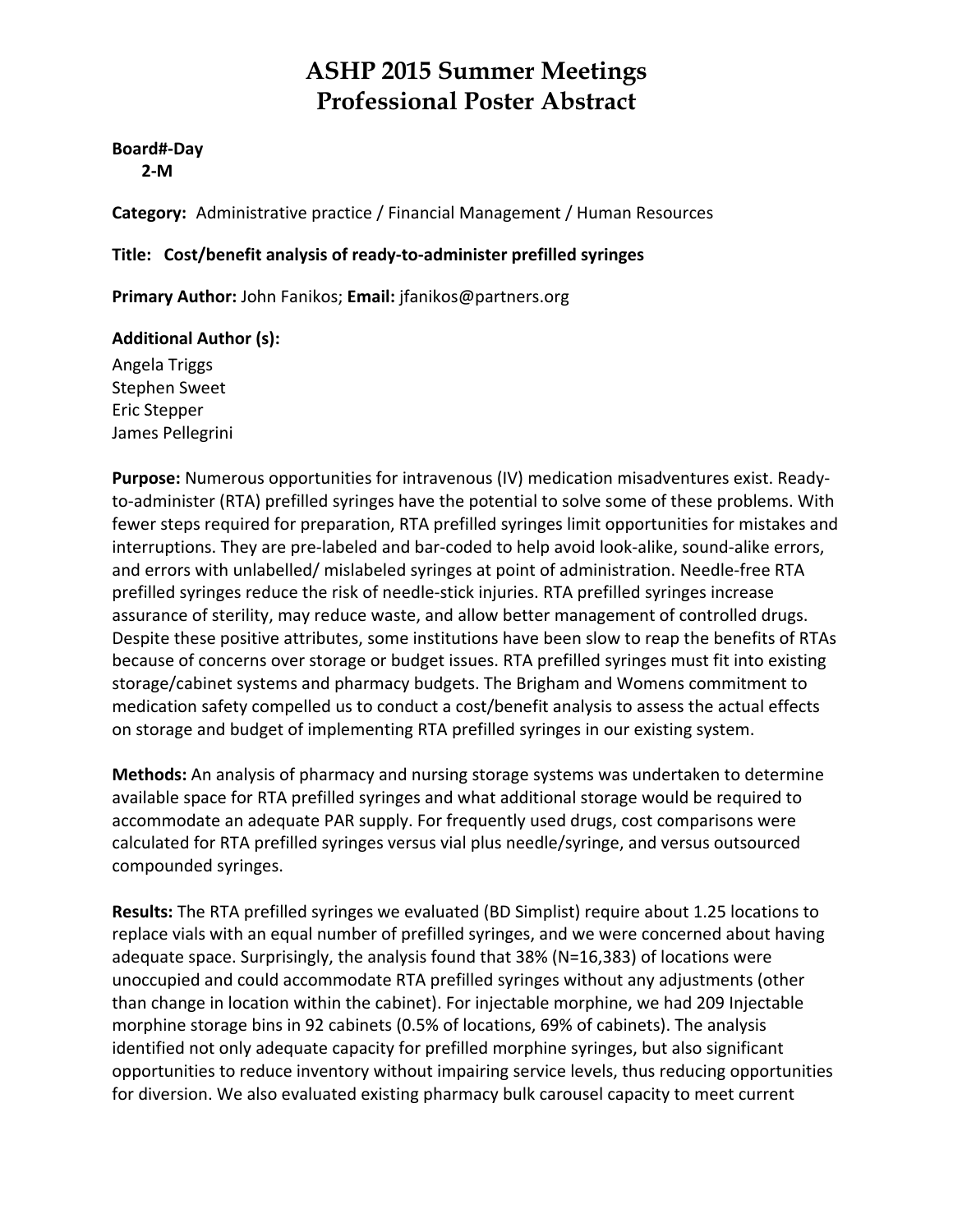# ASHP 2015 Summer Meetings
# Professional Poster Abstract

**Board#-Day**
**2-M**

**Category:** Administrative practice / Financial Management / Human Resources

**Title: Cost/benefit analysis of ready-to-administer prefilled syringes**

**Primary Author:** John Fanikos; **Email:** jfanikos@partners.org

**Additional Author (s):**
Angela Triggs
Stephen Sweet
Eric Stepper
James Pellegrini

**Purpose:** Numerous opportunities for intravenous (IV) medication misadventures exist. Ready-to-administer (RTA) prefilled syringes have the potential to solve some of these problems. With fewer steps required for preparation, RTA prefilled syringes limit opportunities for mistakes and interruptions. They are pre-labeled and bar-coded to help avoid look-alike, sound-alike errors, and errors with unlabelled/ mislabeled syringes at point of administration. Needle-free RTA prefilled syringes reduce the risk of needle-stick injuries. RTA prefilled syringes increase assurance of sterility, may reduce waste, and allow better management of controlled drugs. Despite these positive attributes, some institutions have been slow to reap the benefits of RTAs because of concerns over storage or budget issues. RTA prefilled syringes must fit into existing storage/cabinet systems and pharmacy budgets. The Brigham and Womens commitment to medication safety compelled us to conduct a cost/benefit analysis to assess the actual effects on storage and budget of implementing RTA prefilled syringes in our existing system.

**Methods:** An analysis of pharmacy and nursing storage systems was undertaken to determine available space for RTA prefilled syringes and what additional storage would be required to accommodate an adequate PAR supply. For frequently used drugs, cost comparisons were calculated for RTA prefilled syringes versus vial plus needle/syringe, and versus outsourced compounded syringes.

**Results:** The RTA prefilled syringes we evaluated (BD Simplist) require about 1.25 locations to replace vials with an equal number of prefilled syringes, and we were concerned about having adequate space. Surprisingly, the analysis found that 38% (N=16,383) of locations were unoccupied and could accommodate RTA prefilled syringes without any adjustments (other than change in location within the cabinet). For injectable morphine, we had 209 Injectable morphine storage bins in 92 cabinets (0.5% of locations, 69% of cabinets). The analysis identified not only adequate capacity for prefilled morphine syringes, but also significant opportunities to reduce inventory without impairing service levels, thus reducing opportunities for diversion. We also evaluated existing pharmacy bulk carousel capacity to meet current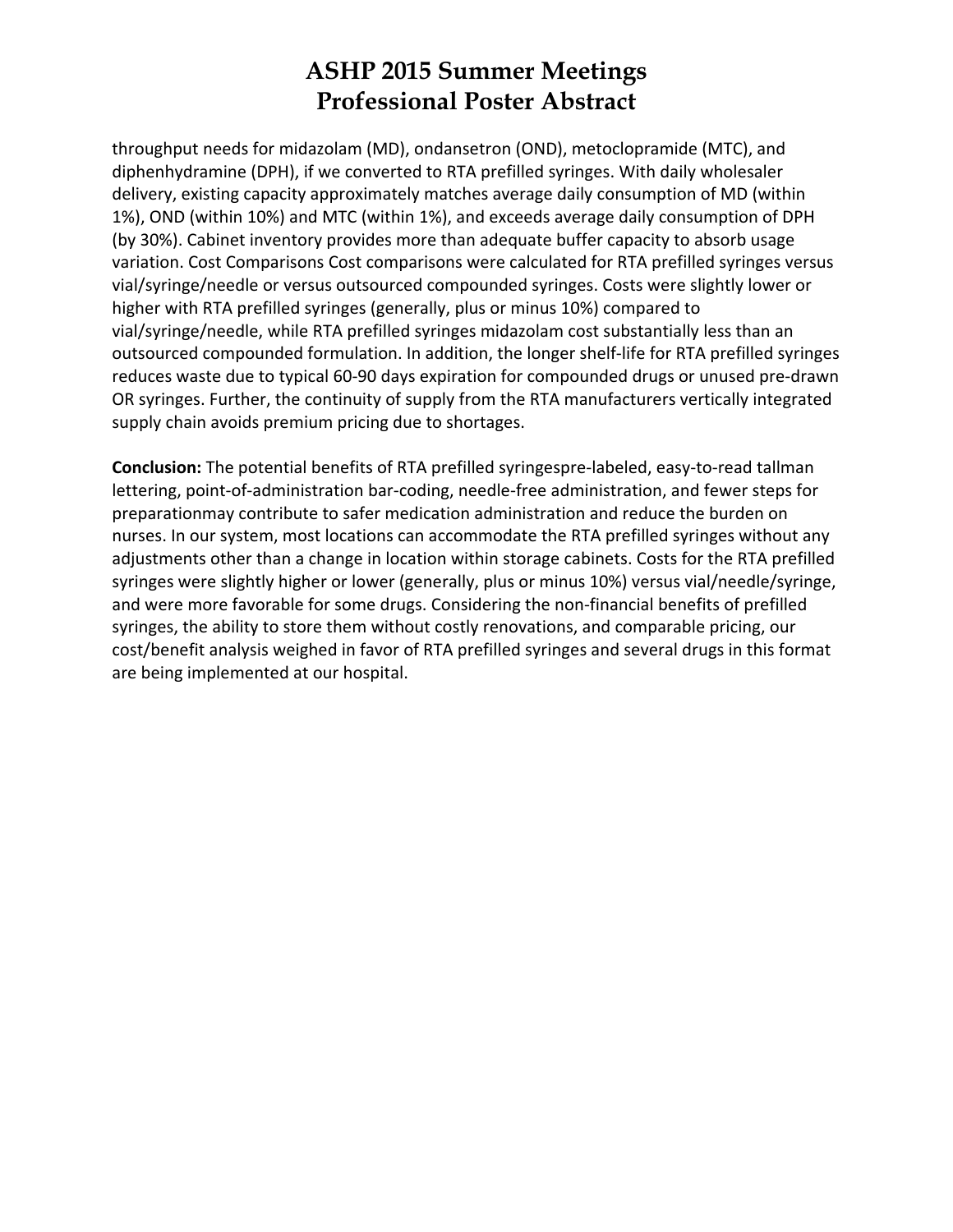throughput needs for midazolam (MD), ondansetron (OND), metoclopramide (MTC), and diphenhydramine (DPH), if we converted to RTA prefilled syringes. With daily wholesaler delivery, existing capacity approximately matches average daily consumption of MD (within 1%), OND (within 10%) and MTC (within 1%), and exceeds average daily consumption of DPH (by 30%). Cabinet inventory provides more than adequate buffer capacity to absorb usage variation. Cost Comparisons Cost comparisons were calculated for RTA prefilled syringes versus vial/syringe/needle or versus outsourced compounded syringes. Costs were slightly lower or higher with RTA prefilled syringes (generally, plus or minus 10%) compared to vial/syringe/needle, while RTA prefilled syringes midazolam cost substantially less than an outsourced compounded formulation. In addition, the longer shelf-life for RTA prefilled syringes reduces waste due to typical 60-90 days expiration for compounded drugs or unused pre-drawn OR syringes. Further, the continuity of supply from the RTA manufacturers vertically integrated supply chain avoids premium pricing due to shortages.

**Conclusion:** The potential benefits of RTA prefilled syringespre-labeled, easy-to-read tallman lettering, point-of-administration bar-coding, needle-free administration, and fewer steps for preparationmay contribute to safer medication administration and reduce the burden on nurses. In our system, most locations can accommodate the RTA prefilled syringes without any adjustments other than a change in location within storage cabinets. Costs for the RTA prefilled syringes were slightly higher or lower (generally, plus or minus 10%) versus vial/needle/syringe, and were more favorable for some drugs. Considering the non-financial benefits of prefilled syringes, the ability to store them without costly renovations, and comparable pricing, our cost/benefit analysis weighed in favor of RTA prefilled syringes and several drugs in this format are being implemented at our hospital.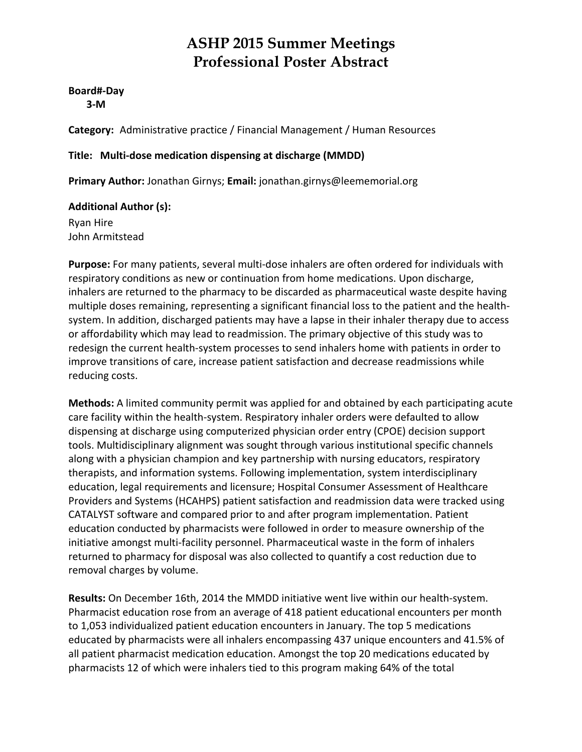# ASHP 2015 Summer Meetings
# Professional Poster Abstract

**Board#-Day**
**3-M**

**Category:** Administrative practice / Financial Management / Human Resources

**Title: Multi-dose medication dispensing at discharge (MMDD)**

**Primary Author:** Jonathan Girnys; **Email:** jonathan.girnys@leememorial.org

**Additional Author (s):**
Ryan Hire
John Armitstead

**Purpose:** For many patients, several multi-dose inhalers are often ordered for individuals with respiratory conditions as new or continuation from home medications. Upon discharge, inhalers are returned to the pharmacy to be discarded as pharmaceutical waste despite having multiple doses remaining, representing a significant financial loss to the patient and the health-system. In addition, discharged patients may have a lapse in their inhaler therapy due to access or affordability which may lead to readmission. The primary objective of this study was to redesign the current health-system processes to send inhalers home with patients in order to improve transitions of care, increase patient satisfaction and decrease readmissions while reducing costs.

**Methods:** A limited community permit was applied for and obtained by each participating acute care facility within the health-system. Respiratory inhaler orders were defaulted to allow dispensing at discharge using computerized physician order entry (CPOE) decision support tools. Multidisciplinary alignment was sought through various institutional specific channels along with a physician champion and key partnership with nursing educators, respiratory therapists, and information systems. Following implementation, system interdisciplinary education, legal requirements and licensure; Hospital Consumer Assessment of Healthcare Providers and Systems (HCAHPS) patient satisfaction and readmission data were tracked using CATALYST software and compared prior to and after program implementation. Patient education conducted by pharmacists were followed in order to measure ownership of the initiative amongst multi-facility personnel. Pharmaceutical waste in the form of inhalers returned to pharmacy for disposal was also collected to quantify a cost reduction due to removal charges by volume.

**Results:** On December 16th, 2014 the MMDD initiative went live within our health-system. Pharmacist education rose from an average of 418 patient educational encounters per month to 1,053 individualized patient education encounters in January. The top 5 medications educated by pharmacists were all inhalers encompassing 437 unique encounters and 41.5% of all patient pharmacist medication education. Amongst the top 20 medications educated by pharmacists 12 of which were inhalers tied to this program making 64% of the total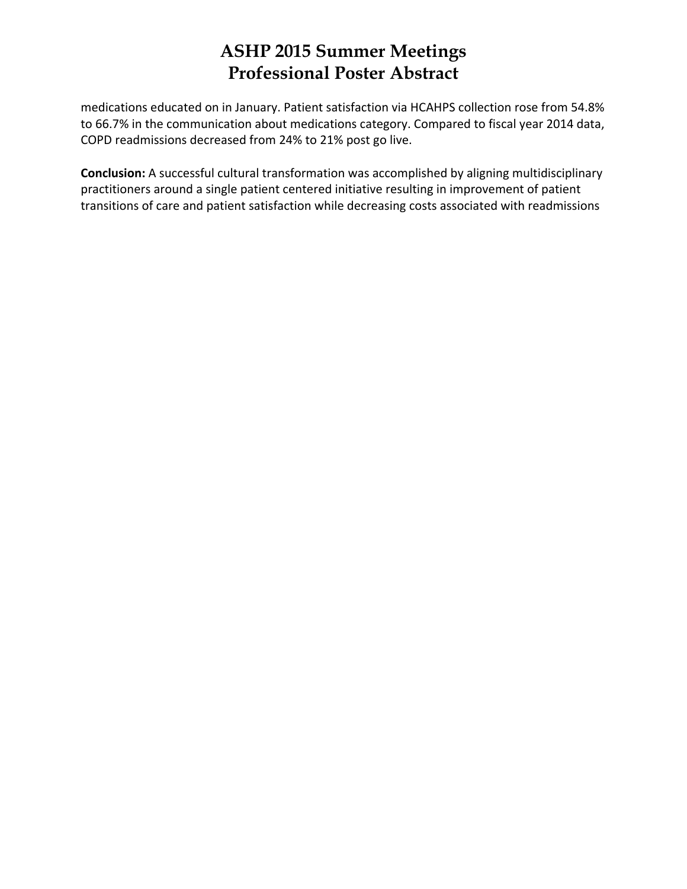medications educated on in January. Patient satisfaction via HCAHPS collection rose from 54.8% to 66.7% in the communication about medications category. Compared to fiscal year 2014 data, COPD readmissions decreased from 24% to 21% post go live.

**Conclusion:** A successful cultural transformation was accomplished by aligning multidisciplinary practitioners around a single patient centered initiative resulting in improvement of patient transitions of care and patient satisfaction while decreasing costs associated with readmissions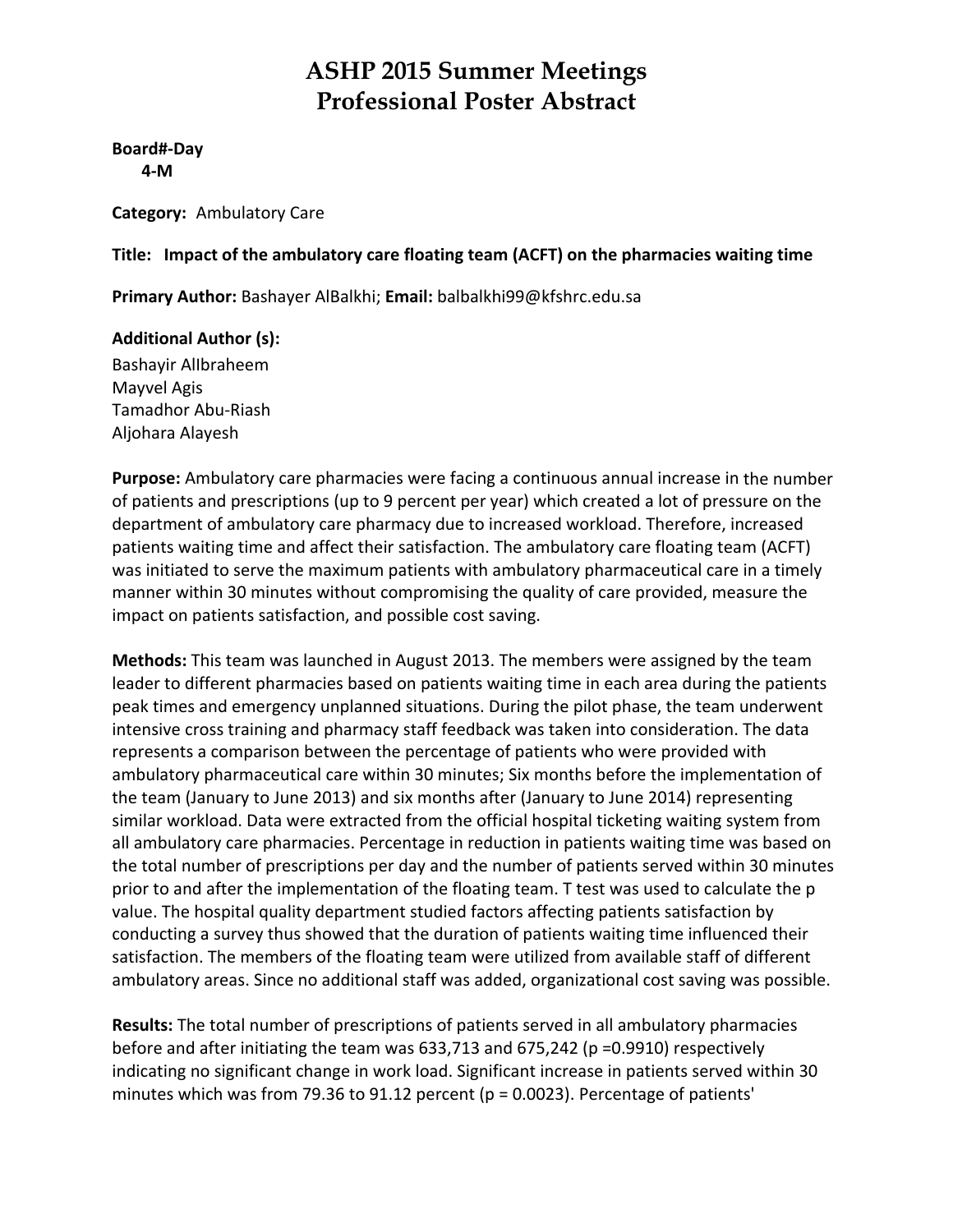# ASHP 2015 Summer Meetings
# Professional Poster Abstract

**Board#-Day**
**4-M**

**Category:** Ambulatory Care

**Title: Impact of the ambulatory care floating team (ACFT) on the pharmacies waiting time**

**Primary Author:** Bashayer AlBalkhi; **Email:** balbalkhi99@kfshrc.edu.sa

**Additional Author (s):**
Bashayir AlIbraheem
Mayvel Agis
Tamadhor Abu-Riash
Aljohara Alayesh

**Purpose:** Ambulatory care pharmacies were facing a continuous annual increase in the number of patients and prescriptions (up to 9 percent per year) which created a lot of pressure on the department of ambulatory care pharmacy due to increased workload. Therefore, increased patients waiting time and affect their satisfaction. The ambulatory care floating team (ACFT) was initiated to serve the maximum patients with ambulatory pharmaceutical care in a timely manner within 30 minutes without compromising the quality of care provided, measure the impact on patients satisfaction, and possible cost saving.

**Methods:** This team was launched in August 2013. The members were assigned by the team leader to different pharmacies based on patients waiting time in each area during the patients peak times and emergency unplanned situations. During the pilot phase, the team underwent intensive cross training and pharmacy staff feedback was taken into consideration. The data represents a comparison between the percentage of patients who were provided with ambulatory pharmaceutical care within 30 minutes; Six months before the implementation of the team (January to June 2013) and six months after (January to June 2014) representing similar workload. Data were extracted from the official hospital ticketing waiting system from all ambulatory care pharmacies. Percentage in reduction in patients waiting time was based on the total number of prescriptions per day and the number of patients served within 30 minutes prior to and after the implementation of the floating team. T test was used to calculate the p value. The hospital quality department studied factors affecting patients satisfaction by conducting a survey thus showed that the duration of patients waiting time influenced their satisfaction. The members of the floating team were utilized from available staff of different ambulatory areas. Since no additional staff was added, organizational cost saving was possible.

**Results:** The total number of prescriptions of patients served in all ambulatory pharmacies before and after initiating the team was 633,713 and 675,242 ($p = 0.9910$) respectively indicating no significant change in work load. Significant increase in patients served within 30 minutes which was from 79.36 to 91.12 percent ($p = 0.0023$). Percentage of patients'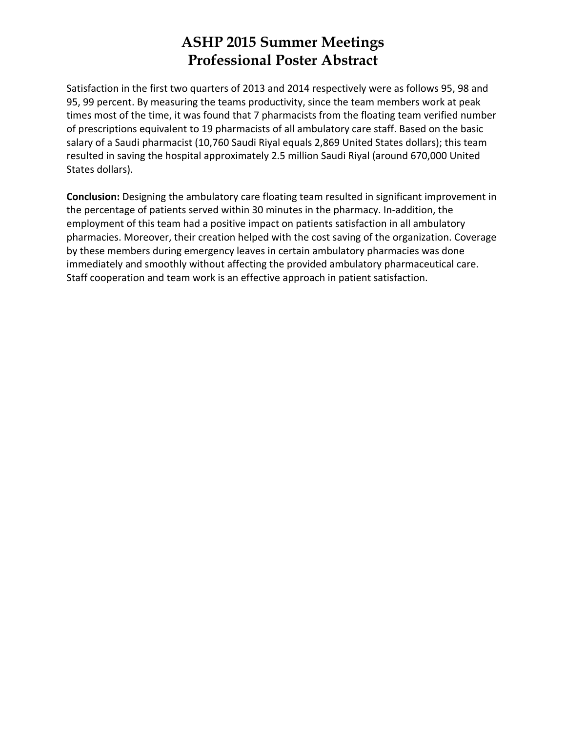Satisfaction in the first two quarters of 2013 and 2014 respectively were as follows 95, 98 and 95, 99 percent. By measuring the teams productivity, since the team members work at peak times most of the time, it was found that 7 pharmacists from the floating team verified number of prescriptions equivalent to 19 pharmacists of all ambulatory care staff. Based on the basic salary of a Saudi pharmacist (10,760 Saudi Riyal equals 2,869 United States dollars); this team resulted in saving the hospital approximately 2.5 million Saudi Riyal (around 670,000 United States dollars).

**Conclusion:** Designing the ambulatory care floating team resulted in significant improvement in the percentage of patients served within 30 minutes in the pharmacy. In-addition, the employment of this team had a positive impact on patients satisfaction in all ambulatory pharmacies. Moreover, their creation helped with the cost saving of the organization. Coverage by these members during emergency leaves in certain ambulatory pharmacies was done immediately and smoothly without affecting the provided ambulatory pharmaceutical care. Staff cooperation and team work is an effective approach in patient satisfaction.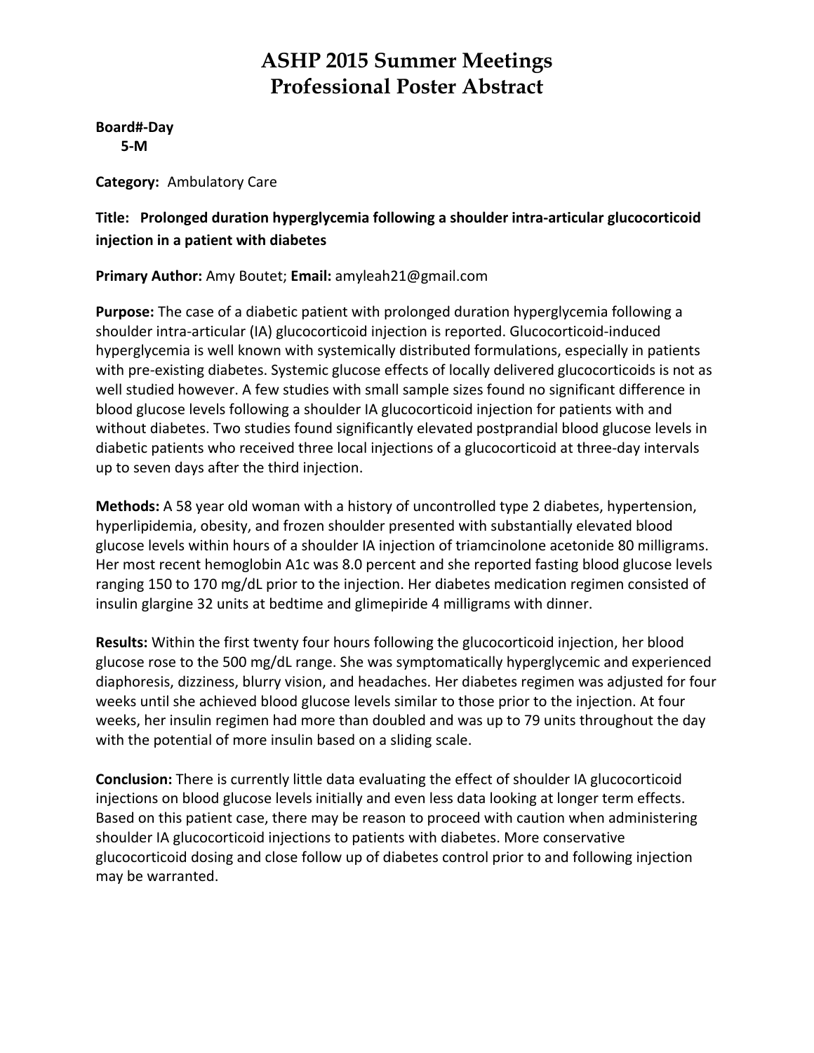# ASHP 2015 Summer Meetings
# Professional Poster Abstract

**Board#-Day**
**5-M**

**Category:** Ambulatory Care

**Title: Prolonged duration hyperglycemia following a shoulder intra-articular glucocorticoid injection in a patient with diabetes**

**Primary Author:** Amy Boutet; **Email:** amyleah21@gmail.com

**Purpose:** The case of a diabetic patient with prolonged duration hyperglycemia following a shoulder intra-articular (IA) glucocorticoid injection is reported. Glucocorticoid-induced hyperglycemia is well known with systemically distributed formulations, especially in patients with pre-existing diabetes. Systemic glucose effects of locally delivered glucocorticoids is not as well studied however. A few studies with small sample sizes found no significant difference in blood glucose levels following a shoulder IA glucocorticoid injection for patients with and without diabetes. Two studies found significantly elevated postprandial blood glucose levels in diabetic patients who received three local injections of a glucocorticoid at three-day intervals up to seven days after the third injection.

**Methods:** A 58 year old woman with a history of uncontrolled type 2 diabetes, hypertension, hyperlipidemia, obesity, and frozen shoulder presented with substantially elevated blood glucose levels within hours of a shoulder IA injection of triamcinolone acetonide 80 milligrams. Her most recent hemoglobin A1c was 8.0 percent and she reported fasting blood glucose levels ranging 150 to 170 mg/dL prior to the injection. Her diabetes medication regimen consisted of insulin glargine 32 units at bedtime and glimepiride 4 milligrams with dinner.

**Results:** Within the first twenty four hours following the glucocorticoid injection, her blood glucose rose to the 500 mg/dL range. She was symptomatically hyperglycemic and experienced diaphoresis, dizziness, blurry vision, and headaches. Her diabetes regimen was adjusted for four weeks until she achieved blood glucose levels similar to those prior to the injection. At four weeks, her insulin regimen had more than doubled and was up to 79 units throughout the day with the potential of more insulin based on a sliding scale.

**Conclusion:** There is currently little data evaluating the effect of shoulder IA glucocorticoid injections on blood glucose levels initially and even less data looking at longer term effects. Based on this patient case, there may be reason to proceed with caution when administering shoulder IA glucocorticoid injections to patients with diabetes. More conservative glucocorticoid dosing and close follow up of diabetes control prior to and following injection may be warranted.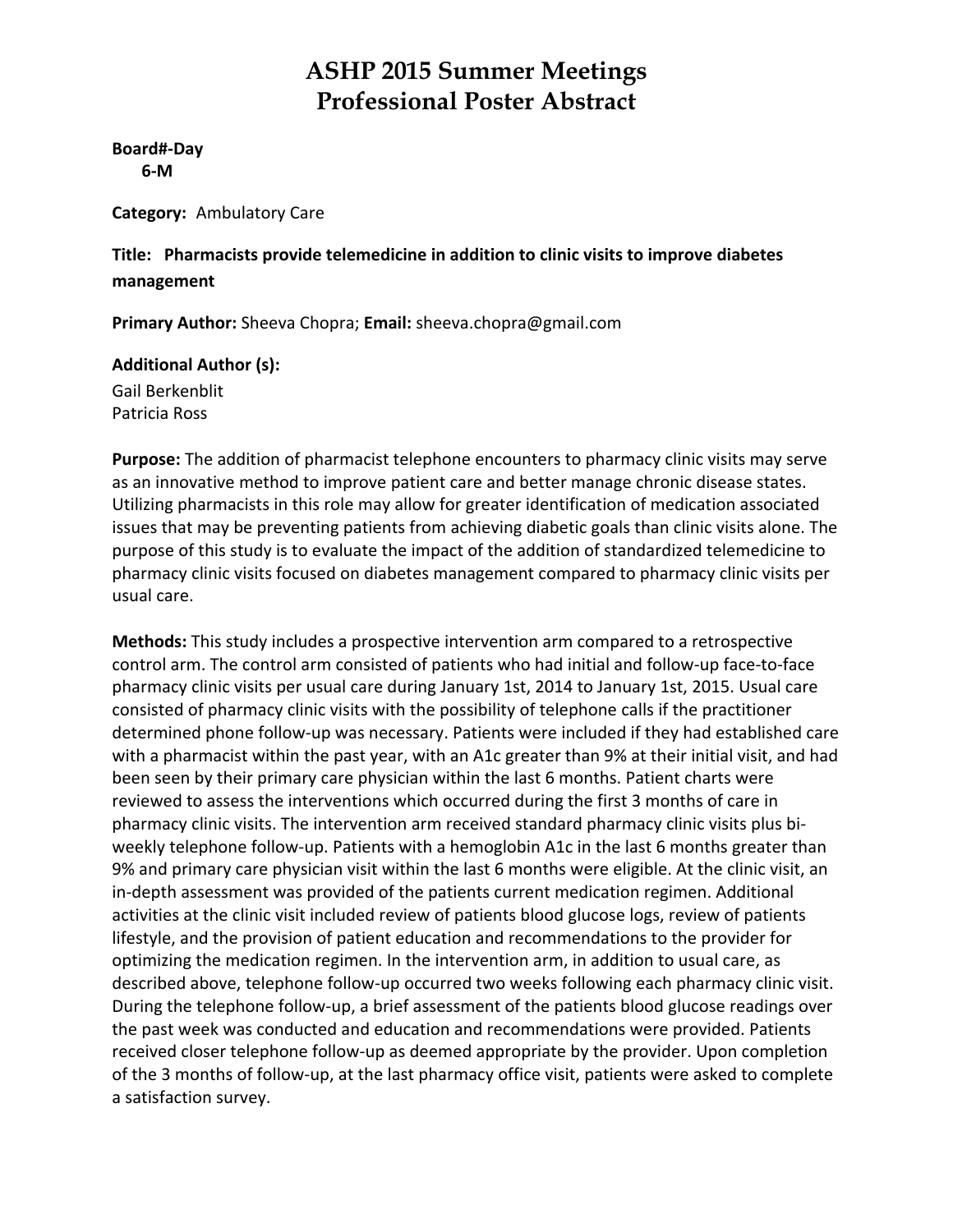# ASHP 2015 Summer Meetings
# Professional Poster Abstract

**Board#-Day**
**6-M**

**Category:** Ambulatory Care

**Title: Pharmacists provide telemedicine in addition to clinic visits to improve diabetes management**

**Primary Author:** Sheeva Chopra; **Email:** sheeva.chopra@gmail.com

**Additional Author (s):**
Gail Berkenblit
Patricia Ross

**Purpose:** The addition of pharmacist telephone encounters to pharmacy clinic visits may serve as an innovative method to improve patient care and better manage chronic disease states. Utilizing pharmacists in this role may allow for greater identification of medication associated issues that may be preventing patients from achieving diabetic goals than clinic visits alone. The purpose of this study is to evaluate the impact of the addition of standardized telemedicine to pharmacy clinic visits focused on diabetes management compared to pharmacy clinic visits per usual care.

**Methods:** This study includes a prospective intervention arm compared to a retrospective control arm. The control arm consisted of patients who had initial and follow-up face-to-face pharmacy clinic visits per usual care during January 1st, 2014 to January 1st, 2015. Usual care consisted of pharmacy clinic visits with the possibility of telephone calls if the practitioner determined phone follow-up was necessary. Patients were included if they had established care with a pharmacist within the past year, with an A1c greater than 9% at their initial visit, and had been seen by their primary care physician within the last 6 months. Patient charts were reviewed to assess the interventions which occurred during the first 3 months of care in pharmacy clinic visits. The intervention arm received standard pharmacy clinic visits plus bi-weekly telephone follow-up. Patients with a hemoglobin A1c in the last 6 months greater than 9% and primary care physician visit within the last 6 months were eligible. At the clinic visit, an in-depth assessment was provided of the patients current medication regimen. Additional activities at the clinic visit included review of patients blood glucose logs, review of patients lifestyle, and the provision of patient education and recommendations to the provider for optimizing the medication regimen. In the intervention arm, in addition to usual care, as described above, telephone follow-up occurred two weeks following each pharmacy clinic visit. During the telephone follow-up, a brief assessment of the patients blood glucose readings over the past week was conducted and education and recommendations were provided. Patients received closer telephone follow-up as deemed appropriate by the provider. Upon completion of the 3 months of follow-up, at the last pharmacy office visit, patients were asked to complete a satisfaction survey.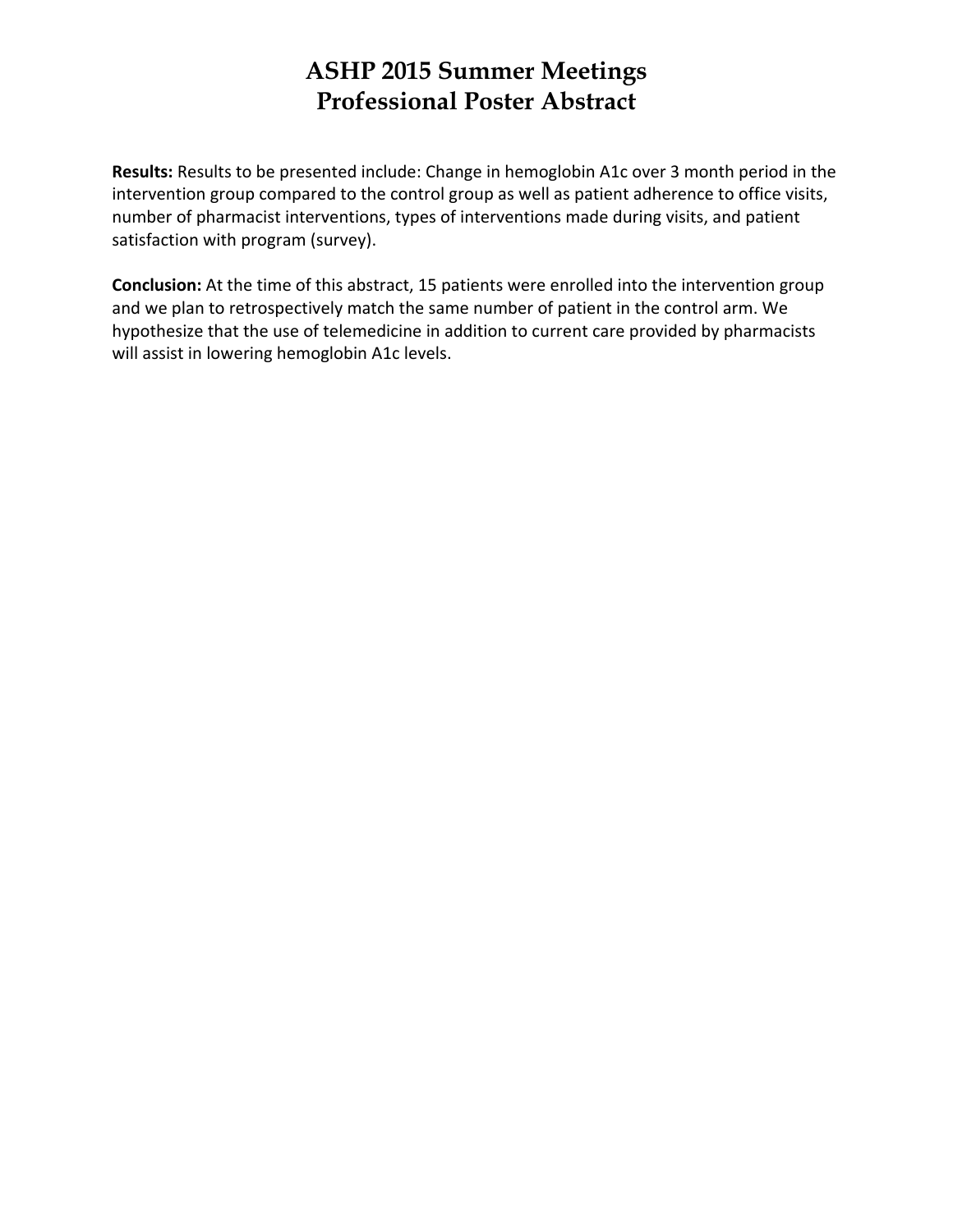**Results:** Results to be presented include: Change in hemoglobin A1c over 3 month period in the intervention group compared to the control group as well as patient adherence to office visits, number of pharmacist interventions, types of interventions made during visits, and patient satisfaction with program (survey).

**Conclusion:** At the time of this abstract, 15 patients were enrolled into the intervention group and we plan to retrospectively match the same number of patient in the control arm. We hypothesize that the use of telemedicine in addition to current care provided by pharmacists will assist in lowering hemoglobin A1c levels.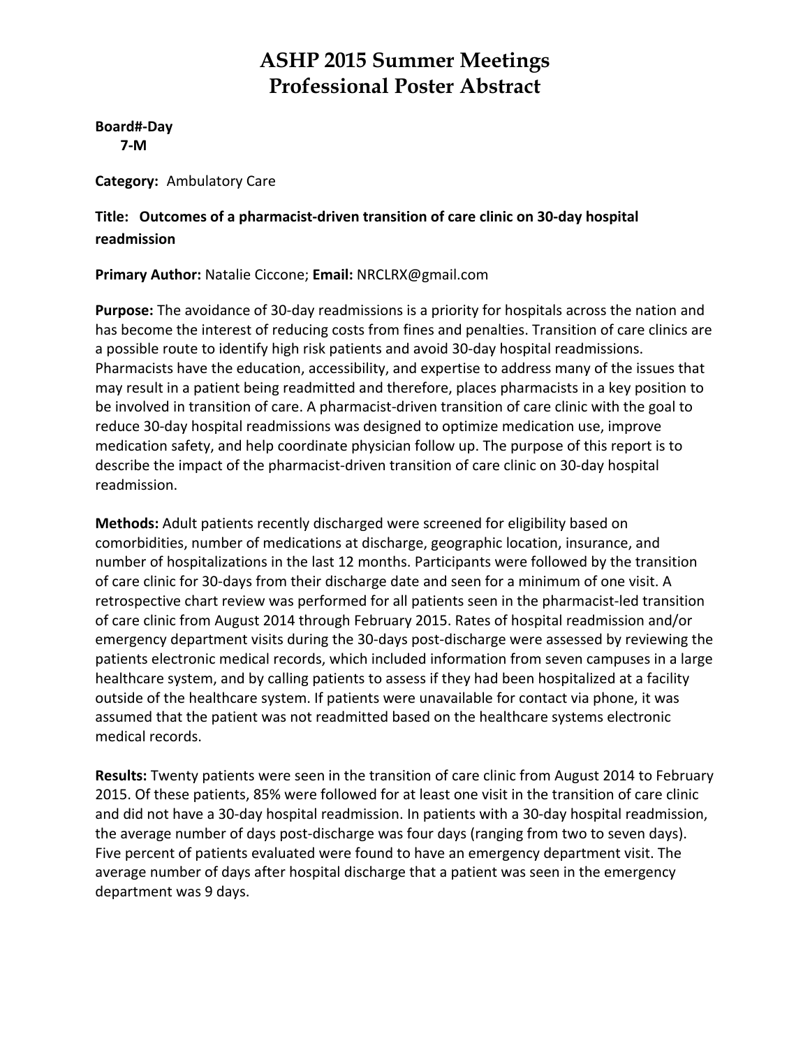# ASHP 2015 Summer Meetings
# Professional Poster Abstract

**Board#-Day**
**7-M**

**Category:** Ambulatory Care

**Title: Outcomes of a pharmacist-driven transition of care clinic on 30-day hospital readmission**

**Primary Author:** Natalie Ciccone; **Email:** NRCLRX@gmail.com

**Purpose:** The avoidance of 30-day readmissions is a priority for hospitals across the nation and has become the interest of reducing costs from fines and penalties. Transition of care clinics are a possible route to identify high risk patients and avoid 30-day hospital readmissions. Pharmacists have the education, accessibility, and expertise to address many of the issues that may result in a patient being readmitted and therefore, places pharmacists in a key position to be involved in transition of care. A pharmacist-driven transition of care clinic with the goal to reduce 30-day hospital readmissions was designed to optimize medication use, improve medication safety, and help coordinate physician follow up. The purpose of this report is to describe the impact of the pharmacist-driven transition of care clinic on 30-day hospital readmission.

**Methods:** Adult patients recently discharged were screened for eligibility based on comorbidities, number of medications at discharge, geographic location, insurance, and number of hospitalizations in the last 12 months. Participants were followed by the transition of care clinic for 30-days from their discharge date and seen for a minimum of one visit. A retrospective chart review was performed for all patients seen in the pharmacist-led transition of care clinic from August 2014 through February 2015. Rates of hospital readmission and/or emergency department visits during the 30-days post-discharge were assessed by reviewing the patients electronic medical records, which included information from seven campuses in a large healthcare system, and by calling patients to assess if they had been hospitalized at a facility outside of the healthcare system. If patients were unavailable for contact via phone, it was assumed that the patient was not readmitted based on the healthcare systems electronic medical records.

**Results:** Twenty patients were seen in the transition of care clinic from August 2014 to February 2015. Of these patients, 85% were followed for at least one visit in the transition of care clinic and did not have a 30-day hospital readmission. In patients with a 30-day hospital readmission, the average number of days post-discharge was four days (ranging from two to seven days). Five percent of patients evaluated were found to have an emergency department visit. The average number of days after hospital discharge that a patient was seen in the emergency department was 9 days.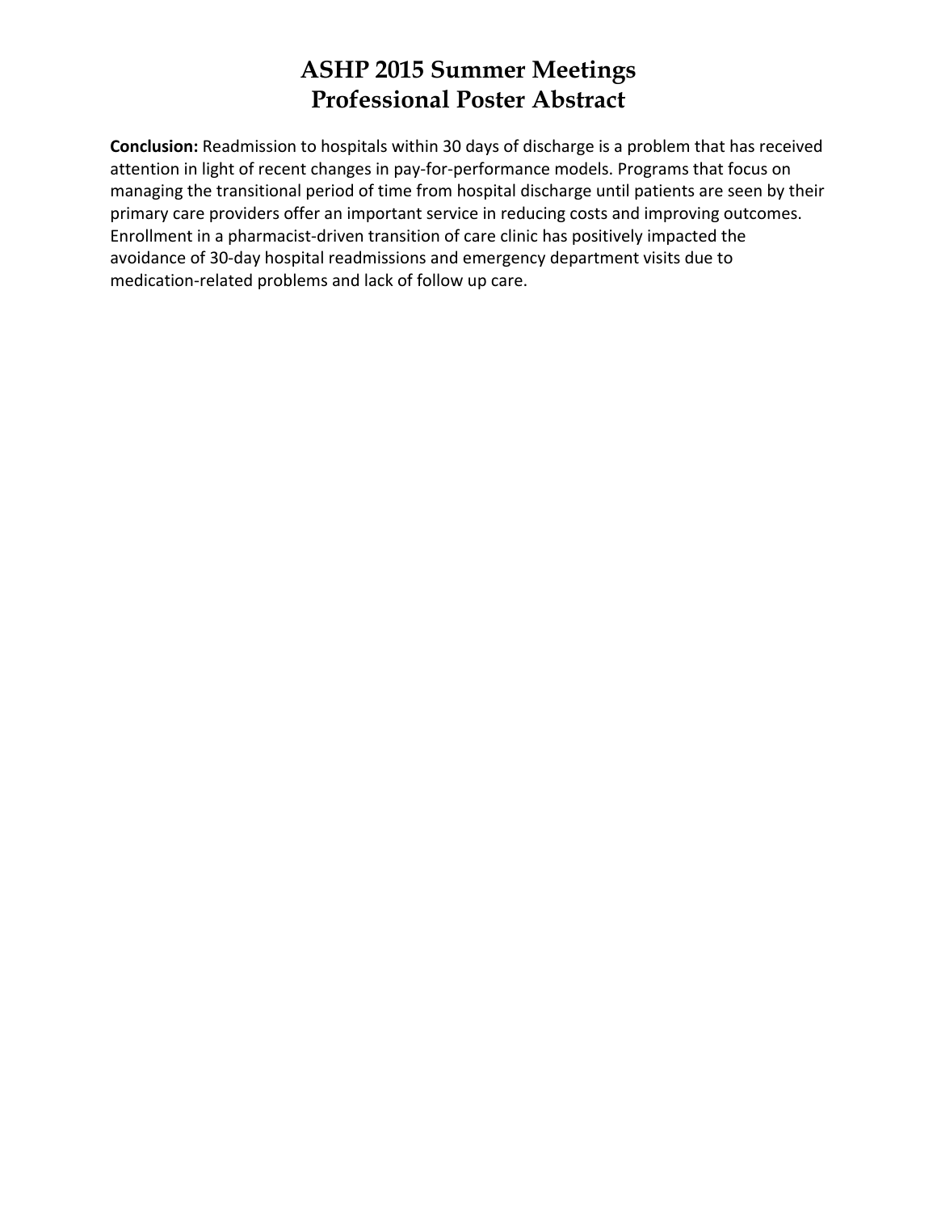**Conclusion:** Readmission to hospitals within 30 days of discharge is a problem that has received attention in light of recent changes in pay-for-performance models. Programs that focus on managing the transitional period of time from hospital discharge until patients are seen by their primary care providers offer an important service in reducing costs and improving outcomes. Enrollment in a pharmacist-driven transition of care clinic has positively impacted the avoidance of 30-day hospital readmissions and emergency department visits due to medication-related problems and lack of follow up care.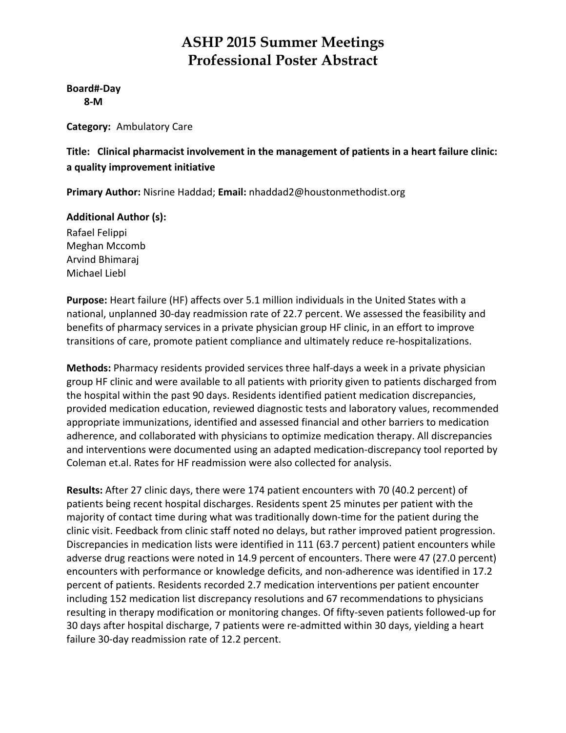# ASHP 2015 Summer Meetings
# Professional Poster Abstract

**Board#-Day**
**8-M**

**Category:** Ambulatory Care

**Title: Clinical pharmacist involvement in the management of patients in a heart failure clinic: a quality improvement initiative**

**Primary Author:** Nisrine Haddad; **Email:** nhaddad2@houstonmethodist.org

**Additional Author (s):**
Rafael Felippi
Meghan Mccomb
Arvind Bhimaraj
Michael Liebl

**Purpose:** Heart failure (HF) affects over 5.1 million individuals in the United States with a national, unplanned 30-day readmission rate of 22.7 percent. We assessed the feasibility and benefits of pharmacy services in a private physician group HF clinic, in an effort to improve transitions of care, promote patient compliance and ultimately reduce re-hospitalizations.

**Methods:** Pharmacy residents provided services three half-days a week in a private physician group HF clinic and were available to all patients with priority given to patients discharged from the hospital within the past 90 days. Residents identified patient medication discrepancies, provided medication education, reviewed diagnostic tests and laboratory values, recommended appropriate immunizations, identified and assessed financial and other barriers to medication adherence, and collaborated with physicians to optimize medication therapy. All discrepancies and interventions were documented using an adapted medication-discrepancy tool reported by Coleman et.al. Rates for HF readmission were also collected for analysis.

**Results:** After 27 clinic days, there were 174 patient encounters with 70 (40.2 percent) of patients being recent hospital discharges. Residents spent 25 minutes per patient with the majority of contact time during what was traditionally down-time for the patient during the clinic visit. Feedback from clinic staff noted no delays, but rather improved patient progression. Discrepancies in medication lists were identified in 111 (63.7 percent) patient encounters while adverse drug reactions were noted in 14.9 percent of encounters. There were 47 (27.0 percent) encounters with performance or knowledge deficits, and non-adherence was identified in 17.2 percent of patients. Residents recorded 2.7 medication interventions per patient encounter including 152 medication list discrepancy resolutions and 67 recommendations to physicians resulting in therapy modification or monitoring changes. Of fifty-seven patients followed-up for 30 days after hospital discharge, 7 patients were re-admitted within 30 days, yielding a heart failure 30-day readmission rate of 12.2 percent.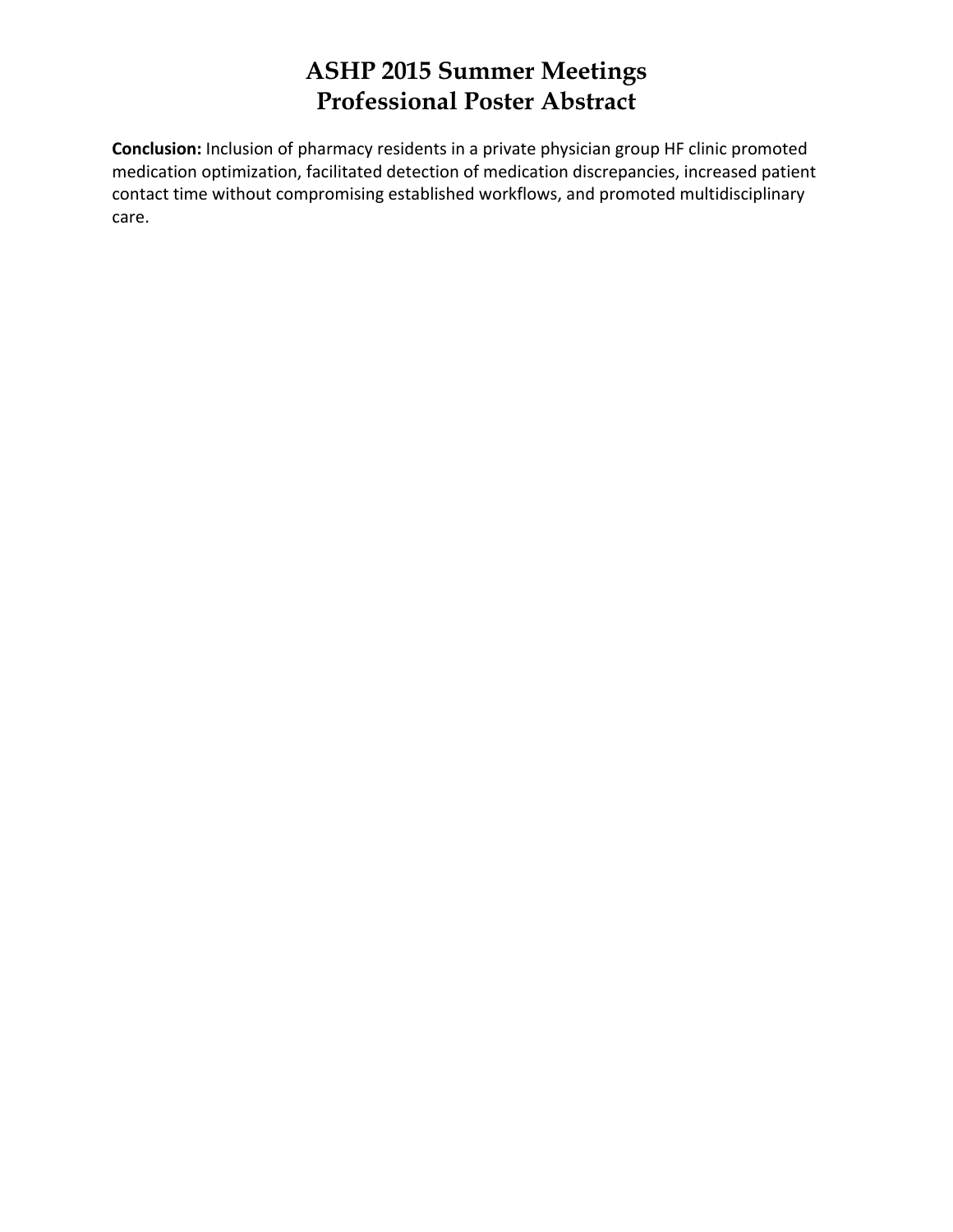**Conclusion:** Inclusion of pharmacy residents in a private physician group HF clinic promoted medication optimization, facilitated detection of medication discrepancies, increased patient contact time without compromising established workflows, and promoted multidisciplinary care.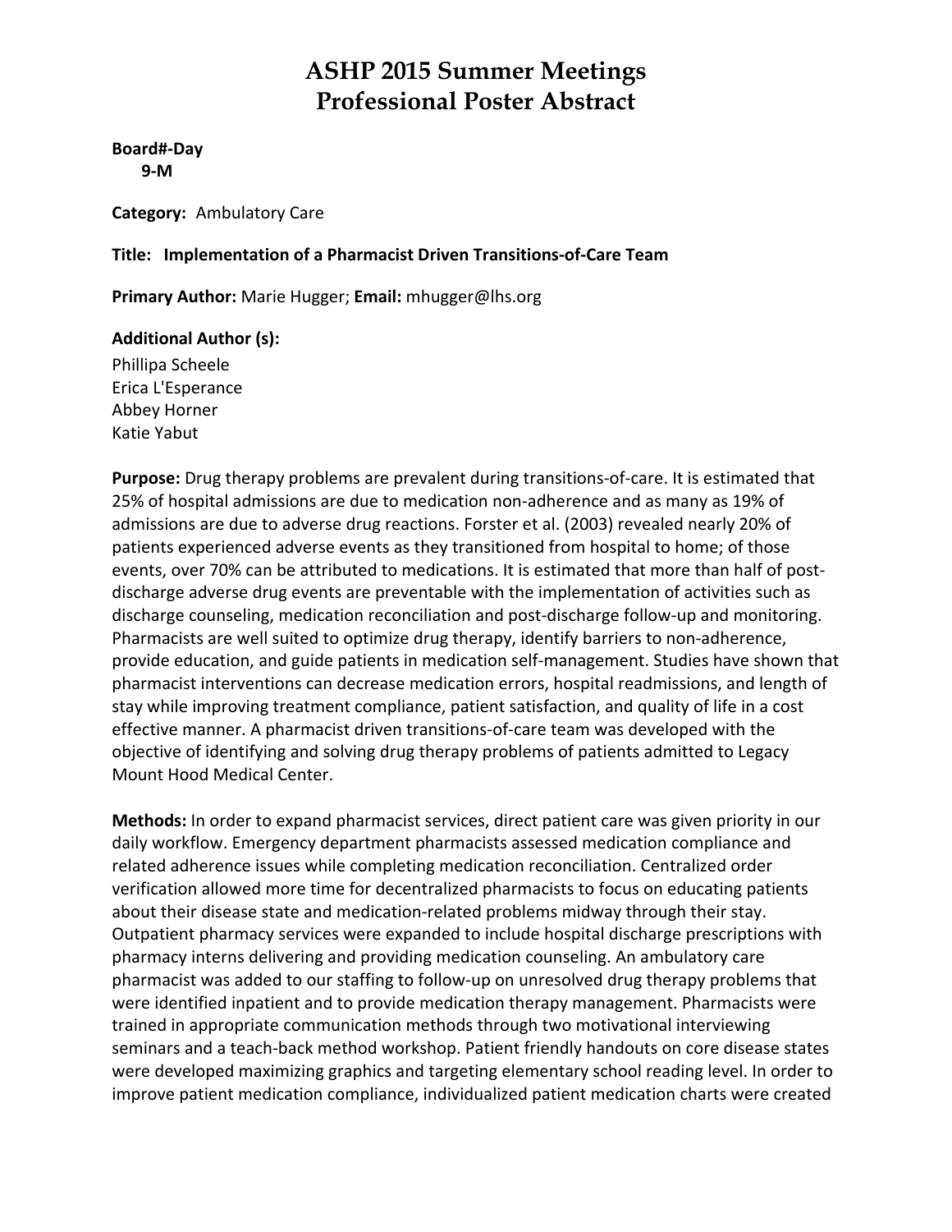# ASHP 2015 Summer Meetings
# Professional Poster Abstract

**Board#-Day**
**9-M**

**Category:** Ambulatory Care

**Title: Implementation of a Pharmacist Driven Transitions-of-Care Team**

**Primary Author:** Marie Hugger; **Email:** mhugger@lhs.org

**Additional Author (s):**
Phillipa Scheele
Erica L'Esperance
Abbey Horner
Katie Yabut

**Purpose:** Drug therapy problems are prevalent during transitions-of-care. It is estimated that 25% of hospital admissions are due to medication non-adherence and as many as 19% of admissions are due to adverse drug reactions. Forster et al. (2003) revealed nearly 20% of patients experienced adverse events as they transitioned from hospital to home; of those events, over 70% can be attributed to medications. It is estimated that more than half of post-discharge adverse drug events are preventable with the implementation of activities such as discharge counseling, medication reconciliation and post-discharge follow-up and monitoring. Pharmacists are well suited to optimize drug therapy, identify barriers to non-adherence, provide education, and guide patients in medication self-management. Studies have shown that pharmacist interventions can decrease medication errors, hospital readmissions, and length of stay while improving treatment compliance, patient satisfaction, and quality of life in a cost effective manner. A pharmacist driven transitions-of-care team was developed with the objective of identifying and solving drug therapy problems of patients admitted to Legacy Mount Hood Medical Center.

**Methods:** In order to expand pharmacist services, direct patient care was given priority in our daily workflow. Emergency department pharmacists assessed medication compliance and related adherence issues while completing medication reconciliation. Centralized order verification allowed more time for decentralized pharmacists to focus on educating patients about their disease state and medication-related problems midway through their stay. Outpatient pharmacy services were expanded to include hospital discharge prescriptions with pharmacy interns delivering and providing medication counseling. An ambulatory care pharmacist was added to our staffing to follow-up on unresolved drug therapy problems that were identified inpatient and to provide medication therapy management. Pharmacists were trained in appropriate communication methods through two motivational interviewing seminars and a teach-back method workshop. Patient friendly handouts on core disease states were developed maximizing graphics and targeting elementary school reading level. In order to improve patient medication compliance, individualized patient medication charts were created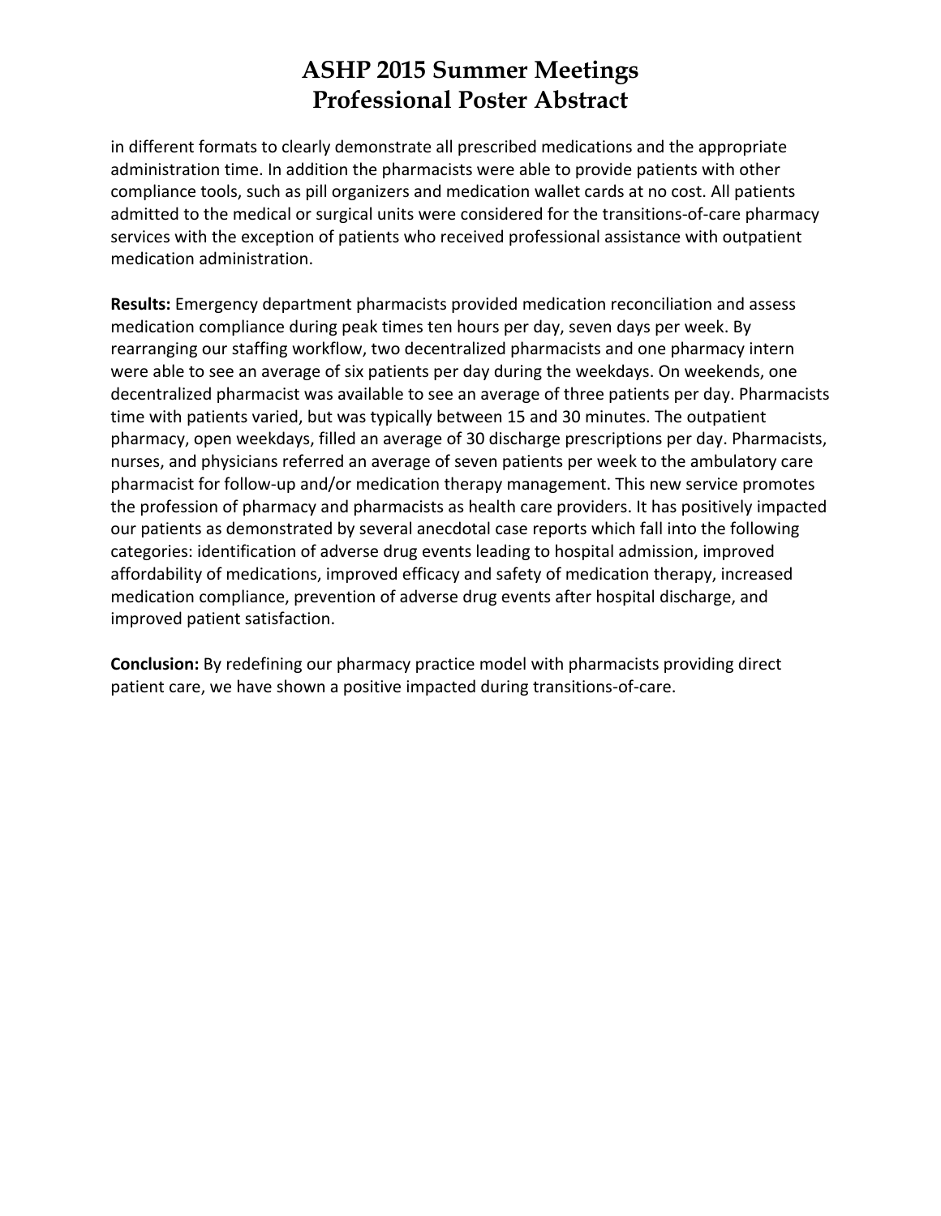in different formats to clearly demonstrate all prescribed medications and the appropriate administration time. In addition the pharmacists were able to provide patients with other compliance tools, such as pill organizers and medication wallet cards at no cost. All patients admitted to the medical or surgical units were considered for the transitions-of-care pharmacy services with the exception of patients who received professional assistance with outpatient medication administration.

**Results:** Emergency department pharmacists provided medication reconciliation and assess medication compliance during peak times ten hours per day, seven days per week. By rearranging our staffing workflow, two decentralized pharmacists and one pharmacy intern were able to see an average of six patients per day during the weekdays. On weekends, one decentralized pharmacist was available to see an average of three patients per day. Pharmacists time with patients varied, but was typically between 15 and 30 minutes. The outpatient pharmacy, open weekdays, filled an average of 30 discharge prescriptions per day. Pharmacists, nurses, and physicians referred an average of seven patients per week to the ambulatory care pharmacist for follow-up and/or medication therapy management. This new service promotes the profession of pharmacy and pharmacists as health care providers. It has positively impacted our patients as demonstrated by several anecdotal case reports which fall into the following categories: identification of adverse drug events leading to hospital admission, improved affordability of medications, improved efficacy and safety of medication therapy, increased medication compliance, prevention of adverse drug events after hospital discharge, and improved patient satisfaction.

**Conclusion:** By redefining our pharmacy practice model with pharmacists providing direct patient care, we have shown a positive impacted during transitions-of-care.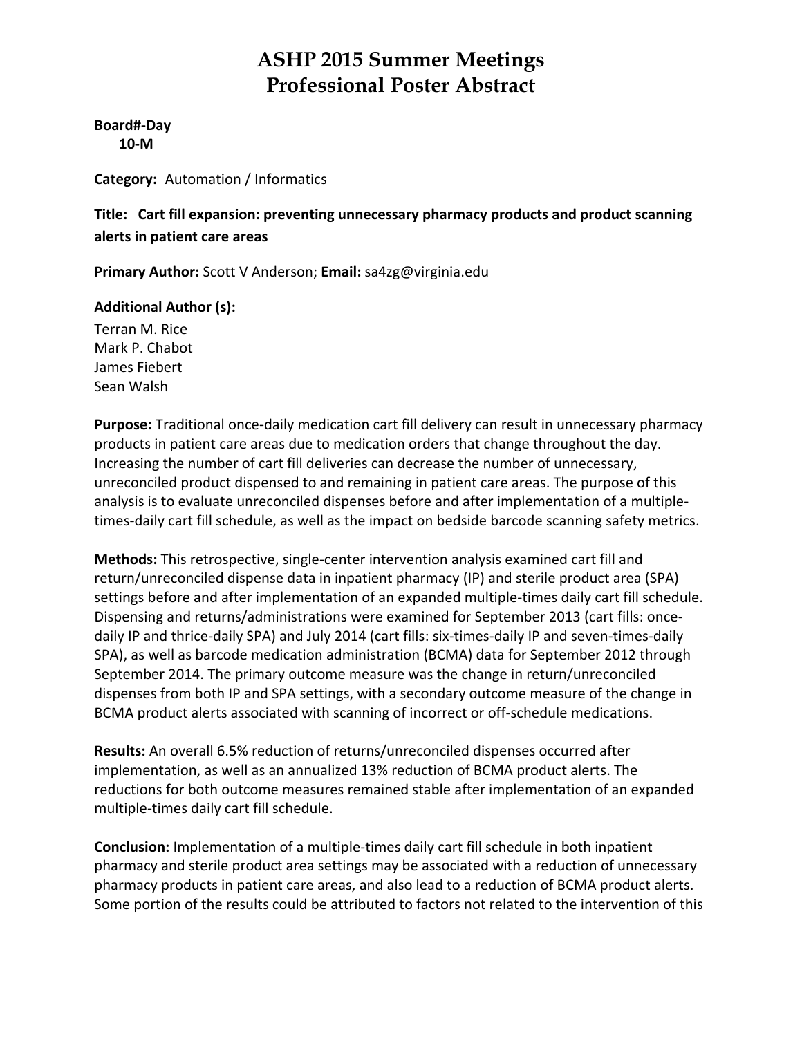# ASHP 2015 Summer Meetings
# Professional Poster Abstract

**Board#-Day**
**10-M**

**Category:** Automation / Informatics

**Title: Cart fill expansion: preventing unnecessary pharmacy products and product scanning alerts in patient care areas**

**Primary Author:** Scott V Anderson; **Email:** sa4zg@virginia.edu

**Additional Author (s):**
Terran M. Rice
Mark P. Chabot
James Fiebert
Sean Walsh

**Purpose:** Traditional once-daily medication cart fill delivery can result in unnecessary pharmacy products in patient care areas due to medication orders that change throughout the day. Increasing the number of cart fill deliveries can decrease the number of unnecessary, unreconciled product dispensed to and remaining in patient care areas. The purpose of this analysis is to evaluate unreconciled dispenses before and after implementation of a multiple-times-daily cart fill schedule, as well as the impact on bedside barcode scanning safety metrics.

**Methods:** This retrospective, single-center intervention analysis examined cart fill and return/unreconciled dispense data in inpatient pharmacy (IP) and sterile product area (SPA) settings before and after implementation of an expanded multiple-times daily cart fill schedule. Dispensing and returns/administrations were examined for September 2013 (cart fills: once-daily IP and thrice-daily SPA) and July 2014 (cart fills: six-times-daily IP and seven-times-daily SPA), as well as barcode medication administration (BCMA) data for September 2012 through September 2014. The primary outcome measure was the change in return/unreconciled dispenses from both IP and SPA settings, with a secondary outcome measure of the change in BCMA product alerts associated with scanning of incorrect or off-schedule medications.

**Results:** An overall 6.5% reduction of returns/unreconciled dispenses occurred after implementation, as well as an annualized 13% reduction of BCMA product alerts. The reductions for both outcome measures remained stable after implementation of an expanded multiple-times daily cart fill schedule.

**Conclusion:** Implementation of a multiple-times daily cart fill schedule in both inpatient pharmacy and sterile product area settings may be associated with a reduction of unnecessary pharmacy products in patient care areas, and also lead to a reduction of BCMA product alerts. Some portion of the results could be attributed to factors not related to the intervention of this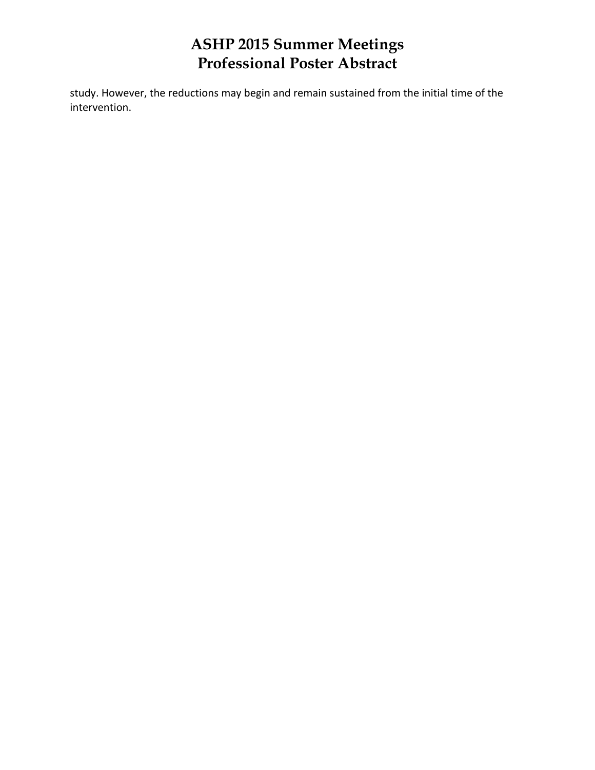study. However, the reductions may begin and remain sustained from the initial time of the intervention.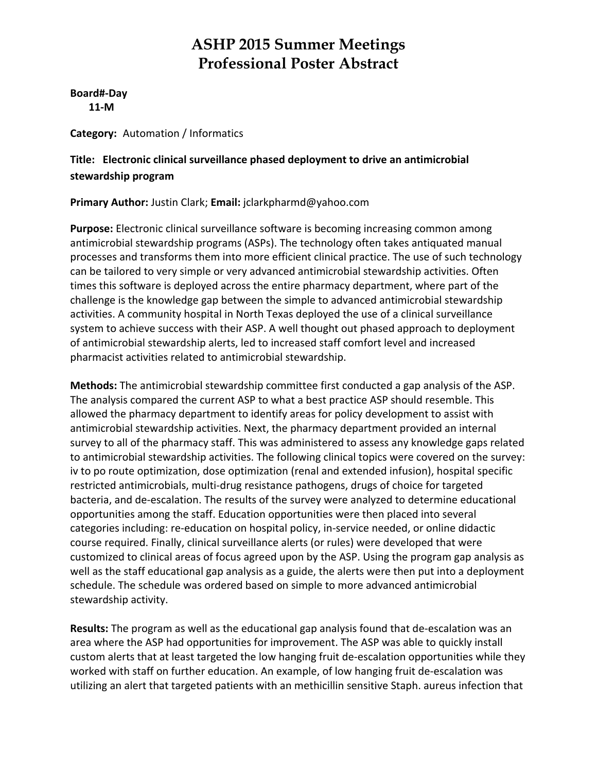# ASHP 2015 Summer Meetings
# Professional Poster Abstract

**Board#-Day**
**11-M**

**Category:** Automation / Informatics

**Title: Electronic clinical surveillance phased deployment to drive an antimicrobial stewardship program**

**Primary Author:** Justin Clark; **Email:** jclarkpharmd@yahoo.com

**Purpose:** Electronic clinical surveillance software is becoming increasing common among antimicrobial stewardship programs (ASPs). The technology often takes antiquated manual processes and transforms them into more efficient clinical practice. The use of such technology can be tailored to very simple or very advanced antimicrobial stewardship activities. Often times this software is deployed across the entire pharmacy department, where part of the challenge is the knowledge gap between the simple to advanced antimicrobial stewardship activities. A community hospital in North Texas deployed the use of a clinical surveillance system to achieve success with their ASP. A well thought out phased approach to deployment of antimicrobial stewardship alerts, led to increased staff comfort level and increased pharmacist activities related to antimicrobial stewardship.

**Methods:** The antimicrobial stewardship committee first conducted a gap analysis of the ASP. The analysis compared the current ASP to what a best practice ASP should resemble. This allowed the pharmacy department to identify areas for policy development to assist with antimicrobial stewardship activities. Next, the pharmacy department provided an internal survey to all of the pharmacy staff. This was administered to assess any knowledge gaps related to antimicrobial stewardship activities. The following clinical topics were covered on the survey: iv to po route optimization, dose optimization (renal and extended infusion), hospital specific restricted antimicrobials, multi-drug resistance pathogens, drugs of choice for targeted bacteria, and de-escalation. The results of the survey were analyzed to determine educational opportunities among the staff. Education opportunities were then placed into several categories including: re-education on hospital policy, in-service needed, or online didactic course required. Finally, clinical surveillance alerts (or rules) were developed that were customized to clinical areas of focus agreed upon by the ASP. Using the program gap analysis as well as the staff educational gap analysis as a guide, the alerts were then put into a deployment schedule. The schedule was ordered based on simple to more advanced antimicrobial stewardship activity.

**Results:** The program as well as the educational gap analysis found that de-escalation was an area where the ASP had opportunities for improvement. The ASP was able to quickly install custom alerts that at least targeted the low hanging fruit de-escalation opportunities while they worked with staff on further education. An example, of low hanging fruit de-escalation was utilizing an alert that targeted patients with an methicillin sensitive Staph. aureus infection that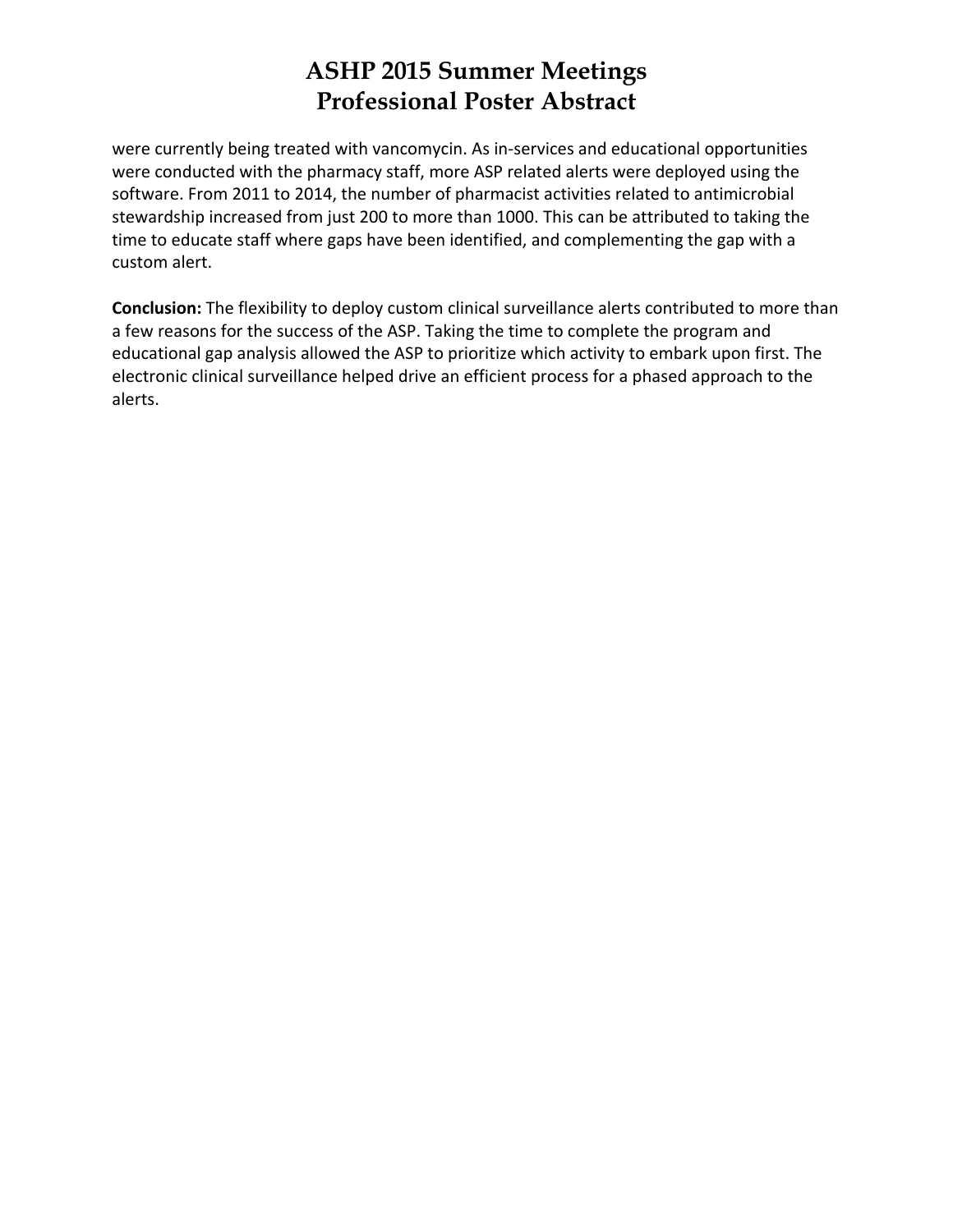were currently being treated with vancomycin. As in-services and educational opportunities were conducted with the pharmacy staff, more ASP related alerts were deployed using the software. From 2011 to 2014, the number of pharmacist activities related to antimicrobial stewardship increased from just 200 to more than 1000. This can be attributed to taking the time to educate staff where gaps have been identified, and complementing the gap with a custom alert.

**Conclusion:** The flexibility to deploy custom clinical surveillance alerts contributed to more than a few reasons for the success of the ASP. Taking the time to complete the program and educational gap analysis allowed the ASP to prioritize which activity to embark upon first. The electronic clinical surveillance helped drive an efficient process for a phased approach to the alerts.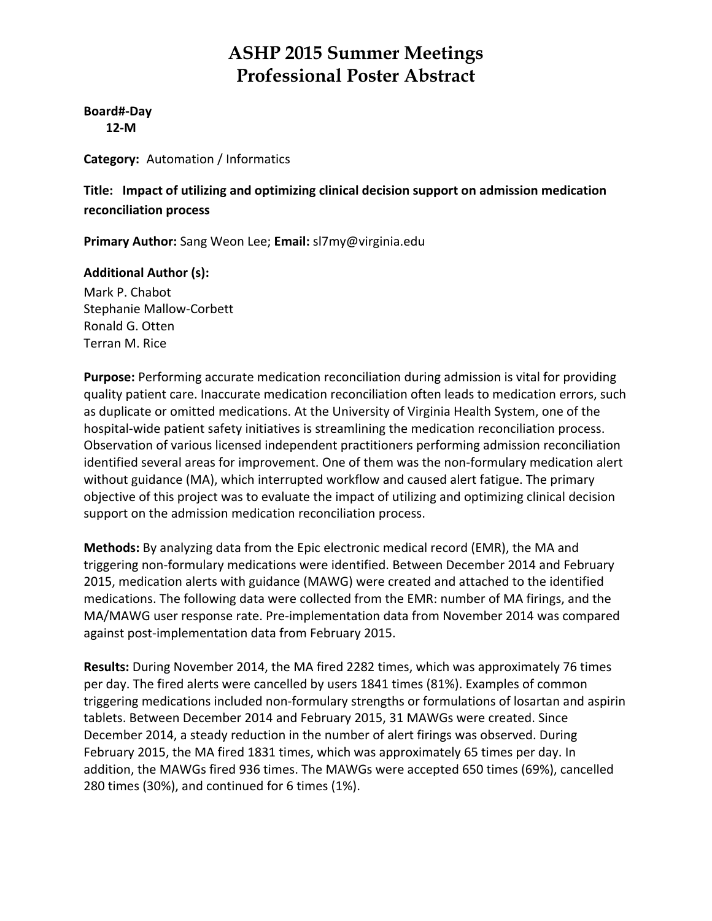# ASHP 2015 Summer Meetings
# Professional Poster Abstract

**Board#-Day**
**12-M**

**Category:** Automation / Informatics

**Title: Impact of utilizing and optimizing clinical decision support on admission medication reconciliation process**

**Primary Author:** Sang Weon Lee; **Email:** sl7my@virginia.edu

**Additional Author (s):**
Mark P. Chabot
Stephanie Mallow-Corbett
Ronald G. Otten
Terran M. Rice

**Purpose:** Performing accurate medication reconciliation during admission is vital for providing quality patient care. Inaccurate medication reconciliation often leads to medication errors, such as duplicate or omitted medications. At the University of Virginia Health System, one of the hospital-wide patient safety initiatives is streamlining the medication reconciliation process. Observation of various licensed independent practitioners performing admission reconciliation identified several areas for improvement. One of them was the non-formulary medication alert without guidance (MA), which interrupted workflow and caused alert fatigue. The primary objective of this project was to evaluate the impact of utilizing and optimizing clinical decision support on the admission medication reconciliation process.

**Methods:** By analyzing data from the Epic electronic medical record (EMR), the MA and triggering non-formulary medications were identified. Between December 2014 and February 2015, medication alerts with guidance (MAWG) were created and attached to the identified medications. The following data were collected from the EMR: number of MA firings, and the MA/MAWG user response rate. Pre-implementation data from November 2014 was compared against post-implementation data from February 2015.

**Results:** During November 2014, the MA fired 2282 times, which was approximately 76 times per day. The fired alerts were cancelled by users 1841 times (81%). Examples of common triggering medications included non-formulary strengths or formulations of losartan and aspirin tablets. Between December 2014 and February 2015, 31 MAWGs were created. Since December 2014, a steady reduction in the number of alert firings was observed. During February 2015, the MA fired 1831 times, which was approximately 65 times per day. In addition, the MAWGs fired 936 times. The MAWGs were accepted 650 times (69%), cancelled 280 times (30%), and continued for 6 times (1%).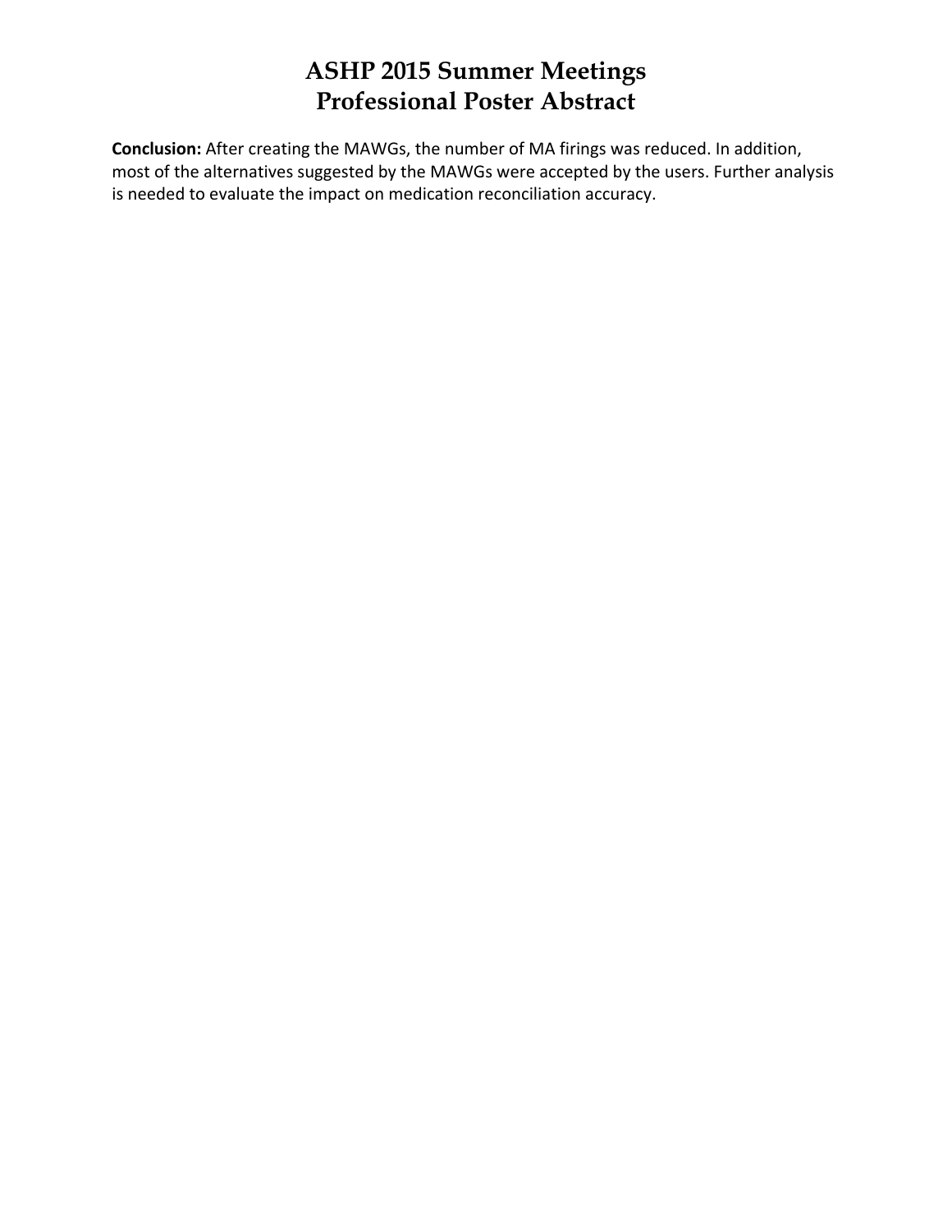**Conclusion:** After creating the MAWGs, the number of MA firings was reduced. In addition, most of the alternatives suggested by the MAWGs were accepted by the users. Further analysis is needed to evaluate the impact on medication reconciliation accuracy.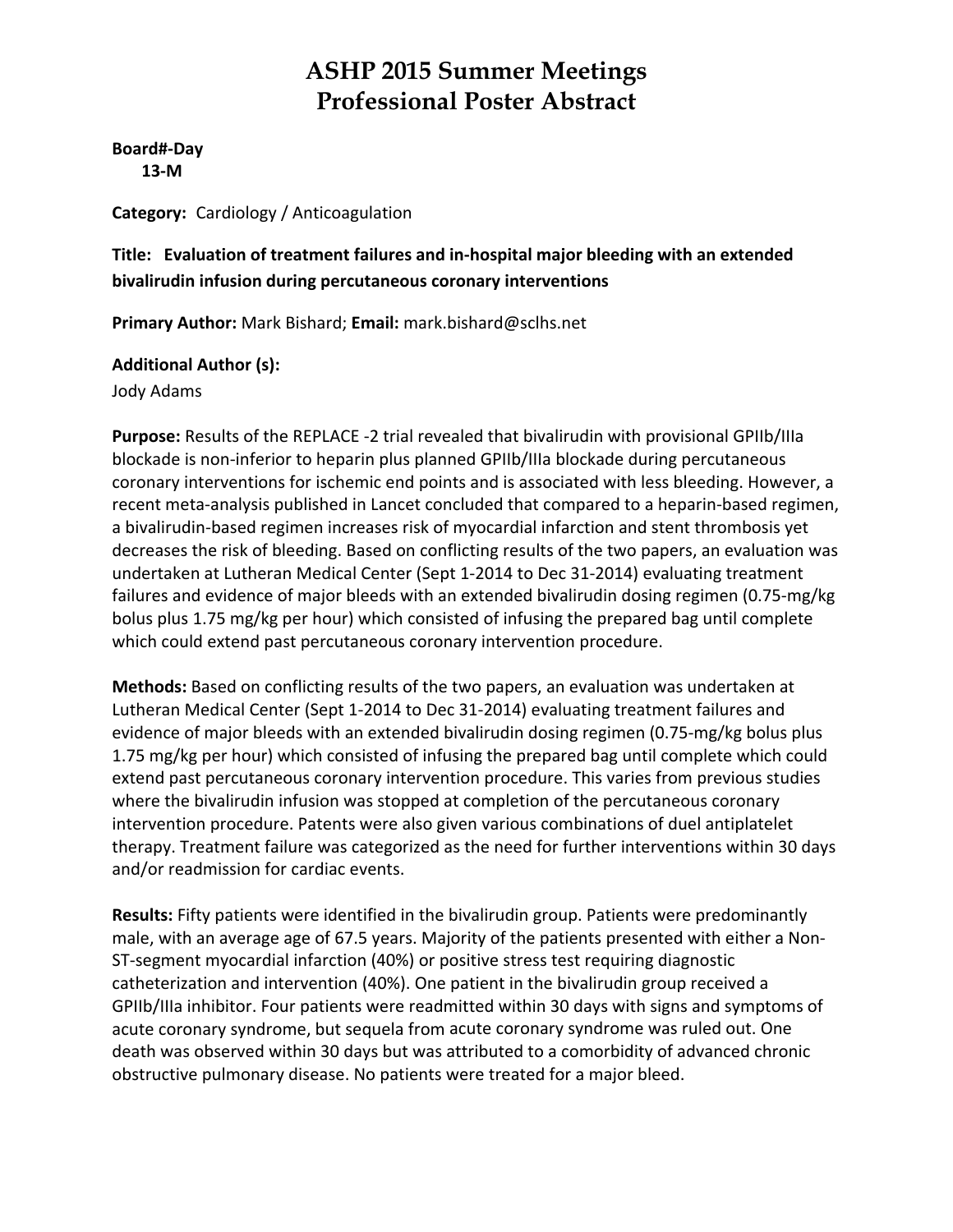# ASHP 2015 Summer Meetings
# Professional Poster Abstract

**Board#-Day**
**13-M**

**Category:** Cardiology / Anticoagulation

**Title: Evaluation of treatment failures and in-hospital major bleeding with an extended bivalirudin infusion during percutaneous coronary interventions**

**Primary Author:** Mark Bishard; **Email:** mark.bishard@sclhs.net

**Additional Author (s):**
Jody Adams

**Purpose:** Results of the REPLACE -2 trial revealed that bivalirudin with provisional GPIIb/IIIa blockade is non-inferior to heparin plus planned GPIIb/IIIa blockade during percutaneous coronary interventions for ischemic end points and is associated with less bleeding. However, a recent meta-analysis published in Lancet concluded that compared to a heparin-based regimen, a bivalirudin-based regimen increases risk of myocardial infarction and stent thrombosis yet decreases the risk of bleeding. Based on conflicting results of the two papers, an evaluation was undertaken at Lutheran Medical Center (Sept 1-2014 to Dec 31-2014) evaluating treatment failures and evidence of major bleeds with an extended bivalirudin dosing regimen (0.75-mg/kg bolus plus 1.75 mg/kg per hour) which consisted of infusing the prepared bag until complete which could extend past percutaneous coronary intervention procedure.

**Methods:** Based on conflicting results of the two papers, an evaluation was undertaken at Lutheran Medical Center (Sept 1-2014 to Dec 31-2014) evaluating treatment failures and evidence of major bleeds with an extended bivalirudin dosing regimen (0.75-mg/kg bolus plus 1.75 mg/kg per hour) which consisted of infusing the prepared bag until complete which could extend past percutaneous coronary intervention procedure. This varies from previous studies where the bivalirudin infusion was stopped at completion of the percutaneous coronary intervention procedure. Patents were also given various combinations of duel antiplatelet therapy. Treatment failure was categorized as the need for further interventions within 30 days and/or readmission for cardiac events.

**Results:** Fifty patients were identified in the bivalirudin group. Patients were predominantly male, with an average age of 67.5 years. Majority of the patients presented with either a Non-ST-segment myocardial infarction (40%) or positive stress test requiring diagnostic catheterization and intervention (40%). One patient in the bivalirudin group received a GPIIb/IIIa inhibitor. Four patients were readmitted within 30 days with signs and symptoms of acute coronary syndrome, but sequela from acute coronary syndrome was ruled out. One death was observed within 30 days but was attributed to a comorbidity of advanced chronic obstructive pulmonary disease. No patients were treated for a major bleed.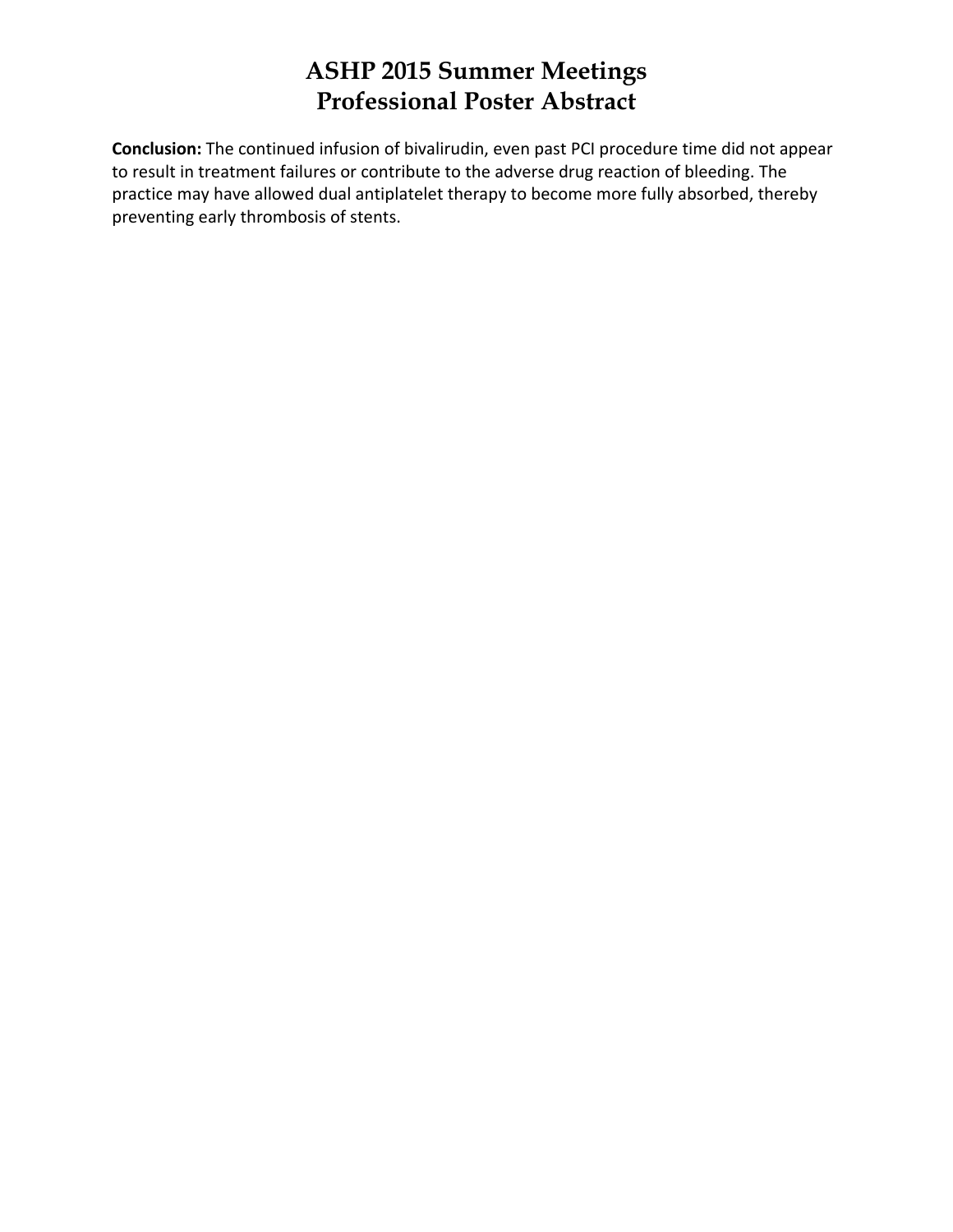**Conclusion:** The continued infusion of bivalirudin, even past PCI procedure time did not appear to result in treatment failures or contribute to the adverse drug reaction of bleeding. The practice may have allowed dual antiplatelet therapy to become more fully absorbed, thereby preventing early thrombosis of stents.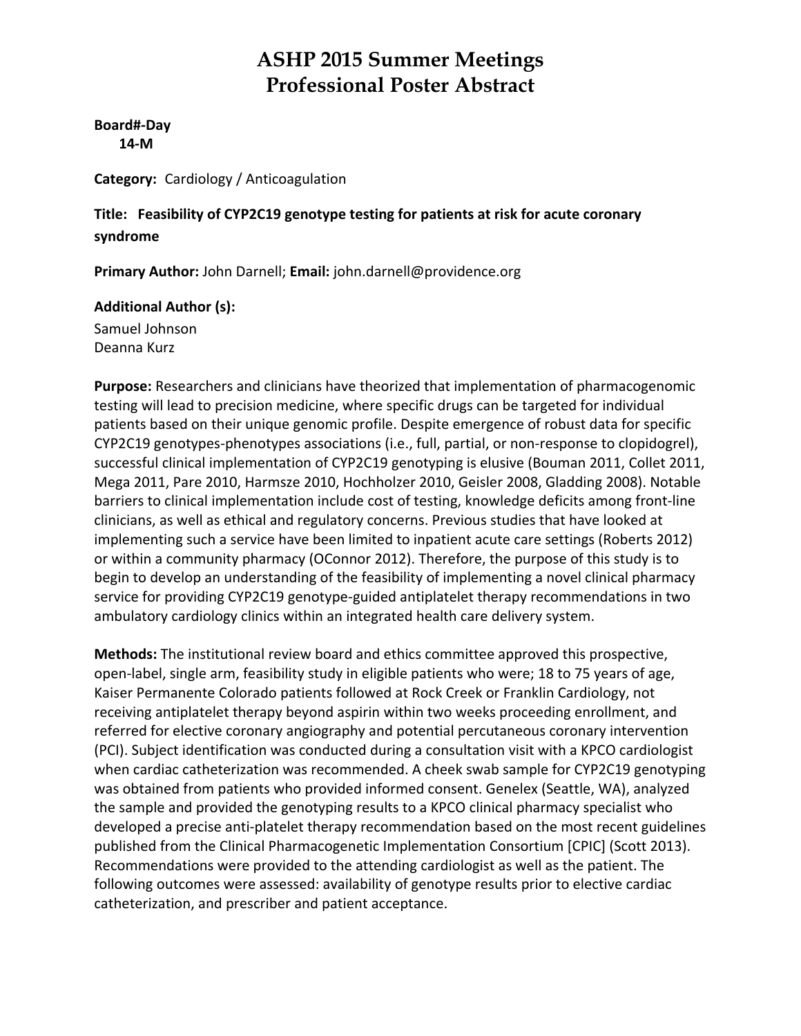# ASHP 2015 Summer Meetings
# Professional Poster Abstract

**Board#-Day**
**14-M**

**Category:** Cardiology / Anticoagulation

**Title: Feasibility of CYP2C19 genotype testing for patients at risk for acute coronary syndrome**

**Primary Author:** John Darnell; **Email:** john.darnell@providence.org

**Additional Author (s):**
Samuel Johnson
Deanna Kurz

**Purpose:** Researchers and clinicians have theorized that implementation of pharmacogenomic testing will lead to precision medicine, where specific drugs can be targeted for individual patients based on their unique genomic profile. Despite emergence of robust data for specific CYP2C19 genotypes-phenotypes associations (i.e., full, partial, or non-response to clopidogrel), successful clinical implementation of CYP2C19 genotyping is elusive (Bouman 2011, Collet 2011, Mega 2011, Pare 2010, Harmsze 2010, Hochholzer 2010, Geisler 2008, Gladding 2008). Notable barriers to clinical implementation include cost of testing, knowledge deficits among front-line clinicians, as well as ethical and regulatory concerns. Previous studies that have looked at implementing such a service have been limited to inpatient acute care settings (Roberts 2012) or within a community pharmacy (OConnor 2012). Therefore, the purpose of this study is to begin to develop an understanding of the feasibility of implementing a novel clinical pharmacy service for providing CYP2C19 genotype-guided antiplatelet therapy recommendations in two ambulatory cardiology clinics within an integrated health care delivery system.

**Methods:** The institutional review board and ethics committee approved this prospective, open-label, single arm, feasibility study in eligible patients who were; 18 to 75 years of age, Kaiser Permanente Colorado patients followed at Rock Creek or Franklin Cardiology, not receiving antiplatelet therapy beyond aspirin within two weeks proceeding enrollment, and referred for elective coronary angiography and potential percutaneous coronary intervention (PCI). Subject identification was conducted during a consultation visit with a KPCO cardiologist when cardiac catheterization was recommended. A cheek swab sample for CYP2C19 genotyping was obtained from patients who provided informed consent. Genelex (Seattle, WA), analyzed the sample and provided the genotyping results to a KPCO clinical pharmacy specialist who developed a precise anti-platelet therapy recommendation based on the most recent guidelines published from the Clinical Pharmacogenetic Implementation Consortium [CPIC] (Scott 2013). Recommendations were provided to the attending cardiologist as well as the patient. The following outcomes were assessed: availability of genotype results prior to elective cardiac catheterization, and prescriber and patient acceptance.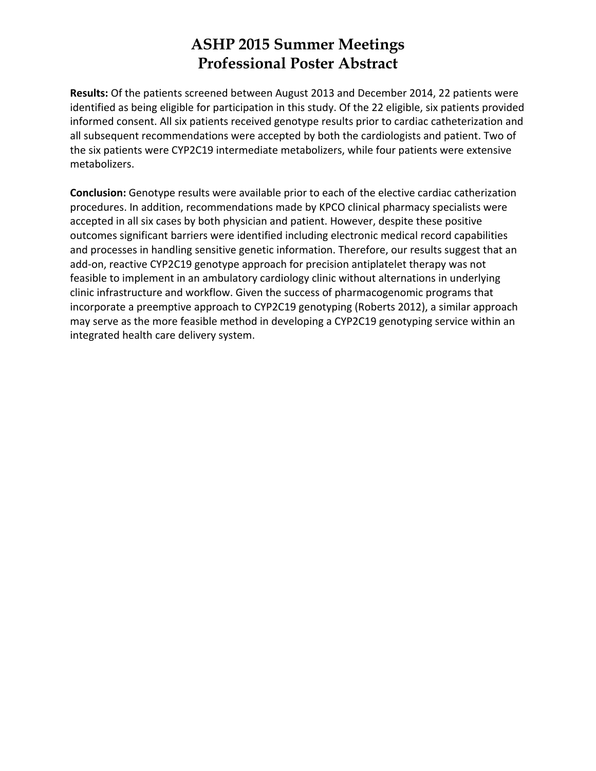# ASHP 2015 Summer Meetings
# Professional Poster Abstract

**Results:** Of the patients screened between August 2013 and December 2014, 22 patients were identified as being eligible for participation in this study. Of the 22 eligible, six patients provided informed consent. All six patients received genotype results prior to cardiac catheterization and all subsequent recommendations were accepted by both the cardiologists and patient. Two of the six patients were CYP2C19 intermediate metabolizers, while four patients were extensive metabolizers.

**Conclusion:** Genotype results were available prior to each of the elective cardiac catherization procedures. In addition, recommendations made by KPCO clinical pharmacy specialists were accepted in all six cases by both physician and patient. However, despite these positive outcomes significant barriers were identified including electronic medical record capabilities and processes in handling sensitive genetic information. Therefore, our results suggest that an add-on, reactive CYP2C19 genotype approach for precision antiplatelet therapy was not feasible to implement in an ambulatory cardiology clinic without alternations in underlying clinic infrastructure and workflow. Given the success of pharmacogenomic programs that incorporate a preemptive approach to CYP2C19 genotyping (Roberts 2012), a similar approach may serve as the more feasible method in developing a CYP2C19 genotyping service within an integrated health care delivery system.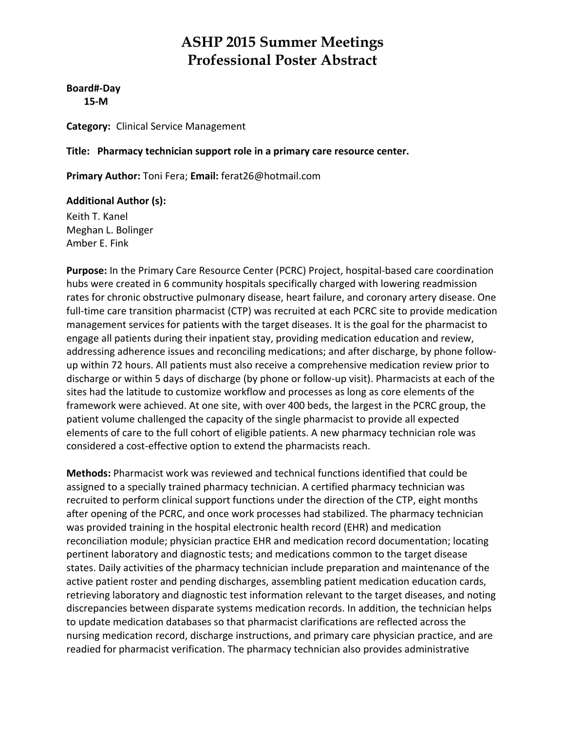# ASHP 2015 Summer Meetings
# Professional Poster Abstract

**Board#-Day**
**15-M**

**Category:** Clinical Service Management

**Title: Pharmacy technician support role in a primary care resource center.**

**Primary Author:** Toni Fera; **Email:** ferat26@hotmail.com

**Additional Author (s):**
Keith T. Kanel
Meghan L. Bolinger
Amber E. Fink

**Purpose:** In the Primary Care Resource Center (PCRC) Project, hospital-based care coordination hubs were created in 6 community hospitals specifically charged with lowering readmission rates for chronic obstructive pulmonary disease, heart failure, and coronary artery disease. One full-time care transition pharmacist (CTP) was recruited at each PCRC site to provide medication management services for patients with the target diseases. It is the goal for the pharmacist to engage all patients during their inpatient stay, providing medication education and review, addressing adherence issues and reconciling medications; and after discharge, by phone follow-up within 72 hours. All patients must also receive a comprehensive medication review prior to discharge or within 5 days of discharge (by phone or follow-up visit). Pharmacists at each of the sites had the latitude to customize workflow and processes as long as core elements of the framework were achieved. At one site, with over 400 beds, the largest in the PCRC group, the patient volume challenged the capacity of the single pharmacist to provide all expected elements of care to the full cohort of eligible patients. A new pharmacy technician role was considered a cost-effective option to extend the pharmacists reach.

**Methods:** Pharmacist work was reviewed and technical functions identified that could be assigned to a specially trained pharmacy technician. A certified pharmacy technician was recruited to perform clinical support functions under the direction of the CTP, eight months after opening of the PCRC, and once work processes had stabilized. The pharmacy technician was provided training in the hospital electronic health record (EHR) and medication reconciliation module; physician practice EHR and medication record documentation; locating pertinent laboratory and diagnostic tests; and medications common to the target disease states. Daily activities of the pharmacy technician include preparation and maintenance of the active patient roster and pending discharges, assembling patient medication education cards, retrieving laboratory and diagnostic test information relevant to the target diseases, and noting discrepancies between disparate systems medication records. In addition, the technician helps to update medication databases so that pharmacist clarifications are reflected across the nursing medication record, discharge instructions, and primary care physician practice, and are readied for pharmacist verification. The pharmacy technician also provides administrative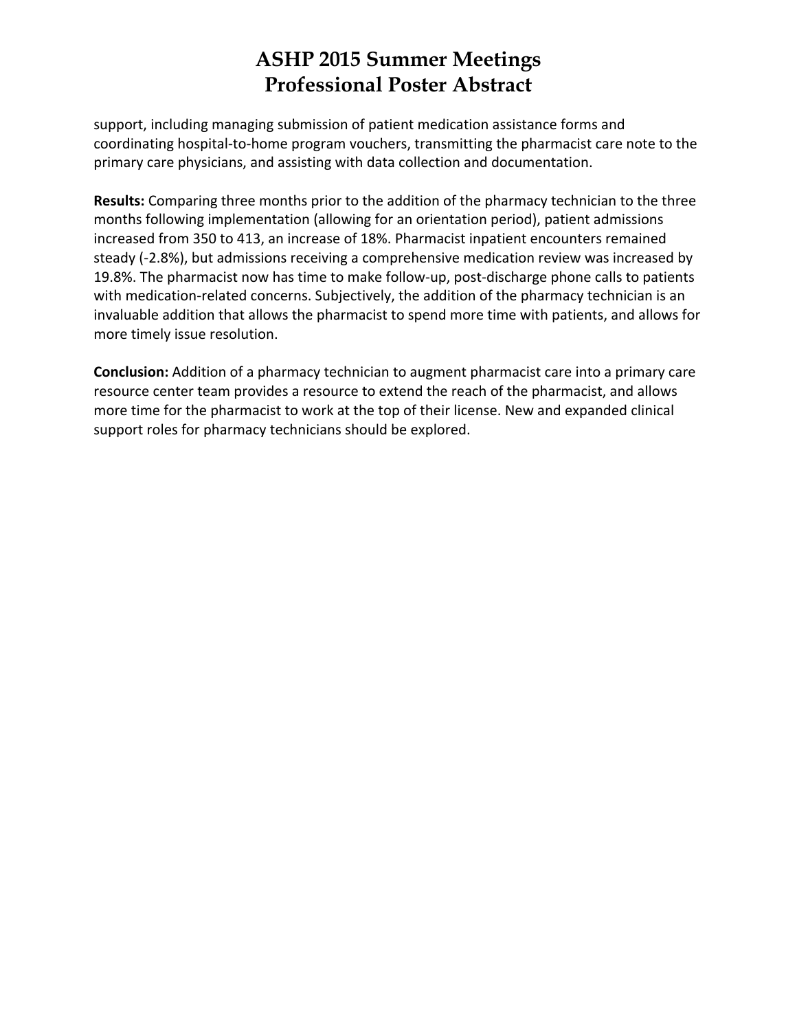support, including managing submission of patient medication assistance forms and coordinating hospital-to-home program vouchers, transmitting the pharmacist care note to the primary care physicians, and assisting with data collection and documentation.

**Results:** Comparing three months prior to the addition of the pharmacy technician to the three months following implementation (allowing for an orientation period), patient admissions increased from 350 to 413, an increase of 18%. Pharmacist inpatient encounters remained steady (-2.8%), but admissions receiving a comprehensive medication review was increased by 19.8%. The pharmacist now has time to make follow-up, post-discharge phone calls to patients with medication-related concerns. Subjectively, the addition of the pharmacy technician is an invaluable addition that allows the pharmacist to spend more time with patients, and allows for more timely issue resolution.

**Conclusion:** Addition of a pharmacy technician to augment pharmacist care into a primary care resource center team provides a resource to extend the reach of the pharmacist, and allows more time for the pharmacist to work at the top of their license. New and expanded clinical support roles for pharmacy technicians should be explored.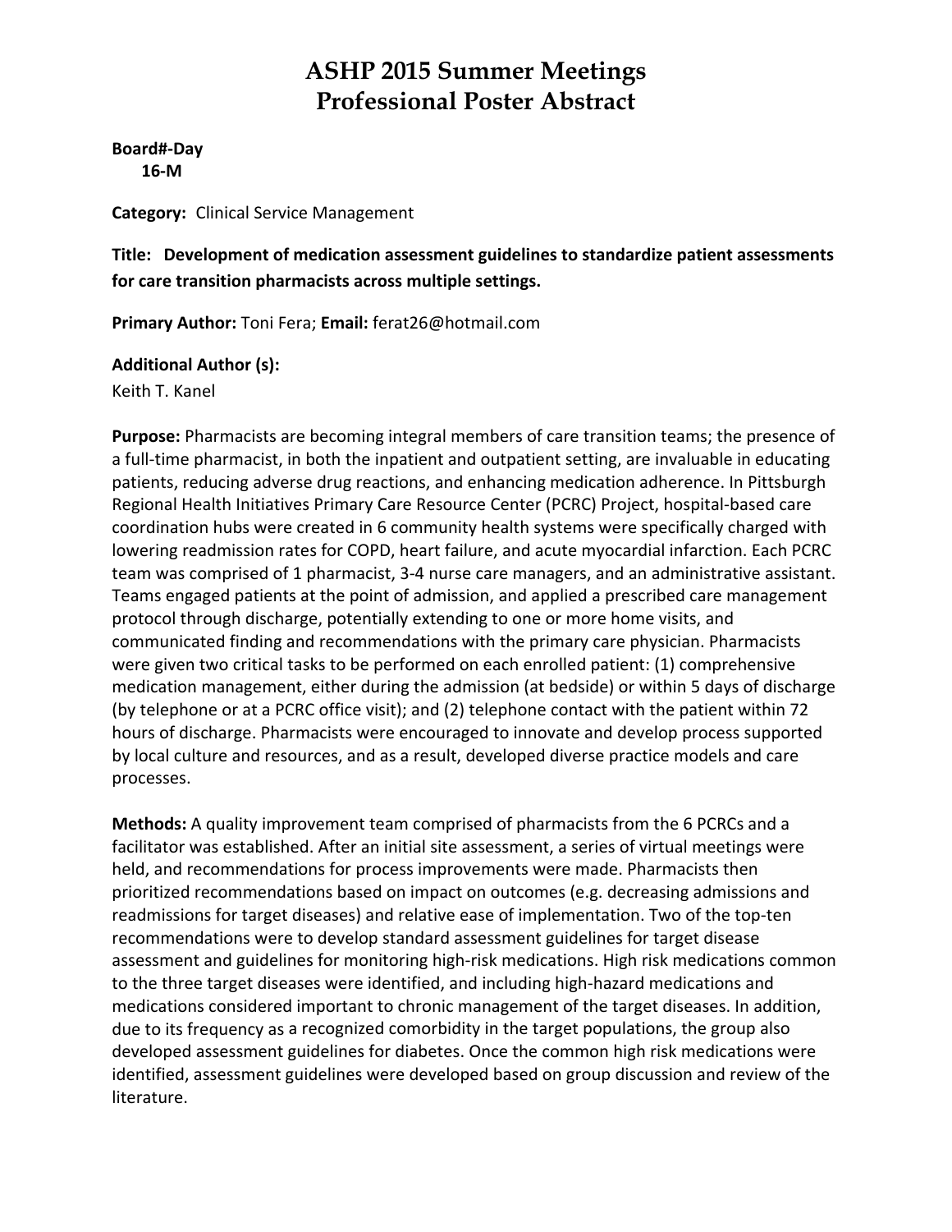# ASHP 2015 Summer Meetings
# Professional Poster Abstract

**Board#-Day**
**16-M**

**Category:** Clinical Service Management

**Title: Development of medication assessment guidelines to standardize patient assessments for care transition pharmacists across multiple settings.**

**Primary Author:** Toni Fera; **Email:** ferat26@hotmail.com

**Additional Author (s):**
Keith T. Kanel

**Purpose:** Pharmacists are becoming integral members of care transition teams; the presence of a full-time pharmacist, in both the inpatient and outpatient setting, are invaluable in educating patients, reducing adverse drug reactions, and enhancing medication adherence. In Pittsburgh Regional Health Initiatives Primary Care Resource Center (PCRC) Project, hospital-based care coordination hubs were created in 6 community health systems were specifically charged with lowering readmission rates for COPD, heart failure, and acute myocardial infarction. Each PCRC team was comprised of 1 pharmacist, 3-4 nurse care managers, and an administrative assistant. Teams engaged patients at the point of admission, and applied a prescribed care management protocol through discharge, potentially extending to one or more home visits, and communicated finding and recommendations with the primary care physician. Pharmacists were given two critical tasks to be performed on each enrolled patient: (1) comprehensive medication management, either during the admission (at bedside) or within 5 days of discharge (by telephone or at a PCRC office visit); and (2) telephone contact with the patient within 72 hours of discharge. Pharmacists were encouraged to innovate and develop process supported by local culture and resources, and as a result, developed diverse practice models and care processes.

**Methods:** A quality improvement team comprised of pharmacists from the 6 PCRCs and a facilitator was established. After an initial site assessment, a series of virtual meetings were held, and recommendations for process improvements were made. Pharmacists then prioritized recommendations based on impact on outcomes (e.g. decreasing admissions and readmissions for target diseases) and relative ease of implementation. Two of the top-ten recommendations were to develop standard assessment guidelines for target disease assessment and guidelines for monitoring high-risk medications. High risk medications common to the three target diseases were identified, and including high-hazard medications and medications considered important to chronic management of the target diseases. In addition, due to its frequency as a recognized comorbidity in the target populations, the group also developed assessment guidelines for diabetes. Once the common high risk medications were identified, assessment guidelines were developed based on group discussion and review of the literature.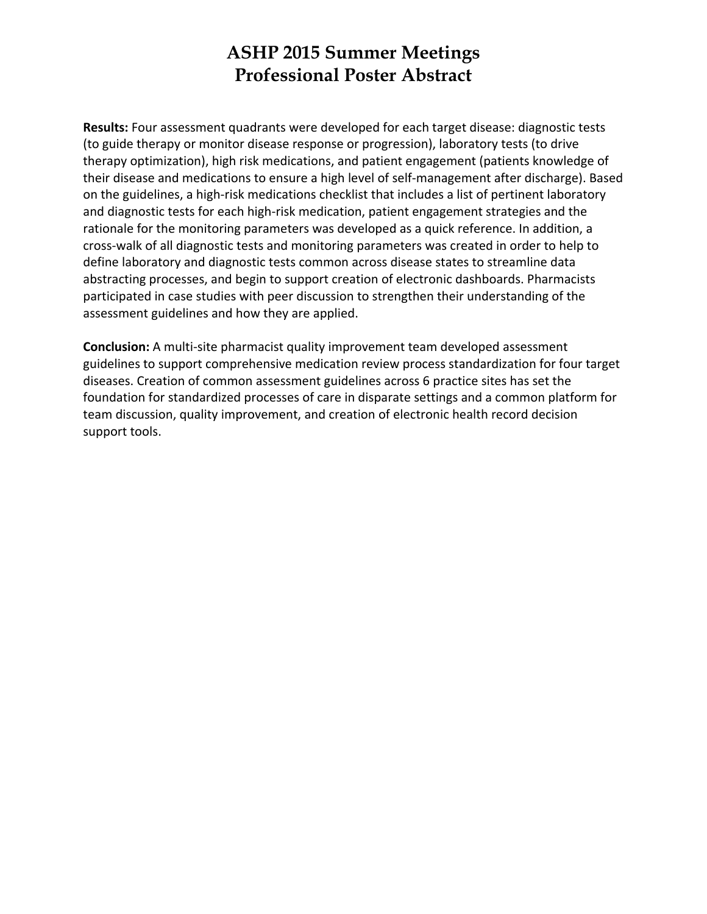**Results:** Four assessment quadrants were developed for each target disease: diagnostic tests (to guide therapy or monitor disease response or progression), laboratory tests (to drive therapy optimization), high risk medications, and patient engagement (patients knowledge of their disease and medications to ensure a high level of self-management after discharge). Based on the guidelines, a high-risk medications checklist that includes a list of pertinent laboratory and diagnostic tests for each high-risk medication, patient engagement strategies and the rationale for the monitoring parameters was developed as a quick reference. In addition, a cross-walk of all diagnostic tests and monitoring parameters was created in order to help to define laboratory and diagnostic tests common across disease states to streamline data abstracting processes, and begin to support creation of electronic dashboards. Pharmacists participated in case studies with peer discussion to strengthen their understanding of the assessment guidelines and how they are applied.

**Conclusion:** A multi-site pharmacist quality improvement team developed assessment guidelines to support comprehensive medication review process standardization for four target diseases. Creation of common assessment guidelines across 6 practice sites has set the foundation for standardized processes of care in disparate settings and a common platform for team discussion, quality improvement, and creation of electronic health record decision support tools.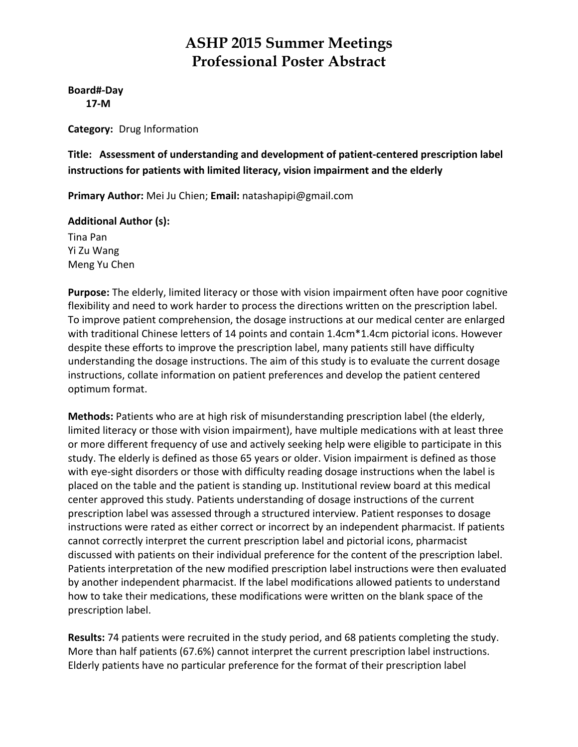# ASHP 2015 Summer Meetings
# Professional Poster Abstract

**Board#-Day**
**17-M**

**Category:** Drug Information

**Title: Assessment of understanding and development of patient-centered prescription label instructions for patients with limited literacy, vision impairment and the elderly**

**Primary Author:** Mei Ju Chien; **Email:** natashapipi@gmail.com

**Additional Author (s):**
Tina Pan
Yi Zu Wang
Meng Yu Chen

**Purpose:** The elderly, limited literacy or those with vision impairment often have poor cognitive flexibility and need to work harder to process the directions written on the prescription label. To improve patient comprehension, the dosage instructions at our medical center are enlarged with traditional Chinese letters of 14 points and contain 1.4cm*1.4cm pictorial icons. However despite these efforts to improve the prescription label, many patients still have difficulty understanding the dosage instructions. The aim of this study is to evaluate the current dosage instructions, collate information on patient preferences and develop the patient centered optimum format.

**Methods:** Patients who are at high risk of misunderstanding prescription label (the elderly, limited literacy or those with vision impairment), have multiple medications with at least three or more different frequency of use and actively seeking help were eligible to participate in this study. The elderly is defined as those 65 years or older. Vision impairment is defined as those with eye-sight disorders or those with difficulty reading dosage instructions when the label is placed on the table and the patient is standing up. Institutional review board at this medical center approved this study. Patients understanding of dosage instructions of the current prescription label was assessed through a structured interview. Patient responses to dosage instructions were rated as either correct or incorrect by an independent pharmacist. If patients cannot correctly interpret the current prescription label and pictorial icons, pharmacist discussed with patients on their individual preference for the content of the prescription label. Patients interpretation of the new modified prescription label instructions were then evaluated by another independent pharmacist. If the label modifications allowed patients to understand how to take their medications, these modifications were written on the blank space of the prescription label.

**Results:** 74 patients were recruited in the study period, and 68 patients completing the study. More than half patients (67.6%) cannot interpret the current prescription label instructions. Elderly patients have no particular preference for the format of their prescription label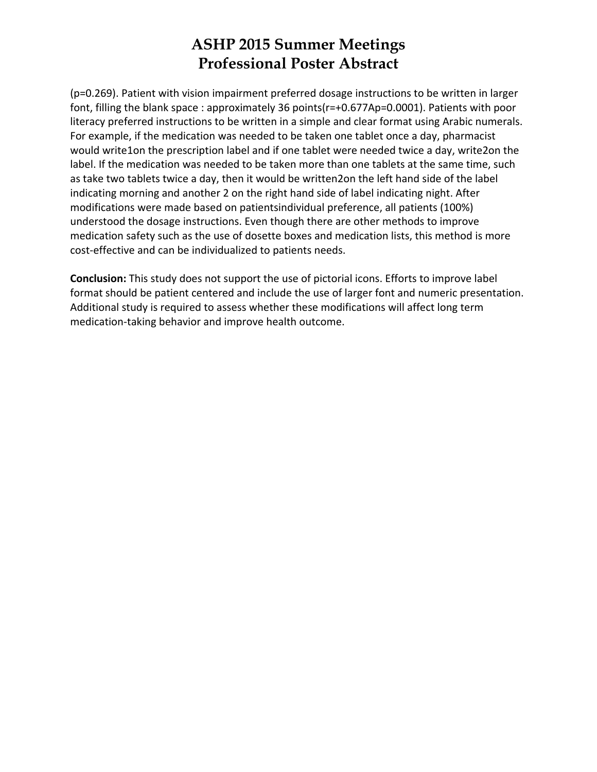(p=0.269). Patient with vision impairment preferred dosage instructions to be written in larger font, filling the blank space : approximately 36 points(r=+0.677Ap=0.0001). Patients with poor literacy preferred instructions to be written in a simple and clear format using Arabic numerals. For example, if the medication was needed to be taken one tablet once a day, pharmacist would write1on the prescription label and if one tablet were needed twice a day, write2on the label. If the medication was needed to be taken more than one tablets at the same time, such as take two tablets twice a day, then it would be written2on the left hand side of the label indicating morning and another 2 on the right hand side of label indicating night. After modifications were made based on patientsindividual preference, all patients (100%) understood the dosage instructions. Even though there are other methods to improve medication safety such as the use of dosette boxes and medication lists, this method is more cost-effective and can be individualized to patients needs.

**Conclusion:** This study does not support the use of pictorial icons. Efforts to improve label format should be patient centered and include the use of larger font and numeric presentation. Additional study is required to assess whether these modifications will affect long term medication-taking behavior and improve health outcome.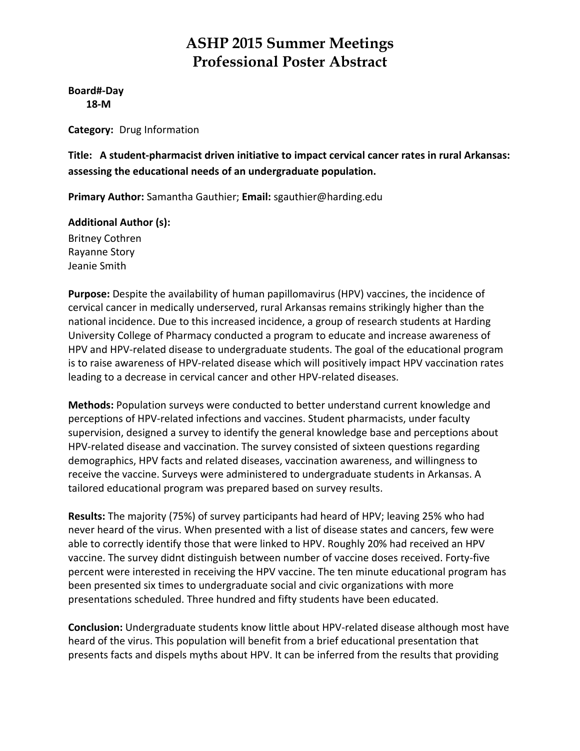# ASHP 2015 Summer Meetings
# Professional Poster Abstract

**Board#-Day**
**18-M**

**Category:** Drug Information

**Title: A student-pharmacist driven initiative to impact cervical cancer rates in rural Arkansas: assessing the educational needs of an undergraduate population.**

**Primary Author:** Samantha Gauthier; **Email:** sgauthier@harding.edu

**Additional Author (s):**
Britney Cothren
Rayanne Story
Jeanie Smith

**Purpose:** Despite the availability of human papillomavirus (HPV) vaccines, the incidence of cervical cancer in medically underserved, rural Arkansas remains strikingly higher than the national incidence. Due to this increased incidence, a group of research students at Harding University College of Pharmacy conducted a program to educate and increase awareness of HPV and HPV-related disease to undergraduate students. The goal of the educational program is to raise awareness of HPV-related disease which will positively impact HPV vaccination rates leading to a decrease in cervical cancer and other HPV-related diseases.

**Methods:** Population surveys were conducted to better understand current knowledge and perceptions of HPV-related infections and vaccines. Student pharmacists, under faculty supervision, designed a survey to identify the general knowledge base and perceptions about HPV-related disease and vaccination. The survey consisted of sixteen questions regarding demographics, HPV facts and related diseases, vaccination awareness, and willingness to receive the vaccine. Surveys were administered to undergraduate students in Arkansas. A tailored educational program was prepared based on survey results.

**Results:** The majority (75%) of survey participants had heard of HPV; leaving 25% who had never heard of the virus. When presented with a list of disease states and cancers, few were able to correctly identify those that were linked to HPV. Roughly 20% had received an HPV vaccine. The survey didnt distinguish between number of vaccine doses received. Forty-five percent were interested in receiving the HPV vaccine. The ten minute educational program has been presented six times to undergraduate social and civic organizations with more presentations scheduled. Three hundred and fifty students have been educated.

**Conclusion:** Undergraduate students know little about HPV-related disease although most have heard of the virus. This population will benefit from a brief educational presentation that presents facts and dispels myths about HPV. It can be inferred from the results that providing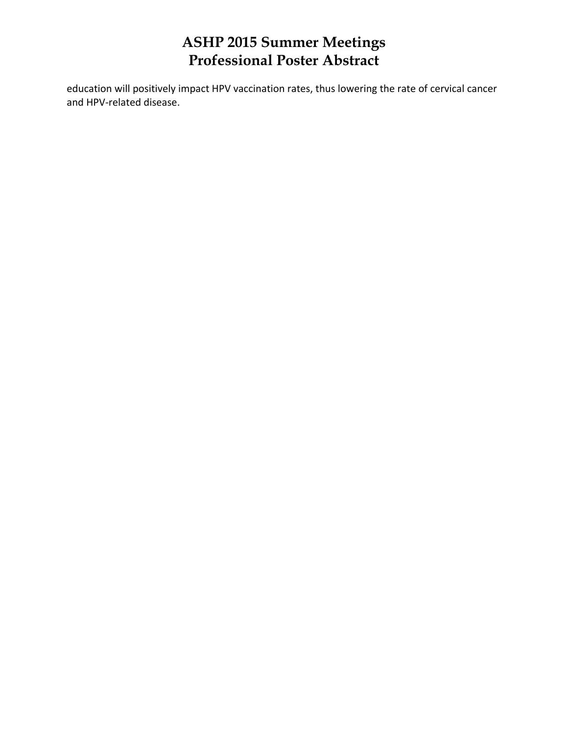education will positively impact HPV vaccination rates, thus lowering the rate of cervical cancer and HPV-related disease.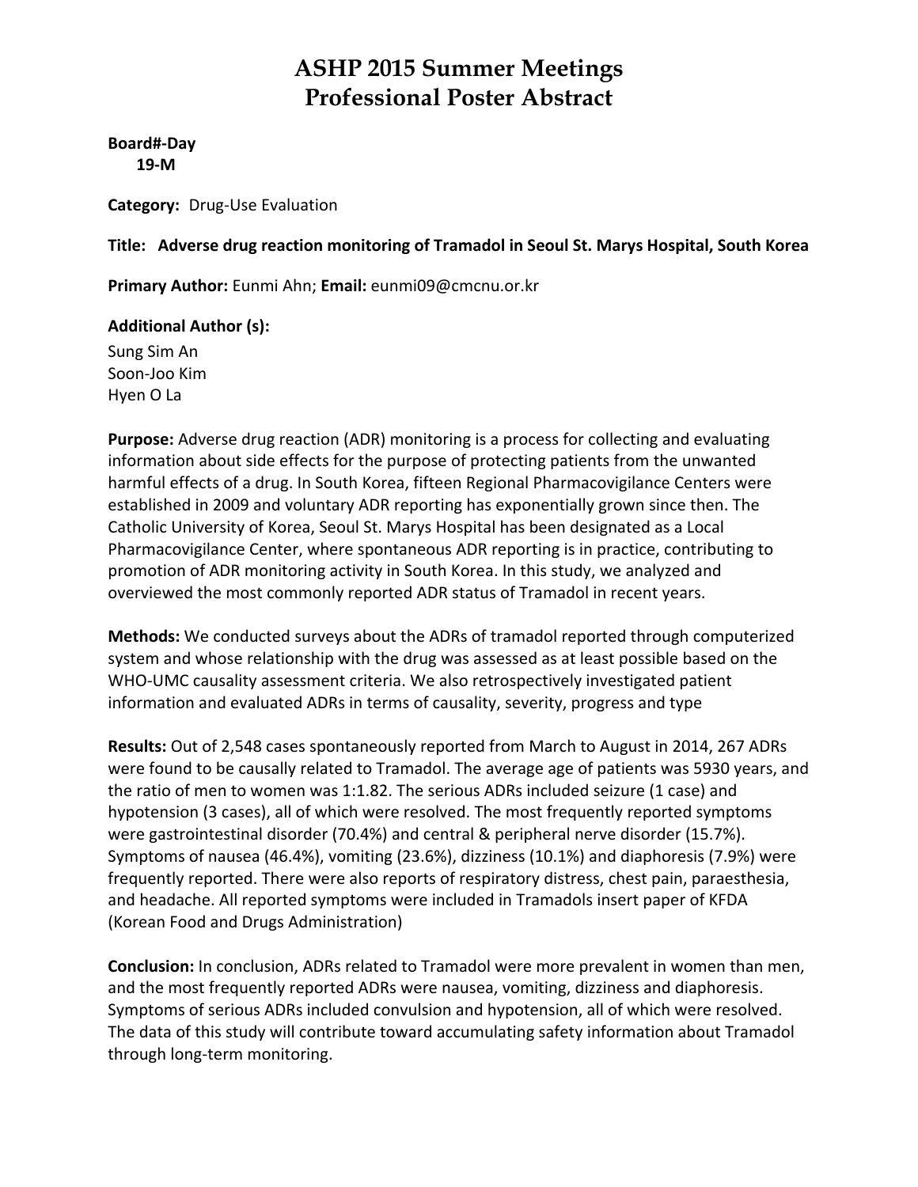# ASHP 2015 Summer Meetings
# Professional Poster Abstract

**Board#-Day**
**19-M**

**Category:** Drug-Use Evaluation

**Title: Adverse drug reaction monitoring of Tramadol in Seoul St. Marys Hospital, South Korea**

**Primary Author:** Eunmi Ahn; **Email:** eunmi09@cmcnu.or.kr

**Additional Author (s):**
Sung Sim An
Soon-Joo Kim
Hyen O La

**Purpose:** Adverse drug reaction (ADR) monitoring is a process for collecting and evaluating information about side effects for the purpose of protecting patients from the unwanted harmful effects of a drug. In South Korea, fifteen Regional Pharmacovigilance Centers were established in 2009 and voluntary ADR reporting has exponentially grown since then. The Catholic University of Korea, Seoul St. Marys Hospital has been designated as a Local Pharmacovigilance Center, where spontaneous ADR reporting is in practice, contributing to promotion of ADR monitoring activity in South Korea. In this study, we analyzed and overviewed the most commonly reported ADR status of Tramadol in recent years.

**Methods:** We conducted surveys about the ADRs of tramadol reported through computerized system and whose relationship with the drug was assessed as at least possible based on the WHO-UMC causality assessment criteria. We also retrospectively investigated patient information and evaluated ADRs in terms of causality, severity, progress and type

**Results:** Out of 2,548 cases spontaneously reported from March to August in 2014, 267 ADRs were found to be causally related to Tramadol. The average age of patients was 5930 years, and the ratio of men to women was 1:1.82. The serious ADRs included seizure (1 case) and hypotension (3 cases), all of which were resolved. The most frequently reported symptoms were gastrointestinal disorder (70.4%) and central & peripheral nerve disorder (15.7%). Symptoms of nausea (46.4%), vomiting (23.6%), dizziness (10.1%) and diaphoresis (7.9%) were frequently reported. There were also reports of respiratory distress, chest pain, paraesthesia, and headache. All reported symptoms were included in Tramadols insert paper of KFDA (Korean Food and Drugs Administration)

**Conclusion:** In conclusion, ADRs related to Tramadol were more prevalent in women than men, and the most frequently reported ADRs were nausea, vomiting, dizziness and diaphoresis. Symptoms of serious ADRs included convulsion and hypotension, all of which were resolved. The data of this study will contribute toward accumulating safety information about Tramadol through long-term monitoring.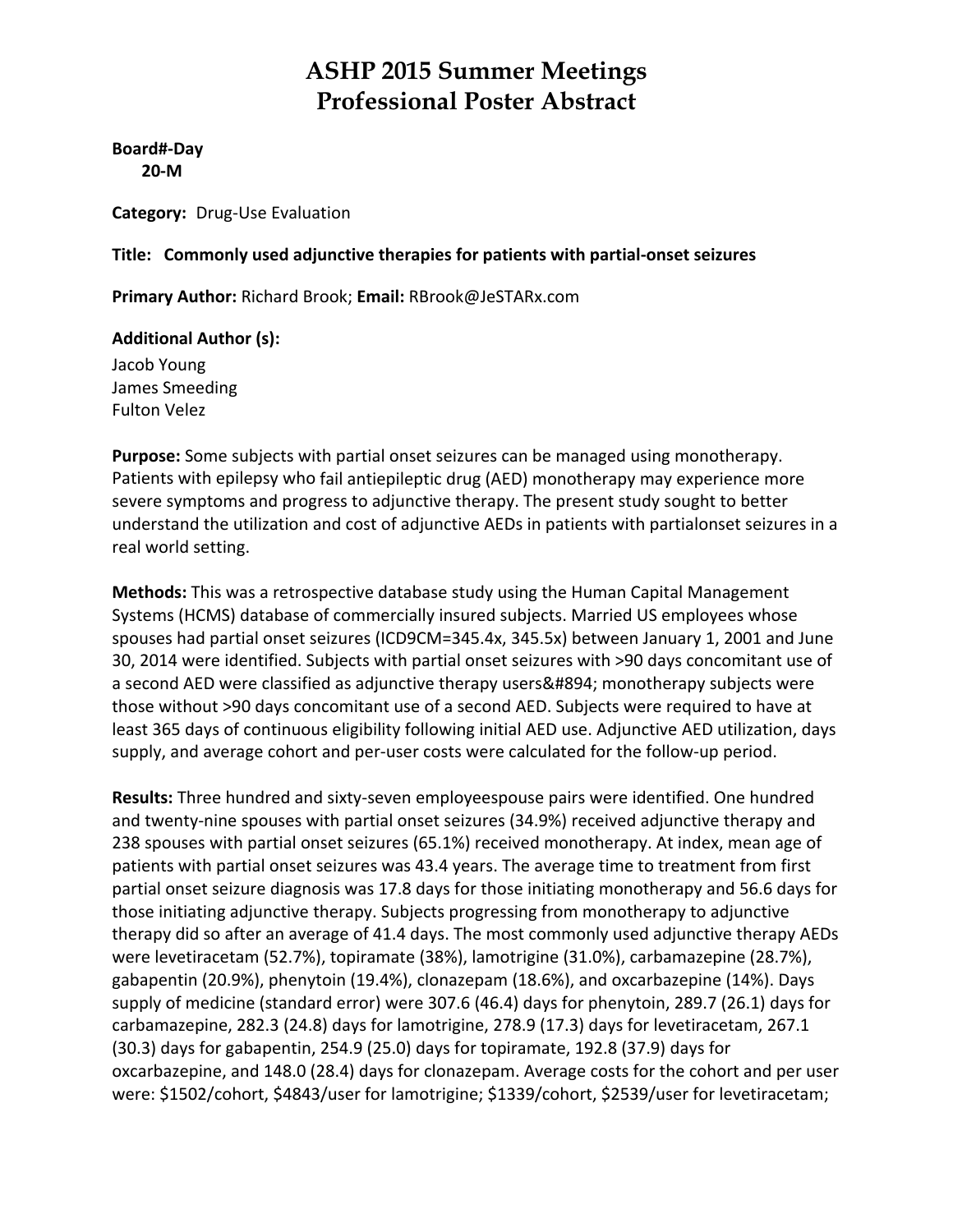# ASHP 2015 Summer Meetings
# Professional Poster Abstract

**Board#-Day**
**20-M**

**Category:** Drug-Use Evaluation

**Title: Commonly used adjunctive therapies for patients with partial-onset seizures**

**Primary Author:** Richard Brook; **Email:** RBrook@JeSTARx.com

**Additional Author (s):**
Jacob Young
James Smeeding
Fulton Velez

**Purpose:** Some subjects with partial onset seizures can be managed using monotherapy. Patients with epilepsy who fail antiepileptic drug (AED) monotherapy may experience more severe symptoms and progress to adjunctive therapy. The present study sought to better understand the utilization and cost of adjunctive AEDs in patients with partialonset seizures in a real world setting.

**Methods:** This was a retrospective database study using the Human Capital Management Systems (HCMS) database of commercially insured subjects. Married US employees whose spouses had partial onset seizures (ICD9CM=345.4x, 345.5x) between January 1, 2001 and June 30, 2014 were identified. Subjects with partial onset seizures with >90 days concomitant use of a second AED were classified as adjunctive therapy users&#894; monotherapy subjects were those without >90 days concomitant use of a second AED. Subjects were required to have at least 365 days of continuous eligibility following initial AED use. Adjunctive AED utilization, days supply, and average cohort and per-user costs were calculated for the follow-up period.

**Results:** Three hundred and sixty-seven employeespouse pairs were identified. One hundred and twenty-nine spouses with partial onset seizures (34.9%) received adjunctive therapy and 238 spouses with partial onset seizures (65.1%) received monotherapy. At index, mean age of patients with partial onset seizures was 43.4 years. The average time to treatment from first partial onset seizure diagnosis was 17.8 days for those initiating monotherapy and 56.6 days for those initiating adjunctive therapy. Subjects progressing from monotherapy to adjunctive therapy did so after an average of 41.4 days. The most commonly used adjunctive therapy AEDs were levetiracetam (52.7%), topiramate (38%), lamotrigine (31.0%), carbamazepine (28.7%), gabapentin (20.9%), phenytoin (19.4%), clonazepam (18.6%), and oxcarbazepine (14%). Days supply of medicine (standard error) were 307.6 (46.4) days for phenytoin, 289.7 (26.1) days for carbamazepine, 282.3 (24.8) days for lamotrigine, 278.9 (17.3) days for levetiracetam, 267.1 (30.3) days for gabapentin, 254.9 (25.0) days for topiramate, 192.8 (37.9) days for oxcarbazepine, and 148.0 (28.4) days for clonazepam. Average costs for the cohort and per user were: $1502/cohort, $4843/user for lamotrigine; $1339/cohort, $2539/user for levetiracetam;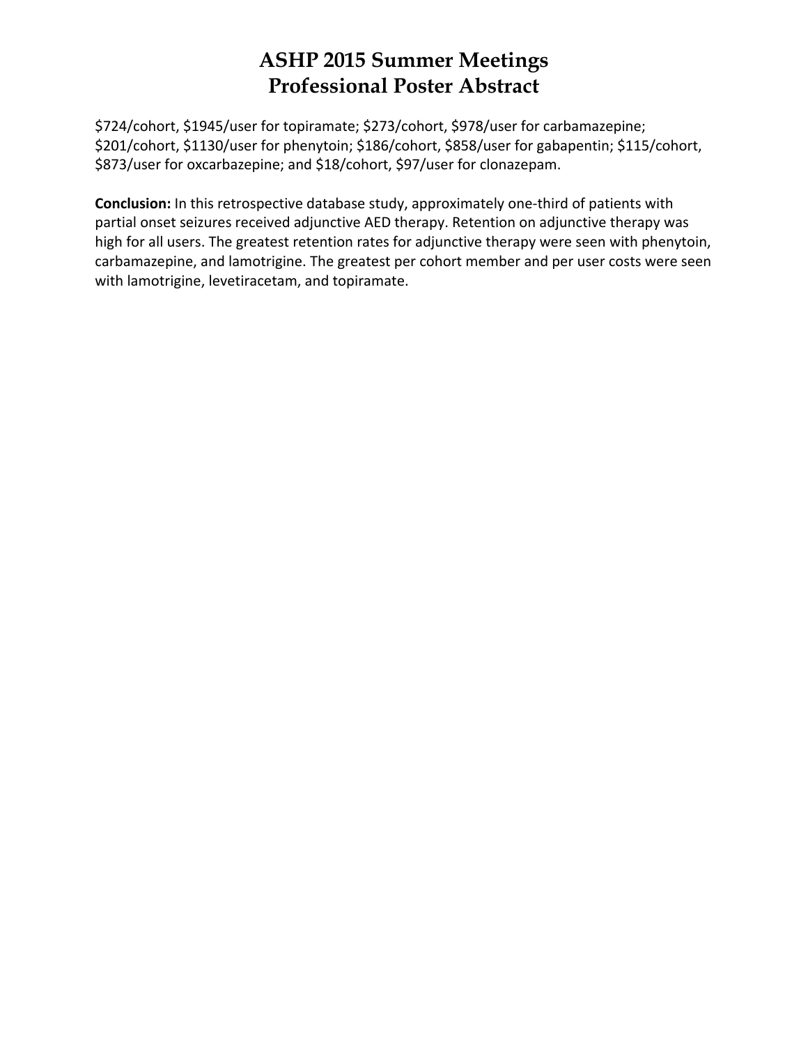$724/cohort, $1945/user for topiramate; $273/cohort, $978/user for carbamazepine; $201/cohort, $1130/user for phenytoin; $186/cohort, $858/user for gabapentin; $115/cohort, $873/user for oxcarbazepine; and $18/cohort, $97/user for clonazepam.

**Conclusion:** In this retrospective database study, approximately one-third of patients with partial onset seizures received adjunctive AED therapy. Retention on adjunctive therapy was high for all users. The greatest retention rates for adjunctive therapy were seen with phenytoin, carbamazepine, and lamotrigine. The greatest per cohort member and per user costs were seen with lamotrigine, levetiracetam, and topiramate.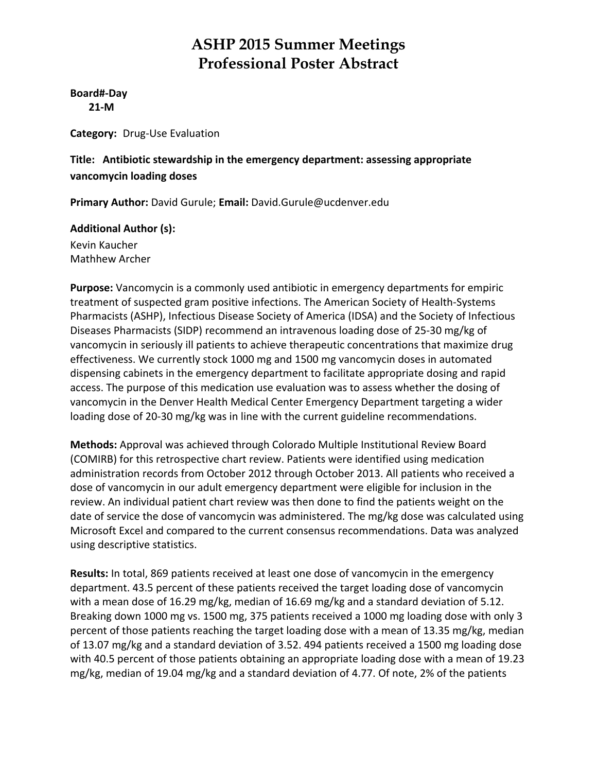# ASHP 2015 Summer Meetings
# Professional Poster Abstract

**Board#-Day**
**21-M**

**Category:** Drug-Use Evaluation

**Title: Antibiotic stewardship in the emergency department: assessing appropriate vancomycin loading doses**

**Primary Author:** David Gurule; **Email:** David.Gurule@ucdenver.edu

**Additional Author (s):**
Kevin Kaucher
Mathhew Archer

**Purpose:** Vancomycin is a commonly used antibiotic in emergency departments for empiric treatment of suspected gram positive infections. The American Society of Health-Systems Pharmacists (ASHP), Infectious Disease Society of America (IDSA) and the Society of Infectious Diseases Pharmacists (SIDP) recommend an intravenous loading dose of 25-30 mg/kg of vancomycin in seriously ill patients to achieve therapeutic concentrations that maximize drug effectiveness. We currently stock 1000 mg and 1500 mg vancomycin doses in automated dispensing cabinets in the emergency department to facilitate appropriate dosing and rapid access. The purpose of this medication use evaluation was to assess whether the dosing of vancomycin in the Denver Health Medical Center Emergency Department targeting a wider loading dose of 20-30 mg/kg was in line with the current guideline recommendations.

**Methods:** Approval was achieved through Colorado Multiple Institutional Review Board (COMIRB) for this retrospective chart review. Patients were identified using medication administration records from October 2012 through October 2013. All patients who received a dose of vancomycin in our adult emergency department were eligible for inclusion in the review. An individual patient chart review was then done to find the patients weight on the date of service the dose of vancomycin was administered. The mg/kg dose was calculated using Microsoft Excel and compared to the current consensus recommendations. Data was analyzed using descriptive statistics.

**Results:** In total, 869 patients received at least one dose of vancomycin in the emergency department. 43.5 percent of these patients received the target loading dose of vancomycin with a mean dose of 16.29 mg/kg, median of 16.69 mg/kg and a standard deviation of 5.12. Breaking down 1000 mg vs. 1500 mg, 375 patients received a 1000 mg loading dose with only 3 percent of those patients reaching the target loading dose with a mean of 13.35 mg/kg, median of 13.07 mg/kg and a standard deviation of 3.52. 494 patients received a 1500 mg loading dose with 40.5 percent of those patients obtaining an appropriate loading dose with a mean of 19.23 mg/kg, median of 19.04 mg/kg and a standard deviation of 4.77. Of note, 2% of the patients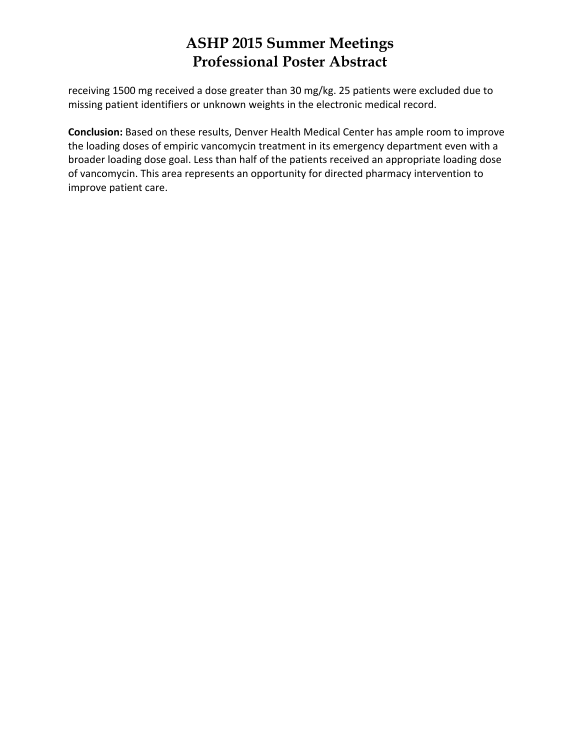receiving 1500 mg received a dose greater than 30 mg/kg. 25 patients were excluded due to missing patient identifiers or unknown weights in the electronic medical record.

**Conclusion:** Based on these results, Denver Health Medical Center has ample room to improve the loading doses of empiric vancomycin treatment in its emergency department even with a broader loading dose goal. Less than half of the patients received an appropriate loading dose of vancomycin. This area represents an opportunity for directed pharmacy intervention to improve patient care.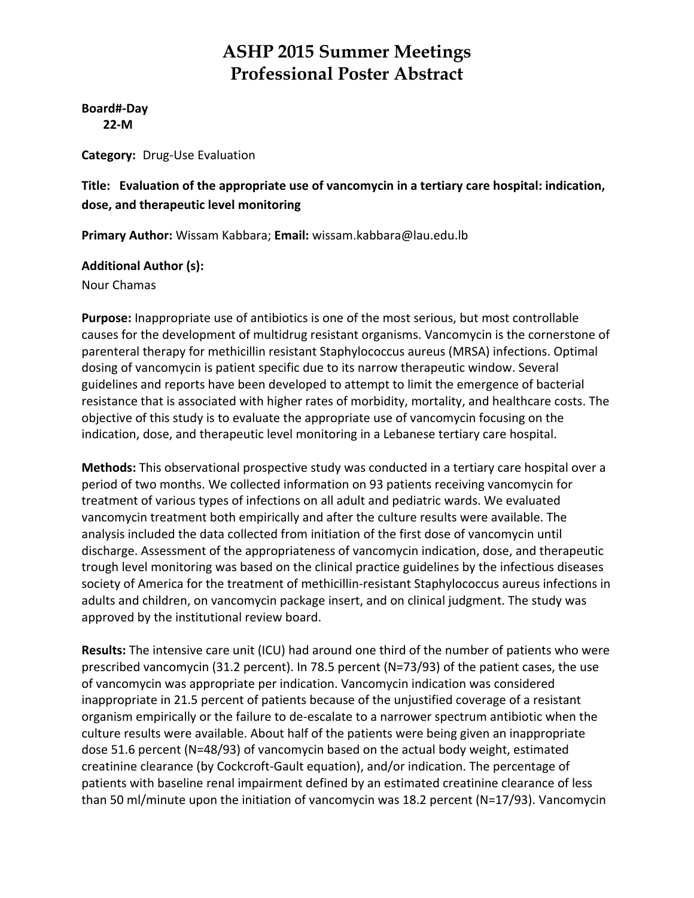# ASHP 2015 Summer Meetings
# Professional Poster Abstract

**Board#-Day**
**22-M**

**Category:** Drug-Use Evaluation

**Title: Evaluation of the appropriate use of vancomycin in a tertiary care hospital: indication, dose, and therapeutic level monitoring**

**Primary Author:** Wissam Kabbara; **Email:** wissam.kabbara@lau.edu.lb

**Additional Author (s):**
Nour Chamas

**Purpose:** Inappropriate use of antibiotics is one of the most serious, but most controllable causes for the development of multidrug resistant organisms. Vancomycin is the cornerstone of parenteral therapy for methicillin resistant Staphylococcus aureus (MRSA) infections. Optimal dosing of vancomycin is patient specific due to its narrow therapeutic window. Several guidelines and reports have been developed to attempt to limit the emergence of bacterial resistance that is associated with higher rates of morbidity, mortality, and healthcare costs. The objective of this study is to evaluate the appropriate use of vancomycin focusing on the indication, dose, and therapeutic level monitoring in a Lebanese tertiary care hospital.

**Methods:** This observational prospective study was conducted in a tertiary care hospital over a period of two months. We collected information on 93 patients receiving vancomycin for treatment of various types of infections on all adult and pediatric wards. We evaluated vancomycin treatment both empirically and after the culture results were available. The analysis included the data collected from initiation of the first dose of vancomycin until discharge. Assessment of the appropriateness of vancomycin indication, dose, and therapeutic trough level monitoring was based on the clinical practice guidelines by the infectious diseases society of America for the treatment of methicillin-resistant Staphylococcus aureus infections in adults and children, on vancomycin package insert, and on clinical judgment. The study was approved by the institutional review board.

**Results:** The intensive care unit (ICU) had around one third of the number of patients who were prescribed vancomycin (31.2 percent). In 78.5 percent (N=73/93) of the patient cases, the use of vancomycin was appropriate per indication. Vancomycin indication was considered inappropriate in 21.5 percent of patients because of the unjustified coverage of a resistant organism empirically or the failure to de-escalate to a narrower spectrum antibiotic when the culture results were available. About half of the patients were being given an inappropriate dose 51.6 percent (N=48/93) of vancomycin based on the actual body weight, estimated creatinine clearance (by Cockcroft-Gault equation), and/or indication. The percentage of patients with baseline renal impairment defined by an estimated creatinine clearance of less than 50 ml/minute upon the initiation of vancomycin was 18.2 percent (N=17/93). Vancomycin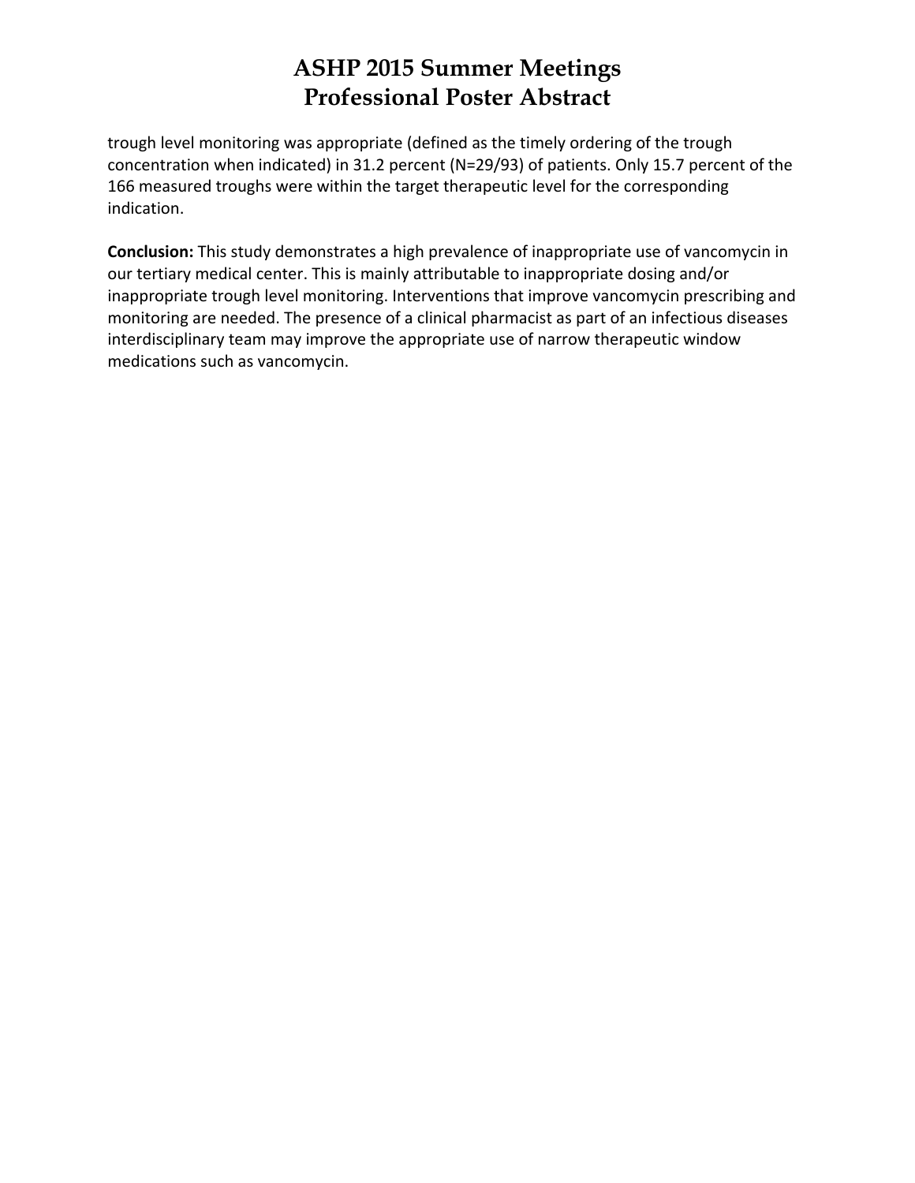trough level monitoring was appropriate (defined as the timely ordering of the trough concentration when indicated) in 31.2 percent (N=29/93) of patients. Only 15.7 percent of the 166 measured troughs were within the target therapeutic level for the corresponding indication.

**Conclusion:** This study demonstrates a high prevalence of inappropriate use of vancomycin in our tertiary medical center. This is mainly attributable to inappropriate dosing and/or inappropriate trough level monitoring. Interventions that improve vancomycin prescribing and monitoring are needed. The presence of a clinical pharmacist as part of an infectious diseases interdisciplinary team may improve the appropriate use of narrow therapeutic window medications such as vancomycin.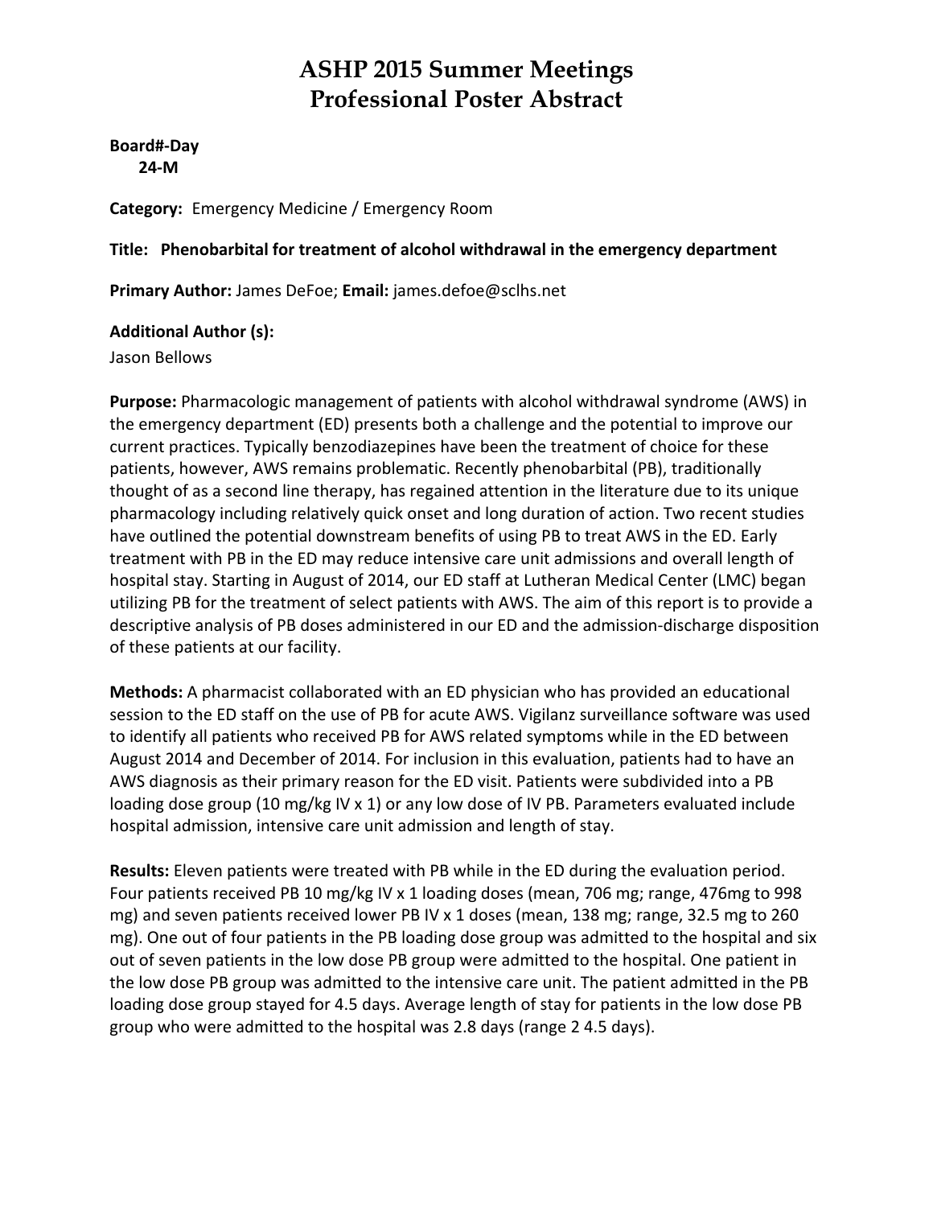# ASHP 2015 Summer Meetings
# Professional Poster Abstract

**Board#-Day**
**24-M**

**Category:** Emergency Medicine / Emergency Room

**Title: Phenobarbital for treatment of alcohol withdrawal in the emergency department**

**Primary Author:** James DeFoe; **Email:** james.defoe@sclhs.net

**Additional Author (s):**
Jason Bellows

**Purpose:** Pharmacologic management of patients with alcohol withdrawal syndrome (AWS) in the emergency department (ED) presents both a challenge and the potential to improve our current practices. Typically benzodiazepines have been the treatment of choice for these patients, however, AWS remains problematic. Recently phenobarbital (PB), traditionally thought of as a second line therapy, has regained attention in the literature due to its unique pharmacology including relatively quick onset and long duration of action. Two recent studies have outlined the potential downstream benefits of using PB to treat AWS in the ED. Early treatment with PB in the ED may reduce intensive care unit admissions and overall length of hospital stay. Starting in August of 2014, our ED staff at Lutheran Medical Center (LMC) began utilizing PB for the treatment of select patients with AWS. The aim of this report is to provide a descriptive analysis of PB doses administered in our ED and the admission-discharge disposition of these patients at our facility.

**Methods:** A pharmacist collaborated with an ED physician who has provided an educational session to the ED staff on the use of PB for acute AWS. Vigilanz surveillance software was used to identify all patients who received PB for AWS related symptoms while in the ED between August 2014 and December of 2014. For inclusion in this evaluation, patients had to have an AWS diagnosis as their primary reason for the ED visit. Patients were subdivided into a PB loading dose group (10 mg/kg IV x 1) or any low dose of IV PB. Parameters evaluated include hospital admission, intensive care unit admission and length of stay.

**Results:** Eleven patients were treated with PB while in the ED during the evaluation period. Four patients received PB 10 mg/kg IV x 1 loading doses (mean, 706 mg; range, 476mg to 998 mg) and seven patients received lower PB IV x 1 doses (mean, 138 mg; range, 32.5 mg to 260 mg). One out of four patients in the PB loading dose group was admitted to the hospital and six out of seven patients in the low dose PB group were admitted to the hospital. One patient in the low dose PB group was admitted to the intensive care unit. The patient admitted in the PB loading dose group stayed for 4.5 days. Average length of stay for patients in the low dose PB group who were admitted to the hospital was 2.8 days (range 2 4.5 days).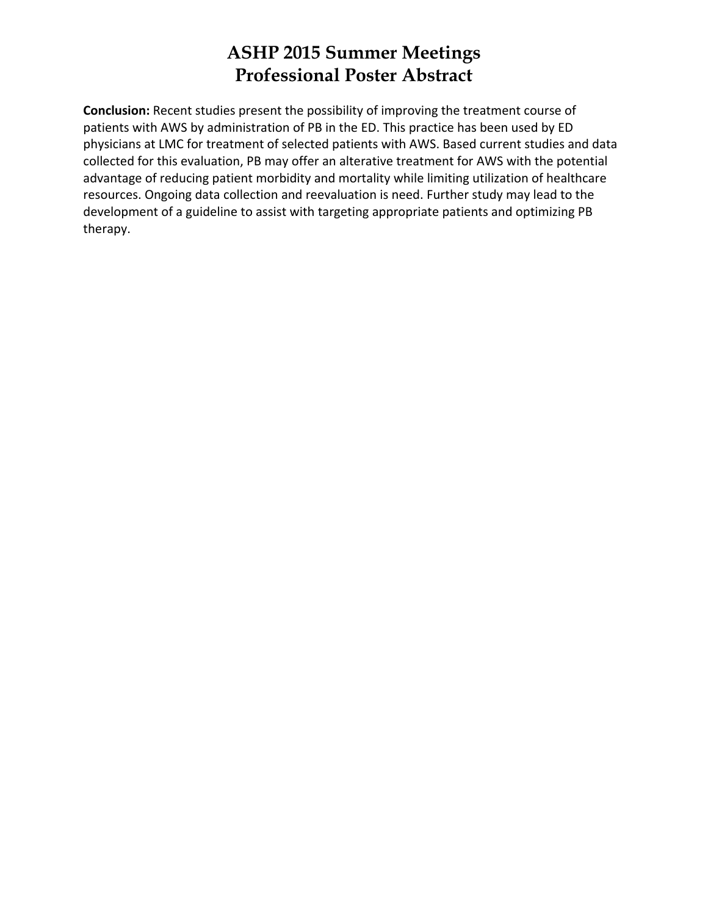**Conclusion:** Recent studies present the possibility of improving the treatment course of patients with AWS by administration of PB in the ED. This practice has been used by ED physicians at LMC for treatment of selected patients with AWS. Based current studies and data collected for this evaluation, PB may offer an alterative treatment for AWS with the potential advantage of reducing patient morbidity and mortality while limiting utilization of healthcare resources. Ongoing data collection and reevaluation is need. Further study may lead to the development of a guideline to assist with targeting appropriate patients and optimizing PB therapy.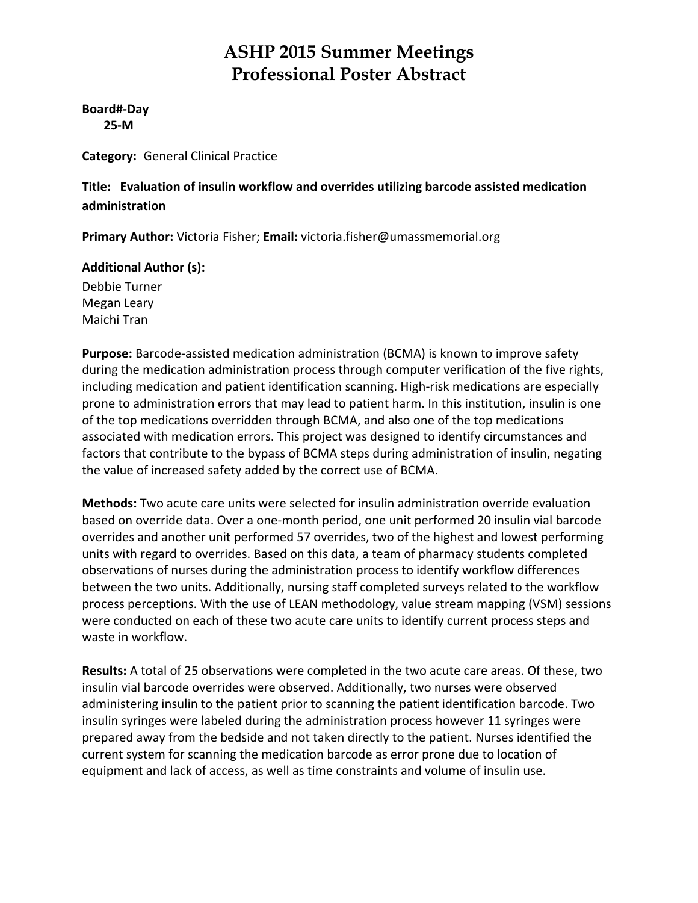# ASHP 2015 Summer Meetings
# Professional Poster Abstract

**Board#-Day**
**25-M**

**Category:** General Clinical Practice

**Title: Evaluation of insulin workflow and overrides utilizing barcode assisted medication administration**

**Primary Author:** Victoria Fisher; **Email:** victoria.fisher@umassmemorial.org

**Additional Author (s):**
Debbie Turner
Megan Leary
Maichi Tran

**Purpose:** Barcode-assisted medication administration (BCMA) is known to improve safety during the medication administration process through computer verification of the five rights, including medication and patient identification scanning. High-risk medications are especially prone to administration errors that may lead to patient harm. In this institution, insulin is one of the top medications overridden through BCMA, and also one of the top medications associated with medication errors. This project was designed to identify circumstances and factors that contribute to the bypass of BCMA steps during administration of insulin, negating the value of increased safety added by the correct use of BCMA.

**Methods:** Two acute care units were selected for insulin administration override evaluation based on override data. Over a one-month period, one unit performed 20 insulin vial barcode overrides and another unit performed 57 overrides, two of the highest and lowest performing units with regard to overrides. Based on this data, a team of pharmacy students completed observations of nurses during the administration process to identify workflow differences between the two units. Additionally, nursing staff completed surveys related to the workflow process perceptions. With the use of LEAN methodology, value stream mapping (VSM) sessions were conducted on each of these two acute care units to identify current process steps and waste in workflow.

**Results:** A total of 25 observations were completed in the two acute care areas. Of these, two insulin vial barcode overrides were observed. Additionally, two nurses were observed administering insulin to the patient prior to scanning the patient identification barcode. Two insulin syringes were labeled during the administration process however 11 syringes were prepared away from the bedside and not taken directly to the patient. Nurses identified the current system for scanning the medication barcode as error prone due to location of equipment and lack of access, as well as time constraints and volume of insulin use.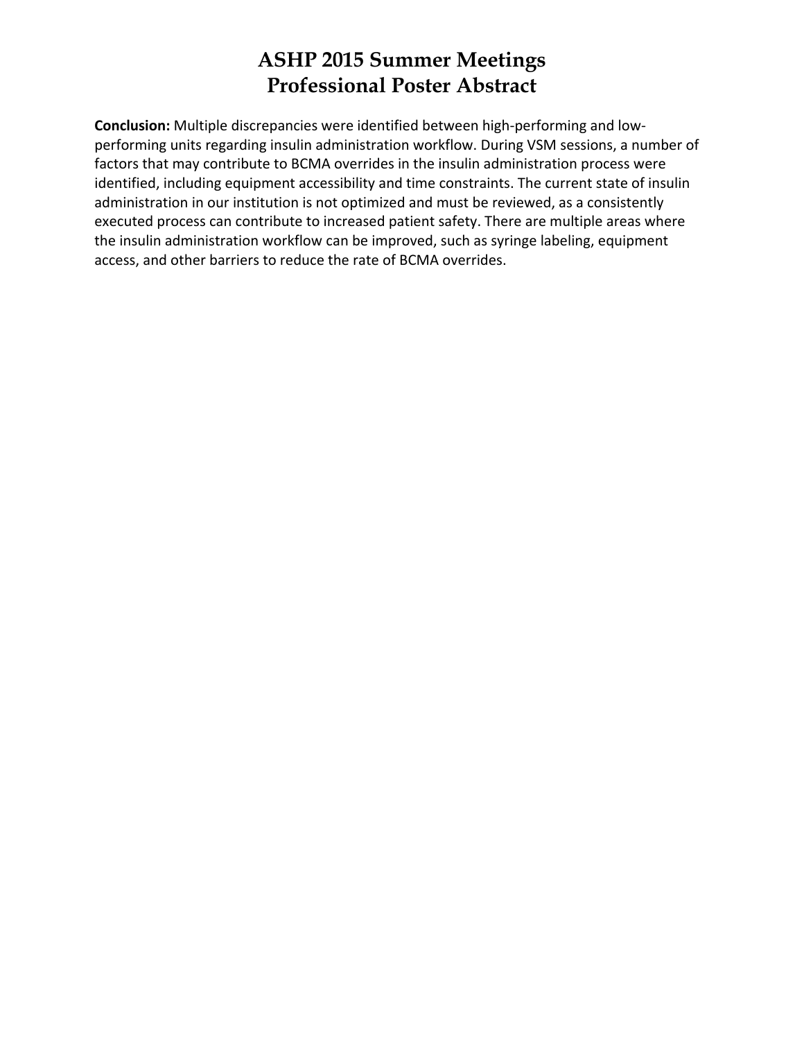**Conclusion:** Multiple discrepancies were identified between high-performing and low-performing units regarding insulin administration workflow. During VSM sessions, a number of factors that may contribute to BCMA overrides in the insulin administration process were identified, including equipment accessibility and time constraints. The current state of insulin administration in our institution is not optimized and must be reviewed, as a consistently executed process can contribute to increased patient safety. There are multiple areas where the insulin administration workflow can be improved, such as syringe labeling, equipment access, and other barriers to reduce the rate of BCMA overrides.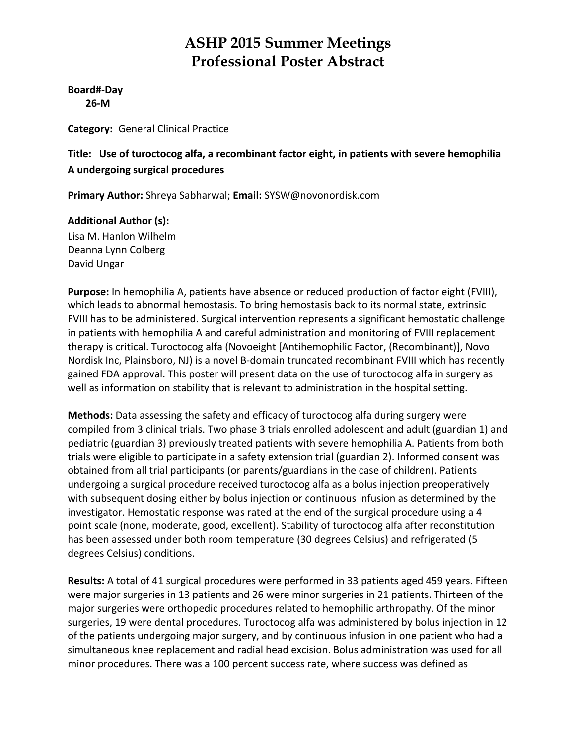# ASHP 2015 Summer Meetings
# Professional Poster Abstract

**Board#-Day**
**26-M**

**Category:** General Clinical Practice

**Title: Use of turoctocog alfa, a recombinant factor eight, in patients with severe hemophilia A undergoing surgical procedures**

**Primary Author:** Shreya Sabharwal; **Email:** SYSW@novonordisk.com

**Additional Author (s):**
Lisa M. Hanlon Wilhelm
Deanna Lynn Colberg
David Ungar

**Purpose:** In hemophilia A, patients have absence or reduced production of factor eight (FVIII), which leads to abnormal hemostasis. To bring hemostasis back to its normal state, extrinsic FVIII has to be administered. Surgical intervention represents a significant hemostatic challenge in patients with hemophilia A and careful administration and monitoring of FVIII replacement therapy is critical. Turoctocog alfa (Novoeight [Antihemophilic Factor, (Recombinant)], Novo Nordisk Inc, Plainsboro, NJ) is a novel B-domain truncated recombinant FVIII which has recently gained FDA approval. This poster will present data on the use of turoctocog alfa in surgery as well as information on stability that is relevant to administration in the hospital setting.

**Methods:** Data assessing the safety and efficacy of turoctocog alfa during surgery were compiled from 3 clinical trials. Two phase 3 trials enrolled adolescent and adult (guardian 1) and pediatric (guardian 3) previously treated patients with severe hemophilia A. Patients from both trials were eligible to participate in a safety extension trial (guardian 2). Informed consent was obtained from all trial participants (or parents/guardians in the case of children). Patients undergoing a surgical procedure received turoctocog alfa as a bolus injection preoperatively with subsequent dosing either by bolus injection or continuous infusion as determined by the investigator. Hemostatic response was rated at the end of the surgical procedure using a 4 point scale (none, moderate, good, excellent). Stability of turoctocog alfa after reconstitution has been assessed under both room temperature (30 degrees Celsius) and refrigerated (5 degrees Celsius) conditions.

**Results:** A total of 41 surgical procedures were performed in 33 patients aged 459 years. Fifteen were major surgeries in 13 patients and 26 were minor surgeries in 21 patients. Thirteen of the major surgeries were orthopedic procedures related to hemophilic arthropathy. Of the minor surgeries, 19 were dental procedures. Turoctocog alfa was administered by bolus injection in 12 of the patients undergoing major surgery, and by continuous infusion in one patient who had a simultaneous knee replacement and radial head excision. Bolus administration was used for all minor procedures. There was a 100 percent success rate, where success was defined as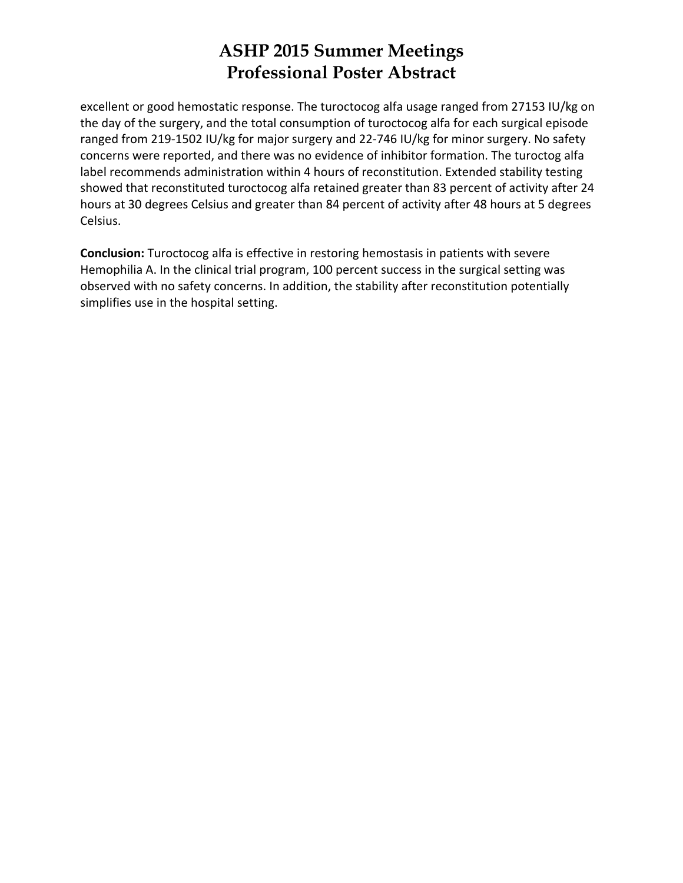excellent or good hemostatic response. The turoctocog alfa usage ranged from 27153 IU/kg on the day of the surgery, and the total consumption of turoctocog alfa for each surgical episode ranged from 219-1502 IU/kg for major surgery and 22-746 IU/kg for minor surgery. No safety concerns were reported, and there was no evidence of inhibitor formation. The turoctog alfa label recommends administration within 4 hours of reconstitution. Extended stability testing showed that reconstituted turoctocog alfa retained greater than 83 percent of activity after 24 hours at 30 degrees Celsius and greater than 84 percent of activity after 48 hours at 5 degrees Celsius.

**Conclusion:** Turoctocog alfa is effective in restoring hemostasis in patients with severe Hemophilia A. In the clinical trial program, 100 percent success in the surgical setting was observed with no safety concerns. In addition, the stability after reconstitution potentially simplifies use in the hospital setting.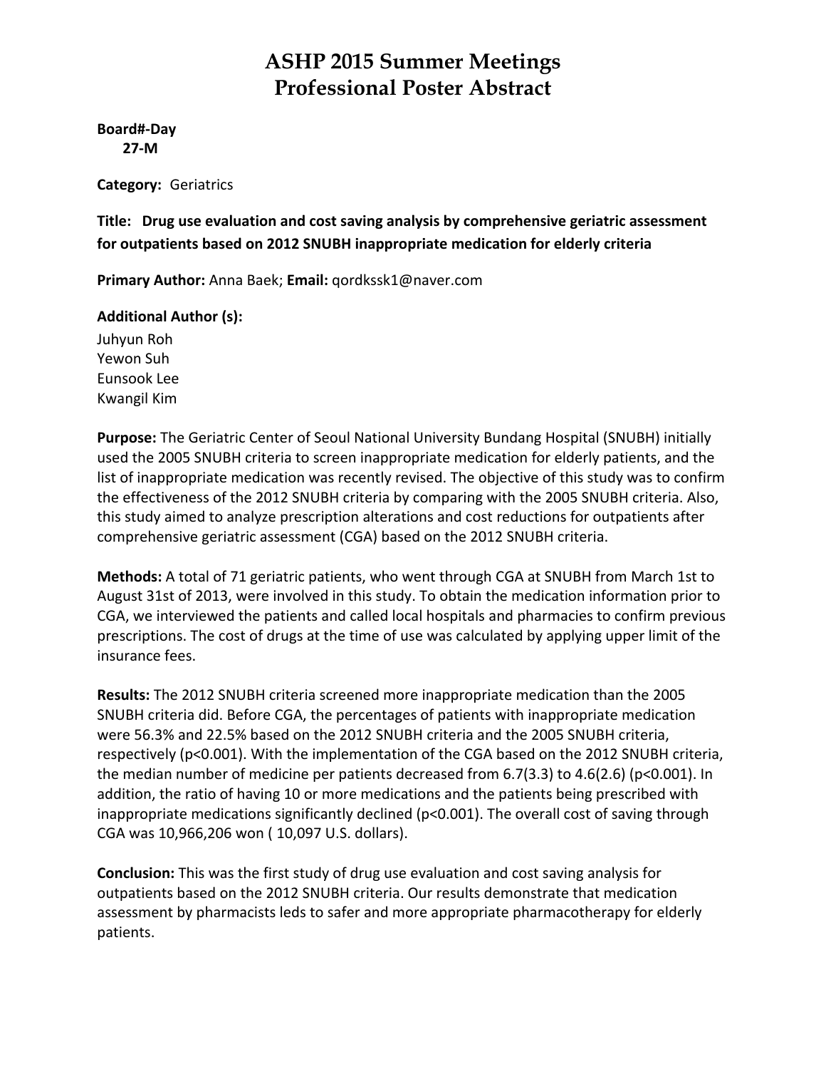# ASHP 2015 Summer Meetings
# Professional Poster Abstract

**Board#-Day**
**27-M**

**Category:** Geriatrics

**Title: Drug use evaluation and cost saving analysis by comprehensive geriatric assessment for outpatients based on 2012 SNUBH inappropriate medication for elderly criteria**

**Primary Author:** Anna Baek; **Email:** qordkssk1@naver.com

**Additional Author (s):**
Juhyun Roh
Yewon Suh
Eunsook Lee
Kwangil Kim

**Purpose:** The Geriatric Center of Seoul National University Bundang Hospital (SNUBH) initially used the 2005 SNUBH criteria to screen inappropriate medication for elderly patients, and the list of inappropriate medication was recently revised. The objective of this study was to confirm the effectiveness of the 2012 SNUBH criteria by comparing with the 2005 SNUBH criteria. Also, this study aimed to analyze prescription alterations and cost reductions for outpatients after comprehensive geriatric assessment (CGA) based on the 2012 SNUBH criteria.

**Methods:** A total of 71 geriatric patients, who went through CGA at SNUBH from March 1st to August 31st of 2013, were involved in this study. To obtain the medication information prior to CGA, we interviewed the patients and called local hospitals and pharmacies to confirm previous prescriptions. The cost of drugs at the time of use was calculated by applying upper limit of the insurance fees.

**Results:** The 2012 SNUBH criteria screened more inappropriate medication than the 2005 SNUBH criteria did. Before CGA, the percentages of patients with inappropriate medication were 56.3% and 22.5% based on the 2012 SNUBH criteria and the 2005 SNUBH criteria, respectively ($p<0.001$). With the implementation of the CGA based on the 2012 SNUBH criteria, the median number of medicine per patients decreased from 6.7(3.3) to 4.6(2.6) ($p<0.001$). In addition, the ratio of having 10 or more medications and the patients being prescribed with inappropriate medications significantly declined ($p<0.001$). The overall cost of saving through CGA was 10,966,206 won ( 10,097 U.S. dollars).

**Conclusion:** This was the first study of drug use evaluation and cost saving analysis for outpatients based on the 2012 SNUBH criteria. Our results demonstrate that medication assessment by pharmacists leds to safer and more appropriate pharmacotherapy for elderly patients.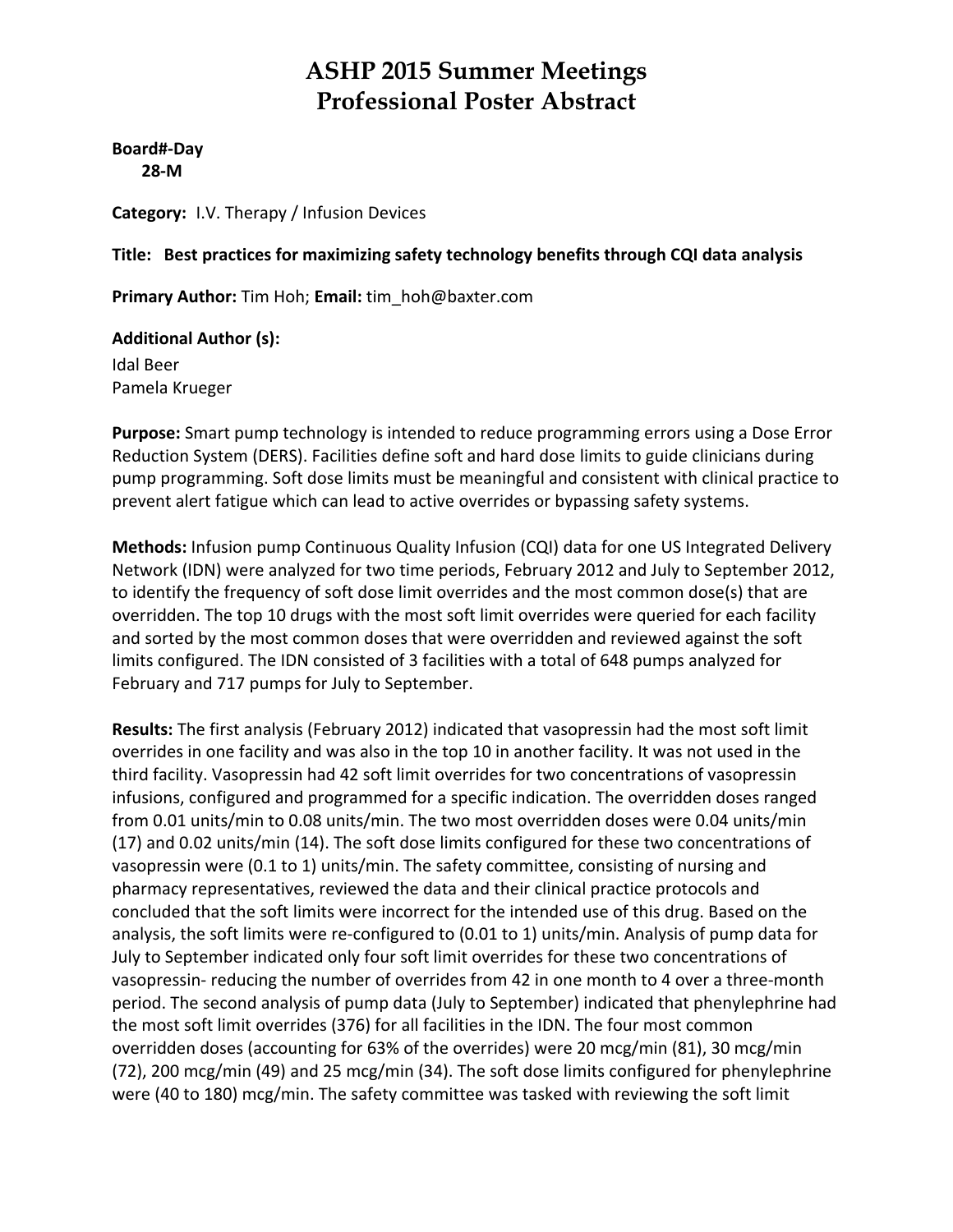# ASHP 2015 Summer Meetings
# Professional Poster Abstract

**Board#-Day**
**28-M**

**Category:** I.V. Therapy / Infusion Devices

**Title: Best practices for maximizing safety technology benefits through CQI data analysis**

**Primary Author:** Tim Hoh; **Email:** tim_hoh@baxter.com

**Additional Author (s):**
Idal Beer
Pamela Krueger

**Purpose:** Smart pump technology is intended to reduce programming errors using a Dose Error Reduction System (DERS). Facilities define soft and hard dose limits to guide clinicians during pump programming. Soft dose limits must be meaningful and consistent with clinical practice to prevent alert fatigue which can lead to active overrides or bypassing safety systems.

**Methods:** Infusion pump Continuous Quality Infusion (CQI) data for one US Integrated Delivery Network (IDN) were analyzed for two time periods, February 2012 and July to September 2012, to identify the frequency of soft dose limit overrides and the most common dose(s) that are overridden. The top 10 drugs with the most soft limit overrides were queried for each facility and sorted by the most common doses that were overridden and reviewed against the soft limits configured. The IDN consisted of 3 facilities with a total of 648 pumps analyzed for February and 717 pumps for July to September.

**Results:** The first analysis (February 2012) indicated that vasopressin had the most soft limit overrides in one facility and was also in the top 10 in another facility. It was not used in the third facility. Vasopressin had 42 soft limit overrides for two concentrations of vasopressin infusions, configured and programmed for a specific indication. The overridden doses ranged from 0.01 units/min to 0.08 units/min. The two most overridden doses were 0.04 units/min (17) and 0.02 units/min (14). The soft dose limits configured for these two concentrations of vasopressin were (0.1 to 1) units/min. The safety committee, consisting of nursing and pharmacy representatives, reviewed the data and their clinical practice protocols and concluded that the soft limits were incorrect for the intended use of this drug. Based on the analysis, the soft limits were re-configured to (0.01 to 1) units/min. Analysis of pump data for July to September indicated only four soft limit overrides for these two concentrations of vasopressin- reducing the number of overrides from 42 in one month to 4 over a three-month period. The second analysis of pump data (July to September) indicated that phenylephrine had the most soft limit overrides (376) for all facilities in the IDN. The four most common overridden doses (accounting for 63% of the overrides) were 20 mcg/min (81), 30 mcg/min (72), 200 mcg/min (49) and 25 mcg/min (34). The soft dose limits configured for phenylephrine were (40 to 180) mcg/min. The safety committee was tasked with reviewing the soft limit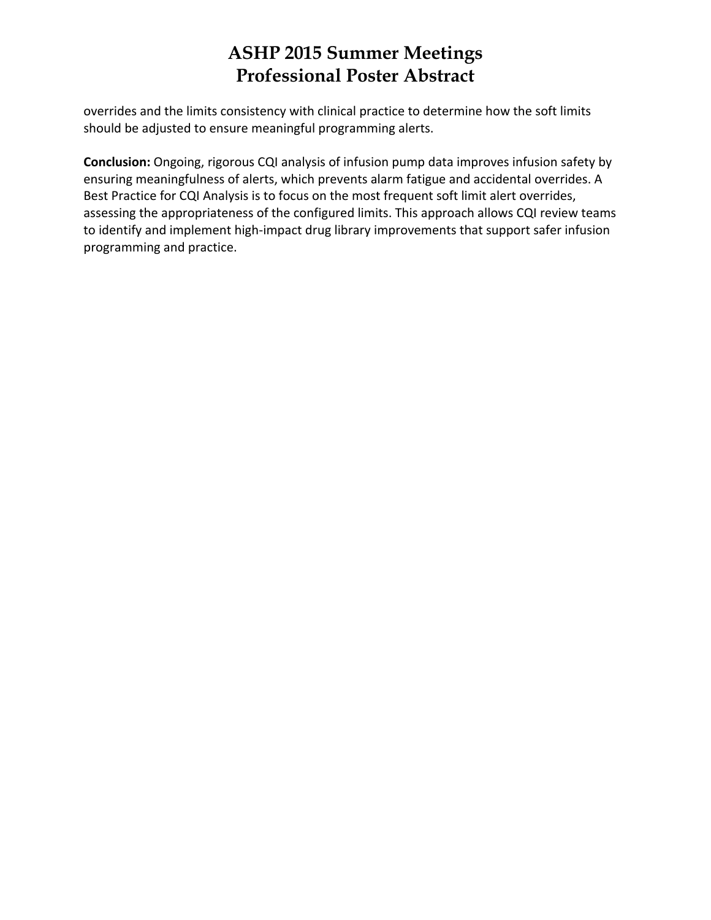overrides and the limits consistency with clinical practice to determine how the soft limits should be adjusted to ensure meaningful programming alerts.

**Conclusion:** Ongoing, rigorous CQI analysis of infusion pump data improves infusion safety by ensuring meaningfulness of alerts, which prevents alarm fatigue and accidental overrides. A Best Practice for CQI Analysis is to focus on the most frequent soft limit alert overrides, assessing the appropriateness of the configured limits. This approach allows CQI review teams to identify and implement high-impact drug library improvements that support safer infusion programming and practice.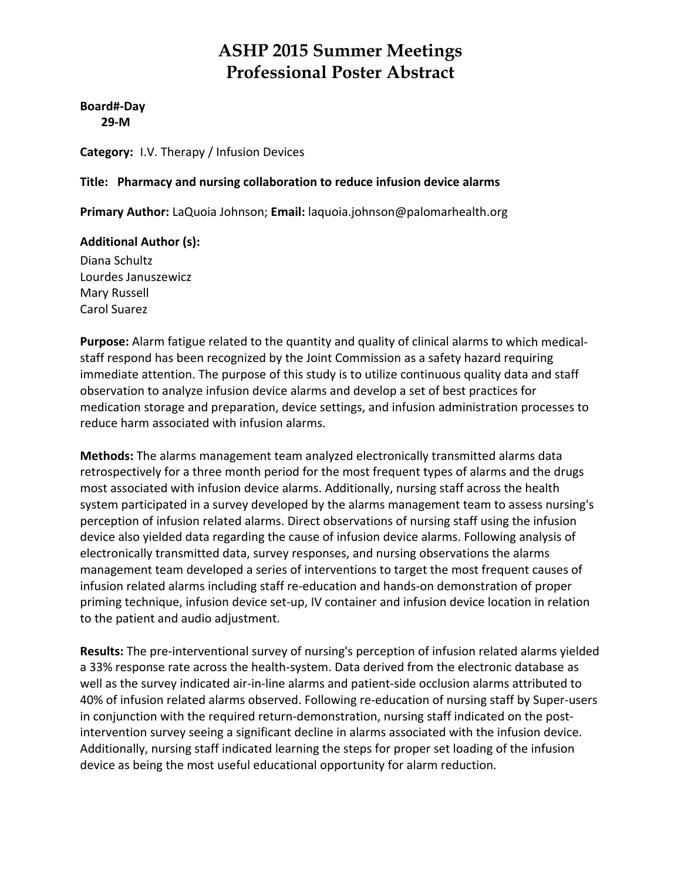# ASHP 2015 Summer Meetings
# Professional Poster Abstract

**Board#-Day**
**29-M**

**Category:** I.V. Therapy / Infusion Devices

**Title: Pharmacy and nursing collaboration to reduce infusion device alarms**

**Primary Author:** LaQuoia Johnson; **Email:** laquoia.johnson@palomarhealth.org

**Additional Author (s):**
Diana Schultz
Lourdes Januszewicz
Mary Russell
Carol Suarez

**Purpose:** Alarm fatigue related to the quantity and quality of clinical alarms to which medical-staff respond has been recognized by the Joint Commission as a safety hazard requiring immediate attention. The purpose of this study is to utilize continuous quality data and staff observation to analyze infusion device alarms and develop a set of best practices for medication storage and preparation, device settings, and infusion administration processes to reduce harm associated with infusion alarms.

**Methods:** The alarms management team analyzed electronically transmitted alarms data retrospectively for a three month period for the most frequent types of alarms and the drugs most associated with infusion device alarms. Additionally, nursing staff across the health system participated in a survey developed by the alarms management team to assess nursing's perception of infusion related alarms. Direct observations of nursing staff using the infusion device also yielded data regarding the cause of infusion device alarms. Following analysis of electronically transmitted data, survey responses, and nursing observations the alarms management team developed a series of interventions to target the most frequent causes of infusion related alarms including staff re-education and hands-on demonstration of proper priming technique, infusion device set-up, IV container and infusion device location in relation to the patient and audio adjustment.

**Results:** The pre-interventional survey of nursing's perception of infusion related alarms yielded a 33% response rate across the health-system. Data derived from the electronic database as well as the survey indicated air-in-line alarms and patient-side occlusion alarms attributed to 40% of infusion related alarms observed. Following re-education of nursing staff by Super-users in conjunction with the required return-demonstration, nursing staff indicated on the post-intervention survey seeing a significant decline in alarms associated with the infusion device. Additionally, nursing staff indicated learning the steps for proper set loading of the infusion device as being the most useful educational opportunity for alarm reduction.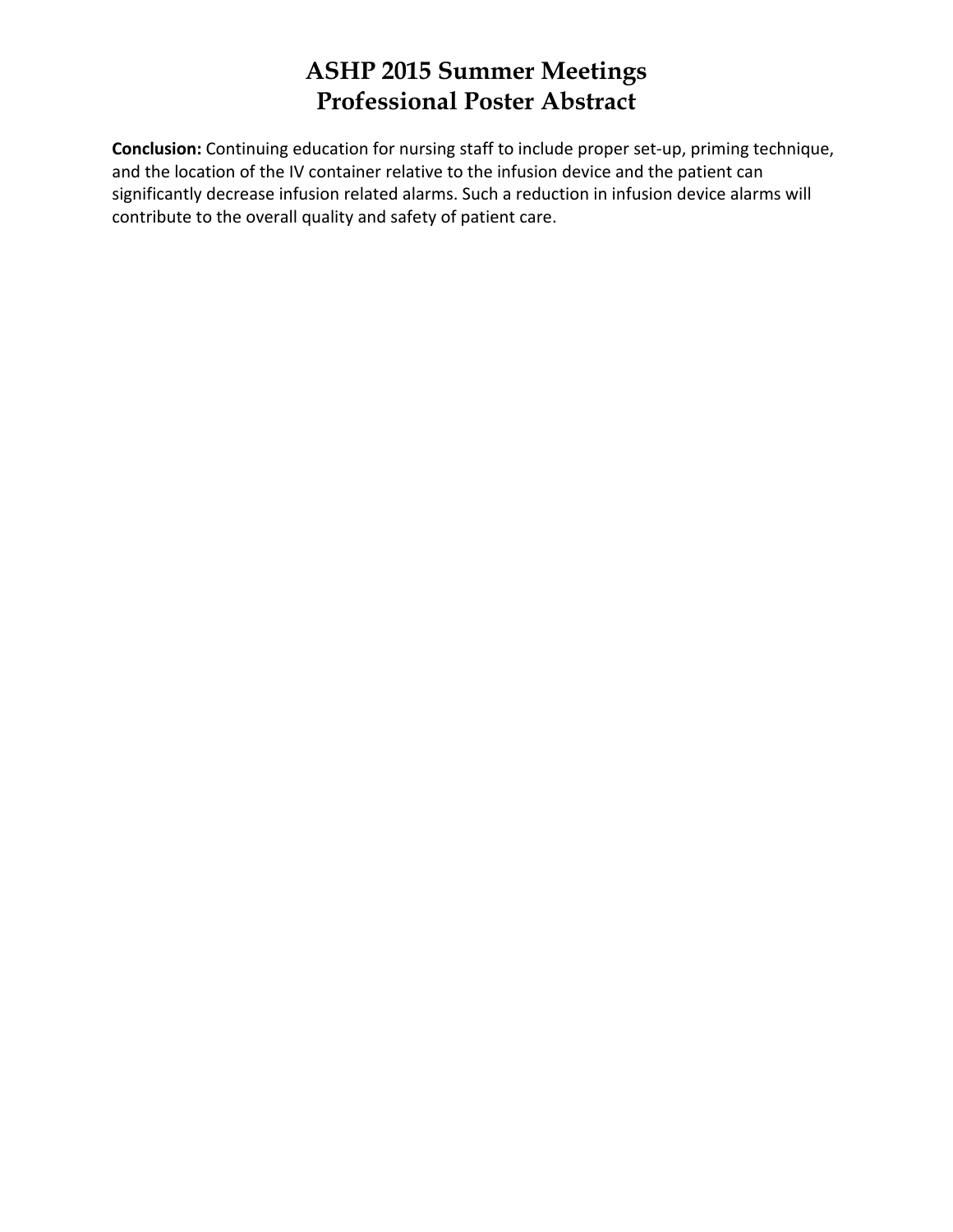**Conclusion:** Continuing education for nursing staff to include proper set-up, priming technique, and the location of the IV container relative to the infusion device and the patient can significantly decrease infusion related alarms. Such a reduction in infusion device alarms will contribute to the overall quality and safety of patient care.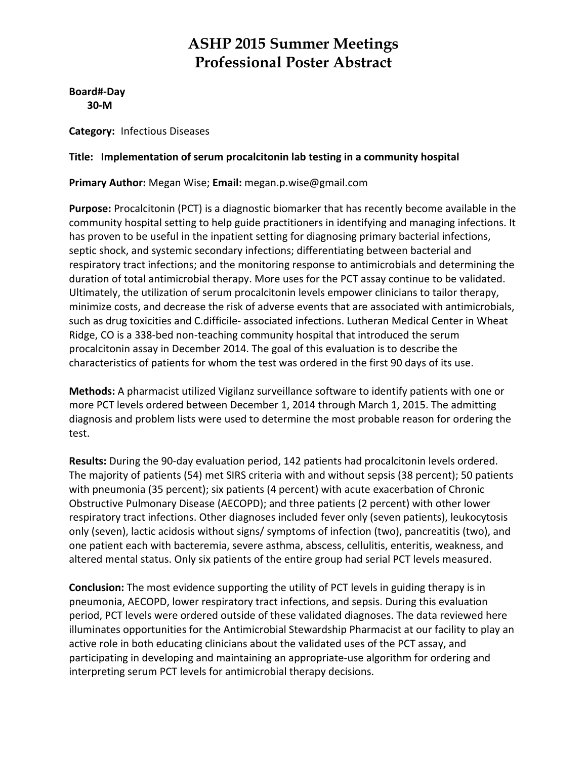# ASHP 2015 Summer Meetings
## Professional Poster Abstract

**Board#-Day**
**30-M**

**Category:** Infectious Diseases

**Title: Implementation of serum procalcitonin lab testing in a community hospital**

**Primary Author:** Megan Wise; **Email:** megan.p.wise@gmail.com

**Purpose:** Procalcitonin (PCT) is a diagnostic biomarker that has recently become available in the community hospital setting to help guide practitioners in identifying and managing infections. It has proven to be useful in the inpatient setting for diagnosing primary bacterial infections, septic shock, and systemic secondary infections; differentiating between bacterial and respiratory tract infections; and the monitoring response to antimicrobials and determining the duration of total antimicrobial therapy. More uses for the PCT assay continue to be validated. Ultimately, the utilization of serum procalcitonin levels empower clinicians to tailor therapy, minimize costs, and decrease the risk of adverse events that are associated with antimicrobials, such as drug toxicities and C.difficile- associated infections. Lutheran Medical Center in Wheat Ridge, CO is a 338-bed non-teaching community hospital that introduced the serum procalcitonin assay in December 2014. The goal of this evaluation is to describe the characteristics of patients for whom the test was ordered in the first 90 days of its use.

**Methods:** A pharmacist utilized Vigilanz surveillance software to identify patients with one or more PCT levels ordered between December 1, 2014 through March 1, 2015. The admitting diagnosis and problem lists were used to determine the most probable reason for ordering the test.

**Results:** During the 90-day evaluation period, 142 patients had procalcitonin levels ordered. The majority of patients (54) met SIRS criteria with and without sepsis (38 percent); 50 patients with pneumonia (35 percent); six patients (4 percent) with acute exacerbation of Chronic Obstructive Pulmonary Disease (AECOPD); and three patients (2 percent) with other lower respiratory tract infections. Other diagnoses included fever only (seven patients), leukocytosis only (seven), lactic acidosis without signs/ symptoms of infection (two), pancreatitis (two), and one patient each with bacteremia, severe asthma, abscess, cellulitis, enteritis, weakness, and altered mental status. Only six patients of the entire group had serial PCT levels measured.

**Conclusion:** The most evidence supporting the utility of PCT levels in guiding therapy is in pneumonia, AECOPD, lower respiratory tract infections, and sepsis. During this evaluation period, PCT levels were ordered outside of these validated diagnoses. The data reviewed here illuminates opportunities for the Antimicrobial Stewardship Pharmacist at our facility to play an active role in both educating clinicians about the validated uses of the PCT assay, and participating in developing and maintaining an appropriate-use algorithm for ordering and interpreting serum PCT levels for antimicrobial therapy decisions.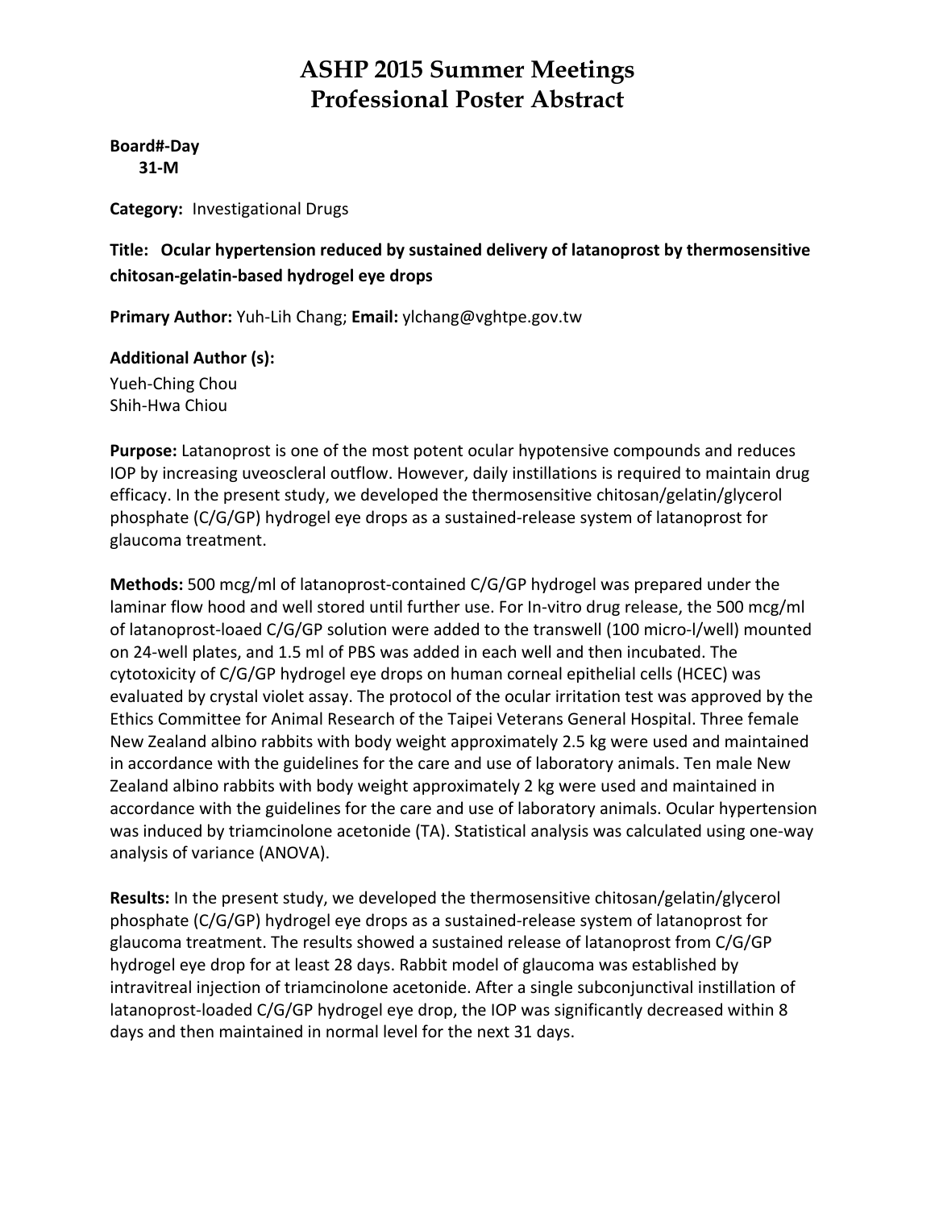# ASHP 2015 Summer Meetings
# Professional Poster Abstract

**Board#-Day**
**31-M**

**Category:** Investigational Drugs

**Title: Ocular hypertension reduced by sustained delivery of latanoprost by thermosensitive chitosan-gelatin-based hydrogel eye drops**

**Primary Author:** Yuh-Lih Chang; **Email:** ylchang@vghtpe.gov.tw

**Additional Author (s):**
Yueh-Ching Chou
Shih-Hwa Chiou

**Purpose:** Latanoprost is one of the most potent ocular hypotensive compounds and reduces IOP by increasing uveoscleral outflow. However, daily instillations is required to maintain drug efficacy. In the present study, we developed the thermosensitive chitosan/gelatin/glycerol phosphate (C/G/GP) hydrogel eye drops as a sustained-release system of latanoprost for glaucoma treatment.

**Methods:** 500 mcg/ml of latanoprost-contained C/G/GP hydrogel was prepared under the laminar flow hood and well stored until further use. For In-vitro drug release, the 500 mcg/ml of latanoprost-loaed C/G/GP solution were added to the transwell (100 micro-l/well) mounted on 24-well plates, and 1.5 ml of PBS was added in each well and then incubated. The cytotoxicity of C/G/GP hydrogel eye drops on human corneal epithelial cells (HCEC) was evaluated by crystal violet assay. The protocol of the ocular irritation test was approved by the Ethics Committee for Animal Research of the Taipei Veterans General Hospital. Three female New Zealand albino rabbits with body weight approximately 2.5 kg were used and maintained in accordance with the guidelines for the care and use of laboratory animals. Ten male New Zealand albino rabbits with body weight approximately 2 kg were used and maintained in accordance with the guidelines for the care and use of laboratory animals. Ocular hypertension was induced by triamcinolone acetonide (TA). Statistical analysis was calculated using one-way analysis of variance (ANOVA).

**Results:** In the present study, we developed the thermosensitive chitosan/gelatin/glycerol phosphate (C/G/GP) hydrogel eye drops as a sustained-release system of latanoprost for glaucoma treatment. The results showed a sustained release of latanoprost from C/G/GP hydrogel eye drop for at least 28 days. Rabbit model of glaucoma was established by intravitreal injection of triamcinolone acetonide. After a single subconjunctival instillation of latanoprost-loaded C/G/GP hydrogel eye drop, the IOP was significantly decreased within 8 days and then maintained in normal level for the next 31 days.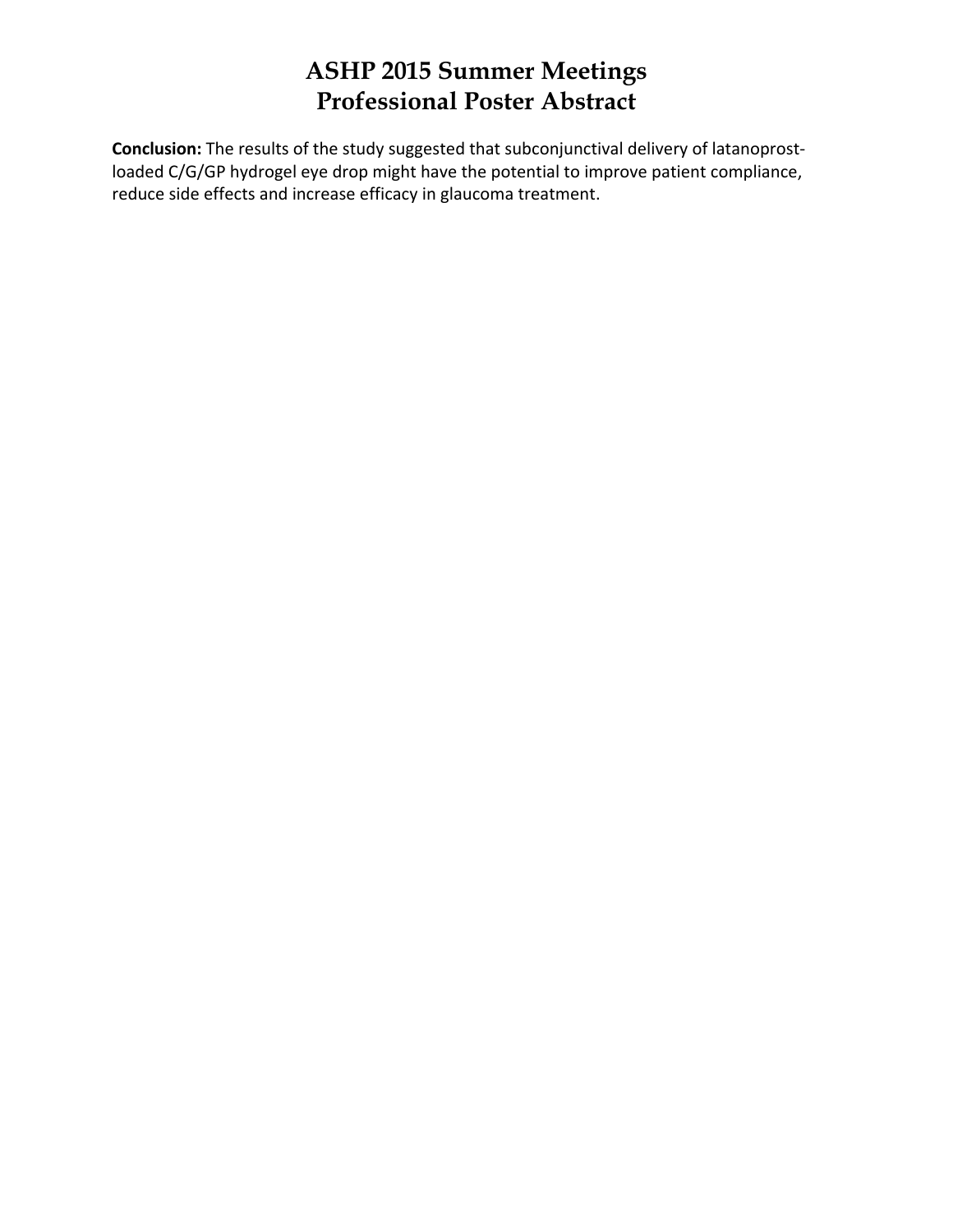**Conclusion:** The results of the study suggested that subconjunctival delivery of latanoprost-loaded C/G/GP hydrogel eye drop might have the potential to improve patient compliance, reduce side effects and increase efficacy in glaucoma treatment.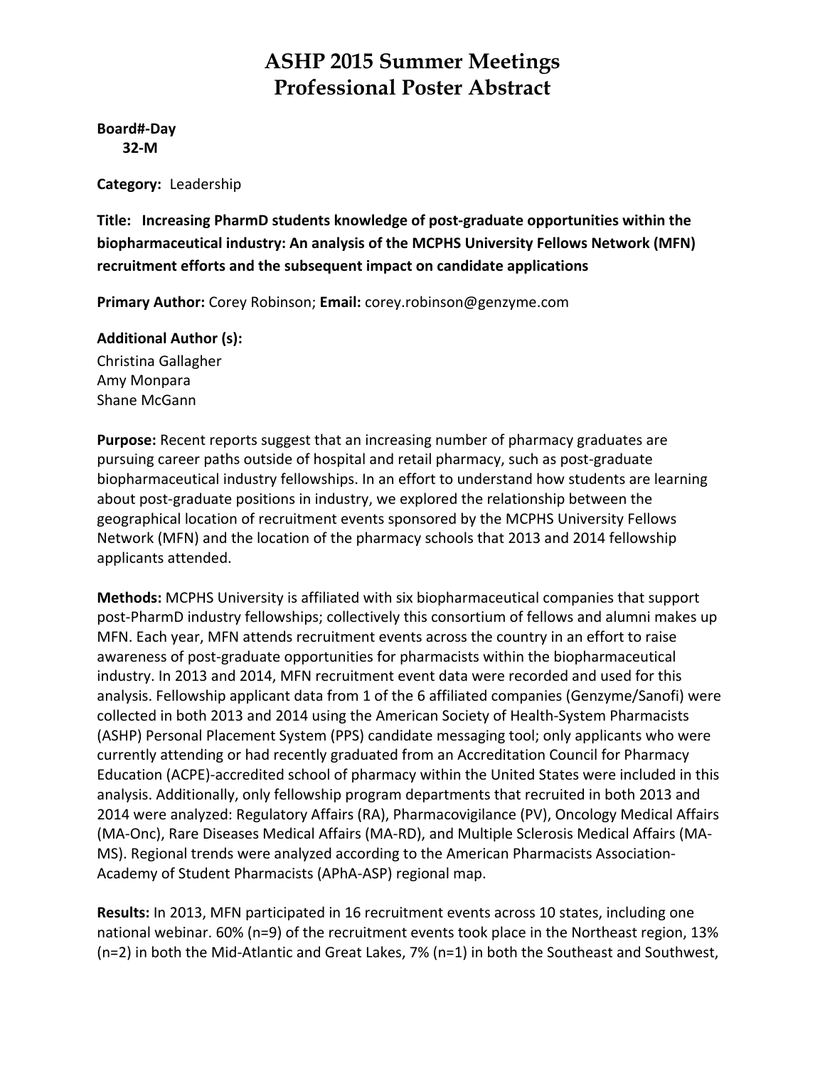# ASHP 2015 Summer Meetings
# Professional Poster Abstract

**Board#-Day**
**32-M**

**Category:** Leadership

**Title: Increasing PharmD students knowledge of post-graduate opportunities within the biopharmaceutical industry: An analysis of the MCPHS University Fellows Network (MFN) recruitment efforts and the subsequent impact on candidate applications**

**Primary Author:** Corey Robinson; **Email:** corey.robinson@genzyme.com

**Additional Author (s):**
Christina Gallagher
Amy Monpara
Shane McGann

**Purpose:** Recent reports suggest that an increasing number of pharmacy graduates are pursuing career paths outside of hospital and retail pharmacy, such as post-graduate biopharmaceutical industry fellowships. In an effort to understand how students are learning about post-graduate positions in industry, we explored the relationship between the geographical location of recruitment events sponsored by the MCPHS University Fellows Network (MFN) and the location of the pharmacy schools that 2013 and 2014 fellowship applicants attended.

**Methods:** MCPHS University is affiliated with six biopharmaceutical companies that support post-PharmD industry fellowships; collectively this consortium of fellows and alumni makes up MFN. Each year, MFN attends recruitment events across the country in an effort to raise awareness of post-graduate opportunities for pharmacists within the biopharmaceutical industry. In 2013 and 2014, MFN recruitment event data were recorded and used for this analysis. Fellowship applicant data from 1 of the 6 affiliated companies (Genzyme/Sanofi) were collected in both 2013 and 2014 using the American Society of Health-System Pharmacists (ASHP) Personal Placement System (PPS) candidate messaging tool; only applicants who were currently attending or had recently graduated from an Accreditation Council for Pharmacy Education (ACPE)-accredited school of pharmacy within the United States were included in this analysis. Additionally, only fellowship program departments that recruited in both 2013 and 2014 were analyzed: Regulatory Affairs (RA), Pharmacovigilance (PV), Oncology Medical Affairs (MA-Onc), Rare Diseases Medical Affairs (MA-RD), and Multiple Sclerosis Medical Affairs (MA-MS). Regional trends were analyzed according to the American Pharmacists Association-Academy of Student Pharmacists (APhA-ASP) regional map.

**Results:** In 2013, MFN participated in 16 recruitment events across 10 states, including one national webinar. 60% (n=9) of the recruitment events took place in the Northeast region, 13% (n=2) in both the Mid-Atlantic and Great Lakes, 7% (n=1) in both the Southeast and Southwest,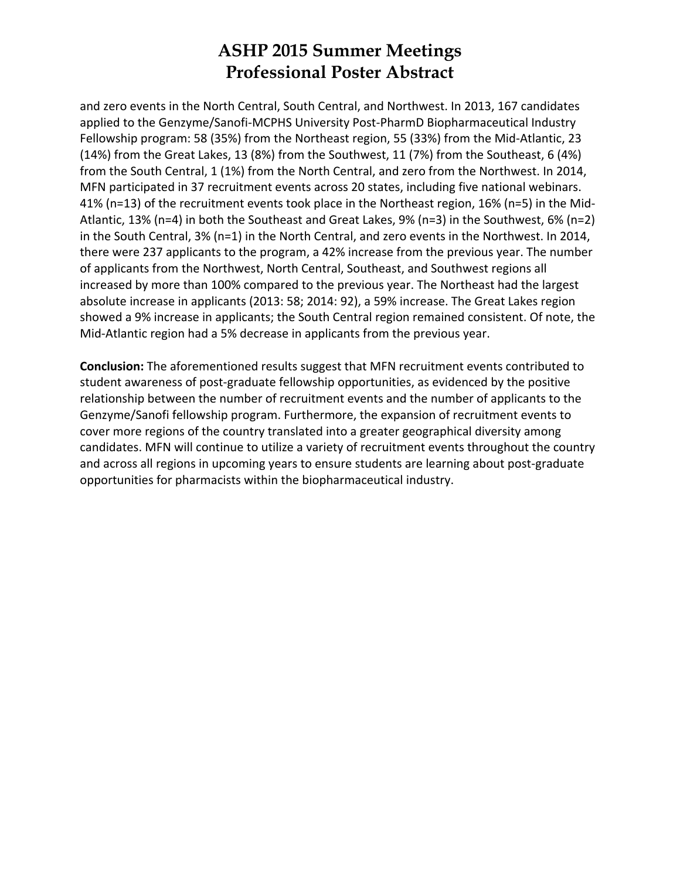and zero events in the North Central, South Central, and Northwest. In 2013, 167 candidates applied to the Genzyme/Sanofi-MCPHS University Post-PharmD Biopharmaceutical Industry Fellowship program: 58 (35%) from the Northeast region, 55 (33%) from the Mid-Atlantic, 23 (14%) from the Great Lakes, 13 (8%) from the Southwest, 11 (7%) from the Southeast, 6 (4%) from the South Central, 1 (1%) from the North Central, and zero from the Northwest. In 2014, MFN participated in 37 recruitment events across 20 states, including five national webinars. 41% (n=13) of the recruitment events took place in the Northeast region, 16% (n=5) in the Mid-Atlantic, 13% (n=4) in both the Southeast and Great Lakes, 9% (n=3) in the Southwest, 6% (n=2) in the South Central, 3% (n=1) in the North Central, and zero events in the Northwest. In 2014, there were 237 applicants to the program, a 42% increase from the previous year. The number of applicants from the Northwest, North Central, Southeast, and Southwest regions all increased by more than 100% compared to the previous year. The Northeast had the largest absolute increase in applicants (2013: 58; 2014: 92), a 59% increase. The Great Lakes region showed a 9% increase in applicants; the South Central region remained consistent. Of note, the Mid-Atlantic region had a 5% decrease in applicants from the previous year.

**Conclusion:** The aforementioned results suggest that MFN recruitment events contributed to student awareness of post-graduate fellowship opportunities, as evidenced by the positive relationship between the number of recruitment events and the number of applicants to the Genzyme/Sanofi fellowship program. Furthermore, the expansion of recruitment events to cover more regions of the country translated into a greater geographical diversity among candidates. MFN will continue to utilize a variety of recruitment events throughout the country and across all regions in upcoming years to ensure students are learning about post-graduate opportunities for pharmacists within the biopharmaceutical industry.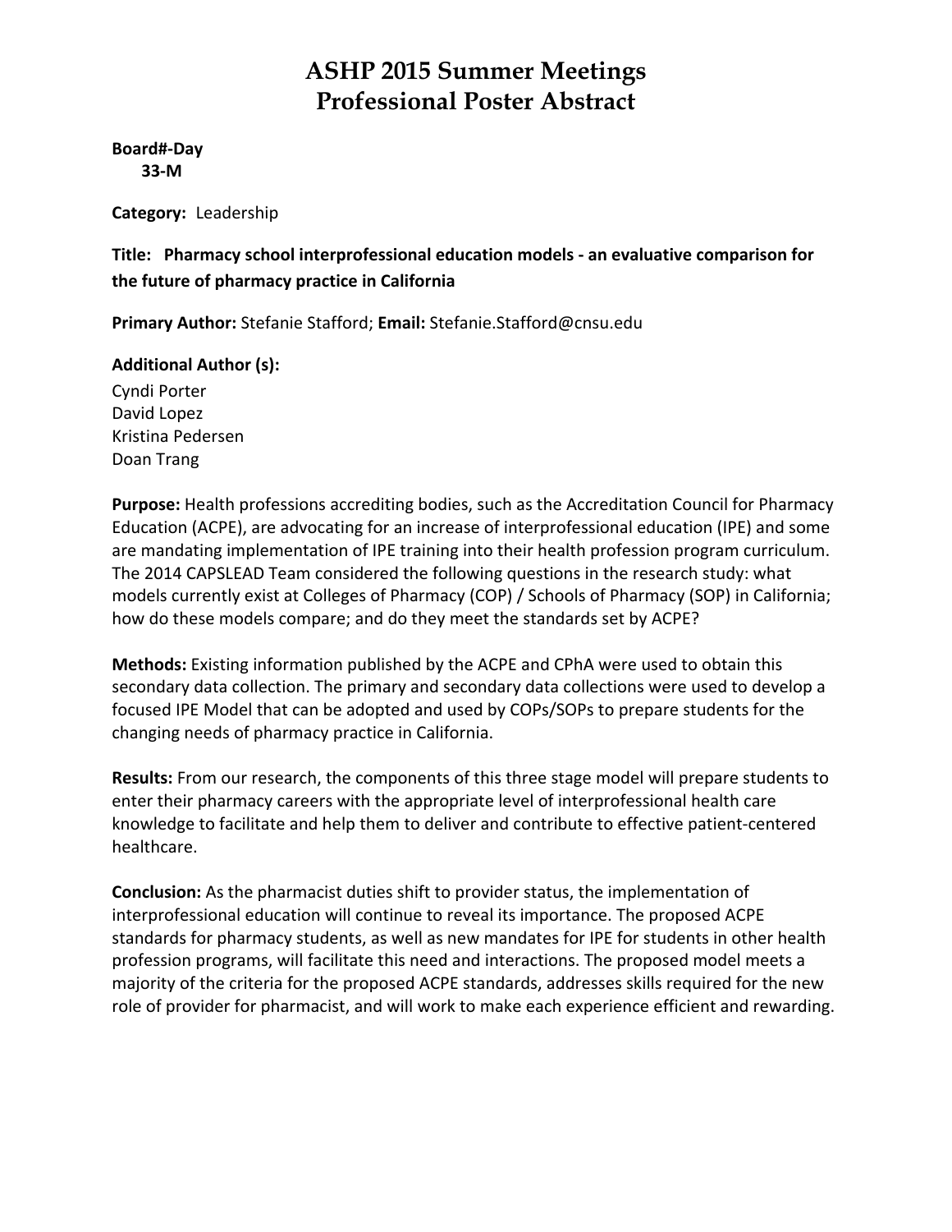# ASHP 2015 Summer Meetings
# Professional Poster Abstract

**Board#-Day**
**33-M**

**Category:** Leadership

**Title: Pharmacy school interprofessional education models - an evaluative comparison for the future of pharmacy practice in California**

**Primary Author:** Stefanie Stafford; **Email:** Stefanie.Stafford@cnsu.edu

**Additional Author (s):**
Cyndi Porter
David Lopez
Kristina Pedersen
Doan Trang

**Purpose:** Health professions accrediting bodies, such as the Accreditation Council for Pharmacy Education (ACPE), are advocating for an increase of interprofessional education (IPE) and some are mandating implementation of IPE training into their health profession program curriculum. The 2014 CAPSLEAD Team considered the following questions in the research study: what models currently exist at Colleges of Pharmacy (COP) / Schools of Pharmacy (SOP) in California; how do these models compare; and do they meet the standards set by ACPE?

**Methods:** Existing information published by the ACPE and CPhA were used to obtain this secondary data collection. The primary and secondary data collections were used to develop a focused IPE Model that can be adopted and used by COPs/SOPs to prepare students for the changing needs of pharmacy practice in California.

**Results:** From our research, the components of this three stage model will prepare students to enter their pharmacy careers with the appropriate level of interprofessional health care knowledge to facilitate and help them to deliver and contribute to effective patient-centered healthcare.

**Conclusion:** As the pharmacist duties shift to provider status, the implementation of interprofessional education will continue to reveal its importance. The proposed ACPE standards for pharmacy students, as well as new mandates for IPE for students in other health profession programs, will facilitate this need and interactions. The proposed model meets a majority of the criteria for the proposed ACPE standards, addresses skills required for the new role of provider for pharmacist, and will work to make each experience efficient and rewarding.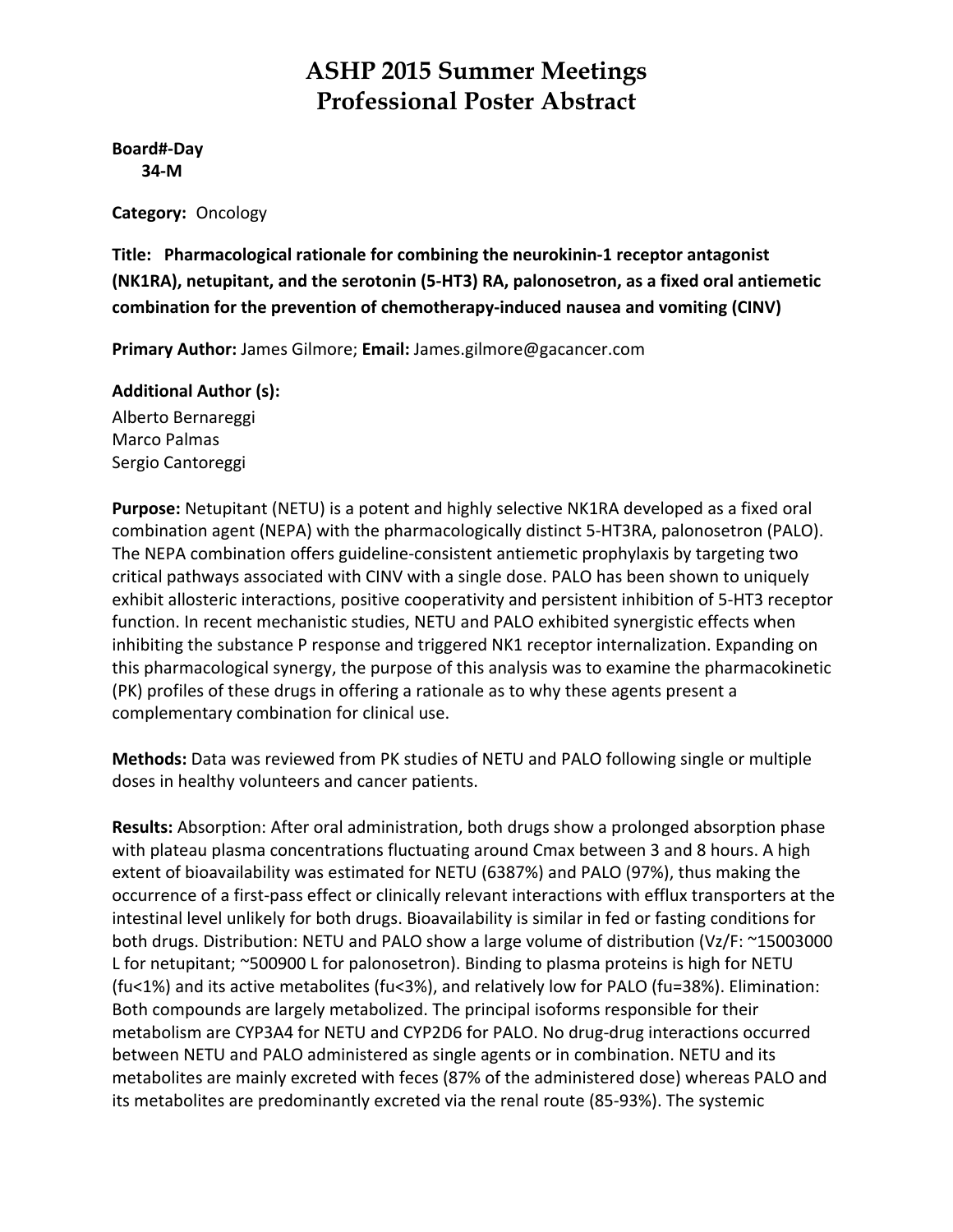# ASHP 2015 Summer Meetings
# Professional Poster Abstract

**Board#-Day**
**34-M**

**Category:** Oncology

**Title: Pharmacological rationale for combining the neurokinin-1 receptor antagonist (NK1RA), netupitant, and the serotonin (5-HT3) RA, palonosetron, as a fixed oral antiemetic combination for the prevention of chemotherapy-induced nausea and vomiting (CINV)**

**Primary Author:** James Gilmore; **Email:** James.gilmore@gacancer.com

**Additional Author (s):**
Alberto Bernareggi
Marco Palmas
Sergio Cantoreggi

**Purpose:** Netupitant (NETU) is a potent and highly selective NK1RA developed as a fixed oral combination agent (NEPA) with the pharmacologically distinct 5-HT3RA, palonosetron (PALO). The NEPA combination offers guideline-consistent antiemetic prophylaxis by targeting two critical pathways associated with CINV with a single dose. PALO has been shown to uniquely exhibit allosteric interactions, positive cooperativity and persistent inhibition of 5-HT3 receptor function. In recent mechanistic studies, NETU and PALO exhibited synergistic effects when inhibiting the substance P response and triggered NK1 receptor internalization. Expanding on this pharmacological synergy, the purpose of this analysis was to examine the pharmacokinetic (PK) profiles of these drugs in offering a rationale as to why these agents present a complementary combination for clinical use.

**Methods:** Data was reviewed from PK studies of NETU and PALO following single or multiple doses in healthy volunteers and cancer patients.

**Results:** Absorption: After oral administration, both drugs show a prolonged absorption phase with plateau plasma concentrations fluctuating around Cmax between 3 and 8 hours. A high extent of bioavailability was estimated for NETU (6387%) and PALO (97%), thus making the occurrence of a first-pass effect or clinically relevant interactions with efflux transporters at the intestinal level unlikely for both drugs. Bioavailability is similar in fed or fasting conditions for both drugs. Distribution: NETU and PALO show a large volume of distribution (Vz/F: ~15003000 L for netupitant; ~500900 L for palonosetron). Binding to plasma proteins is high for NETU (fu<1%) and its active metabolites (fu<3%), and relatively low for PALO (fu=38%). Elimination: Both compounds are largely metabolized. The principal isoforms responsible for their metabolism are CYP3A4 for NETU and CYP2D6 for PALO. No drug-drug interactions occurred between NETU and PALO administered as single agents or in combination. NETU and its metabolites are mainly excreted with feces (87% of the administered dose) whereas PALO and its metabolites are predominantly excreted via the renal route (85-93%). The systemic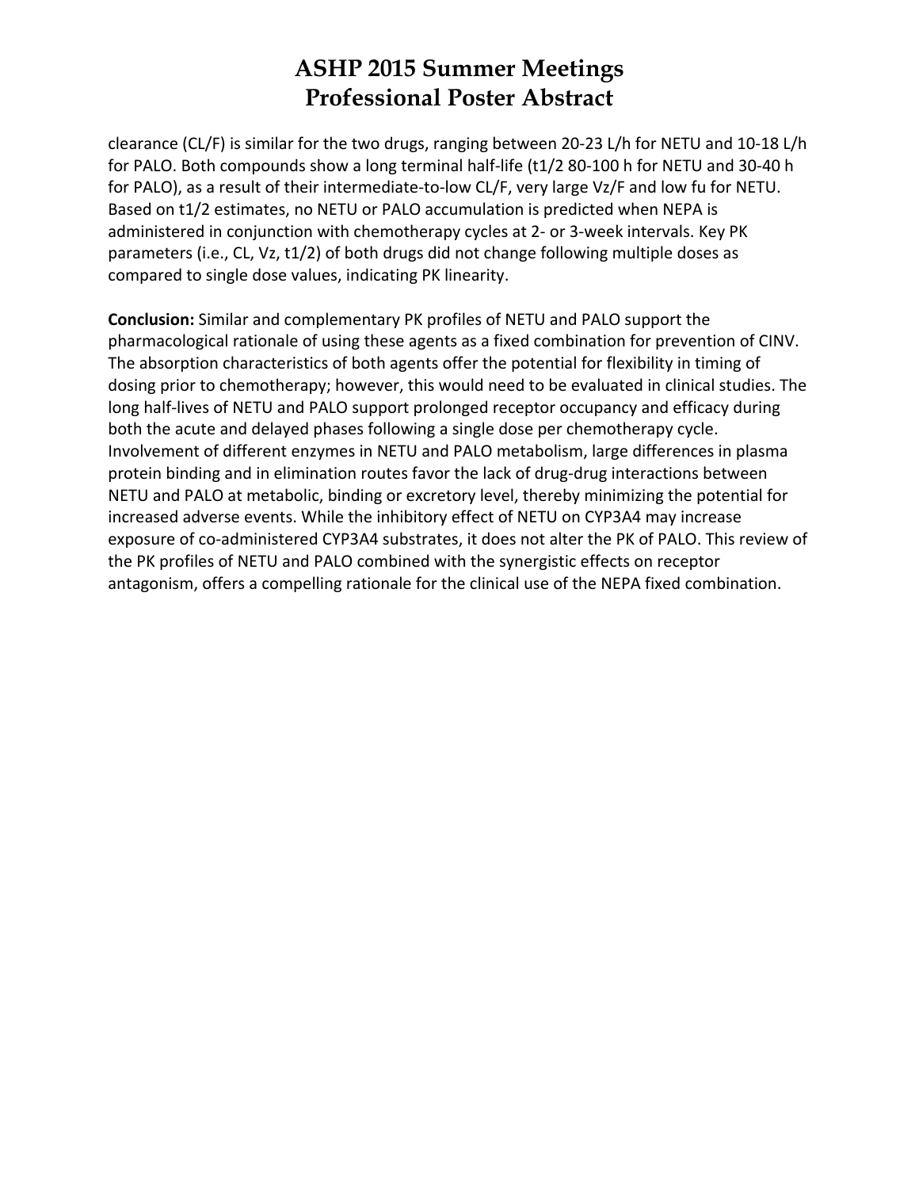clearance (CL/F) is similar for the two drugs, ranging between 20-23 L/h for NETU and 10-18 L/h for PALO. Both compounds show a long terminal half-life (t1/2 80-100 h for NETU and 30-40 h for PALO), as a result of their intermediate-to-low CL/F, very large Vz/F and low fu for NETU. Based on t1/2 estimates, no NETU or PALO accumulation is predicted when NEPA is administered in conjunction with chemotherapy cycles at 2- or 3-week intervals. Key PK parameters (i.e., CL, Vz, t1/2) of both drugs did not change following multiple doses as compared to single dose values, indicating PK linearity.

**Conclusion:** Similar and complementary PK profiles of NETU and PALO support the pharmacological rationale of using these agents as a fixed combination for prevention of CINV. The absorption characteristics of both agents offer the potential for flexibility in timing of dosing prior to chemotherapy; however, this would need to be evaluated in clinical studies. The long half-lives of NETU and PALO support prolonged receptor occupancy and efficacy during both the acute and delayed phases following a single dose per chemotherapy cycle. Involvement of different enzymes in NETU and PALO metabolism, large differences in plasma protein binding and in elimination routes favor the lack of drug-drug interactions between NETU and PALO at metabolic, binding or excretory level, thereby minimizing the potential for increased adverse events. While the inhibitory effect of NETU on CYP3A4 may increase exposure of co-administered CYP3A4 substrates, it does not alter the PK of PALO. This review of the PK profiles of NETU and PALO combined with the synergistic effects on receptor antagonism, offers a compelling rationale for the clinical use of the NEPA fixed combination.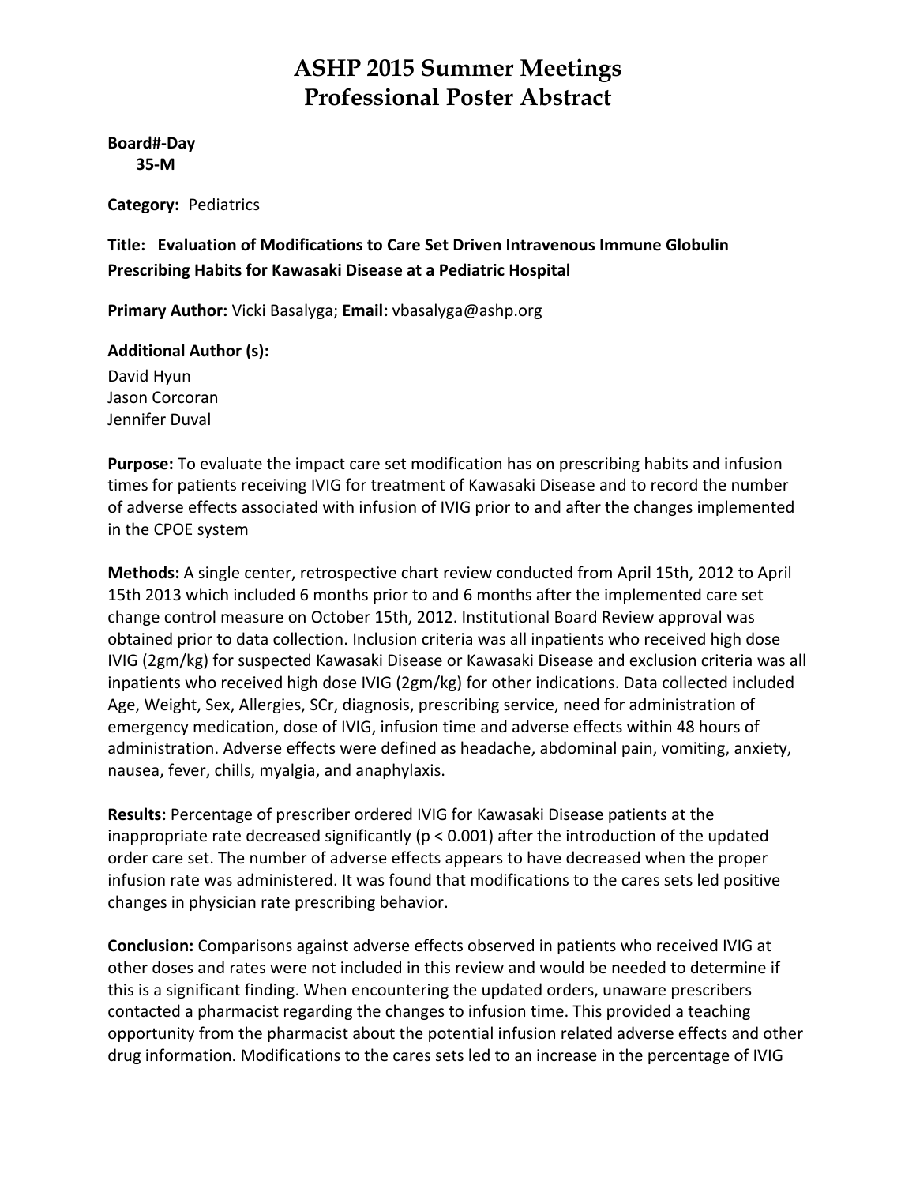# ASHP 2015 Summer Meetings
# Professional Poster Abstract

**Board#-Day**
**35-M**

**Category:** Pediatrics

**Title: Evaluation of Modifications to Care Set Driven Intravenous Immune Globulin Prescribing Habits for Kawasaki Disease at a Pediatric Hospital**

**Primary Author:** Vicki Basalyga; **Email:** vbasalyga@ashp.org

**Additional Author (s):**
David Hyun
Jason Corcoran
Jennifer Duval

**Purpose:** To evaluate the impact care set modification has on prescribing habits and infusion times for patients receiving IVIG for treatment of Kawasaki Disease and to record the number of adverse effects associated with infusion of IVIG prior to and after the changes implemented in the CPOE system

**Methods:** A single center, retrospective chart review conducted from April 15th, 2012 to April 15th 2013 which included 6 months prior to and 6 months after the implemented care set change control measure on October 15th, 2012. Institutional Board Review approval was obtained prior to data collection. Inclusion criteria was all inpatients who received high dose IVIG (2gm/kg) for suspected Kawasaki Disease or Kawasaki Disease and exclusion criteria was all inpatients who received high dose IVIG (2gm/kg) for other indications. Data collected included Age, Weight, Sex, Allergies, SCr, diagnosis, prescribing service, need for administration of emergency medication, dose of IVIG, infusion time and adverse effects within 48 hours of administration. Adverse effects were defined as headache, abdominal pain, vomiting, anxiety, nausea, fever, chills, myalgia, and anaphylaxis.

**Results:** Percentage of prescriber ordered IVIG for Kawasaki Disease patients at the inappropriate rate decreased significantly ($p < 0.001$) after the introduction of the updated order care set. The number of adverse effects appears to have decreased when the proper infusion rate was administered. It was found that modifications to the cares sets led positive changes in physician rate prescribing behavior.

**Conclusion:** Comparisons against adverse effects observed in patients who received IVIG at other doses and rates were not included in this review and would be needed to determine if this is a significant finding. When encountering the updated orders, unaware prescribers contacted a pharmacist regarding the changes to infusion time. This provided a teaching opportunity from the pharmacist about the potential infusion related adverse effects and other drug information. Modifications to the cares sets led to an increase in the percentage of IVIG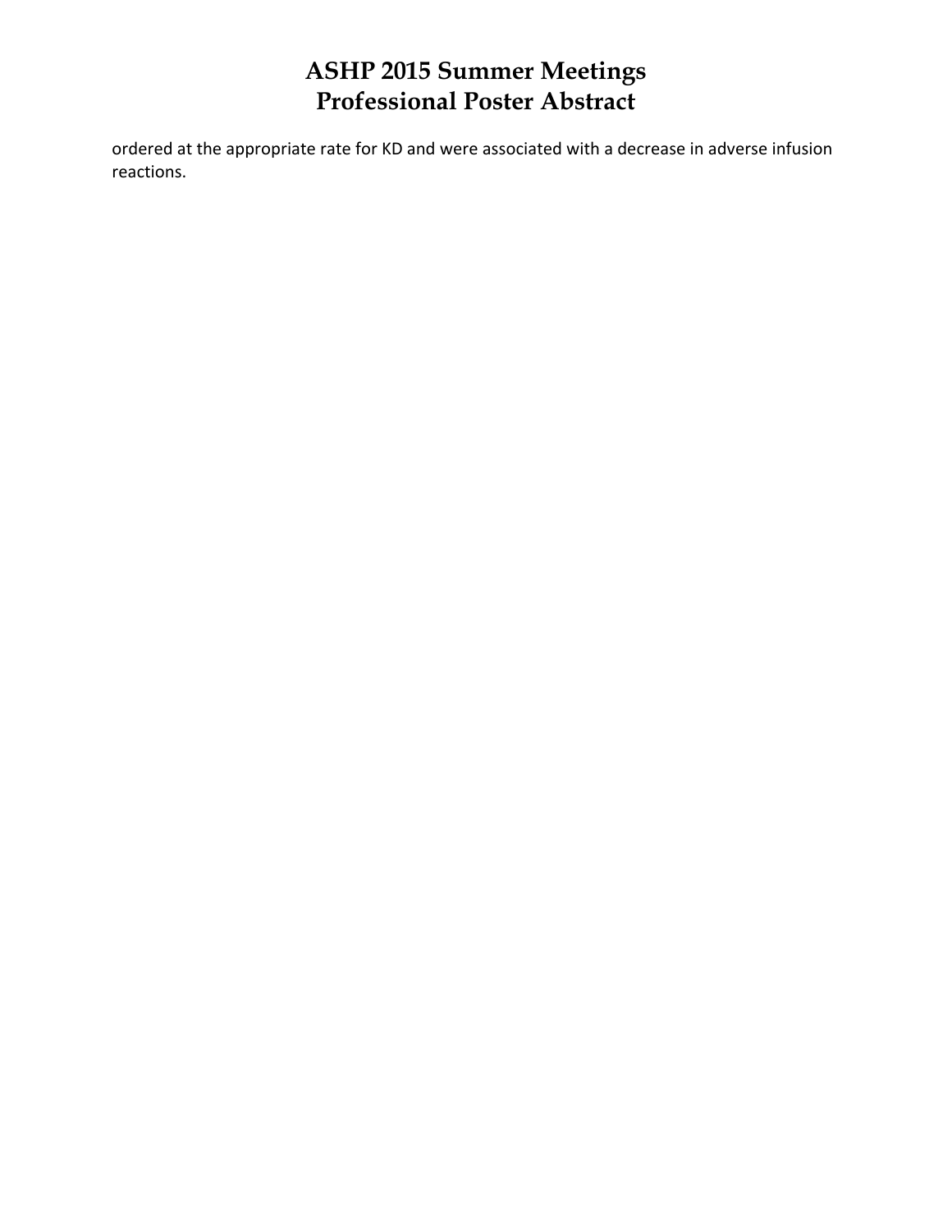ordered at the appropriate rate for KD and were associated with a decrease in adverse infusion reactions.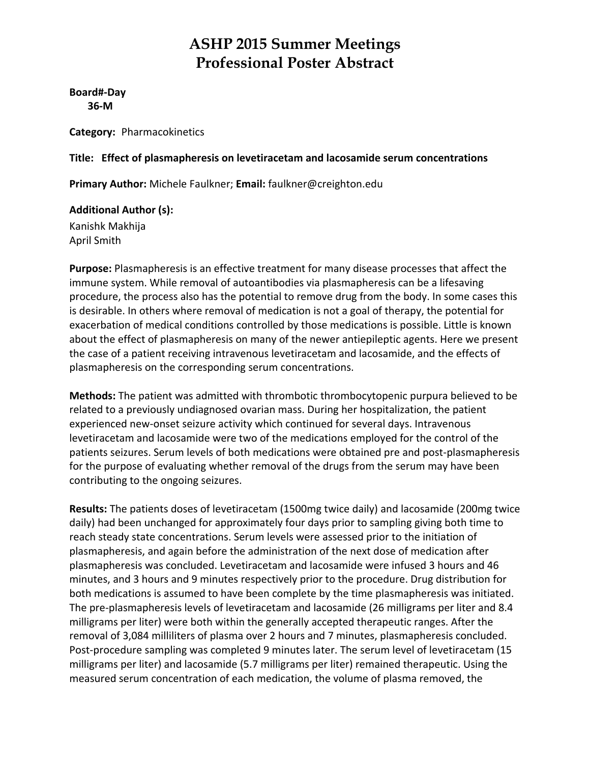# ASHP 2015 Summer Meetings
# Professional Poster Abstract

**Board#-Day**
**36-M**

**Category:** Pharmacokinetics

**Title: Effect of plasmapheresis on levetiracetam and lacosamide serum concentrations**

**Primary Author:** Michele Faulkner; **Email:** faulkner@creighton.edu

**Additional Author (s):**
Kanishk Makhija
April Smith

**Purpose:** Plasmapheresis is an effective treatment for many disease processes that affect the immune system. While removal of autoantibodies via plasmapheresis can be a lifesaving procedure, the process also has the potential to remove drug from the body. In some cases this is desirable. In others where removal of medication is not a goal of therapy, the potential for exacerbation of medical conditions controlled by those medications is possible. Little is known about the effect of plasmapheresis on many of the newer antiepileptic agents. Here we present the case of a patient receiving intravenous levetiracetam and lacosamide, and the effects of plasmapheresis on the corresponding serum concentrations.

**Methods:** The patient was admitted with thrombotic thrombocytopenic purpura believed to be related to a previously undiagnosed ovarian mass. During her hospitalization, the patient experienced new-onset seizure activity which continued for several days. Intravenous levetiracetam and lacosamide were two of the medications employed for the control of the patients seizures. Serum levels of both medications were obtained pre and post-plasmapheresis for the purpose of evaluating whether removal of the drugs from the serum may have been contributing to the ongoing seizures.

**Results:** The patients doses of levetiracetam (1500mg twice daily) and lacosamide (200mg twice daily) had been unchanged for approximately four days prior to sampling giving both time to reach steady state concentrations. Serum levels were assessed prior to the initiation of plasmapheresis, and again before the administration of the next dose of medication after plasmapheresis was concluded. Levetiracetam and lacosamide were infused 3 hours and 46 minutes, and 3 hours and 9 minutes respectively prior to the procedure. Drug distribution for both medications is assumed to have been complete by the time plasmapheresis was initiated. The pre-plasmapheresis levels of levetiracetam and lacosamide (26 milligrams per liter and 8.4 milligrams per liter) were both within the generally accepted therapeutic ranges. After the removal of 3,084 milliliters of plasma over 2 hours and 7 minutes, plasmapheresis concluded. Post-procedure sampling was completed 9 minutes later. The serum level of levetiracetam (15 milligrams per liter) and lacosamide (5.7 milligrams per liter) remained therapeutic. Using the measured serum concentration of each medication, the volume of plasma removed, the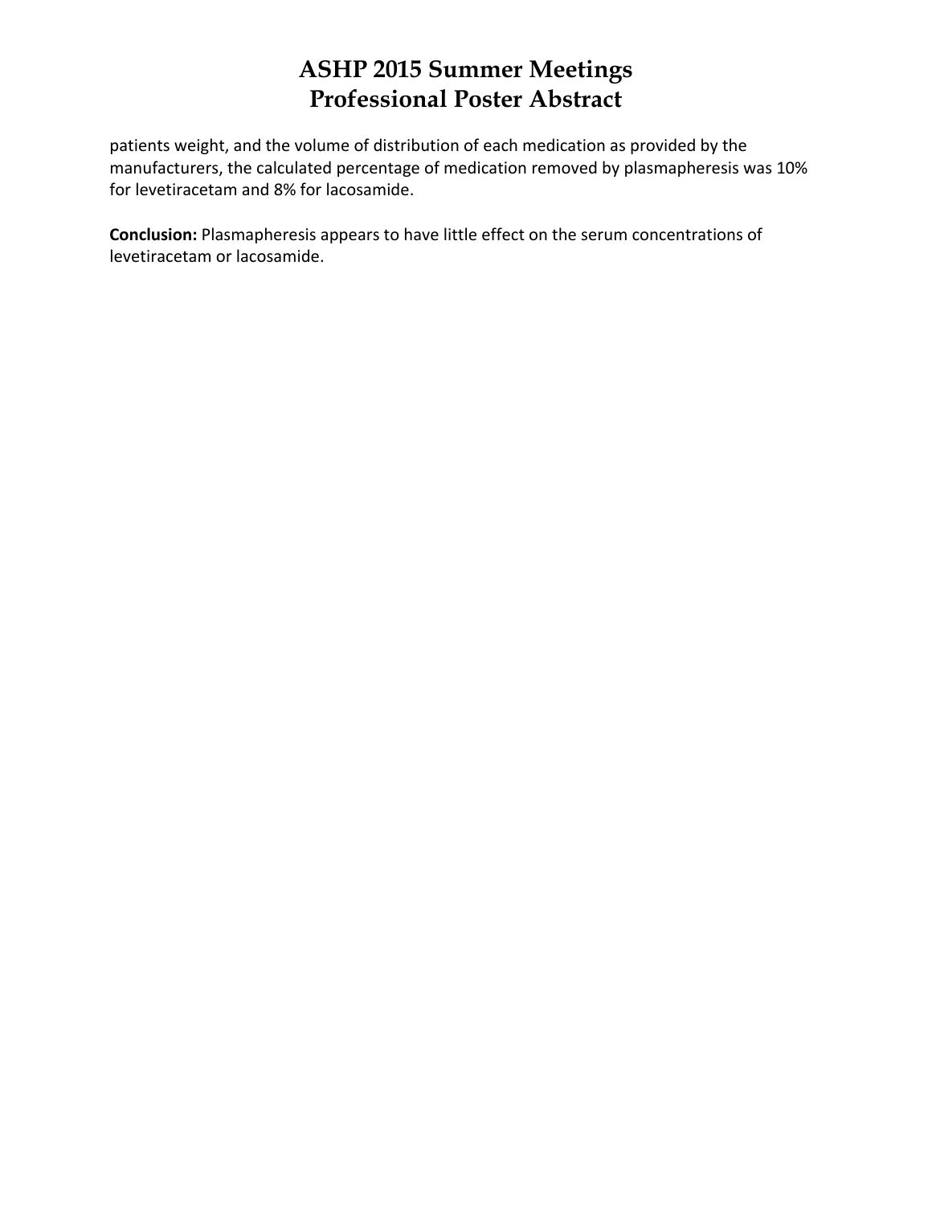patients weight, and the volume of distribution of each medication as provided by the manufacturers, the calculated percentage of medication removed by plasmapheresis was 10% for levetiracetam and 8% for lacosamide.

**Conclusion:** Plasmapheresis appears to have little effect on the serum concentrations of levetiracetam or lacosamide.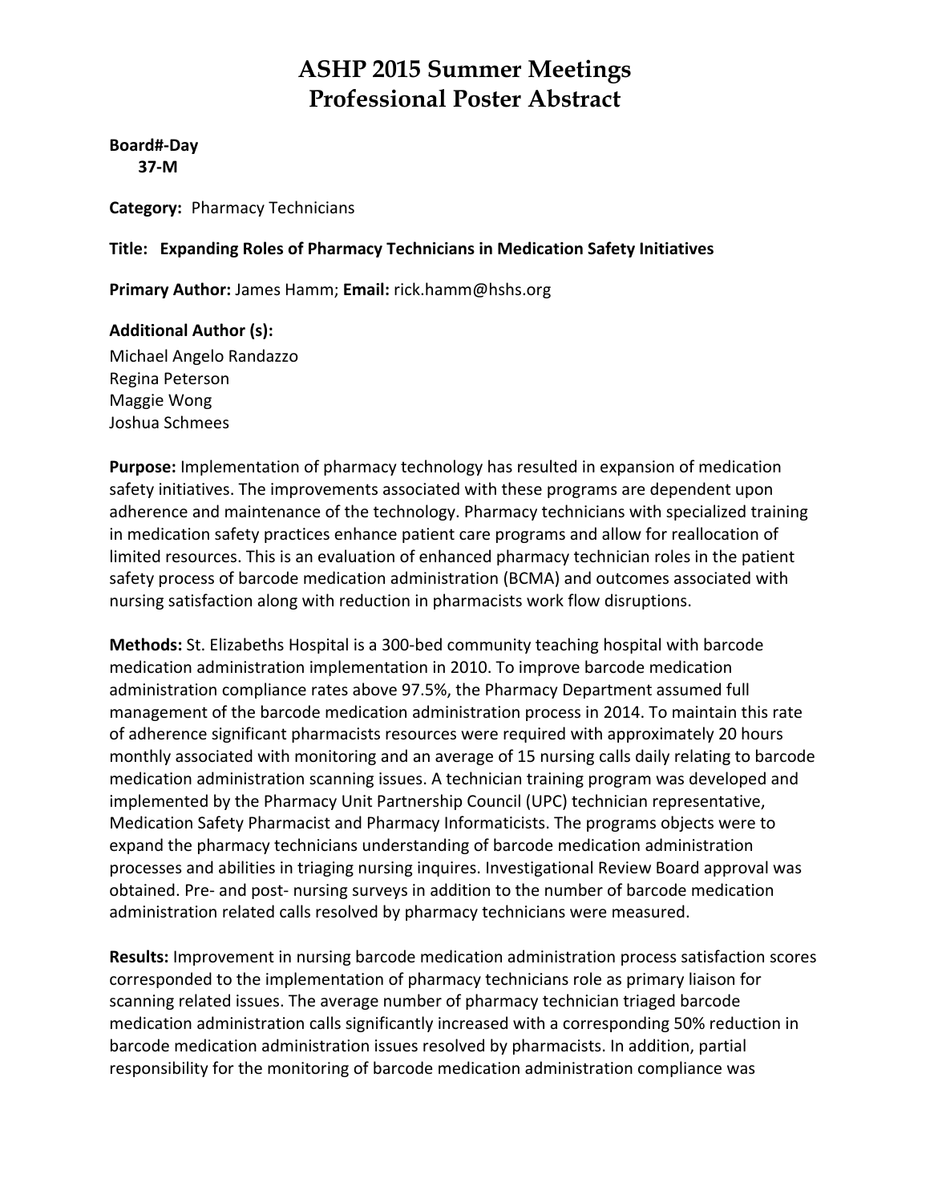# ASHP 2015 Summer Meetings
# Professional Poster Abstract

**Board#-Day**
**37-M**

**Category:** Pharmacy Technicians

**Title: Expanding Roles of Pharmacy Technicians in Medication Safety Initiatives**

**Primary Author:** James Hamm; **Email:** rick.hamm@hshs.org

**Additional Author (s):**
Michael Angelo Randazzo
Regina Peterson
Maggie Wong
Joshua Schmees

**Purpose:** Implementation of pharmacy technology has resulted in expansion of medication safety initiatives. The improvements associated with these programs are dependent upon adherence and maintenance of the technology. Pharmacy technicians with specialized training in medication safety practices enhance patient care programs and allow for reallocation of limited resources. This is an evaluation of enhanced pharmacy technician roles in the patient safety process of barcode medication administration (BCMA) and outcomes associated with nursing satisfaction along with reduction in pharmacists work flow disruptions.

**Methods:** St. Elizabeths Hospital is a 300-bed community teaching hospital with barcode medication administration implementation in 2010. To improve barcode medication administration compliance rates above 97.5%, the Pharmacy Department assumed full management of the barcode medication administration process in 2014. To maintain this rate of adherence significant pharmacists resources were required with approximately 20 hours monthly associated with monitoring and an average of 15 nursing calls daily relating to barcode medication administration scanning issues. A technician training program was developed and implemented by the Pharmacy Unit Partnership Council (UPC) technician representative, Medication Safety Pharmacist and Pharmacy Informaticists. The programs objects were to expand the pharmacy technicians understanding of barcode medication administration processes and abilities in triaging nursing inquires. Investigational Review Board approval was obtained. Pre- and post- nursing surveys in addition to the number of barcode medication administration related calls resolved by pharmacy technicians were measured.

**Results:** Improvement in nursing barcode medication administration process satisfaction scores corresponded to the implementation of pharmacy technicians role as primary liaison for scanning related issues. The average number of pharmacy technician triaged barcode medication administration calls significantly increased with a corresponding 50% reduction in barcode medication administration issues resolved by pharmacists. In addition, partial responsibility for the monitoring of barcode medication administration compliance was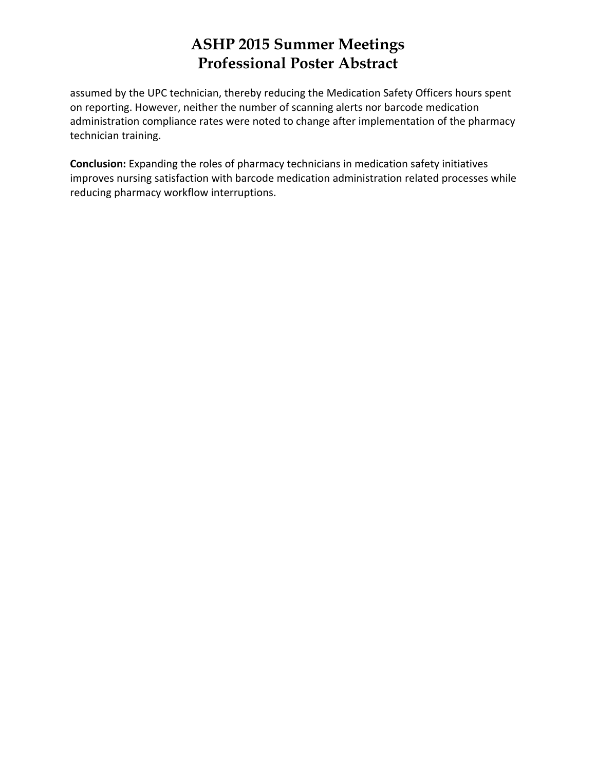assumed by the UPC technician, thereby reducing the Medication Safety Officers hours spent on reporting. However, neither the number of scanning alerts nor barcode medication administration compliance rates were noted to change after implementation of the pharmacy technician training.

**Conclusion:** Expanding the roles of pharmacy technicians in medication safety initiatives improves nursing satisfaction with barcode medication administration related processes while reducing pharmacy workflow interruptions.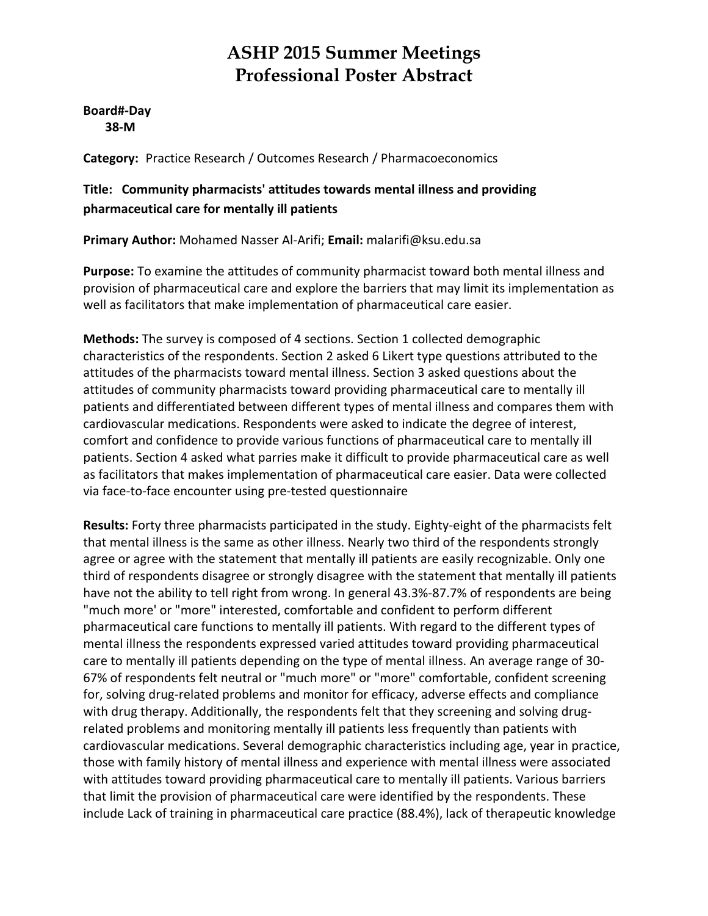# ASHP 2015 Summer Meetings
# Professional Poster Abstract

**Board#-Day**
**38-M**

**Category:** Practice Research / Outcomes Research / Pharmacoeconomics

**Title: Community pharmacists' attitudes towards mental illness and providing pharmaceutical care for mentally ill patients**

**Primary Author:** Mohamed Nasser Al-Arifi; **Email:** malarifi@ksu.edu.sa

**Purpose:** To examine the attitudes of community pharmacist toward both mental illness and provision of pharmaceutical care and explore the barriers that may limit its implementation as well as facilitators that make implementation of pharmaceutical care easier.

**Methods:** The survey is composed of 4 sections. Section 1 collected demographic characteristics of the respondents. Section 2 asked 6 Likert type questions attributed to the attitudes of the pharmacists toward mental illness. Section 3 asked questions about the attitudes of community pharmacists toward providing pharmaceutical care to mentally ill patients and differentiated between different types of mental illness and compares them with cardiovascular medications. Respondents were asked to indicate the degree of interest, comfort and confidence to provide various functions of pharmaceutical care to mentally ill patients. Section 4 asked what parries make it difficult to provide pharmaceutical care as well as facilitators that makes implementation of pharmaceutical care easier. Data were collected via face-to-face encounter using pre-tested questionnaire

**Results:** Forty three pharmacists participated in the study. Eighty-eight of the pharmacists felt that mental illness is the same as other illness. Nearly two third of the respondents strongly agree or agree with the statement that mentally ill patients are easily recognizable. Only one third of respondents disagree or strongly disagree with the statement that mentally ill patients have not the ability to tell right from wrong. In general 43.3%-87.7% of respondents are being "much more' or "more" interested, comfortable and confident to perform different pharmaceutical care functions to mentally ill patients. With regard to the different types of mental illness the respondents expressed varied attitudes toward providing pharmaceutical care to mentally ill patients depending on the type of mental illness. An average range of 30-67% of respondents felt neutral or "much more" or "more" comfortable, confident screening for, solving drug-related problems and monitor for efficacy, adverse effects and compliance with drug therapy. Additionally, the respondents felt that they screening and solving drug-related problems and monitoring mentally ill patients less frequently than patients with cardiovascular medications. Several demographic characteristics including age, year in practice, those with family history of mental illness and experience with mental illness were associated with attitudes toward providing pharmaceutical care to mentally ill patients. Various barriers that limit the provision of pharmaceutical care were identified by the respondents. These include Lack of training in pharmaceutical care practice (88.4%), lack of therapeutic knowledge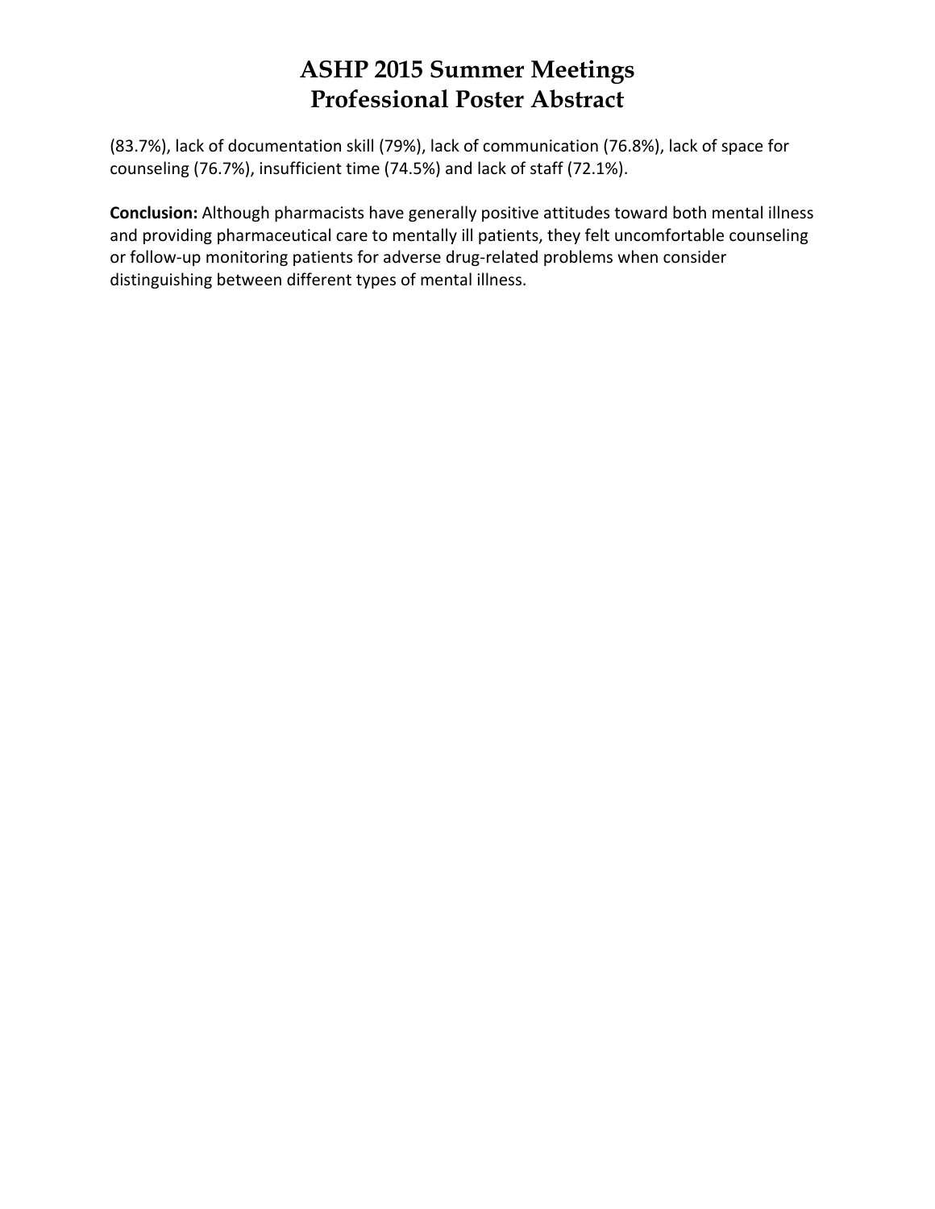(83.7%), lack of documentation skill (79%), lack of communication (76.8%), lack of space for counseling (76.7%), insufficient time (74.5%) and lack of staff (72.1%).

**Conclusion:** Although pharmacists have generally positive attitudes toward both mental illness and providing pharmaceutical care to mentally ill patients, they felt uncomfortable counseling or follow-up monitoring patients for adverse drug-related problems when consider distinguishing between different types of mental illness.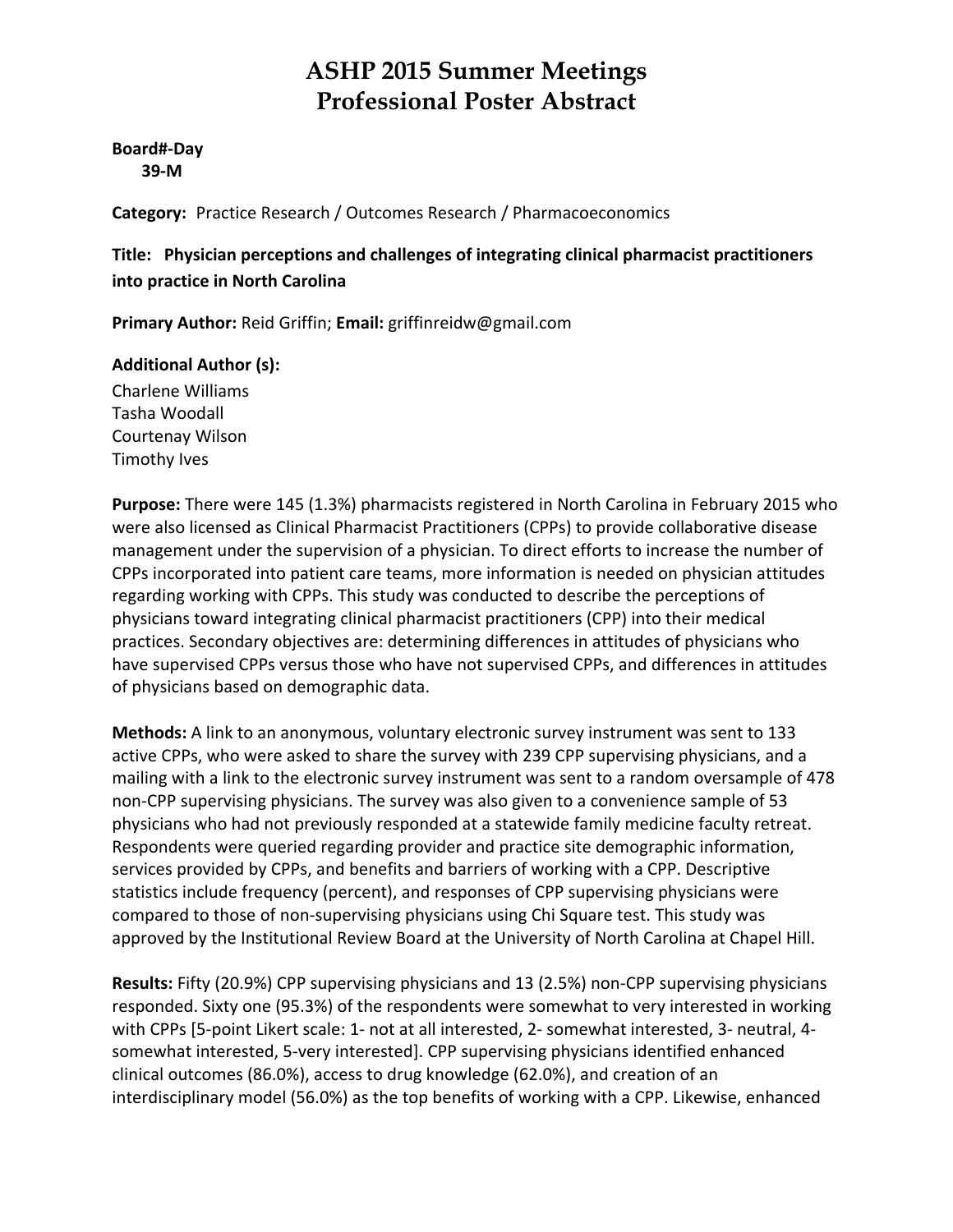# ASHP 2015 Summer Meetings
# Professional Poster Abstract

**Board#-Day**
**39-M**

**Category:** Practice Research / Outcomes Research / Pharmacoeconomics

**Title: Physician perceptions and challenges of integrating clinical pharmacist practitioners into practice in North Carolina**

**Primary Author:** Reid Griffin; **Email:** griffinreidw@gmail.com

**Additional Author (s):**
Charlene Williams
Tasha Woodall
Courtenay Wilson
Timothy Ives

**Purpose:** There were 145 (1.3%) pharmacists registered in North Carolina in February 2015 who were also licensed as Clinical Pharmacist Practitioners (CPPs) to provide collaborative disease management under the supervision of a physician. To direct efforts to increase the number of CPPs incorporated into patient care teams, more information is needed on physician attitudes regarding working with CPPs. This study was conducted to describe the perceptions of physicians toward integrating clinical pharmacist practitioners (CPP) into their medical practices. Secondary objectives are: determining differences in attitudes of physicians who have supervised CPPs versus those who have not supervised CPPs, and differences in attitudes of physicians based on demographic data.

**Methods:** A link to an anonymous, voluntary electronic survey instrument was sent to 133 active CPPs, who were asked to share the survey with 239 CPP supervising physicians, and a mailing with a link to the electronic survey instrument was sent to a random oversample of 478 non-CPP supervising physicians. The survey was also given to a convenience sample of 53 physicians who had not previously responded at a statewide family medicine faculty retreat. Respondents were queried regarding provider and practice site demographic information, services provided by CPPs, and benefits and barriers of working with a CPP. Descriptive statistics include frequency (percent), and responses of CPP supervising physicians were compared to those of non-supervising physicians using Chi Square test. This study was approved by the Institutional Review Board at the University of North Carolina at Chapel Hill.

**Results:** Fifty (20.9%) CPP supervising physicians and 13 (2.5%) non-CPP supervising physicians responded. Sixty one (95.3%) of the respondents were somewhat to very interested in working with CPPs [5-point Likert scale: 1- not at all interested, 2- somewhat interested, 3- neutral, 4- somewhat interested, 5-very interested]. CPP supervising physicians identified enhanced clinical outcomes (86.0%), access to drug knowledge (62.0%), and creation of an interdisciplinary model (56.0%) as the top benefits of working with a CPP. Likewise, enhanced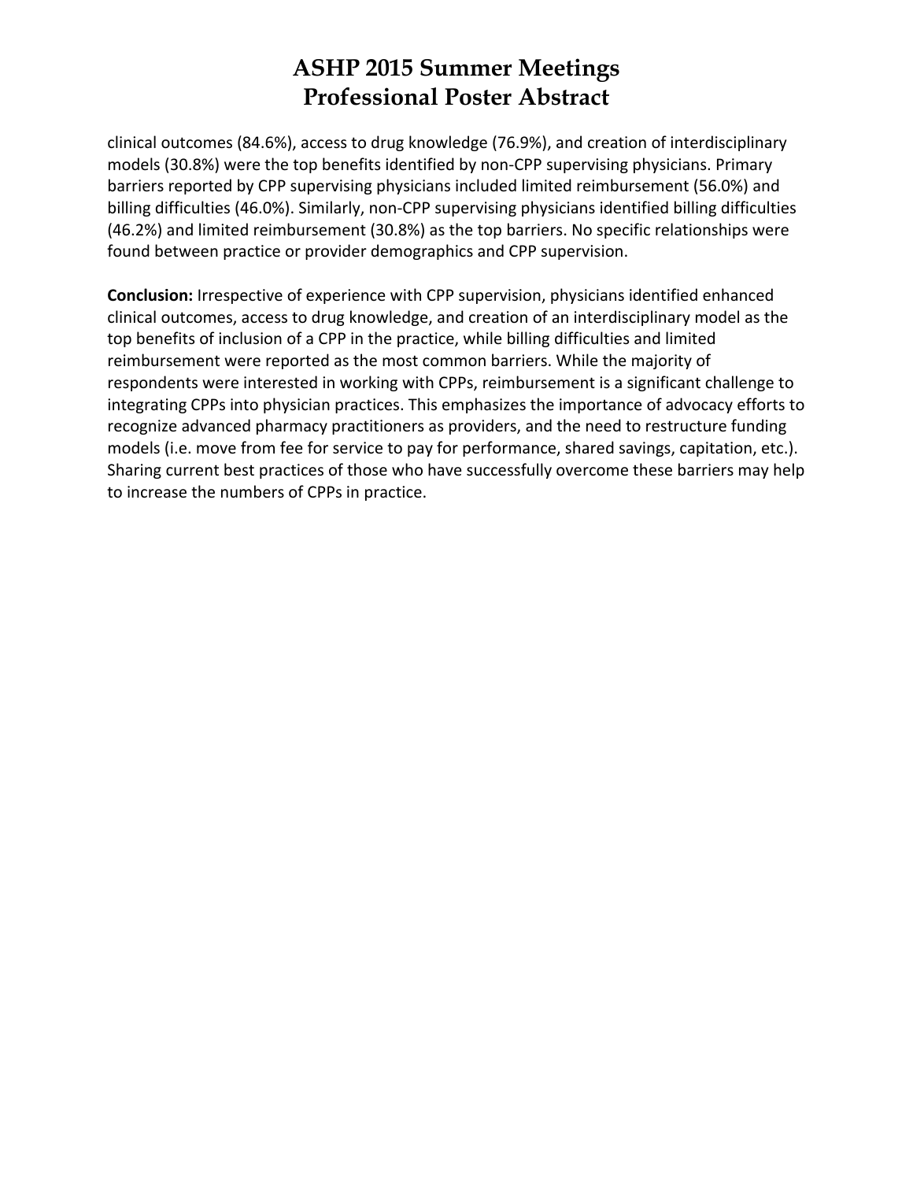clinical outcomes (84.6%), access to drug knowledge (76.9%), and creation of interdisciplinary models (30.8%) were the top benefits identified by non-CPP supervising physicians. Primary barriers reported by CPP supervising physicians included limited reimbursement (56.0%) and billing difficulties (46.0%). Similarly, non-CPP supervising physicians identified billing difficulties (46.2%) and limited reimbursement (30.8%) as the top barriers. No specific relationships were found between practice or provider demographics and CPP supervision.

**Conclusion:** Irrespective of experience with CPP supervision, physicians identified enhanced clinical outcomes, access to drug knowledge, and creation of an interdisciplinary model as the top benefits of inclusion of a CPP in the practice, while billing difficulties and limited reimbursement were reported as the most common barriers. While the majority of respondents were interested in working with CPPs, reimbursement is a significant challenge to integrating CPPs into physician practices. This emphasizes the importance of advocacy efforts to recognize advanced pharmacy practitioners as providers, and the need to restructure funding models (i.e. move from fee for service to pay for performance, shared savings, capitation, etc.). Sharing current best practices of those who have successfully overcome these barriers may help to increase the numbers of CPPs in practice.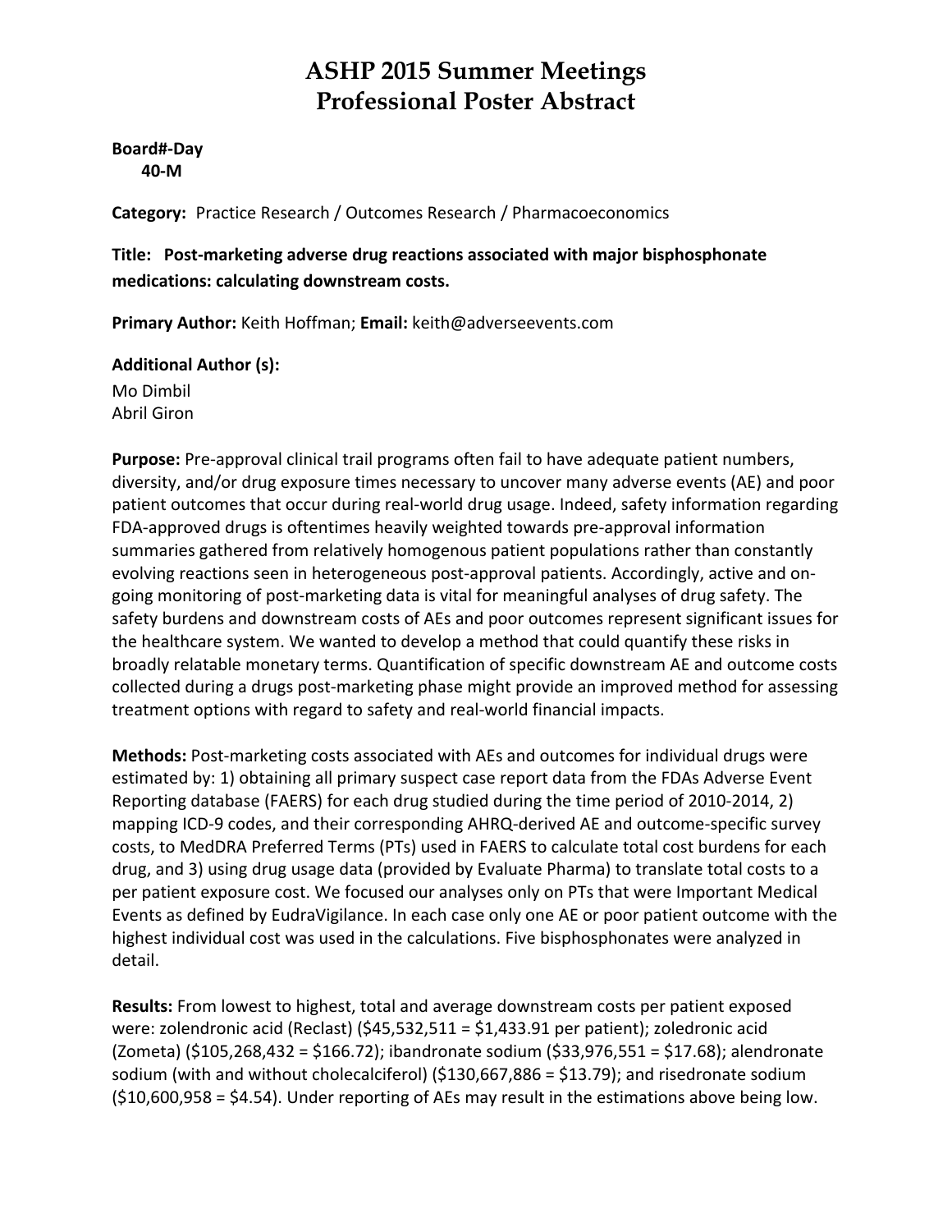# ASHP 2015 Summer Meetings
# Professional Poster Abstract

**Board#-Day**
**40-M**

**Category:** Practice Research / Outcomes Research / Pharmacoeconomics

**Title: Post-marketing adverse drug reactions associated with major bisphosphonate medications: calculating downstream costs.**

**Primary Author:** Keith Hoffman; **Email:** keith@adverseevents.com

**Additional Author (s):**
Mo Dimbil
Abril Giron

**Purpose:** Pre-approval clinical trail programs often fail to have adequate patient numbers, diversity, and/or drug exposure times necessary to uncover many adverse events (AE) and poor patient outcomes that occur during real-world drug usage. Indeed, safety information regarding FDA-approved drugs is oftentimes heavily weighted towards pre-approval information summaries gathered from relatively homogenous patient populations rather than constantly evolving reactions seen in heterogeneous post-approval patients. Accordingly, active and on-going monitoring of post-marketing data is vital for meaningful analyses of drug safety. The safety burdens and downstream costs of AEs and poor outcomes represent significant issues for the healthcare system. We wanted to develop a method that could quantify these risks in broadly relatable monetary terms. Quantification of specific downstream AE and outcome costs collected during a drugs post-marketing phase might provide an improved method for assessing treatment options with regard to safety and real-world financial impacts.

**Methods:** Post-marketing costs associated with AEs and outcomes for individual drugs were estimated by: 1) obtaining all primary suspect case report data from the FDAs Adverse Event Reporting database (FAERS) for each drug studied during the time period of 2010-2014, 2) mapping ICD-9 codes, and their corresponding AHRQ-derived AE and outcome-specific survey costs, to MedDRA Preferred Terms (PTs) used in FAERS to calculate total cost burdens for each drug, and 3) using drug usage data (provided by Evaluate Pharma) to translate total costs to a per patient exposure cost. We focused our analyses only on PTs that were Important Medical Events as defined by EudraVigilance. In each case only one AE or poor patient outcome with the highest individual cost was used in the calculations. Five bisphosphonates were analyzed in detail.

**Results:** From lowest to highest, total and average downstream costs per patient exposed were: zolendronic acid (Reclast) ($45,532,511 = $1,433.91 per patient); zoledronic acid (Zometa) ($105,268,432 = $166.72); ibandronate sodium ($33,976,551 = $17.68); alendronate sodium (with and without cholecalciferol) ($130,667,886 = $13.79); and risedronate sodium ($10,600,958 = $4.54). Under reporting of AEs may result in the estimations above being low.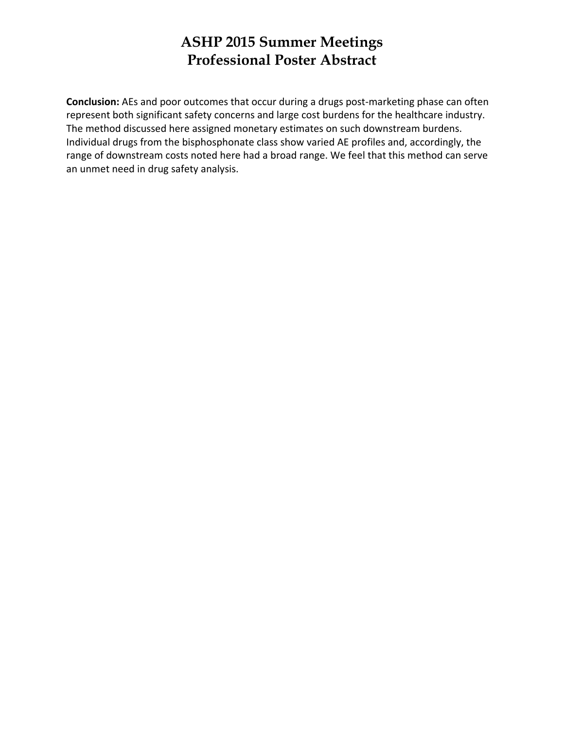**Conclusion:** AEs and poor outcomes that occur during a drugs post-marketing phase can often represent both significant safety concerns and large cost burdens for the healthcare industry. The method discussed here assigned monetary estimates on such downstream burdens. Individual drugs from the bisphosphonate class show varied AE profiles and, accordingly, the range of downstream costs noted here had a broad range. We feel that this method can serve an unmet need in drug safety analysis.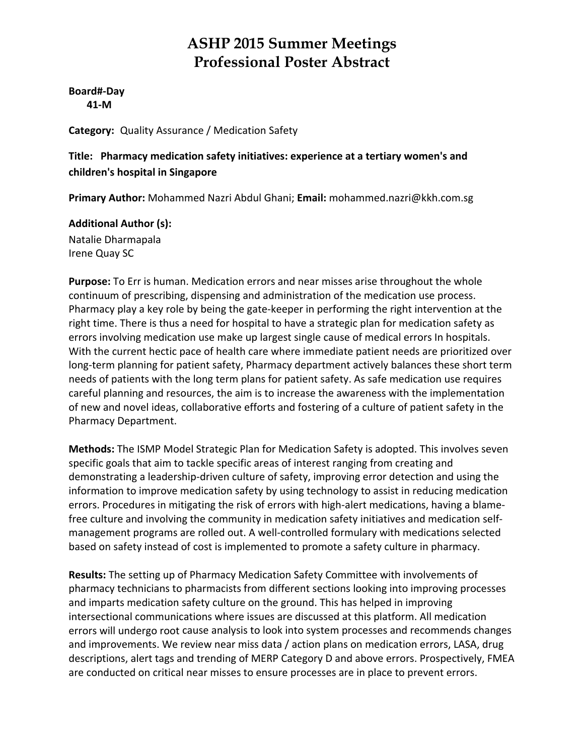# ASHP 2015 Summer Meetings
# Professional Poster Abstract

**Board#-Day**
**41-M**

**Category:** Quality Assurance / Medication Safety

**Title: Pharmacy medication safety initiatives: experience at a tertiary women's and children's hospital in Singapore**

**Primary Author:** Mohammed Nazri Abdul Ghani; **Email:** mohammed.nazri@kkh.com.sg

**Additional Author (s):**
Natalie Dharmapala
Irene Quay SC

**Purpose:** To Err is human. Medication errors and near misses arise throughout the whole continuum of prescribing, dispensing and administration of the medication use process. Pharmacy play a key role by being the gate-keeper in performing the right intervention at the right time. There is thus a need for hospital to have a strategic plan for medication safety as errors involving medication use make up largest single cause of medical errors In hospitals. With the current hectic pace of health care where immediate patient needs are prioritized over long-term planning for patient safety, Pharmacy department actively balances these short term needs of patients with the long term plans for patient safety. As safe medication use requires careful planning and resources, the aim is to increase the awareness with the implementation of new and novel ideas, collaborative efforts and fostering of a culture of patient safety in the Pharmacy Department.

**Methods:** The ISMP Model Strategic Plan for Medication Safety is adopted. This involves seven specific goals that aim to tackle specific areas of interest ranging from creating and demonstrating a leadership-driven culture of safety, improving error detection and using the information to improve medication safety by using technology to assist in reducing medication errors. Procedures in mitigating the risk of errors with high-alert medications, having a blame-free culture and involving the community in medication safety initiatives and medication self-management programs are rolled out. A well-controlled formulary with medications selected based on safety instead of cost is implemented to promote a safety culture in pharmacy.

**Results:** The setting up of Pharmacy Medication Safety Committee with involvements of pharmacy technicians to pharmacists from different sections looking into improving processes and imparts medication safety culture on the ground. This has helped in improving intersectional communications where issues are discussed at this platform. All medication errors will undergo root cause analysis to look into system processes and recommends changes and improvements. We review near miss data / action plans on medication errors, LASA, drug descriptions, alert tags and trending of MERP Category D and above errors. Prospectively, FMEA are conducted on critical near misses to ensure processes are in place to prevent errors.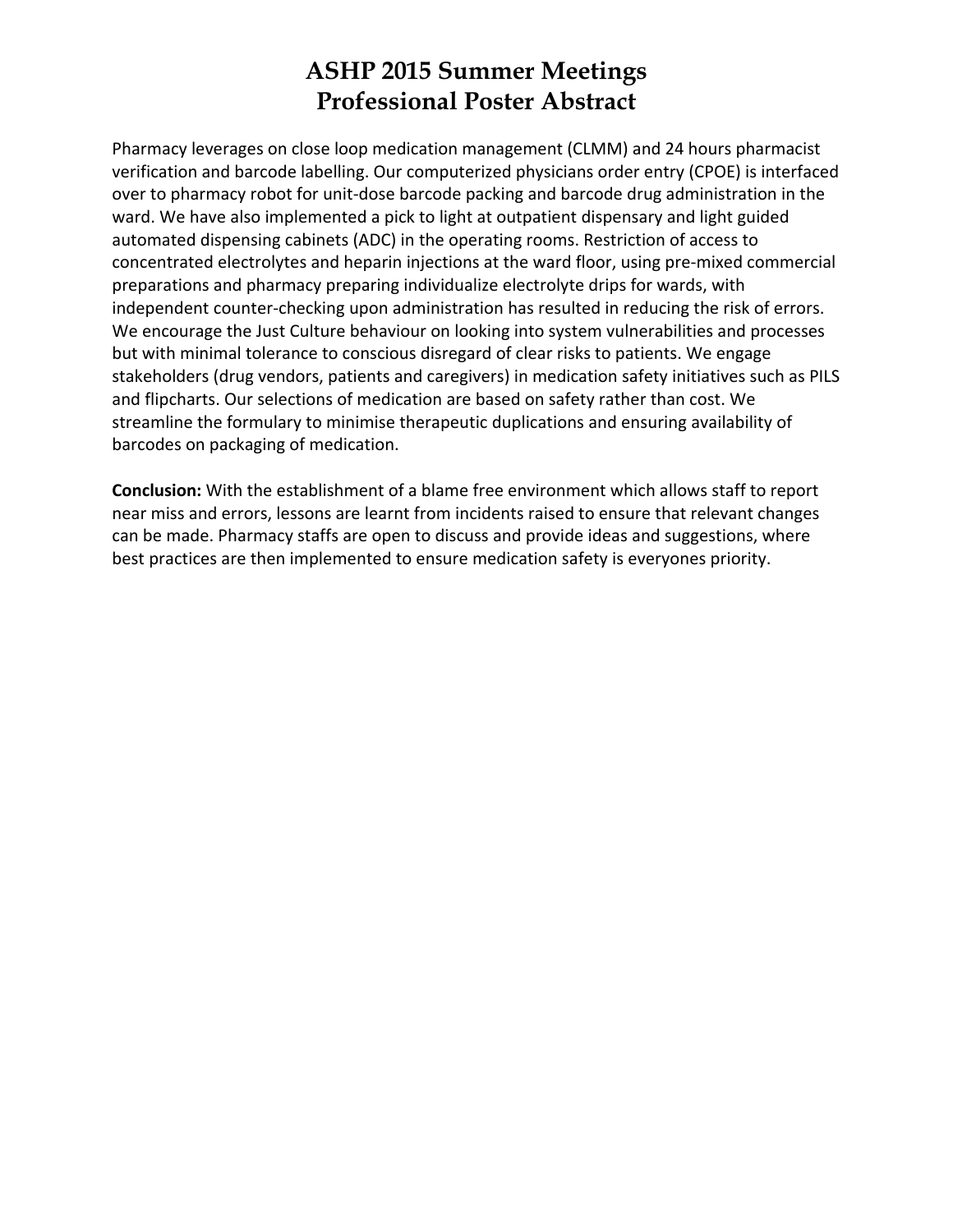# ASHP 2015 Summer Meetings
# Professional Poster Abstract

Pharmacy leverages on close loop medication management (CLMM) and 24 hours pharmacist verification and barcode labelling. Our computerized physicians order entry (CPOE) is interfaced over to pharmacy robot for unit-dose barcode packing and barcode drug administration in the ward. We have also implemented a pick to light at outpatient dispensary and light guided automated dispensing cabinets (ADC) in the operating rooms. Restriction of access to concentrated electrolytes and heparin injections at the ward floor, using pre-mixed commercial preparations and pharmacy preparing individualize electrolyte drips for wards, with independent counter-checking upon administration has resulted in reducing the risk of errors. We encourage the Just Culture behaviour on looking into system vulnerabilities and processes but with minimal tolerance to conscious disregard of clear risks to patients. We engage stakeholders (drug vendors, patients and caregivers) in medication safety initiatives such as PILS and flipcharts. Our selections of medication are based on safety rather than cost. We streamline the formulary to minimise therapeutic duplications and ensuring availability of barcodes on packaging of medication.

**Conclusion:** With the establishment of a blame free environment which allows staff to report near miss and errors, lessons are learnt from incidents raised to ensure that relevant changes can be made. Pharmacy staffs are open to discuss and provide ideas and suggestions, where best practices are then implemented to ensure medication safety is everyones priority.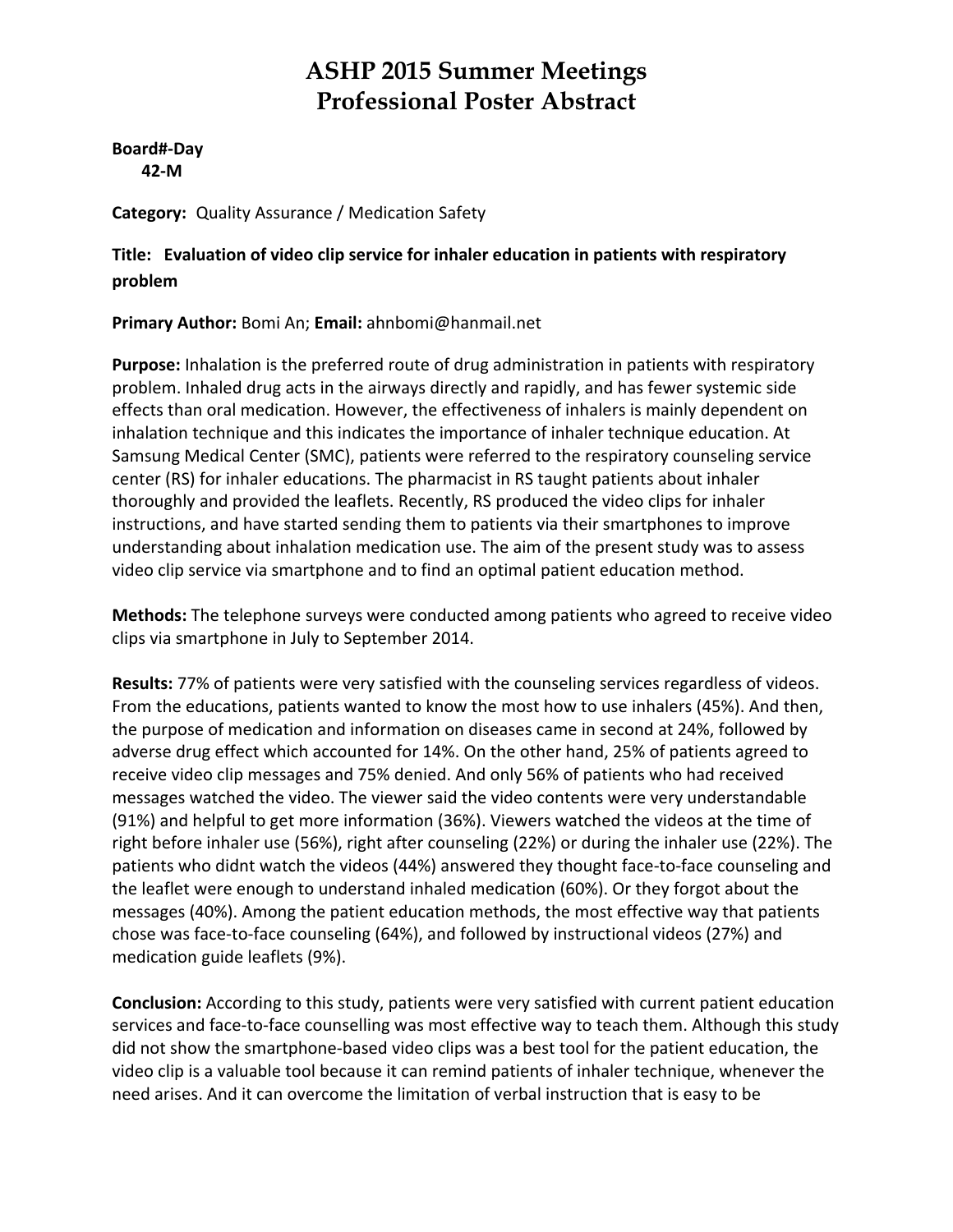# ASHP 2015 Summer Meetings
# Professional Poster Abstract

**Board#-Day**
**42-M**

**Category:** Quality Assurance / Medication Safety

**Title: Evaluation of video clip service for inhaler education in patients with respiratory problem**

**Primary Author:** Bomi An; **Email:** ahnbomi@hanmail.net

**Purpose:** Inhalation is the preferred route of drug administration in patients with respiratory problem. Inhaled drug acts in the airways directly and rapidly, and has fewer systemic side effects than oral medication. However, the effectiveness of inhalers is mainly dependent on inhalation technique and this indicates the importance of inhaler technique education. At Samsung Medical Center (SMC), patients were referred to the respiratory counseling service center (RS) for inhaler educations. The pharmacist in RS taught patients about inhaler thoroughly and provided the leaflets. Recently, RS produced the video clips for inhaler instructions, and have started sending them to patients via their smartphones to improve understanding about inhalation medication use. The aim of the present study was to assess video clip service via smartphone and to find an optimal patient education method.

**Methods:** The telephone surveys were conducted among patients who agreed to receive video clips via smartphone in July to September 2014.

**Results:** 77% of patients were very satisfied with the counseling services regardless of videos. From the educations, patients wanted to know the most how to use inhalers (45%). And then, the purpose of medication and information on diseases came in second at 24%, followed by adverse drug effect which accounted for 14%. On the other hand, 25% of patients agreed to receive video clip messages and 75% denied. And only 56% of patients who had received messages watched the video. The viewer said the video contents were very understandable (91%) and helpful to get more information (36%). Viewers watched the videos at the time of right before inhaler use (56%), right after counseling (22%) or during the inhaler use (22%). The patients who didnt watch the videos (44%) answered they thought face-to-face counseling and the leaflet were enough to understand inhaled medication (60%). Or they forgot about the messages (40%). Among the patient education methods, the most effective way that patients chose was face-to-face counseling (64%), and followed by instructional videos (27%) and medication guide leaflets (9%).

**Conclusion:** According to this study, patients were very satisfied with current patient education services and face-to-face counselling was most effective way to teach them. Although this study did not show the smartphone-based video clips was a best tool for the patient education, the video clip is a valuable tool because it can remind patients of inhaler technique, whenever the need arises. And it can overcome the limitation of verbal instruction that is easy to be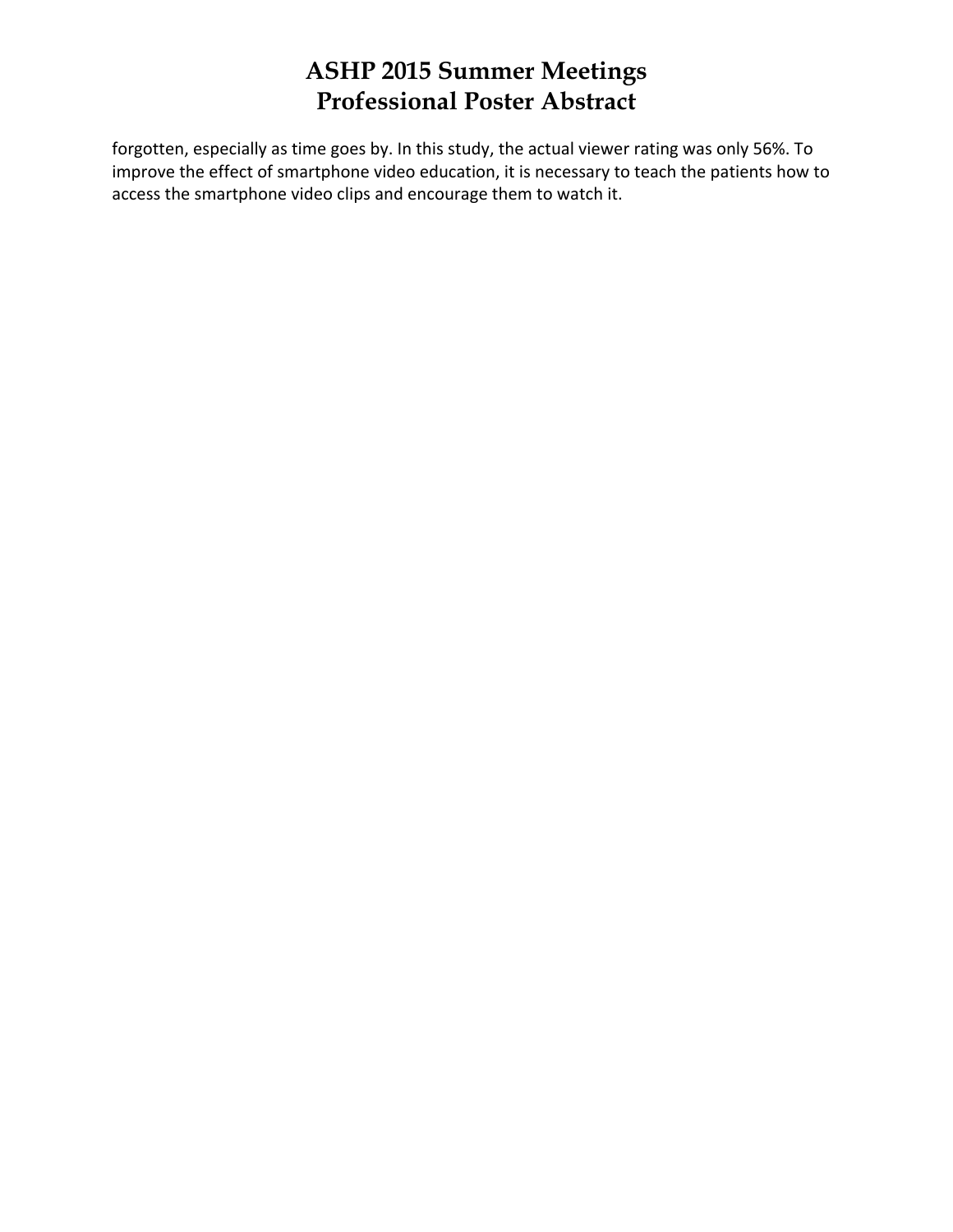forgotten, especially as time goes by. In this study, the actual viewer rating was only 56%. To improve the effect of smartphone video education, it is necessary to teach the patients how to access the smartphone video clips and encourage them to watch it.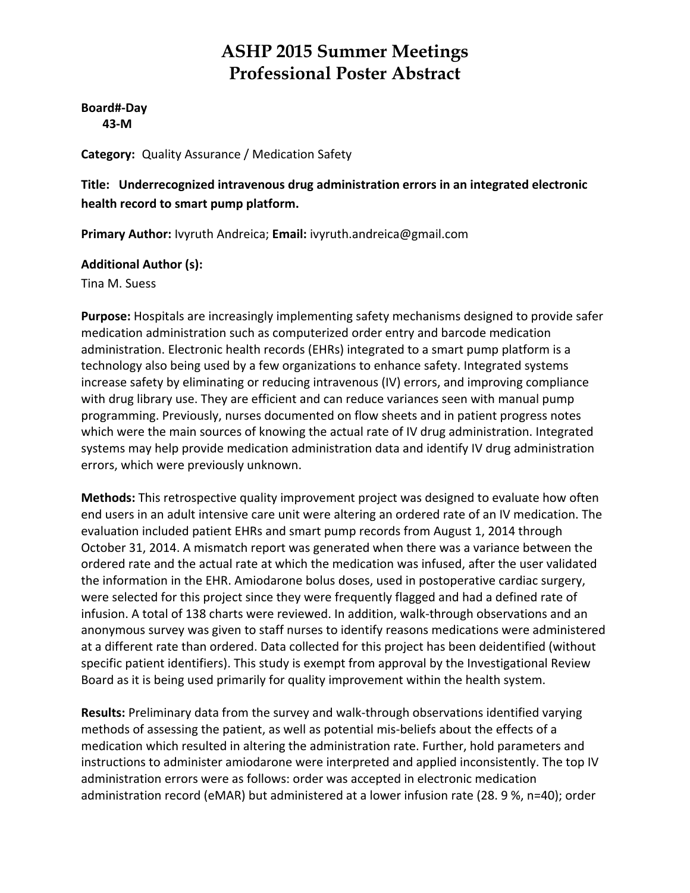# ASHP 2015 Summer Meetings
# Professional Poster Abstract

**Board#-Day**
**43-M**

**Category:** Quality Assurance / Medication Safety

**Title: Underrecognized intravenous drug administration errors in an integrated electronic health record to smart pump platform.**

**Primary Author:** Ivyruth Andreica; **Email:** ivyruth.andreica@gmail.com

**Additional Author (s):**
Tina M. Suess

**Purpose:** Hospitals are increasingly implementing safety mechanisms designed to provide safer medication administration such as computerized order entry and barcode medication administration. Electronic health records (EHRs) integrated to a smart pump platform is a technology also being used by a few organizations to enhance safety. Integrated systems increase safety by eliminating or reducing intravenous (IV) errors, and improving compliance with drug library use. They are efficient and can reduce variances seen with manual pump programming. Previously, nurses documented on flow sheets and in patient progress notes which were the main sources of knowing the actual rate of IV drug administration. Integrated systems may help provide medication administration data and identify IV drug administration errors, which were previously unknown.

**Methods:** This retrospective quality improvement project was designed to evaluate how often end users in an adult intensive care unit were altering an ordered rate of an IV medication. The evaluation included patient EHRs and smart pump records from August 1, 2014 through October 31, 2014. A mismatch report was generated when there was a variance between the ordered rate and the actual rate at which the medication was infused, after the user validated the information in the EHR. Amiodarone bolus doses, used in postoperative cardiac surgery, were selected for this project since they were frequently flagged and had a defined rate of infusion. A total of 138 charts were reviewed. In addition, walk-through observations and an anonymous survey was given to staff nurses to identify reasons medications were administered at a different rate than ordered. Data collected for this project has been deidentified (without specific patient identifiers). This study is exempt from approval by the Investigational Review Board as it is being used primarily for quality improvement within the health system.

**Results:** Preliminary data from the survey and walk-through observations identified varying methods of assessing the patient, as well as potential mis-beliefs about the effects of a medication which resulted in altering the administration rate. Further, hold parameters and instructions to administer amiodarone were interpreted and applied inconsistently. The top IV administration errors were as follows: order was accepted in electronic medication administration record (eMAR) but administered at a lower infusion rate (28. 9 %, n=40); order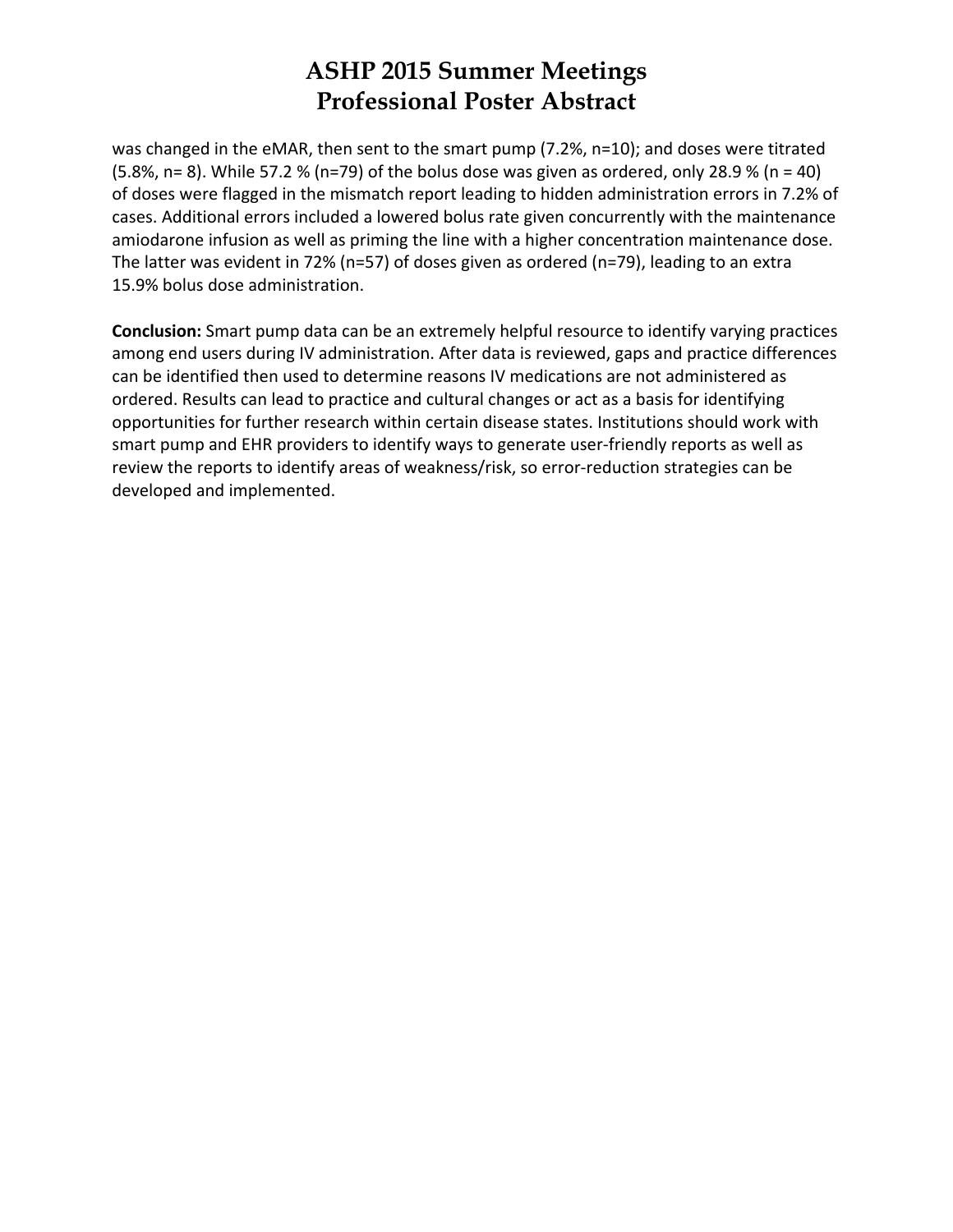was changed in the eMAR, then sent to the smart pump (7.2%, n=10); and doses were titrated (5.8%, n= 8). While 57.2 % (n=79) of the bolus dose was given as ordered, only 28.9 % (n = 40) of doses were flagged in the mismatch report leading to hidden administration errors in 7.2% of cases. Additional errors included a lowered bolus rate given concurrently with the maintenance amiodarone infusion as well as priming the line with a higher concentration maintenance dose. The latter was evident in 72% (n=57) of doses given as ordered (n=79), leading to an extra 15.9% bolus dose administration.

**Conclusion:** Smart pump data can be an extremely helpful resource to identify varying practices among end users during IV administration. After data is reviewed, gaps and practice differences can be identified then used to determine reasons IV medications are not administered as ordered. Results can lead to practice and cultural changes or act as a basis for identifying opportunities for further research within certain disease states. Institutions should work with smart pump and EHR providers to identify ways to generate user-friendly reports as well as review the reports to identify areas of weakness/risk, so error-reduction strategies can be developed and implemented.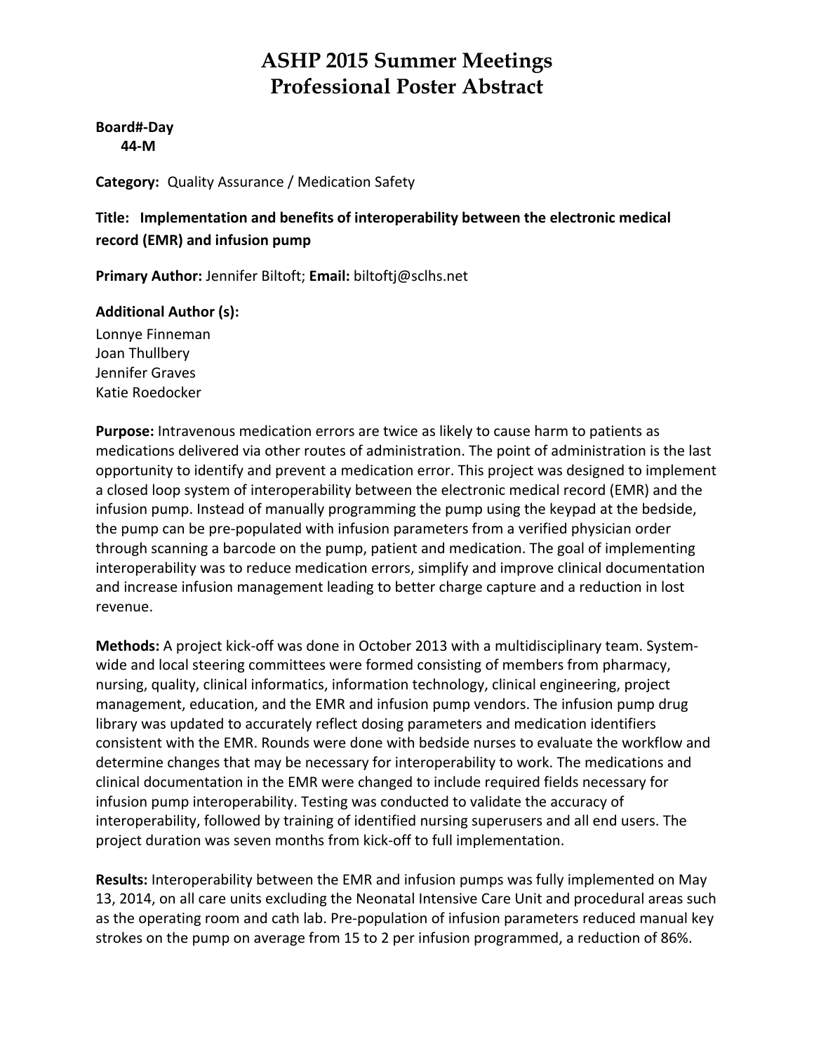# ASHP 2015 Summer Meetings
# Professional Poster Abstract

**Board#-Day**
**44-M**

**Category:** Quality Assurance / Medication Safety

**Title: Implementation and benefits of interoperability between the electronic medical record (EMR) and infusion pump**

**Primary Author:** Jennifer Biltoft; **Email:** biltoftj@sclhs.net

**Additional Author (s):**
Lonnye Finneman
Joan Thullbery
Jennifer Graves
Katie Roedocker

**Purpose:** Intravenous medication errors are twice as likely to cause harm to patients as medications delivered via other routes of administration. The point of administration is the last opportunity to identify and prevent a medication error. This project was designed to implement a closed loop system of interoperability between the electronic medical record (EMR) and the infusion pump. Instead of manually programming the pump using the keypad at the bedside, the pump can be pre-populated with infusion parameters from a verified physician order through scanning a barcode on the pump, patient and medication. The goal of implementing interoperability was to reduce medication errors, simplify and improve clinical documentation and increase infusion management leading to better charge capture and a reduction in lost revenue.

**Methods:** A project kick-off was done in October 2013 with a multidisciplinary team. System-wide and local steering committees were formed consisting of members from pharmacy, nursing, quality, clinical informatics, information technology, clinical engineering, project management, education, and the EMR and infusion pump vendors. The infusion pump drug library was updated to accurately reflect dosing parameters and medication identifiers consistent with the EMR. Rounds were done with bedside nurses to evaluate the workflow and determine changes that may be necessary for interoperability to work. The medications and clinical documentation in the EMR were changed to include required fields necessary for infusion pump interoperability. Testing was conducted to validate the accuracy of interoperability, followed by training of identified nursing superusers and all end users. The project duration was seven months from kick-off to full implementation.

**Results:** Interoperability between the EMR and infusion pumps was fully implemented on May 13, 2014, on all care units excluding the Neonatal Intensive Care Unit and procedural areas such as the operating room and cath lab. Pre-population of infusion parameters reduced manual key strokes on the pump on average from 15 to 2 per infusion programmed, a reduction of 86%.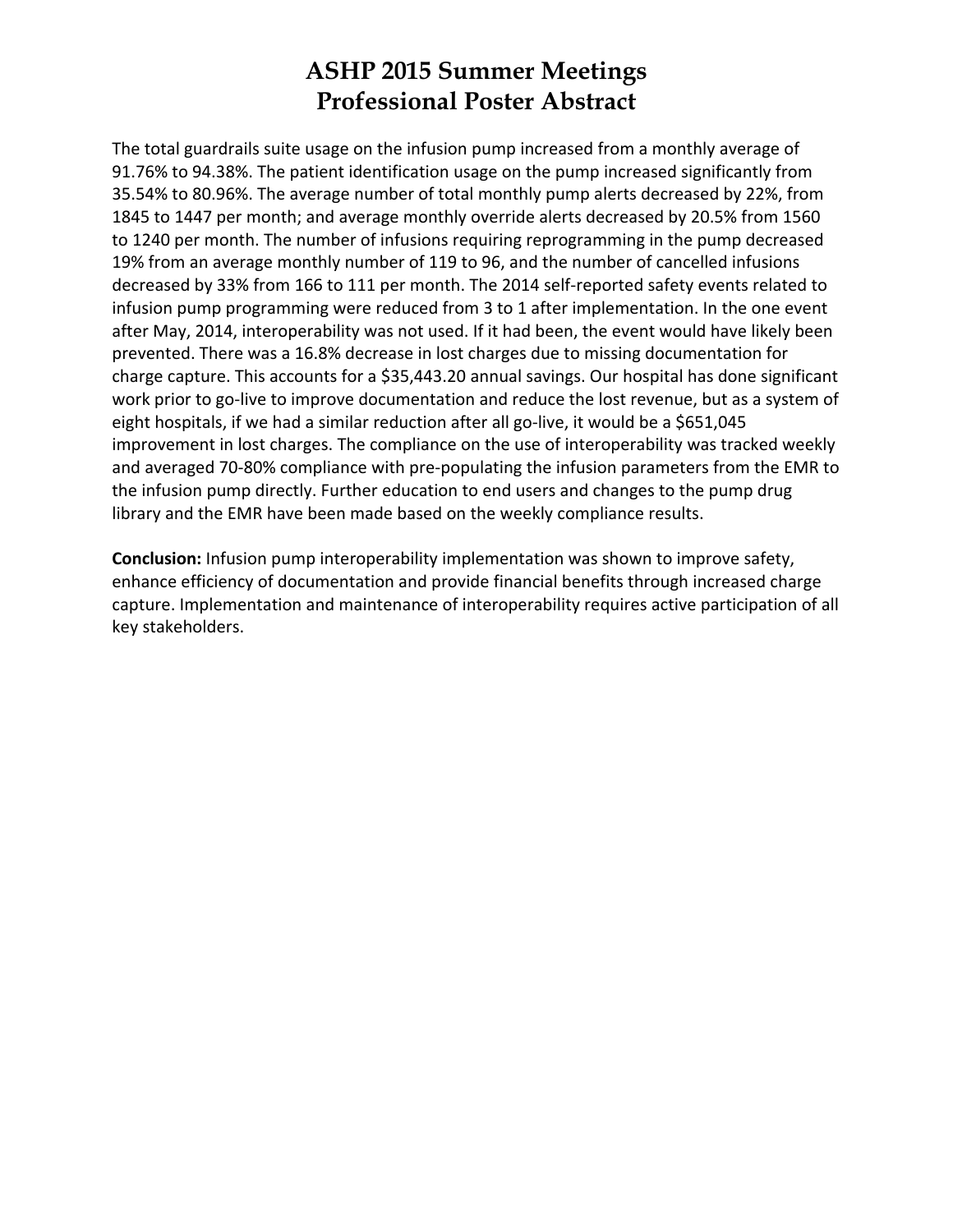# ASHP 2015 Summer Meetings
# Professional Poster Abstract

The total guardrails suite usage on the infusion pump increased from a monthly average of 91.76% to 94.38%. The patient identification usage on the pump increased significantly from 35.54% to 80.96%. The average number of total monthly pump alerts decreased by 22%, from 1845 to 1447 per month; and average monthly override alerts decreased by 20.5% from 1560 to 1240 per month. The number of infusions requiring reprogramming in the pump decreased 19% from an average monthly number of 119 to 96, and the number of cancelled infusions decreased by 33% from 166 to 111 per month. The 2014 self-reported safety events related to infusion pump programming were reduced from 3 to 1 after implementation. In the one event after May, 2014, interoperability was not used. If it had been, the event would have likely been prevented. There was a 16.8% decrease in lost charges due to missing documentation for charge capture. This accounts for a $35,443.20 annual savings. Our hospital has done significant work prior to go-live to improve documentation and reduce the lost revenue, but as a system of eight hospitals, if we had a similar reduction after all go-live, it would be a $651,045 improvement in lost charges. The compliance on the use of interoperability was tracked weekly and averaged 70-80% compliance with pre-populating the infusion parameters from the EMR to the infusion pump directly. Further education to end users and changes to the pump drug library and the EMR have been made based on the weekly compliance results.

**Conclusion:** Infusion pump interoperability implementation was shown to improve safety, enhance efficiency of documentation and provide financial benefits through increased charge capture. Implementation and maintenance of interoperability requires active participation of all key stakeholders.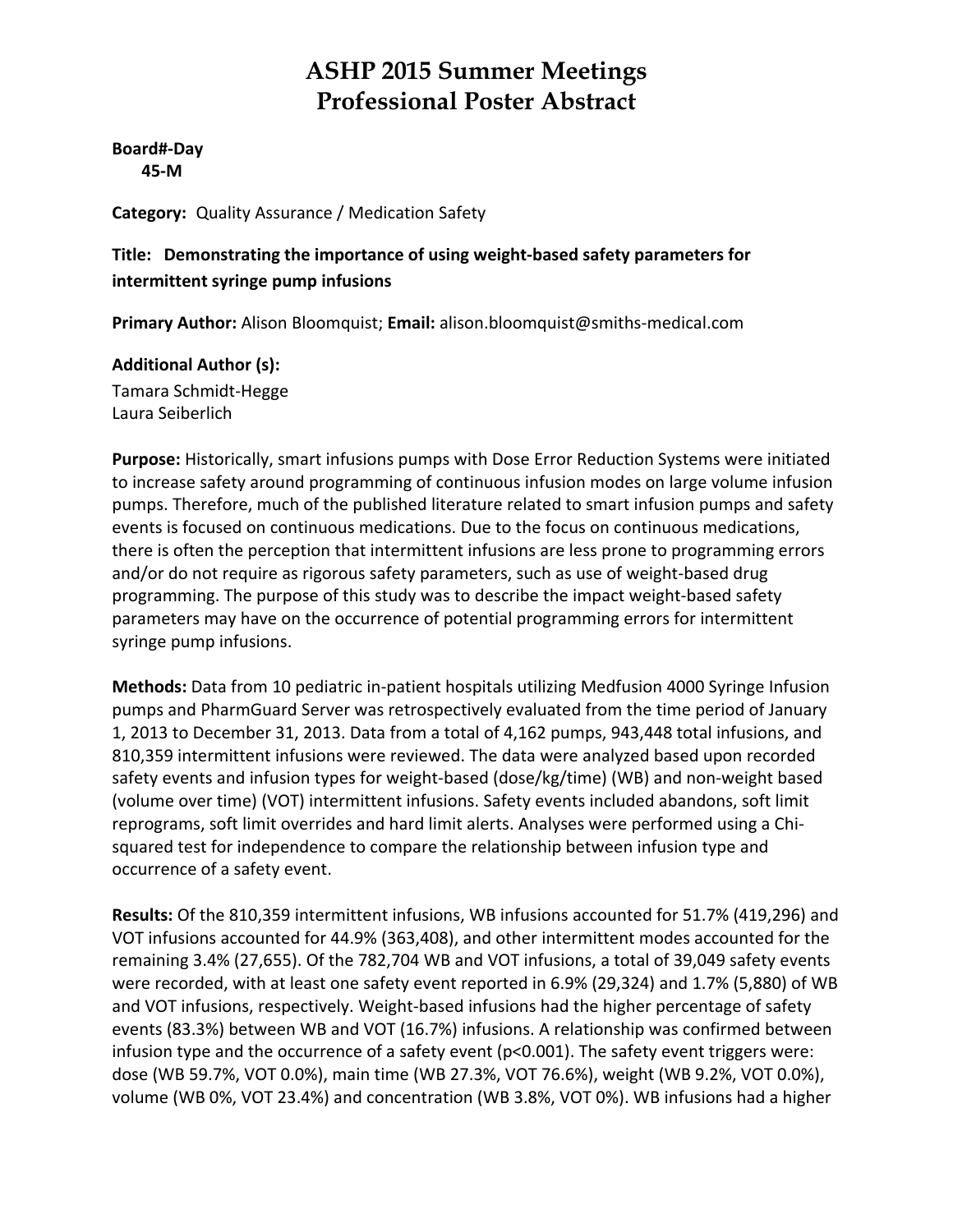# ASHP 2015 Summer Meetings
# Professional Poster Abstract

**Board#-Day**
**45-M**

**Category:** Quality Assurance / Medication Safety

**Title: Demonstrating the importance of using weight-based safety parameters for intermittent syringe pump infusions**

**Primary Author:** Alison Bloomquist; **Email:** alison.bloomquist@smiths-medical.com

**Additional Author (s):**
Tamara Schmidt-Hegge
Laura Seiberlich

**Purpose:** Historically, smart infusions pumps with Dose Error Reduction Systems were initiated to increase safety around programming of continuous infusion modes on large volume infusion pumps. Therefore, much of the published literature related to smart infusion pumps and safety events is focused on continuous medications. Due to the focus on continuous medications, there is often the perception that intermittent infusions are less prone to programming errors and/or do not require as rigorous safety parameters, such as use of weight-based drug programming. The purpose of this study was to describe the impact weight-based safety parameters may have on the occurrence of potential programming errors for intermittent syringe pump infusions.

**Methods:** Data from 10 pediatric in-patient hospitals utilizing Medfusion 4000 Syringe Infusion pumps and PharmGuard Server was retrospectively evaluated from the time period of January 1, 2013 to December 31, 2013. Data from a total of 4,162 pumps, 943,448 total infusions, and 810,359 intermittent infusions were reviewed. The data were analyzed based upon recorded safety events and infusion types for weight-based (dose/kg/time) (WB) and non-weight based (volume over time) (VOT) intermittent infusions. Safety events included abandons, soft limit reprograms, soft limit overrides and hard limit alerts. Analyses were performed using a Chi-squared test for independence to compare the relationship between infusion type and occurrence of a safety event.

**Results:** Of the 810,359 intermittent infusions, WB infusions accounted for 51.7% (419,296) and VOT infusions accounted for 44.9% (363,408), and other intermittent modes accounted for the remaining 3.4% (27,655). Of the 782,704 WB and VOT infusions, a total of 39,049 safety events were recorded, with at least one safety event reported in 6.9% (29,324) and 1.7% (5,880) of WB and VOT infusions, respectively. Weight-based infusions had the higher percentage of safety events (83.3%) between WB and VOT (16.7%) infusions. A relationship was confirmed between infusion type and the occurrence of a safety event ($p<0.001$). The safety event triggers were: dose (WB 59.7%, VOT 0.0%), main time (WB 27.3%, VOT 76.6%), weight (WB 9.2%, VOT 0.0%), volume (WB 0%, VOT 23.4%) and concentration (WB 3.8%, VOT 0%). WB infusions had a higher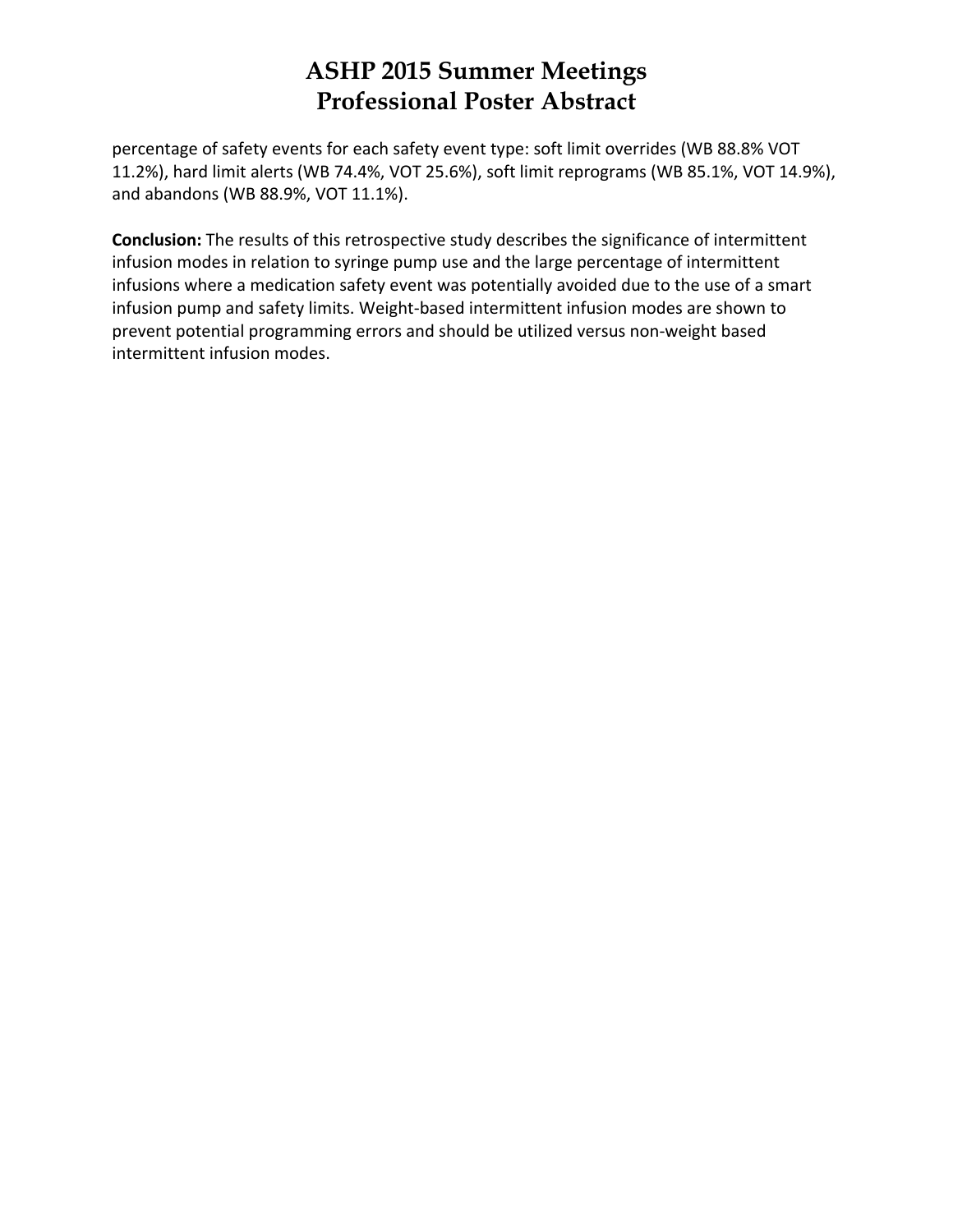percentage of safety events for each safety event type: soft limit overrides (WB 88.8% VOT 11.2%), hard limit alerts (WB 74.4%, VOT 25.6%), soft limit reprograms (WB 85.1%, VOT 14.9%), and abandons (WB 88.9%, VOT 11.1%).

**Conclusion:** The results of this retrospective study describes the significance of intermittent infusion modes in relation to syringe pump use and the large percentage of intermittent infusions where a medication safety event was potentially avoided due to the use of a smart infusion pump and safety limits. Weight-based intermittent infusion modes are shown to prevent potential programming errors and should be utilized versus non-weight based intermittent infusion modes.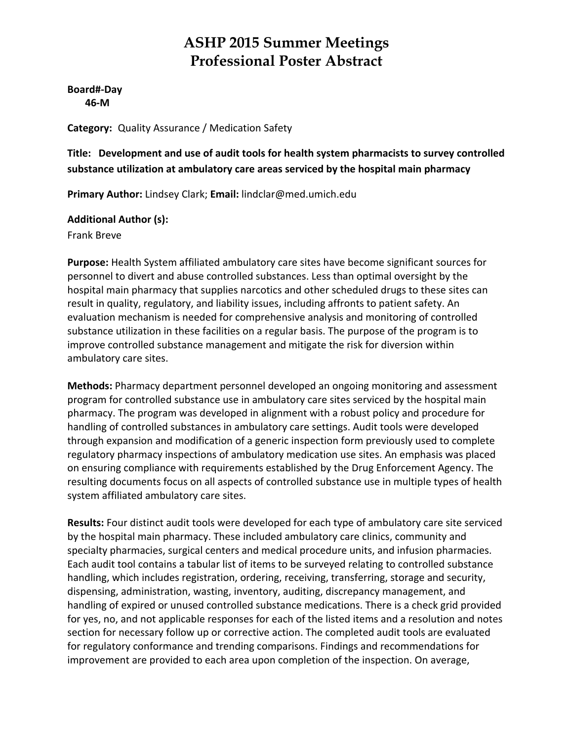# ASHP 2015 Summer Meetings
# Professional Poster Abstract

**Board#-Day**
**46-M**

**Category:** Quality Assurance / Medication Safety

**Title: Development and use of audit tools for health system pharmacists to survey controlled substance utilization at ambulatory care areas serviced by the hospital main pharmacy**

**Primary Author:** Lindsey Clark; **Email:** lindclar@med.umich.edu

**Additional Author (s):**
Frank Breve

**Purpose:** Health System affiliated ambulatory care sites have become significant sources for personnel to divert and abuse controlled substances. Less than optimal oversight by the hospital main pharmacy that supplies narcotics and other scheduled drugs to these sites can result in quality, regulatory, and liability issues, including affronts to patient safety. An evaluation mechanism is needed for comprehensive analysis and monitoring of controlled substance utilization in these facilities on a regular basis. The purpose of the program is to improve controlled substance management and mitigate the risk for diversion within ambulatory care sites.

**Methods:** Pharmacy department personnel developed an ongoing monitoring and assessment program for controlled substance use in ambulatory care sites serviced by the hospital main pharmacy. The program was developed in alignment with a robust policy and procedure for handling of controlled substances in ambulatory care settings. Audit tools were developed through expansion and modification of a generic inspection form previously used to complete regulatory pharmacy inspections of ambulatory medication use sites. An emphasis was placed on ensuring compliance with requirements established by the Drug Enforcement Agency. The resulting documents focus on all aspects of controlled substance use in multiple types of health system affiliated ambulatory care sites.

**Results:** Four distinct audit tools were developed for each type of ambulatory care site serviced by the hospital main pharmacy. These included ambulatory care clinics, community and specialty pharmacies, surgical centers and medical procedure units, and infusion pharmacies. Each audit tool contains a tabular list of items to be surveyed relating to controlled substance handling, which includes registration, ordering, receiving, transferring, storage and security, dispensing, administration, wasting, inventory, auditing, discrepancy management, and handling of expired or unused controlled substance medications. There is a check grid provided for yes, no, and not applicable responses for each of the listed items and a resolution and notes section for necessary follow up or corrective action. The completed audit tools are evaluated for regulatory conformance and trending comparisons. Findings and recommendations for improvement are provided to each area upon completion of the inspection. On average,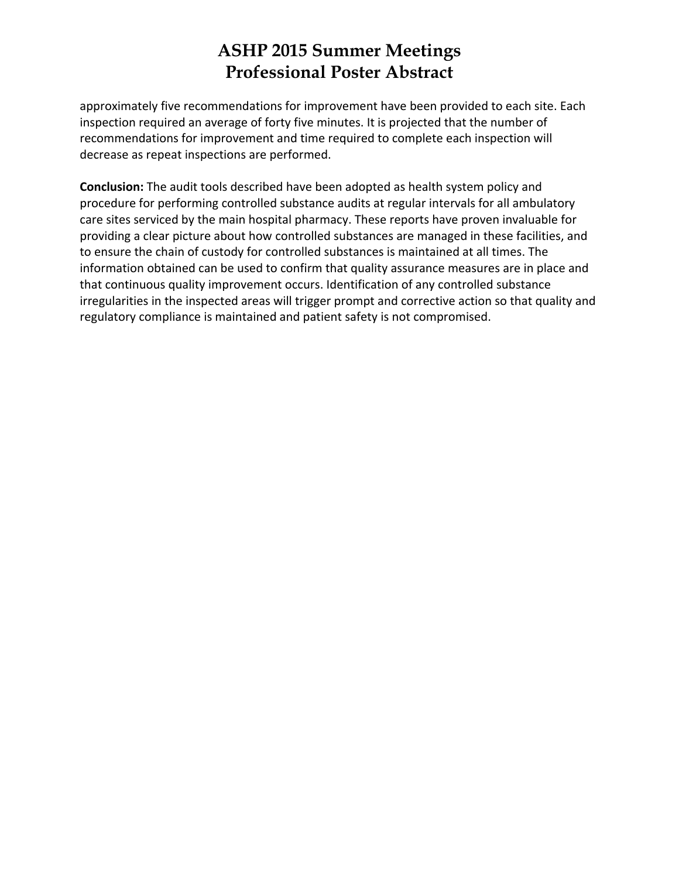approximately five recommendations for improvement have been provided to each site. Each inspection required an average of forty five minutes. It is projected that the number of recommendations for improvement and time required to complete each inspection will decrease as repeat inspections are performed.

**Conclusion:** The audit tools described have been adopted as health system policy and procedure for performing controlled substance audits at regular intervals for all ambulatory care sites serviced by the main hospital pharmacy. These reports have proven invaluable for providing a clear picture about how controlled substances are managed in these facilities, and to ensure the chain of custody for controlled substances is maintained at all times. The information obtained can be used to confirm that quality assurance measures are in place and that continuous quality improvement occurs. Identification of any controlled substance irregularities in the inspected areas will trigger prompt and corrective action so that quality and regulatory compliance is maintained and patient safety is not compromised.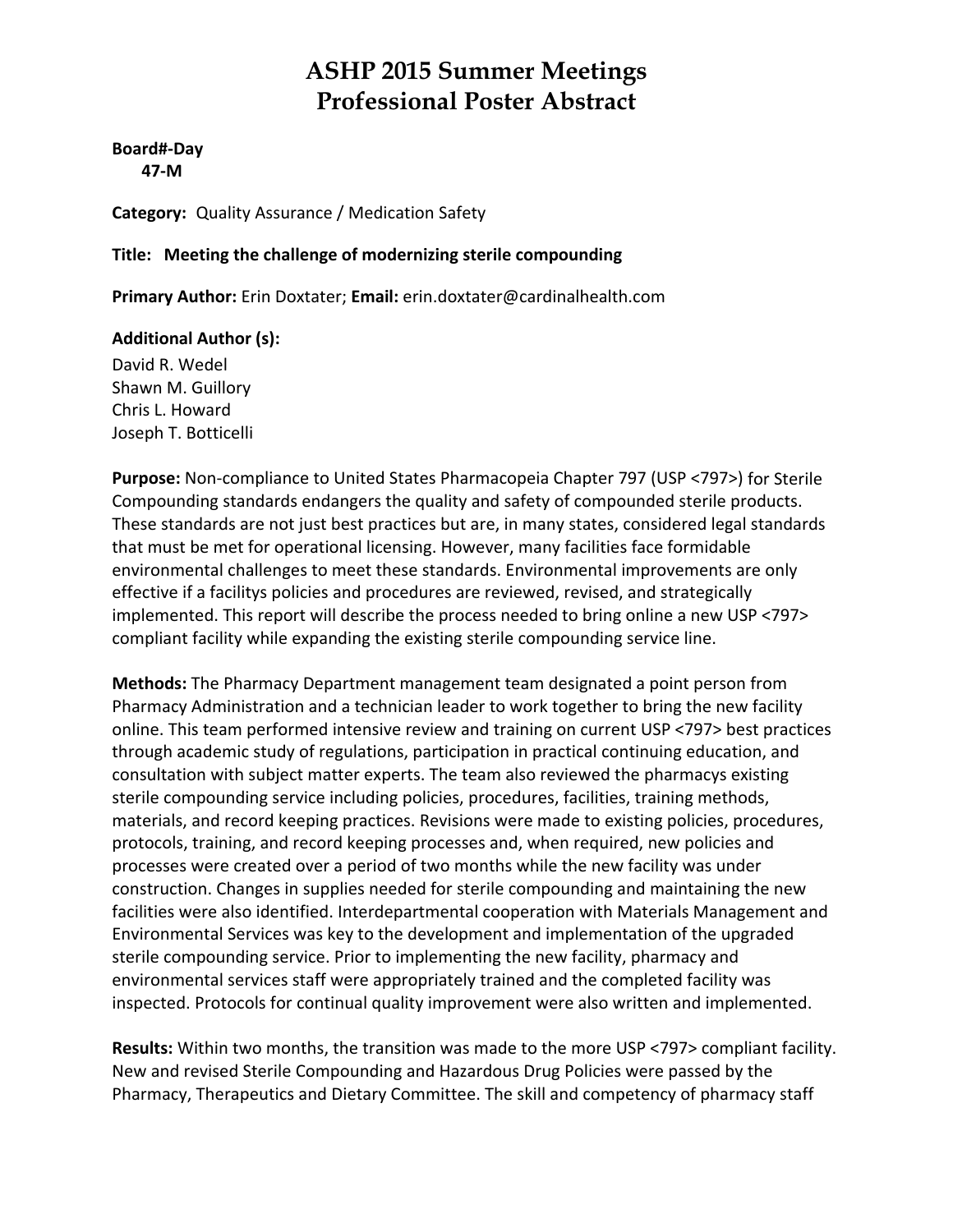# ASHP 2015 Summer Meetings
# Professional Poster Abstract

**Board#-Day**
**47-M**

**Category:** Quality Assurance / Medication Safety

**Title: Meeting the challenge of modernizing sterile compounding**

**Primary Author:** Erin Doxtater; **Email:** erin.doxtater@cardinalhealth.com

**Additional Author (s):**
David R. Wedel
Shawn M. Guillory
Chris L. Howard
Joseph T. Botticelli

**Purpose:** Non-compliance to United States Pharmacopeia Chapter 797 (USP <797>) for Sterile Compounding standards endangers the quality and safety of compounded sterile products. These standards are not just best practices but are, in many states, considered legal standards that must be met for operational licensing. However, many facilities face formidable environmental challenges to meet these standards. Environmental improvements are only effective if a facilitys policies and procedures are reviewed, revised, and strategically implemented. This report will describe the process needed to bring online a new USP <797> compliant facility while expanding the existing sterile compounding service line.

**Methods:** The Pharmacy Department management team designated a point person from Pharmacy Administration and a technician leader to work together to bring the new facility online. This team performed intensive review and training on current USP <797> best practices through academic study of regulations, participation in practical continuing education, and consultation with subject matter experts. The team also reviewed the pharmacys existing sterile compounding service including policies, procedures, facilities, training methods, materials, and record keeping practices. Revisions were made to existing policies, procedures, protocols, training, and record keeping processes and, when required, new policies and processes were created over a period of two months while the new facility was under construction. Changes in supplies needed for sterile compounding and maintaining the new facilities were also identified. Interdepartmental cooperation with Materials Management and Environmental Services was key to the development and implementation of the upgraded sterile compounding service. Prior to implementing the new facility, pharmacy and environmental services staff were appropriately trained and the completed facility was inspected. Protocols for continual quality improvement were also written and implemented.

**Results:** Within two months, the transition was made to the more USP <797> compliant facility. New and revised Sterile Compounding and Hazardous Drug Policies were passed by the Pharmacy, Therapeutics and Dietary Committee. The skill and competency of pharmacy staff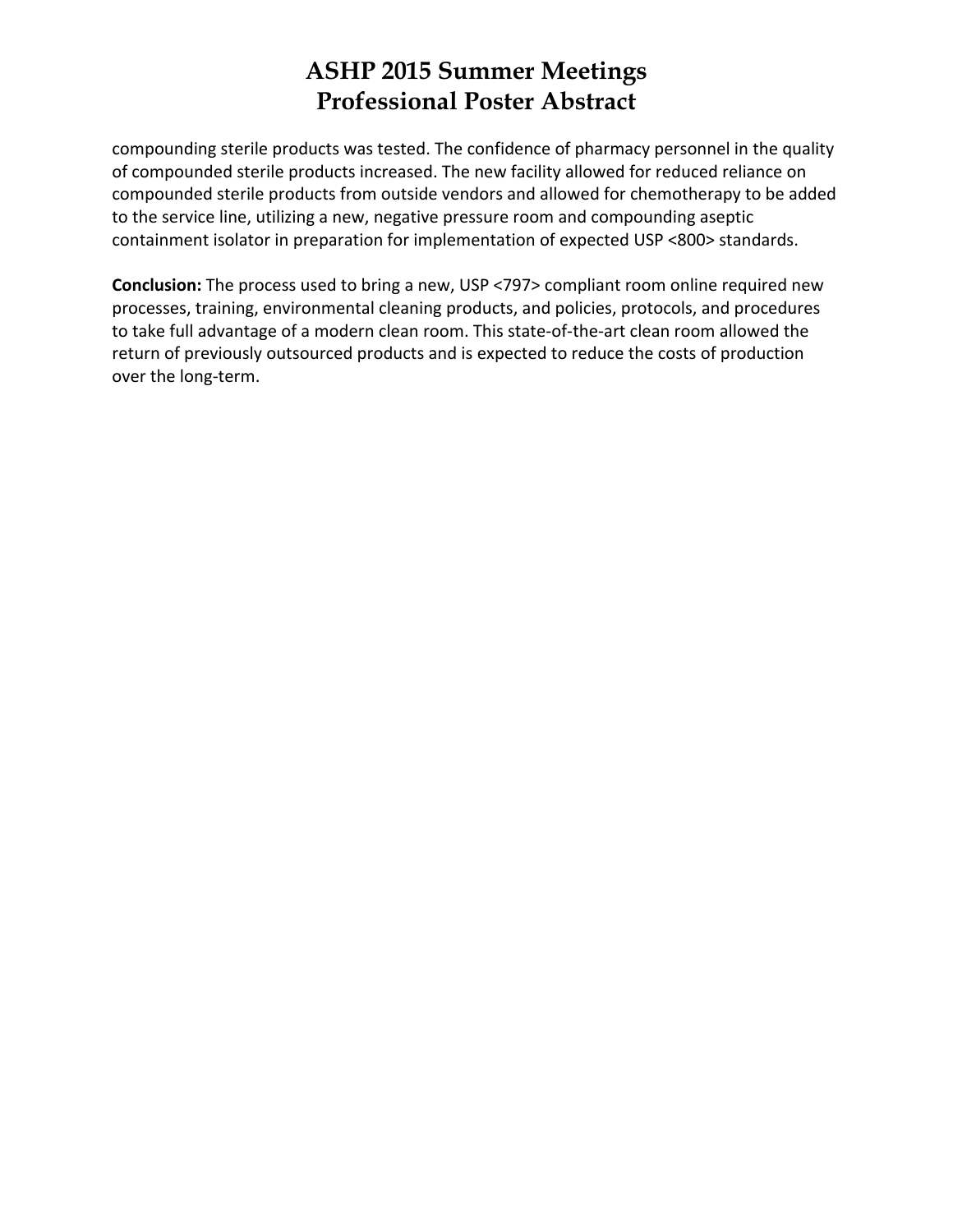compounding sterile products was tested. The confidence of pharmacy personnel in the quality of compounded sterile products increased. The new facility allowed for reduced reliance on compounded sterile products from outside vendors and allowed for chemotherapy to be added to the service line, utilizing a new, negative pressure room and compounding aseptic containment isolator in preparation for implementation of expected USP <800> standards.

**Conclusion:** The process used to bring a new, USP <797> compliant room online required new processes, training, environmental cleaning products, and policies, protocols, and procedures to take full advantage of a modern clean room. This state-of-the-art clean room allowed the return of previously outsourced products and is expected to reduce the costs of production over the long-term.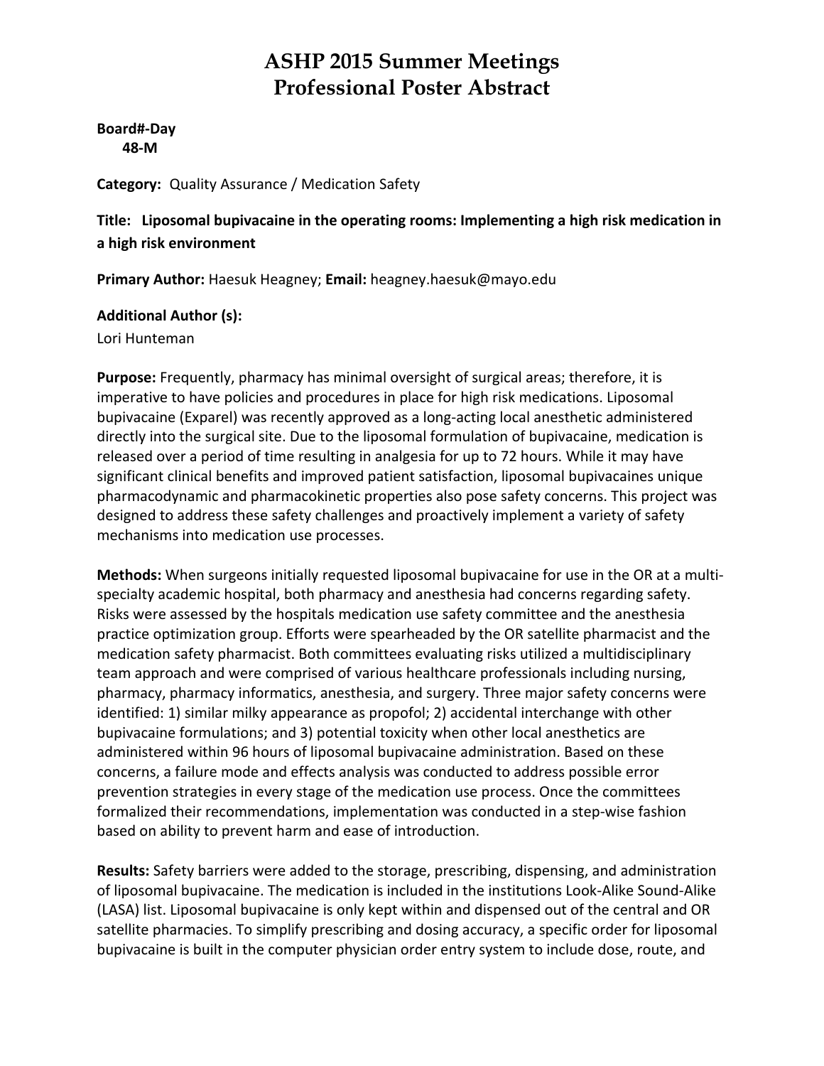# ASHP 2015 Summer Meetings
# Professional Poster Abstract

**Board#-Day**
**48-M**

**Category:** Quality Assurance / Medication Safety

**Title: Liposomal bupivacaine in the operating rooms: Implementing a high risk medication in a high risk environment**

**Primary Author:** Haesuk Heagney; **Email:** heagney.haesuk@mayo.edu

**Additional Author (s):**
Lori Hunteman

**Purpose:** Frequently, pharmacy has minimal oversight of surgical areas; therefore, it is imperative to have policies and procedures in place for high risk medications. Liposomal bupivacaine (Exparel) was recently approved as a long-acting local anesthetic administered directly into the surgical site. Due to the liposomal formulation of bupivacaine, medication is released over a period of time resulting in analgesia for up to 72 hours. While it may have significant clinical benefits and improved patient satisfaction, liposomal bupivacaines unique pharmacodynamic and pharmacokinetic properties also pose safety concerns. This project was designed to address these safety challenges and proactively implement a variety of safety mechanisms into medication use processes.

**Methods:** When surgeons initially requested liposomal bupivacaine for use in the OR at a multi-specialty academic hospital, both pharmacy and anesthesia had concerns regarding safety. Risks were assessed by the hospitals medication use safety committee and the anesthesia practice optimization group. Efforts were spearheaded by the OR satellite pharmacist and the medication safety pharmacist. Both committees evaluating risks utilized a multidisciplinary team approach and were comprised of various healthcare professionals including nursing, pharmacy, pharmacy informatics, anesthesia, and surgery. Three major safety concerns were identified: 1) similar milky appearance as propofol; 2) accidental interchange with other bupivacaine formulations; and 3) potential toxicity when other local anesthetics are administered within 96 hours of liposomal bupivacaine administration. Based on these concerns, a failure mode and effects analysis was conducted to address possible error prevention strategies in every stage of the medication use process. Once the committees formalized their recommendations, implementation was conducted in a step-wise fashion based on ability to prevent harm and ease of introduction.

**Results:** Safety barriers were added to the storage, prescribing, dispensing, and administration of liposomal bupivacaine. The medication is included in the institutions Look-Alike Sound-Alike (LASA) list. Liposomal bupivacaine is only kept within and dispensed out of the central and OR satellite pharmacies. To simplify prescribing and dosing accuracy, a specific order for liposomal bupivacaine is built in the computer physician order entry system to include dose, route, and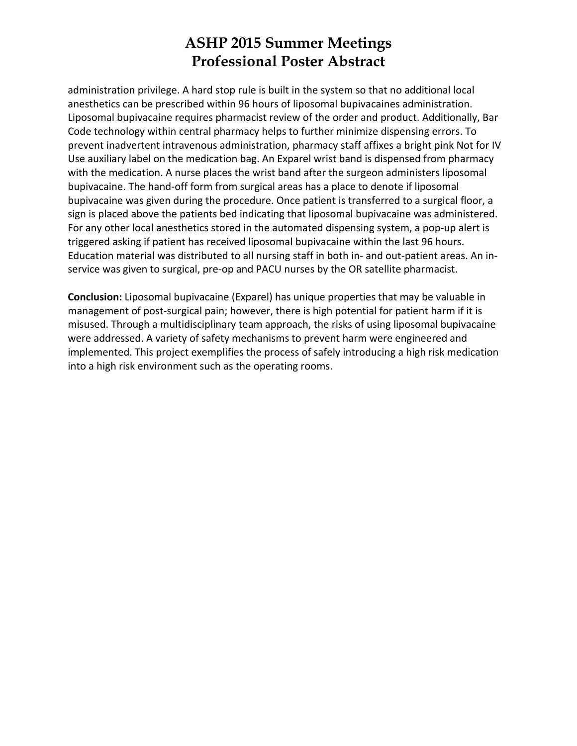administration privilege. A hard stop rule is built in the system so that no additional local anesthetics can be prescribed within 96 hours of liposomal bupivacaines administration. Liposomal bupivacaine requires pharmacist review of the order and product. Additionally, Bar Code technology within central pharmacy helps to further minimize dispensing errors. To prevent inadvertent intravenous administration, pharmacy staff affixes a bright pink Not for IV Use auxiliary label on the medication bag. An Exparel wrist band is dispensed from pharmacy with the medication. A nurse places the wrist band after the surgeon administers liposomal bupivacaine. The hand-off form from surgical areas has a place to denote if liposomal bupivacaine was given during the procedure. Once patient is transferred to a surgical floor, a sign is placed above the patients bed indicating that liposomal bupivacaine was administered. For any other local anesthetics stored in the automated dispensing system, a pop-up alert is triggered asking if patient has received liposomal bupivacaine within the last 96 hours. Education material was distributed to all nursing staff in both in- and out-patient areas. An in-service was given to surgical, pre-op and PACU nurses by the OR satellite pharmacist.

**Conclusion:** Liposomal bupivacaine (Exparel) has unique properties that may be valuable in management of post-surgical pain; however, there is high potential for patient harm if it is misused. Through a multidisciplinary team approach, the risks of using liposomal bupivacaine were addressed. A variety of safety mechanisms to prevent harm were engineered and implemented. This project exemplifies the process of safely introducing a high risk medication into a high risk environment such as the operating rooms.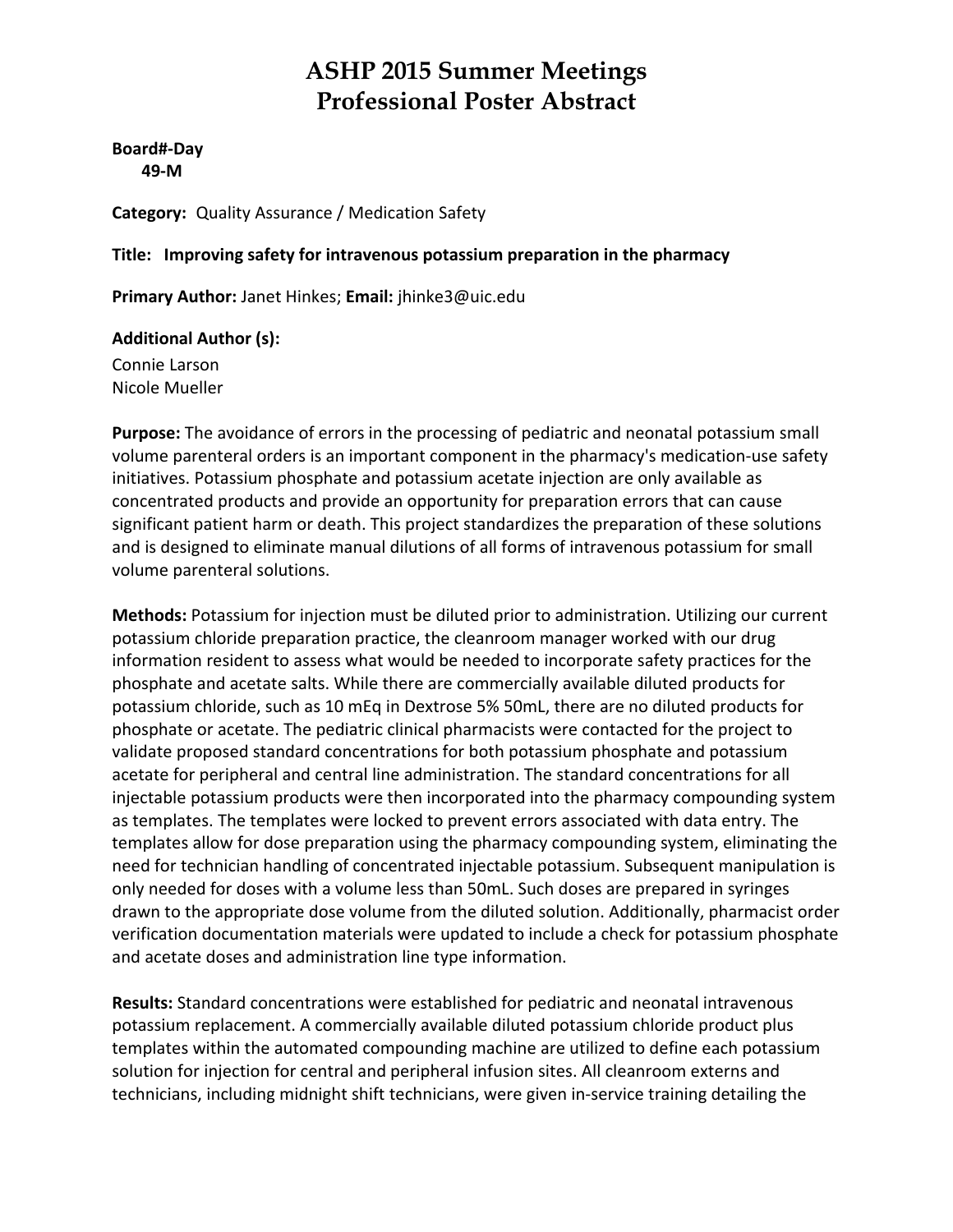# ASHP 2015 Summer Meetings
# Professional Poster Abstract

**Board#-Day**
**49-M**

**Category:** Quality Assurance / Medication Safety

**Title: Improving safety for intravenous potassium preparation in the pharmacy**

**Primary Author:** Janet Hinkes; **Email:** jhinke3@uic.edu

**Additional Author (s):**
Connie Larson
Nicole Mueller

**Purpose:** The avoidance of errors in the processing of pediatric and neonatal potassium small volume parenteral orders is an important component in the pharmacy's medication-use safety initiatives. Potassium phosphate and potassium acetate injection are only available as concentrated products and provide an opportunity for preparation errors that can cause significant patient harm or death. This project standardizes the preparation of these solutions and is designed to eliminate manual dilutions of all forms of intravenous potassium for small volume parenteral solutions.

**Methods:** Potassium for injection must be diluted prior to administration. Utilizing our current potassium chloride preparation practice, the cleanroom manager worked with our drug information resident to assess what would be needed to incorporate safety practices for the phosphate and acetate salts. While there are commercially available diluted products for potassium chloride, such as 10 mEq in Dextrose 5% 50mL, there are no diluted products for phosphate or acetate. The pediatric clinical pharmacists were contacted for the project to validate proposed standard concentrations for both potassium phosphate and potassium acetate for peripheral and central line administration. The standard concentrations for all injectable potassium products were then incorporated into the pharmacy compounding system as templates. The templates were locked to prevent errors associated with data entry. The templates allow for dose preparation using the pharmacy compounding system, eliminating the need for technician handling of concentrated injectable potassium. Subsequent manipulation is only needed for doses with a volume less than 50mL. Such doses are prepared in syringes drawn to the appropriate dose volume from the diluted solution. Additionally, pharmacist order verification documentation materials were updated to include a check for potassium phosphate and acetate doses and administration line type information.

**Results:** Standard concentrations were established for pediatric and neonatal intravenous potassium replacement. A commercially available diluted potassium chloride product plus templates within the automated compounding machine are utilized to define each potassium solution for injection for central and peripheral infusion sites. All cleanroom externs and technicians, including midnight shift technicians, were given in-service training detailing the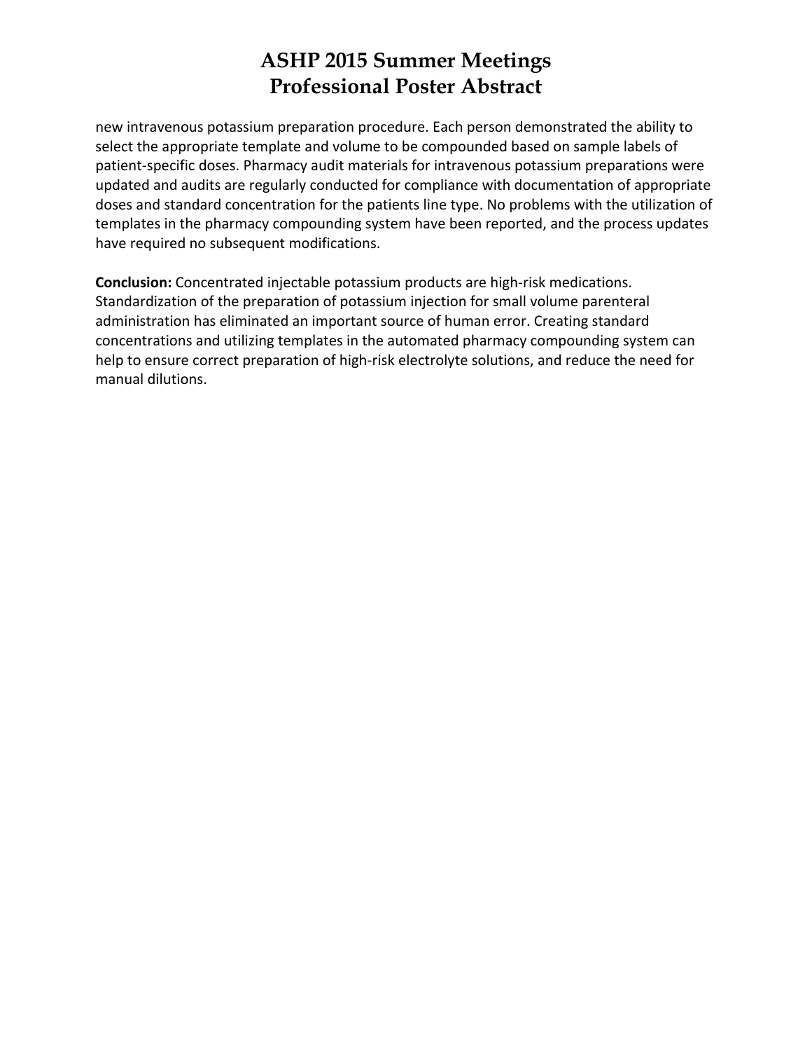new intravenous potassium preparation procedure. Each person demonstrated the ability to select the appropriate template and volume to be compounded based on sample labels of patient-specific doses. Pharmacy audit materials for intravenous potassium preparations were updated and audits are regularly conducted for compliance with documentation of appropriate doses and standard concentration for the patients line type. No problems with the utilization of templates in the pharmacy compounding system have been reported, and the process updates have required no subsequent modifications.

**Conclusion:** Concentrated injectable potassium products are high-risk medications. Standardization of the preparation of potassium injection for small volume parenteral administration has eliminated an important source of human error. Creating standard concentrations and utilizing templates in the automated pharmacy compounding system can help to ensure correct preparation of high-risk electrolyte solutions, and reduce the need for manual dilutions.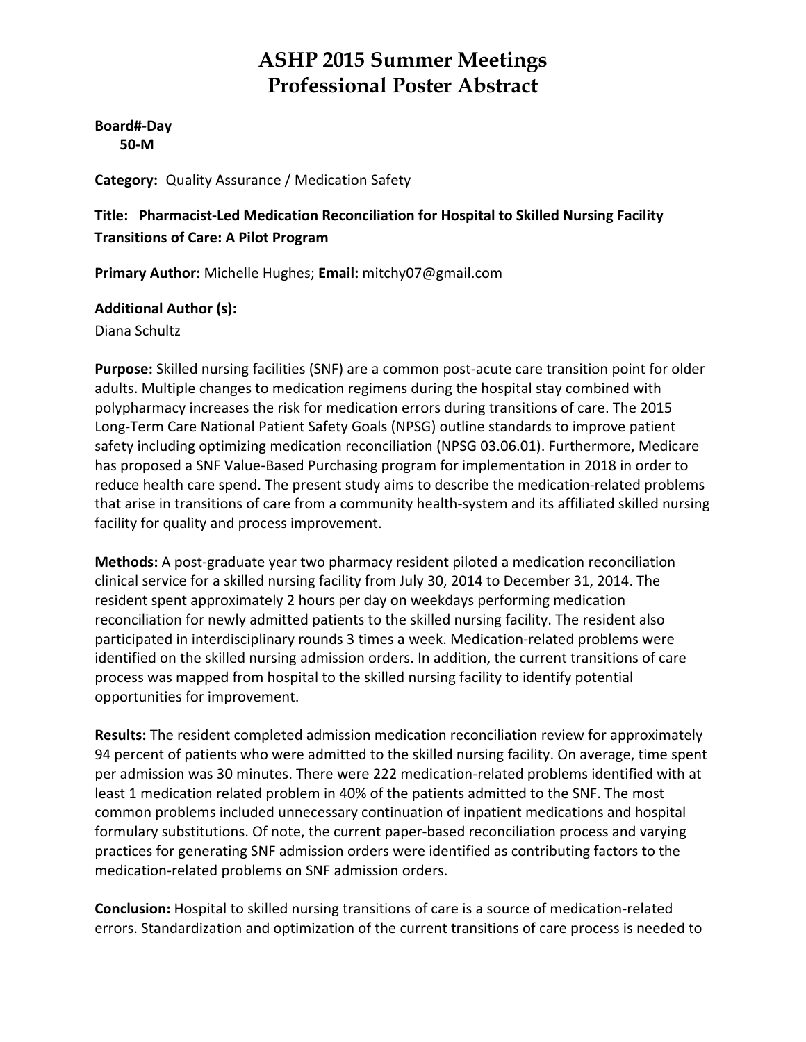# ASHP 2015 Summer Meetings
# Professional Poster Abstract

**Board#-Day**
**50-M**

**Category:** Quality Assurance / Medication Safety

**Title: Pharmacist-Led Medication Reconciliation for Hospital to Skilled Nursing Facility Transitions of Care: A Pilot Program**

**Primary Author:** Michelle Hughes; **Email:** mitchy07@gmail.com

**Additional Author (s):**
Diana Schultz

**Purpose:** Skilled nursing facilities (SNF) are a common post-acute care transition point for older adults. Multiple changes to medication regimens during the hospital stay combined with polypharmacy increases the risk for medication errors during transitions of care. The 2015 Long-Term Care National Patient Safety Goals (NPSG) outline standards to improve patient safety including optimizing medication reconciliation (NPSG 03.06.01). Furthermore, Medicare has proposed a SNF Value-Based Purchasing program for implementation in 2018 in order to reduce health care spend. The present study aims to describe the medication-related problems that arise in transitions of care from a community health-system and its affiliated skilled nursing facility for quality and process improvement.

**Methods:** A post-graduate year two pharmacy resident piloted a medication reconciliation clinical service for a skilled nursing facility from July 30, 2014 to December 31, 2014. The resident spent approximately 2 hours per day on weekdays performing medication reconciliation for newly admitted patients to the skilled nursing facility. The resident also participated in interdisciplinary rounds 3 times a week. Medication-related problems were identified on the skilled nursing admission orders. In addition, the current transitions of care process was mapped from hospital to the skilled nursing facility to identify potential opportunities for improvement.

**Results:** The resident completed admission medication reconciliation review for approximately 94 percent of patients who were admitted to the skilled nursing facility. On average, time spent per admission was 30 minutes. There were 222 medication-related problems identified with at least 1 medication related problem in 40% of the patients admitted to the SNF. The most common problems included unnecessary continuation of inpatient medications and hospital formulary substitutions. Of note, the current paper-based reconciliation process and varying practices for generating SNF admission orders were identified as contributing factors to the medication-related problems on SNF admission orders.

**Conclusion:** Hospital to skilled nursing transitions of care is a source of medication-related errors. Standardization and optimization of the current transitions of care process is needed to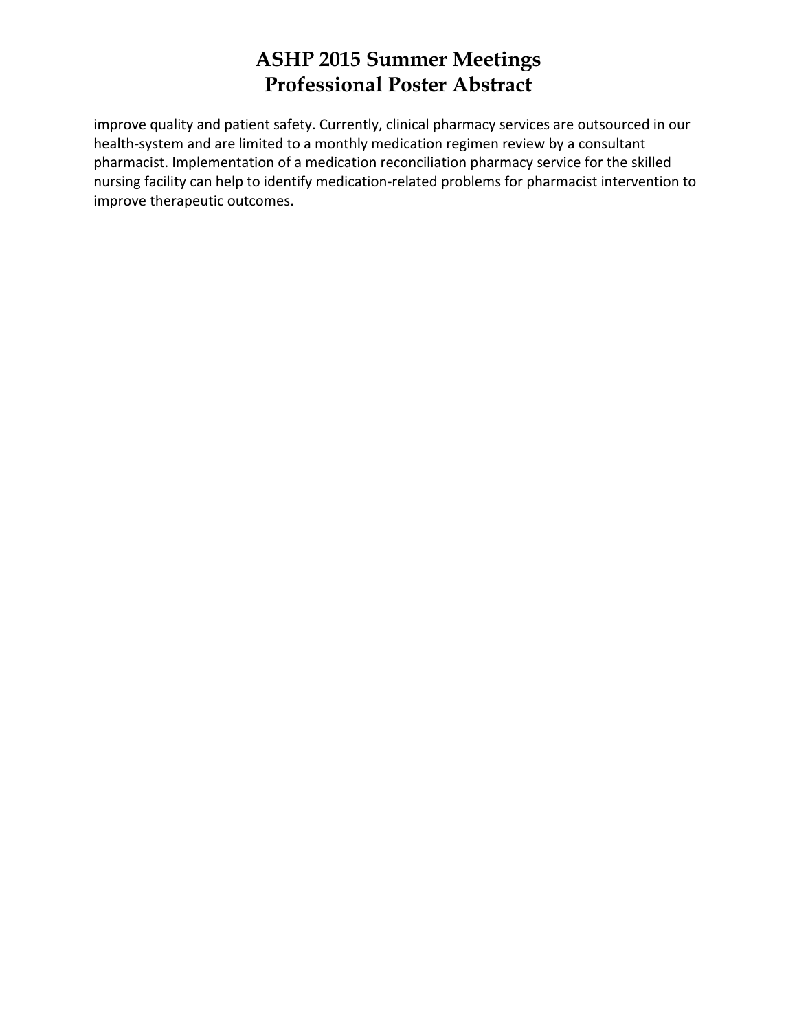improve quality and patient safety. Currently, clinical pharmacy services are outsourced in our health-system and are limited to a monthly medication regimen review by a consultant pharmacist. Implementation of a medication reconciliation pharmacy service for the skilled nursing facility can help to identify medication-related problems for pharmacist intervention to improve therapeutic outcomes.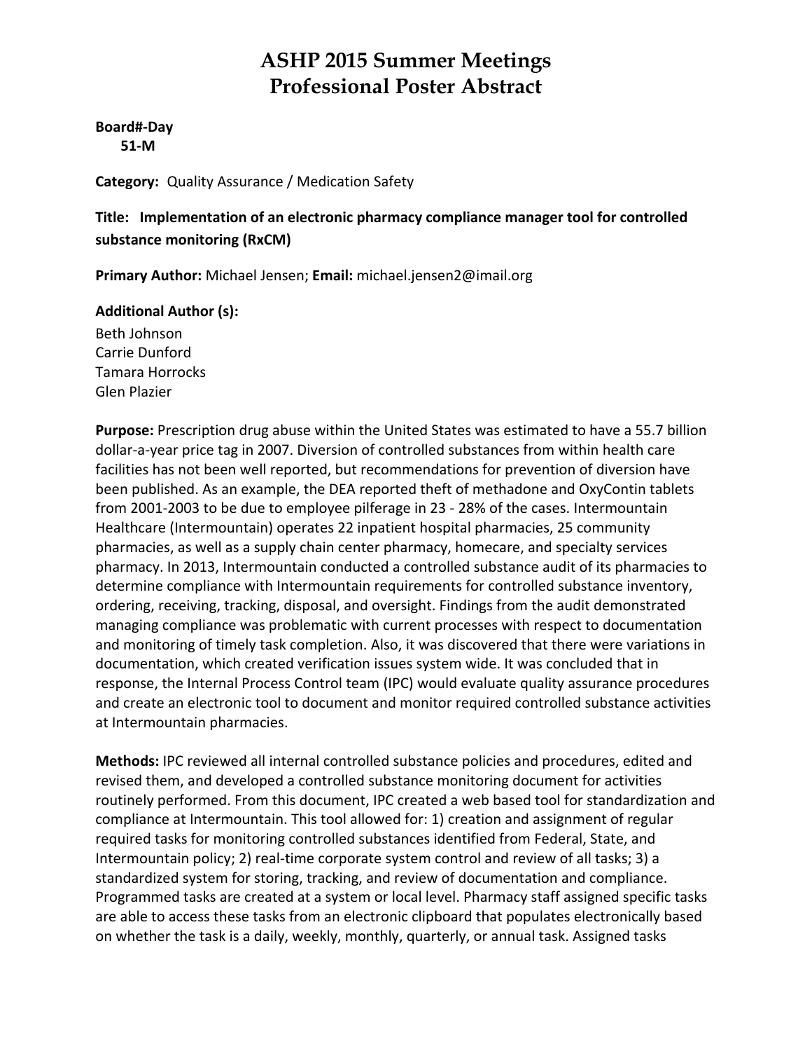# ASHP 2015 Summer Meetings
# Professional Poster Abstract

**Board#-Day**
**51-M**

**Category:** Quality Assurance / Medication Safety

**Title: Implementation of an electronic pharmacy compliance manager tool for controlled substance monitoring (RxCM)**

**Primary Author:** Michael Jensen; **Email:** michael.jensen2@imail.org

**Additional Author (s):**
Beth Johnson
Carrie Dunford
Tamara Horrocks
Glen Plazier

**Purpose:** Prescription drug abuse within the United States was estimated to have a 55.7 billion dollar-a-year price tag in 2007. Diversion of controlled substances from within health care facilities has not been well reported, but recommendations for prevention of diversion have been published. As an example, the DEA reported theft of methadone and OxyContin tablets from 2001-2003 to be due to employee pilferage in 23 - 28% of the cases. Intermountain Healthcare (Intermountain) operates 22 inpatient hospital pharmacies, 25 community pharmacies, as well as a supply chain center pharmacy, homecare, and specialty services pharmacy. In 2013, Intermountain conducted a controlled substance audit of its pharmacies to determine compliance with Intermountain requirements for controlled substance inventory, ordering, receiving, tracking, disposal, and oversight. Findings from the audit demonstrated managing compliance was problematic with current processes with respect to documentation and monitoring of timely task completion. Also, it was discovered that there were variations in documentation, which created verification issues system wide. It was concluded that in response, the Internal Process Control team (IPC) would evaluate quality assurance procedures and create an electronic tool to document and monitor required controlled substance activities at Intermountain pharmacies.

**Methods:** IPC reviewed all internal controlled substance policies and procedures, edited and revised them, and developed a controlled substance monitoring document for activities routinely performed. From this document, IPC created a web based tool for standardization and compliance at Intermountain. This tool allowed for: 1) creation and assignment of regular required tasks for monitoring controlled substances identified from Federal, State, and Intermountain policy; 2) real-time corporate system control and review of all tasks; 3) a standardized system for storing, tracking, and review of documentation and compliance. Programmed tasks are created at a system or local level. Pharmacy staff assigned specific tasks are able to access these tasks from an electronic clipboard that populates electronically based on whether the task is a daily, weekly, monthly, quarterly, or annual task. Assigned tasks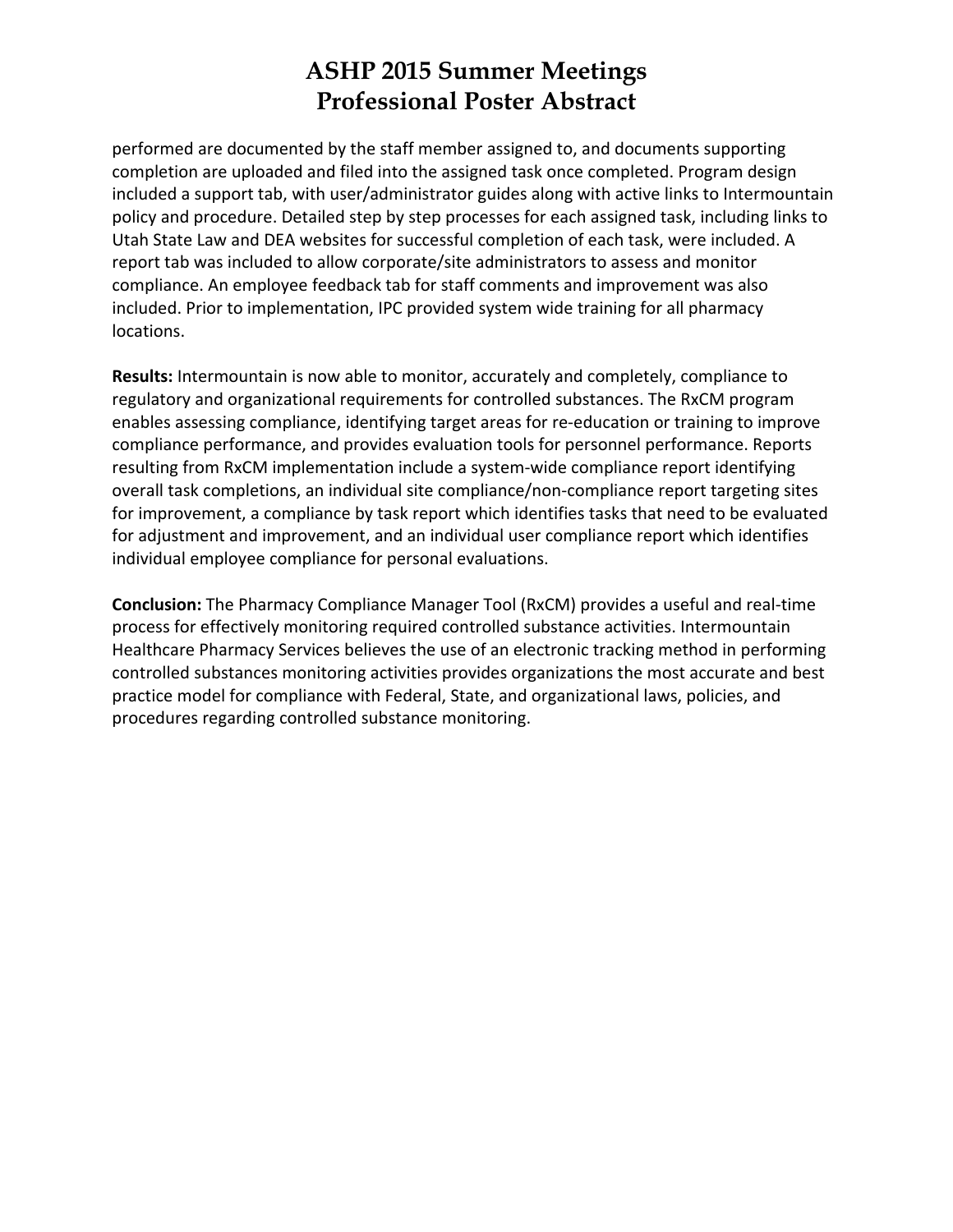performed are documented by the staff member assigned to, and documents supporting completion are uploaded and filed into the assigned task once completed. Program design included a support tab, with user/administrator guides along with active links to Intermountain policy and procedure. Detailed step by step processes for each assigned task, including links to Utah State Law and DEA websites for successful completion of each task, were included. A report tab was included to allow corporate/site administrators to assess and monitor compliance. An employee feedback tab for staff comments and improvement was also included. Prior to implementation, IPC provided system wide training for all pharmacy locations.

**Results:** Intermountain is now able to monitor, accurately and completely, compliance to regulatory and organizational requirements for controlled substances. The RxCM program enables assessing compliance, identifying target areas for re-education or training to improve compliance performance, and provides evaluation tools for personnel performance. Reports resulting from RxCM implementation include a system-wide compliance report identifying overall task completions, an individual site compliance/non-compliance report targeting sites for improvement, a compliance by task report which identifies tasks that need to be evaluated for adjustment and improvement, and an individual user compliance report which identifies individual employee compliance for personal evaluations.

**Conclusion:** The Pharmacy Compliance Manager Tool (RxCM) provides a useful and real-time process for effectively monitoring required controlled substance activities. Intermountain Healthcare Pharmacy Services believes the use of an electronic tracking method in performing controlled substances monitoring activities provides organizations the most accurate and best practice model for compliance with Federal, State, and organizational laws, policies, and procedures regarding controlled substance monitoring.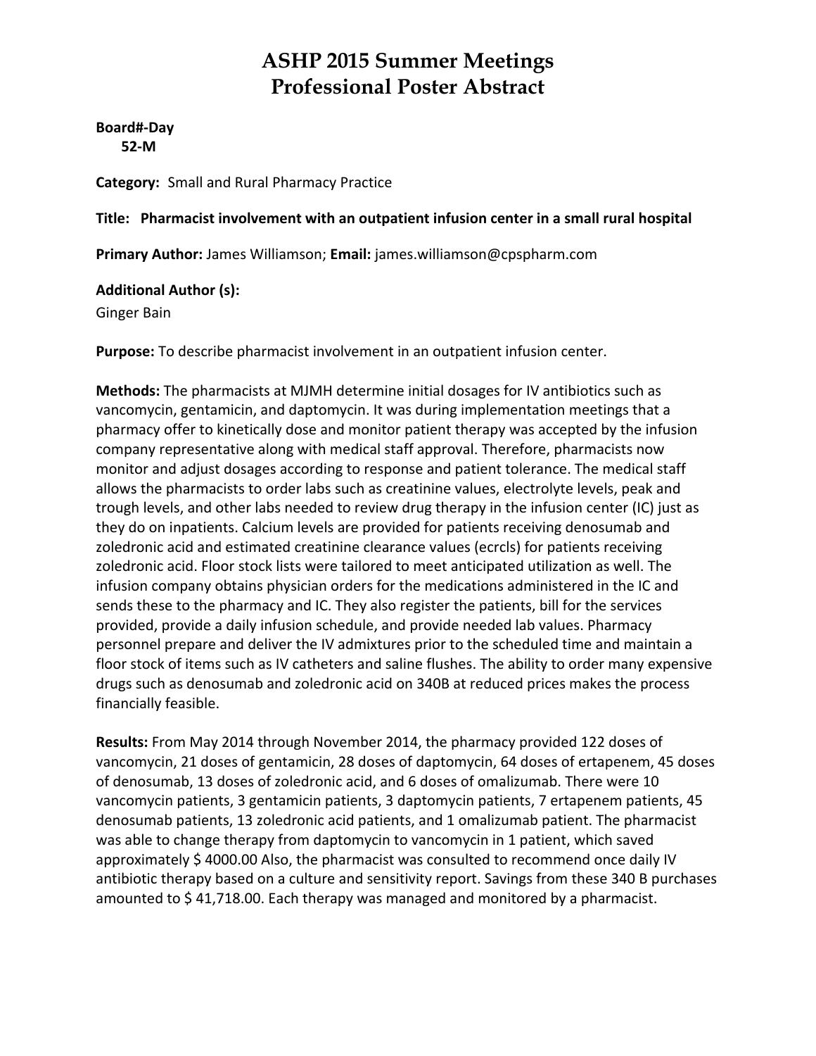# ASHP 2015 Summer Meetings
# Professional Poster Abstract

**Board#-Day**
**52-M**

**Category:** Small and Rural Pharmacy Practice

**Title: Pharmacist involvement with an outpatient infusion center in a small rural hospital**

**Primary Author:** James Williamson; **Email:** james.williamson@cpspharm.com

**Additional Author (s):**
Ginger Bain

**Purpose:** To describe pharmacist involvement in an outpatient infusion center.

**Methods:** The pharmacists at MJMH determine initial dosages for IV antibiotics such as vancomycin, gentamicin, and daptomycin. It was during implementation meetings that a pharmacy offer to kinetically dose and monitor patient therapy was accepted by the infusion company representative along with medical staff approval. Therefore, pharmacists now monitor and adjust dosages according to response and patient tolerance. The medical staff allows the pharmacists to order labs such as creatinine values, electrolyte levels, peak and trough levels, and other labs needed to review drug therapy in the infusion center (IC) just as they do on inpatients. Calcium levels are provided for patients receiving denosumab and zoledronic acid and estimated creatinine clearance values (ecrcls) for patients receiving zoledronic acid. Floor stock lists were tailored to meet anticipated utilization as well. The infusion company obtains physician orders for the medications administered in the IC and sends these to the pharmacy and IC. They also register the patients, bill for the services provided, provide a daily infusion schedule, and provide needed lab values. Pharmacy personnel prepare and deliver the IV admixtures prior to the scheduled time and maintain a floor stock of items such as IV catheters and saline flushes. The ability to order many expensive drugs such as denosumab and zoledronic acid on 340B at reduced prices makes the process financially feasible.

**Results:** From May 2014 through November 2014, the pharmacy provided 122 doses of vancomycin, 21 doses of gentamicin, 28 doses of daptomycin, 64 doses of ertapenem, 45 doses of denosumab, 13 doses of zoledronic acid, and 6 doses of omalizumab. There were 10 vancomycin patients, 3 gentamicin patients, 3 daptomycin patients, 7 ertapenem patients, 45 denosumab patients, 13 zoledronic acid patients, and 1 omalizumab patient. The pharmacist was able to change therapy from daptomycin to vancomycin in 1 patient, which saved approximately $ 4000.00 Also, the pharmacist was consulted to recommend once daily IV antibiotic therapy based on a culture and sensitivity report. Savings from these 340 B purchases amounted to $ 41,718.00. Each therapy was managed and monitored by a pharmacist.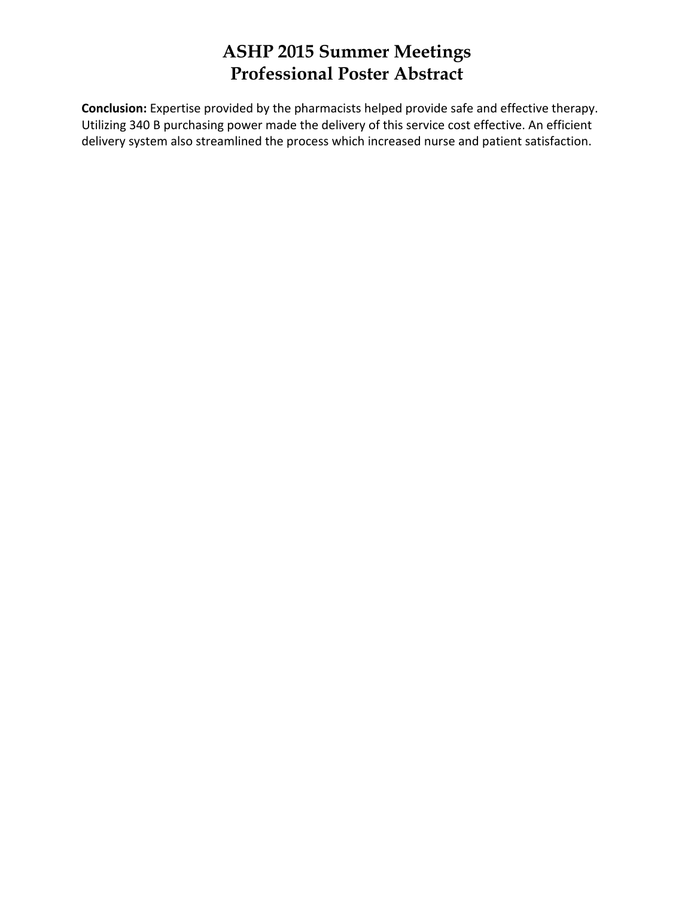**Conclusion:** Expertise provided by the pharmacists helped provide safe and effective therapy. Utilizing 340 B purchasing power made the delivery of this service cost effective. An efficient delivery system also streamlined the process which increased nurse and patient satisfaction.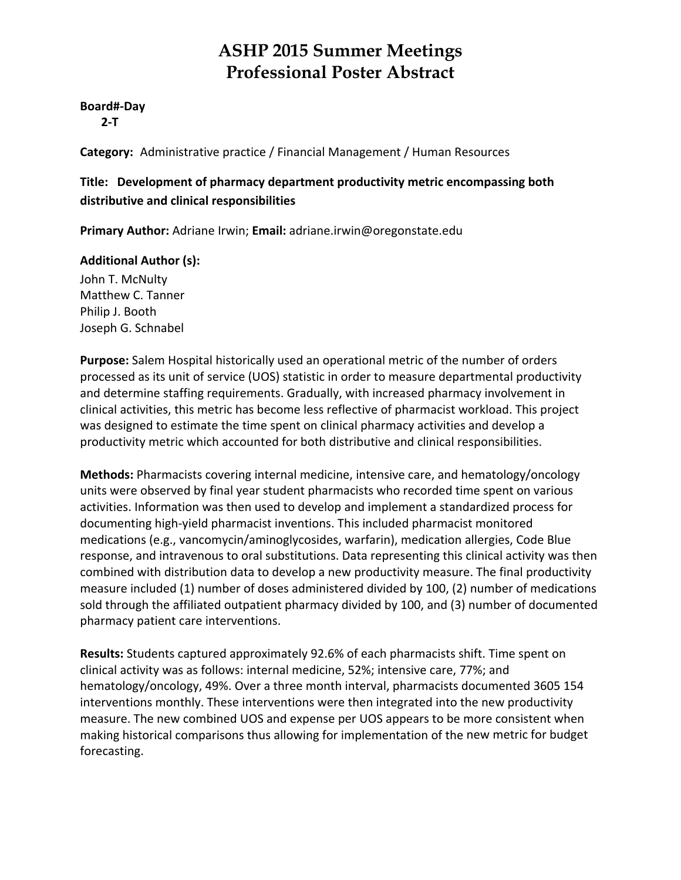# ASHP 2015 Summer Meetings
# Professional Poster Abstract

**Board#-Day**
**2-T**

**Category:** Administrative practice / Financial Management / Human Resources

**Title: Development of pharmacy department productivity metric encompassing both distributive and clinical responsibilities**

**Primary Author:** Adriane Irwin; **Email:** adriane.irwin@oregonstate.edu

**Additional Author (s):**
John T. McNulty
Matthew C. Tanner
Philip J. Booth
Joseph G. Schnabel

**Purpose:** Salem Hospital historically used an operational metric of the number of orders processed as its unit of service (UOS) statistic in order to measure departmental productivity and determine staffing requirements. Gradually, with increased pharmacy involvement in clinical activities, this metric has become less reflective of pharmacist workload. This project was designed to estimate the time spent on clinical pharmacy activities and develop a productivity metric which accounted for both distributive and clinical responsibilities.

**Methods:** Pharmacists covering internal medicine, intensive care, and hematology/oncology units were observed by final year student pharmacists who recorded time spent on various activities. Information was then used to develop and implement a standardized process for documenting high-yield pharmacist inventions. This included pharmacist monitored medications (e.g., vancomycin/aminoglycosides, warfarin), medication allergies, Code Blue response, and intravenous to oral substitutions. Data representing this clinical activity was then combined with distribution data to develop a new productivity measure. The final productivity measure included (1) number of doses administered divided by 100, (2) number of medications sold through the affiliated outpatient pharmacy divided by 100, and (3) number of documented pharmacy patient care interventions.

**Results:** Students captured approximately 92.6% of each pharmacists shift. Time spent on clinical activity was as follows: internal medicine, 52%; intensive care, 77%; and hematology/oncology, 49%. Over a three month interval, pharmacists documented 3605 154 interventions monthly. These interventions were then integrated into the new productivity measure. The new combined UOS and expense per UOS appears to be more consistent when making historical comparisons thus allowing for implementation of the new metric for budget forecasting.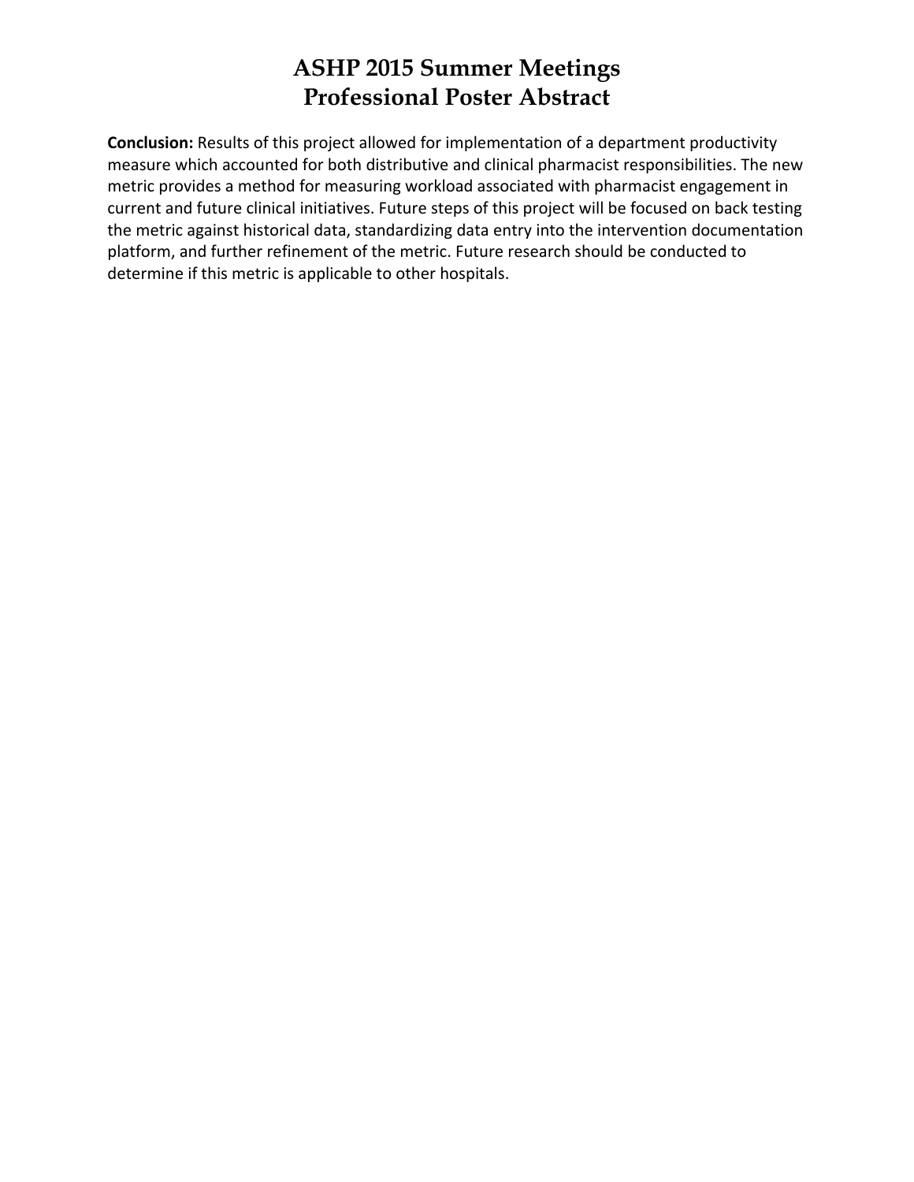**Conclusion:** Results of this project allowed for implementation of a department productivity measure which accounted for both distributive and clinical pharmacist responsibilities. The new metric provides a method for measuring workload associated with pharmacist engagement in current and future clinical initiatives. Future steps of this project will be focused on back testing the metric against historical data, standardizing data entry into the intervention documentation platform, and further refinement of the metric. Future research should be conducted to determine if this metric is applicable to other hospitals.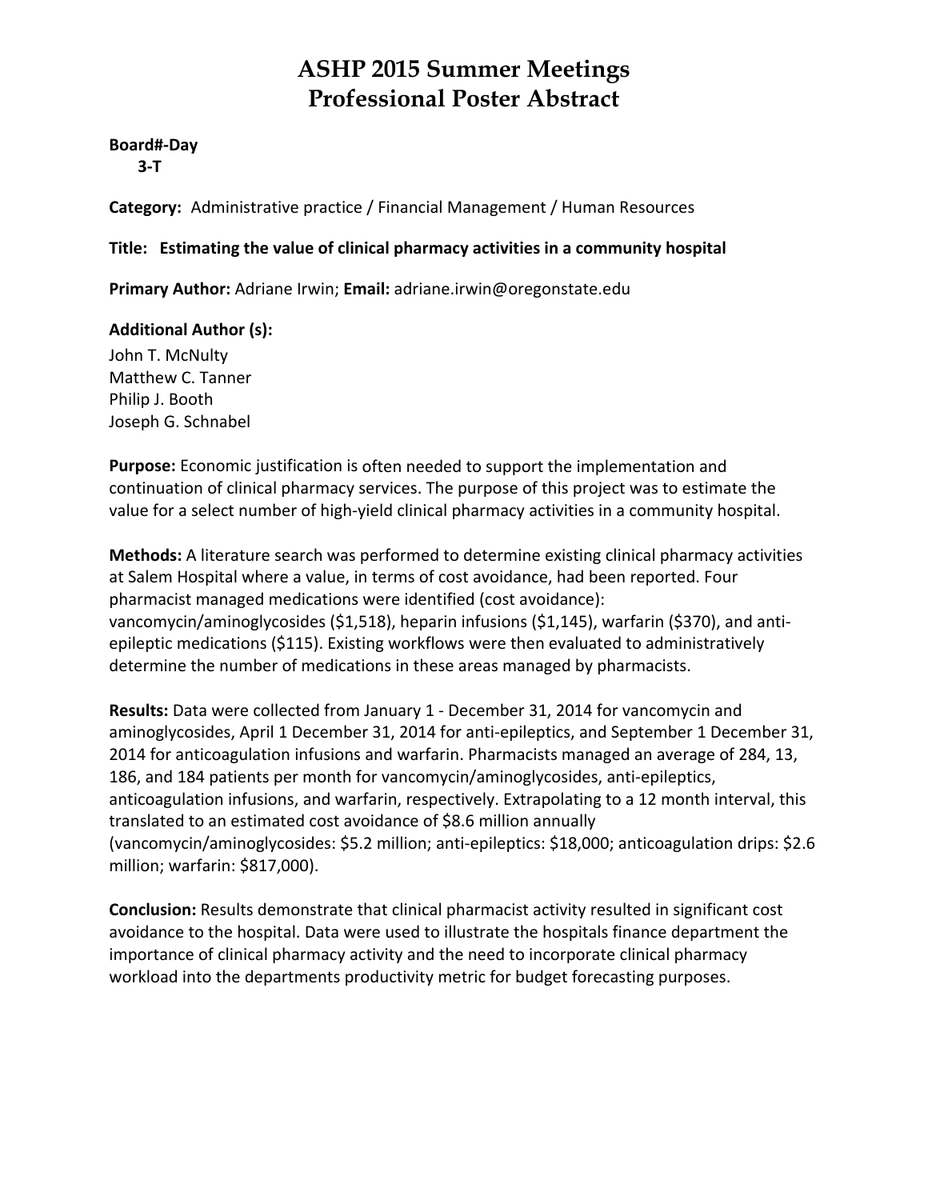# ASHP 2015 Summer Meetings
# Professional Poster Abstract

**Board#-Day**
**3-T**

**Category:** Administrative practice / Financial Management / Human Resources

**Title: Estimating the value of clinical pharmacy activities in a community hospital**

**Primary Author:** Adriane Irwin; **Email:** adriane.irwin@oregonstate.edu

**Additional Author (s):**
John T. McNulty
Matthew C. Tanner
Philip J. Booth
Joseph G. Schnabel

**Purpose:** Economic justification is often needed to support the implementation and continuation of clinical pharmacy services. The purpose of this project was to estimate the value for a select number of high-yield clinical pharmacy activities in a community hospital.

**Methods:** A literature search was performed to determine existing clinical pharmacy activities at Salem Hospital where a value, in terms of cost avoidance, had been reported. Four pharmacist managed medications were identified (cost avoidance): vancomycin/aminoglycosides ($1,518), heparin infusions ($1,145), warfarin ($370), and anti-epileptic medications ($115). Existing workflows were then evaluated to administratively determine the number of medications in these areas managed by pharmacists.

**Results:** Data were collected from January 1 - December 31, 2014 for vancomycin and aminoglycosides, April 1 December 31, 2014 for anti-epileptics, and September 1 December 31, 2014 for anticoagulation infusions and warfarin. Pharmacists managed an average of 284, 13, 186, and 184 patients per month for vancomycin/aminoglycosides, anti-epileptics, anticoagulation infusions, and warfarin, respectively. Extrapolating to a 12 month interval, this translated to an estimated cost avoidance of $8.6 million annually (vancomycin/aminoglycosides: $5.2 million; anti-epileptics: $18,000; anticoagulation drips: $2.6 million; warfarin: $817,000).

**Conclusion:** Results demonstrate that clinical pharmacist activity resulted in significant cost avoidance to the hospital. Data were used to illustrate the hospitals finance department the importance of clinical pharmacy activity and the need to incorporate clinical pharmacy workload into the departments productivity metric for budget forecasting purposes.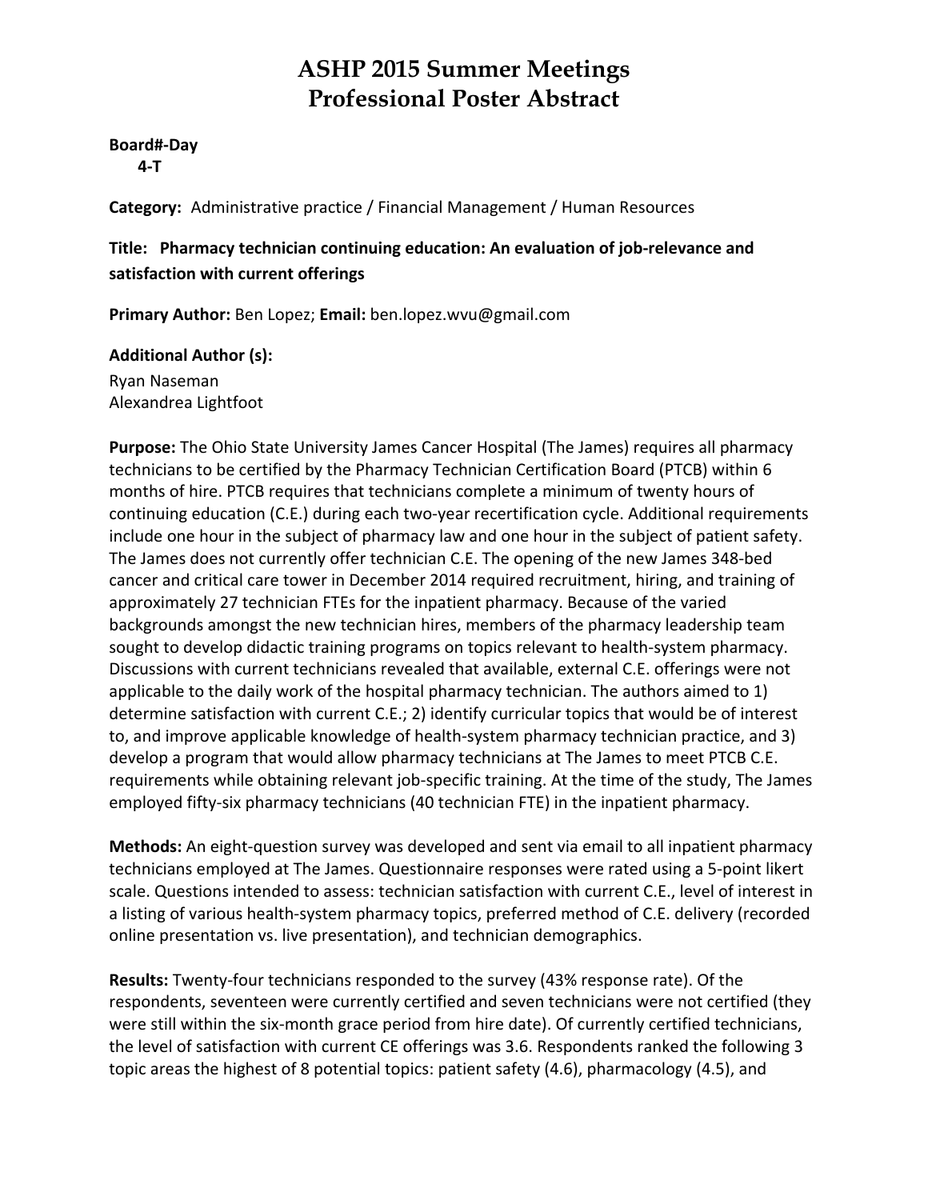# ASHP 2015 Summer Meetings
# Professional Poster Abstract

**Board#-Day**
**4-T**

**Category:** Administrative practice / Financial Management / Human Resources

**Title: Pharmacy technician continuing education: An evaluation of job-relevance and satisfaction with current offerings**

**Primary Author:** Ben Lopez; **Email:** ben.lopez.wvu@gmail.com

**Additional Author (s):**
Ryan Naseman
Alexandrea Lightfoot

**Purpose:** The Ohio State University James Cancer Hospital (The James) requires all pharmacy technicians to be certified by the Pharmacy Technician Certification Board (PTCB) within 6 months of hire. PTCB requires that technicians complete a minimum of twenty hours of continuing education (C.E.) during each two-year recertification cycle. Additional requirements include one hour in the subject of pharmacy law and one hour in the subject of patient safety. The James does not currently offer technician C.E. The opening of the new James 348-bed cancer and critical care tower in December 2014 required recruitment, hiring, and training of approximately 27 technician FTEs for the inpatient pharmacy. Because of the varied backgrounds amongst the new technician hires, members of the pharmacy leadership team sought to develop didactic training programs on topics relevant to health-system pharmacy. Discussions with current technicians revealed that available, external C.E. offerings were not applicable to the daily work of the hospital pharmacy technician. The authors aimed to 1) determine satisfaction with current C.E.; 2) identify curricular topics that would be of interest to, and improve applicable knowledge of health-system pharmacy technician practice, and 3) develop a program that would allow pharmacy technicians at The James to meet PTCB C.E. requirements while obtaining relevant job-specific training. At the time of the study, The James employed fifty-six pharmacy technicians (40 technician FTE) in the inpatient pharmacy.

**Methods:** An eight-question survey was developed and sent via email to all inpatient pharmacy technicians employed at The James. Questionnaire responses were rated using a 5-point likert scale. Questions intended to assess: technician satisfaction with current C.E., level of interest in a listing of various health-system pharmacy topics, preferred method of C.E. delivery (recorded online presentation vs. live presentation), and technician demographics.

**Results:** Twenty-four technicians responded to the survey (43% response rate). Of the respondents, seventeen were currently certified and seven technicians were not certified (they were still within the six-month grace period from hire date). Of currently certified technicians, the level of satisfaction with current CE offerings was 3.6. Respondents ranked the following 3 topic areas the highest of 8 potential topics: patient safety (4.6), pharmacology (4.5), and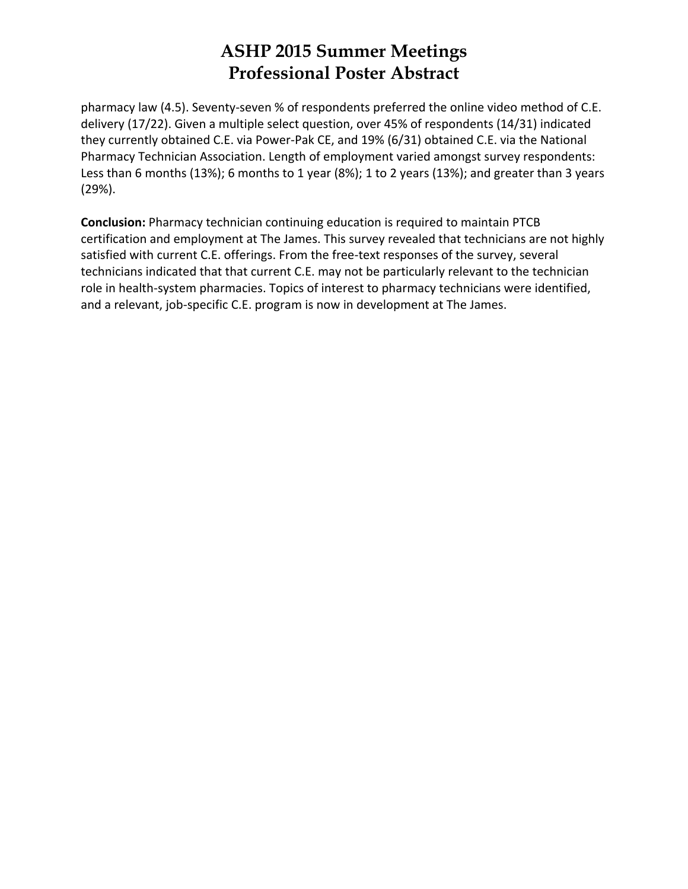pharmacy law (4.5). Seventy-seven % of respondents preferred the online video method of C.E. delivery (17/22). Given a multiple select question, over 45% of respondents (14/31) indicated they currently obtained C.E. via Power-Pak CE, and 19% (6/31) obtained C.E. via the National Pharmacy Technician Association. Length of employment varied amongst survey respondents: Less than 6 months (13%); 6 months to 1 year (8%); 1 to 2 years (13%); and greater than 3 years (29%).

**Conclusion:** Pharmacy technician continuing education is required to maintain PTCB certification and employment at The James. This survey revealed that technicians are not highly satisfied with current C.E. offerings. From the free-text responses of the survey, several technicians indicated that that current C.E. may not be particularly relevant to the technician role in health-system pharmacies. Topics of interest to pharmacy technicians were identified, and a relevant, job-specific C.E. program is now in development at The James.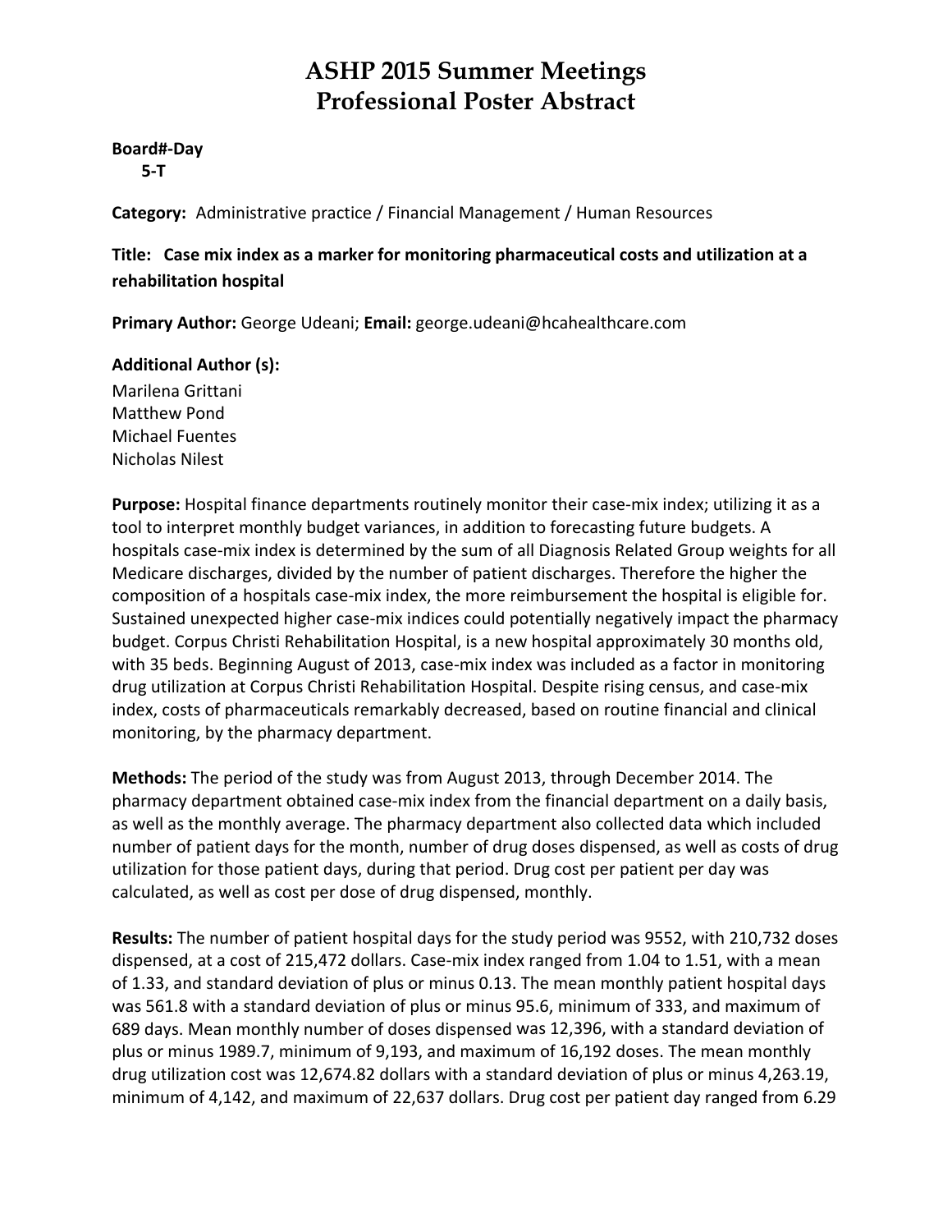# ASHP 2015 Summer Meetings
# Professional Poster Abstract

**Board#-Day**
**5-T**

**Category:** Administrative practice / Financial Management / Human Resources

**Title: Case mix index as a marker for monitoring pharmaceutical costs and utilization at a rehabilitation hospital**

**Primary Author:** George Udeani; **Email:** george.udeani@hcahealthcare.com

**Additional Author (s):**
Marilena Grittani
Matthew Pond
Michael Fuentes
Nicholas Nilest

**Purpose:** Hospital finance departments routinely monitor their case-mix index; utilizing it as a tool to interpret monthly budget variances, in addition to forecasting future budgets. A hospitals case-mix index is determined by the sum of all Diagnosis Related Group weights for all Medicare discharges, divided by the number of patient discharges. Therefore the higher the composition of a hospitals case-mix index, the more reimbursement the hospital is eligible for. Sustained unexpected higher case-mix indices could potentially negatively impact the pharmacy budget. Corpus Christi Rehabilitation Hospital, is a new hospital approximately 30 months old, with 35 beds. Beginning August of 2013, case-mix index was included as a factor in monitoring drug utilization at Corpus Christi Rehabilitation Hospital. Despite rising census, and case-mix index, costs of pharmaceuticals remarkably decreased, based on routine financial and clinical monitoring, by the pharmacy department.

**Methods:** The period of the study was from August 2013, through December 2014. The pharmacy department obtained case-mix index from the financial department on a daily basis, as well as the monthly average. The pharmacy department also collected data which included number of patient days for the month, number of drug doses dispensed, as well as costs of drug utilization for those patient days, during that period. Drug cost per patient per day was calculated, as well as cost per dose of drug dispensed, monthly.

**Results:** The number of patient hospital days for the study period was 9552, with 210,732 doses dispensed, at a cost of 215,472 dollars. Case-mix index ranged from 1.04 to 1.51, with a mean of 1.33, and standard deviation of plus or minus 0.13. The mean monthly patient hospital days was 561.8 with a standard deviation of plus or minus 95.6, minimum of 333, and maximum of 689 days. Mean monthly number of doses dispensed was 12,396, with a standard deviation of plus or minus 1989.7, minimum of 9,193, and maximum of 16,192 doses. The mean monthly drug utilization cost was 12,674.82 dollars with a standard deviation of plus or minus 4,263.19, minimum of 4,142, and maximum of 22,637 dollars. Drug cost per patient day ranged from 6.29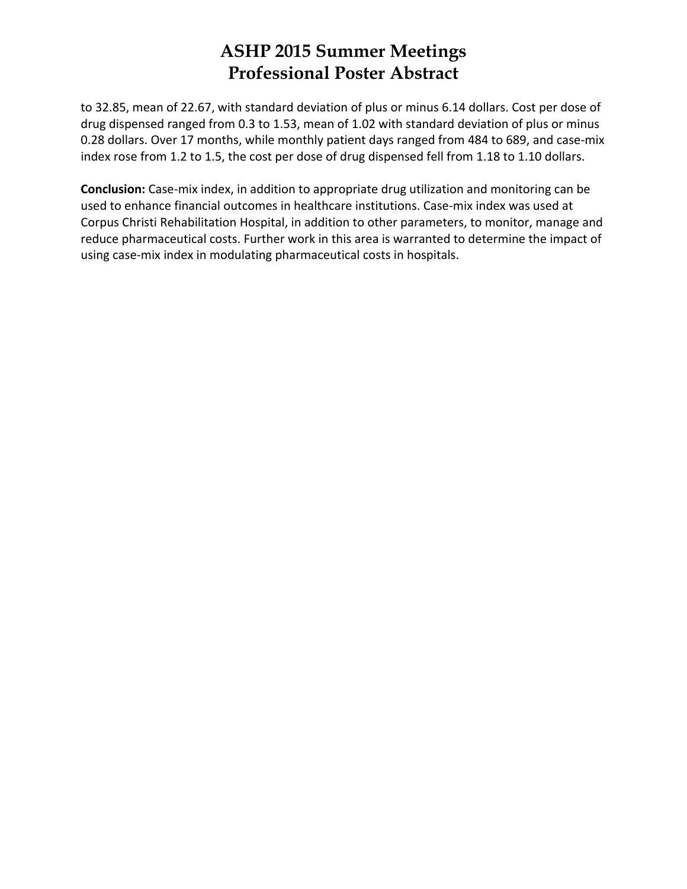to 32.85, mean of 22.67, with standard deviation of plus or minus 6.14 dollars. Cost per dose of drug dispensed ranged from 0.3 to 1.53, mean of 1.02 with standard deviation of plus or minus 0.28 dollars. Over 17 months, while monthly patient days ranged from 484 to 689, and case-mix index rose from 1.2 to 1.5, the cost per dose of drug dispensed fell from 1.18 to 1.10 dollars.

**Conclusion:** Case-mix index, in addition to appropriate drug utilization and monitoring can be used to enhance financial outcomes in healthcare institutions. Case-mix index was used at Corpus Christi Rehabilitation Hospital, in addition to other parameters, to monitor, manage and reduce pharmaceutical costs. Further work in this area is warranted to determine the impact of using case-mix index in modulating pharmaceutical costs in hospitals.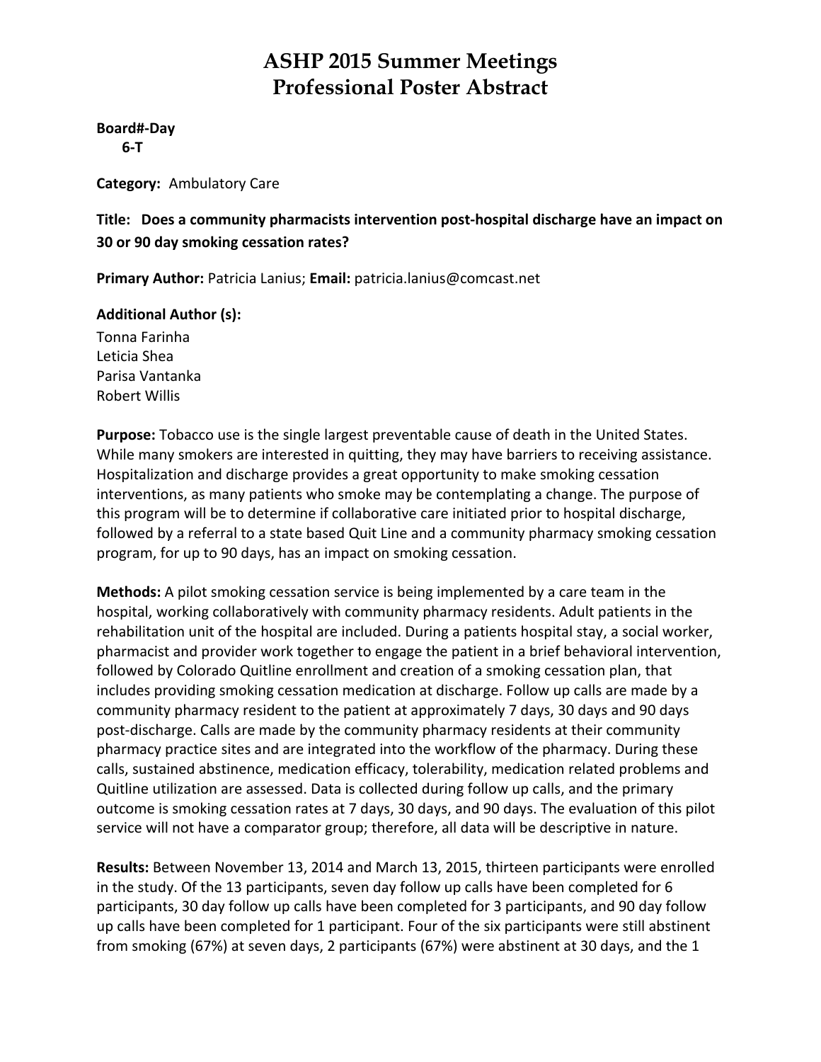# ASHP 2015 Summer Meetings
# Professional Poster Abstract

**Board#-Day**
**6-T**

**Category:** Ambulatory Care

**Title: Does a community pharmacists intervention post-hospital discharge have an impact on 30 or 90 day smoking cessation rates?**

**Primary Author:** Patricia Lanius; **Email:** patricia.lanius@comcast.net

**Additional Author (s):**
Tonna Farinha
Leticia Shea
Parisa Vantanka
Robert Willis

**Purpose:** Tobacco use is the single largest preventable cause of death in the United States. While many smokers are interested in quitting, they may have barriers to receiving assistance. Hospitalization and discharge provides a great opportunity to make smoking cessation interventions, as many patients who smoke may be contemplating a change. The purpose of this program will be to determine if collaborative care initiated prior to hospital discharge, followed by a referral to a state based Quit Line and a community pharmacy smoking cessation program, for up to 90 days, has an impact on smoking cessation.

**Methods:** A pilot smoking cessation service is being implemented by a care team in the hospital, working collaboratively with community pharmacy residents. Adult patients in the rehabilitation unit of the hospital are included. During a patients hospital stay, a social worker, pharmacist and provider work together to engage the patient in a brief behavioral intervention, followed by Colorado Quitline enrollment and creation of a smoking cessation plan, that includes providing smoking cessation medication at discharge. Follow up calls are made by a community pharmacy resident to the patient at approximately 7 days, 30 days and 90 days post-discharge. Calls are made by the community pharmacy residents at their community pharmacy practice sites and are integrated into the workflow of the pharmacy. During these calls, sustained abstinence, medication efficacy, tolerability, medication related problems and Quitline utilization are assessed. Data is collected during follow up calls, and the primary outcome is smoking cessation rates at 7 days, 30 days, and 90 days. The evaluation of this pilot service will not have a comparator group; therefore, all data will be descriptive in nature.

**Results:** Between November 13, 2014 and March 13, 2015, thirteen participants were enrolled in the study. Of the 13 participants, seven day follow up calls have been completed for 6 participants, 30 day follow up calls have been completed for 3 participants, and 90 day follow up calls have been completed for 1 participant. Four of the six participants were still abstinent from smoking (67%) at seven days, 2 participants (67%) were abstinent at 30 days, and the 1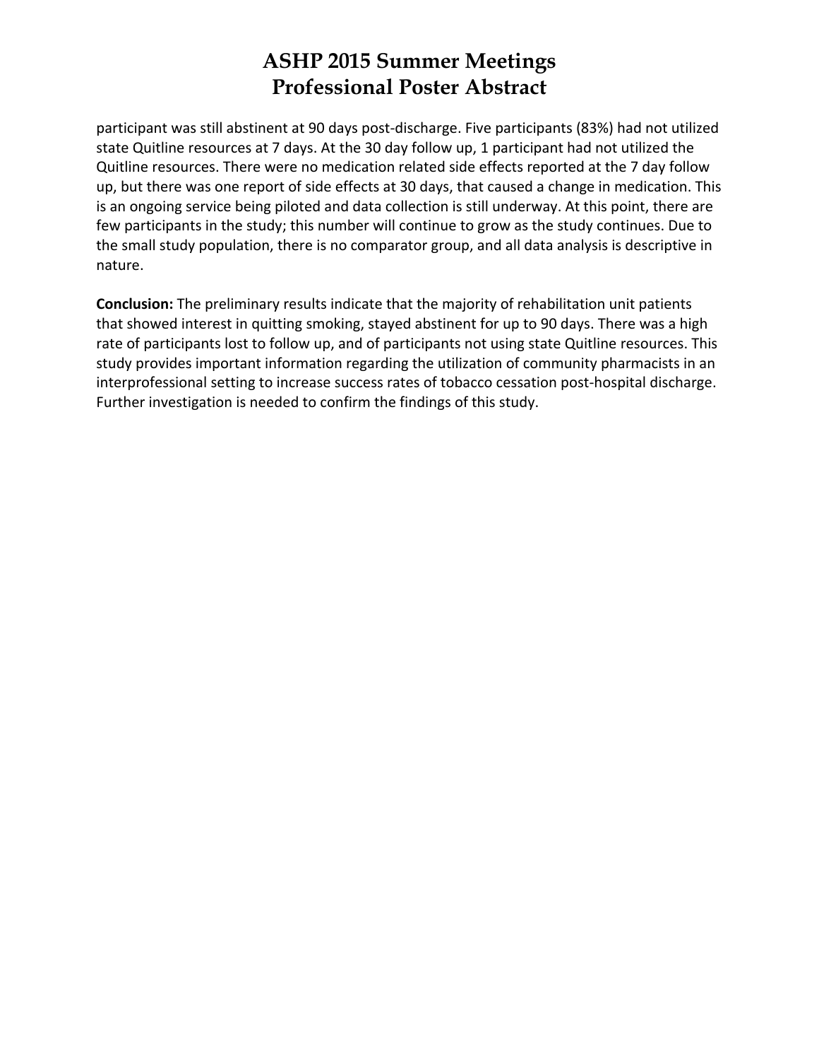participant was still abstinent at 90 days post-discharge. Five participants (83%) had not utilized state Quitline resources at 7 days. At the 30 day follow up, 1 participant had not utilized the Quitline resources. There were no medication related side effects reported at the 7 day follow up, but there was one report of side effects at 30 days, that caused a change in medication. This is an ongoing service being piloted and data collection is still underway. At this point, there are few participants in the study; this number will continue to grow as the study continues. Due to the small study population, there is no comparator group, and all data analysis is descriptive in nature.

**Conclusion:** The preliminary results indicate that the majority of rehabilitation unit patients that showed interest in quitting smoking, stayed abstinent for up to 90 days. There was a high rate of participants lost to follow up, and of participants not using state Quitline resources. This study provides important information regarding the utilization of community pharmacists in an interprofessional setting to increase success rates of tobacco cessation post-hospital discharge. Further investigation is needed to confirm the findings of this study.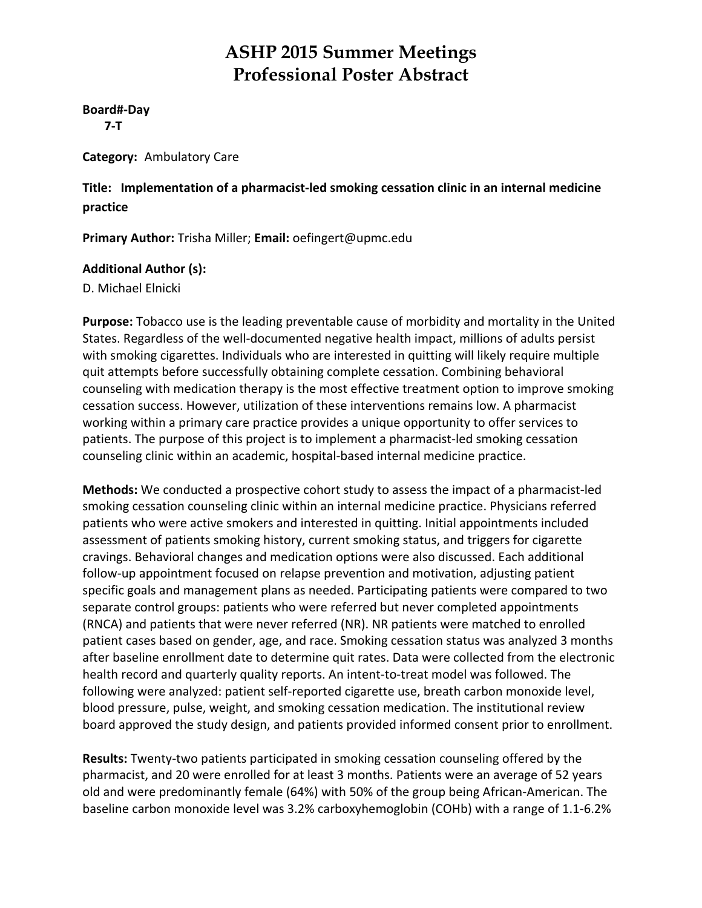# ASHP 2015 Summer Meetings
# Professional Poster Abstract

**Board#-Day**
**7-T**

**Category:** Ambulatory Care

**Title: Implementation of a pharmacist-led smoking cessation clinic in an internal medicine practice**

**Primary Author:** Trisha Miller; **Email:** oefingert@upmc.edu

**Additional Author (s):**
D. Michael Elnicki

**Purpose:** Tobacco use is the leading preventable cause of morbidity and mortality in the United States. Regardless of the well-documented negative health impact, millions of adults persist with smoking cigarettes. Individuals who are interested in quitting will likely require multiple quit attempts before successfully obtaining complete cessation. Combining behavioral counseling with medication therapy is the most effective treatment option to improve smoking cessation success. However, utilization of these interventions remains low. A pharmacist working within a primary care practice provides a unique opportunity to offer services to patients. The purpose of this project is to implement a pharmacist-led smoking cessation counseling clinic within an academic, hospital-based internal medicine practice.

**Methods:** We conducted a prospective cohort study to assess the impact of a pharmacist-led smoking cessation counseling clinic within an internal medicine practice. Physicians referred patients who were active smokers and interested in quitting. Initial appointments included assessment of patients smoking history, current smoking status, and triggers for cigarette cravings. Behavioral changes and medication options were also discussed. Each additional follow-up appointment focused on relapse prevention and motivation, adjusting patient specific goals and management plans as needed. Participating patients were compared to two separate control groups: patients who were referred but never completed appointments (RNCA) and patients that were never referred (NR). NR patients were matched to enrolled patient cases based on gender, age, and race. Smoking cessation status was analyzed 3 months after baseline enrollment date to determine quit rates. Data were collected from the electronic health record and quarterly quality reports. An intent-to-treat model was followed. The following were analyzed: patient self-reported cigarette use, breath carbon monoxide level, blood pressure, pulse, weight, and smoking cessation medication. The institutional review board approved the study design, and patients provided informed consent prior to enrollment.

**Results:** Twenty-two patients participated in smoking cessation counseling offered by the pharmacist, and 20 were enrolled for at least 3 months. Patients were an average of 52 years old and were predominantly female (64%) with 50% of the group being African-American. The baseline carbon monoxide level was 3.2% carboxyhemoglobin (COHb) with a range of 1.1-6.2%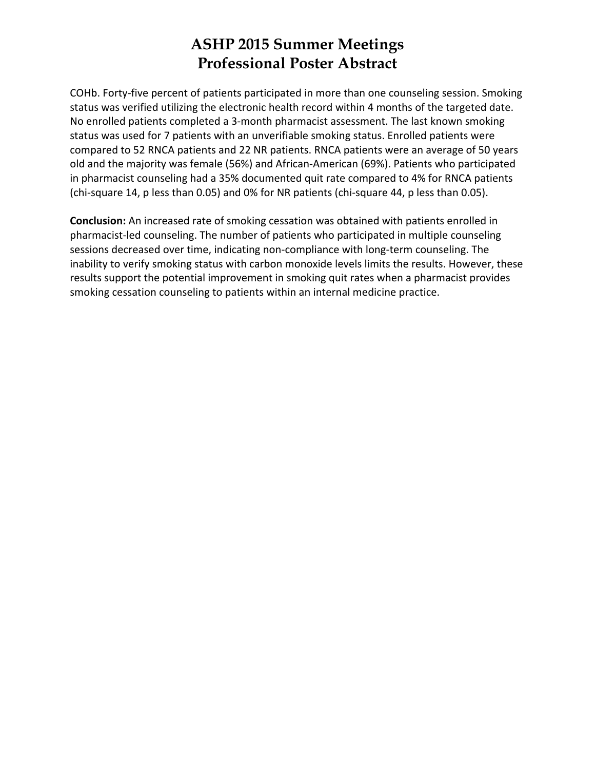COHb. Forty-five percent of patients participated in more than one counseling session. Smoking status was verified utilizing the electronic health record within 4 months of the targeted date. No enrolled patients completed a 3-month pharmacist assessment. The last known smoking status was used for 7 patients with an unverifiable smoking status. Enrolled patients were compared to 52 RNCA patients and 22 NR patients. RNCA patients were an average of 50 years old and the majority was female (56%) and African-American (69%). Patients who participated in pharmacist counseling had a 35% documented quit rate compared to 4% for RNCA patients (chi-square 14, p less than 0.05) and 0% for NR patients (chi-square 44, p less than 0.05).

**Conclusion:** An increased rate of smoking cessation was obtained with patients enrolled in pharmacist-led counseling. The number of patients who participated in multiple counseling sessions decreased over time, indicating non-compliance with long-term counseling. The inability to verify smoking status with carbon monoxide levels limits the results. However, these results support the potential improvement in smoking quit rates when a pharmacist provides smoking cessation counseling to patients within an internal medicine practice.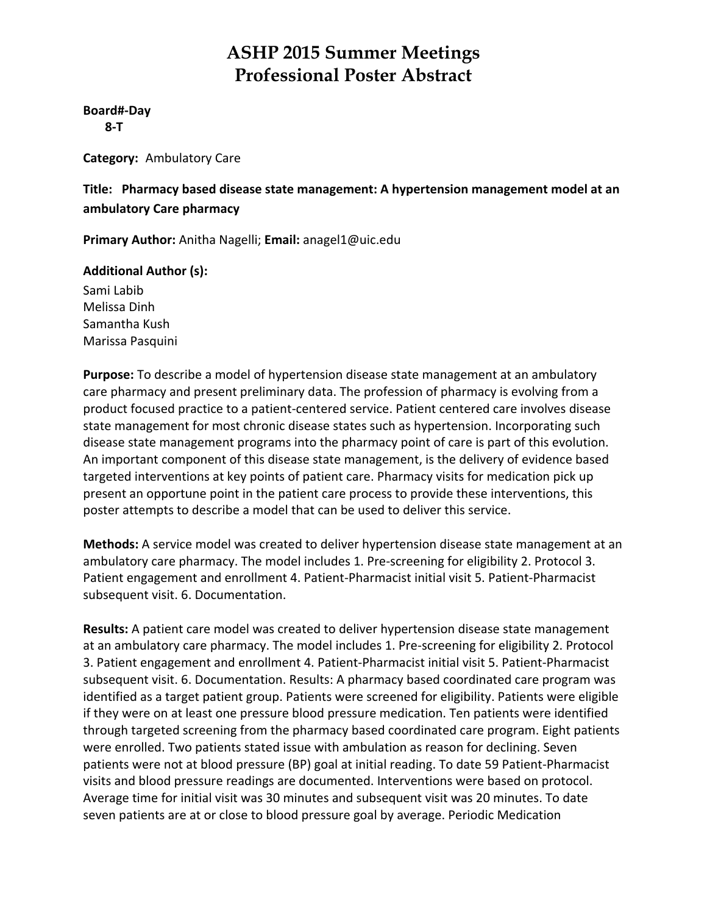# ASHP 2015 Summer Meetings
# Professional Poster Abstract

**Board#-Day**
**8-T**

**Category:** Ambulatory Care

**Title: Pharmacy based disease state management: A hypertension management model at an ambulatory Care pharmacy**

**Primary Author:** Anitha Nagelli; **Email:** anagel1@uic.edu

**Additional Author (s):**
Sami Labib
Melissa Dinh
Samantha Kush
Marissa Pasquini

**Purpose:** To describe a model of hypertension disease state management at an ambulatory care pharmacy and present preliminary data. The profession of pharmacy is evolving from a product focused practice to a patient-centered service. Patient centered care involves disease state management for most chronic disease states such as hypertension. Incorporating such disease state management programs into the pharmacy point of care is part of this evolution. An important component of this disease state management, is the delivery of evidence based targeted interventions at key points of patient care. Pharmacy visits for medication pick up present an opportune point in the patient care process to provide these interventions, this poster attempts to describe a model that can be used to deliver this service.

**Methods:** A service model was created to deliver hypertension disease state management at an ambulatory care pharmacy. The model includes 1. Pre-screening for eligibility 2. Protocol 3. Patient engagement and enrollment 4. Patient-Pharmacist initial visit 5. Patient-Pharmacist subsequent visit. 6. Documentation.

**Results:** A patient care model was created to deliver hypertension disease state management at an ambulatory care pharmacy. The model includes 1. Pre-screening for eligibility 2. Protocol 3. Patient engagement and enrollment 4. Patient-Pharmacist initial visit 5. Patient-Pharmacist subsequent visit. 6. Documentation. Results: A pharmacy based coordinated care program was identified as a target patient group. Patients were screened for eligibility. Patients were eligible if they were on at least one pressure blood pressure medication. Ten patients were identified through targeted screening from the pharmacy based coordinated care program. Eight patients were enrolled. Two patients stated issue with ambulation as reason for declining. Seven patients were not at blood pressure (BP) goal at initial reading. To date 59 Patient-Pharmacist visits and blood pressure readings are documented. Interventions were based on protocol. Average time for initial visit was 30 minutes and subsequent visit was 20 minutes. To date seven patients are at or close to blood pressure goal by average. Periodic Medication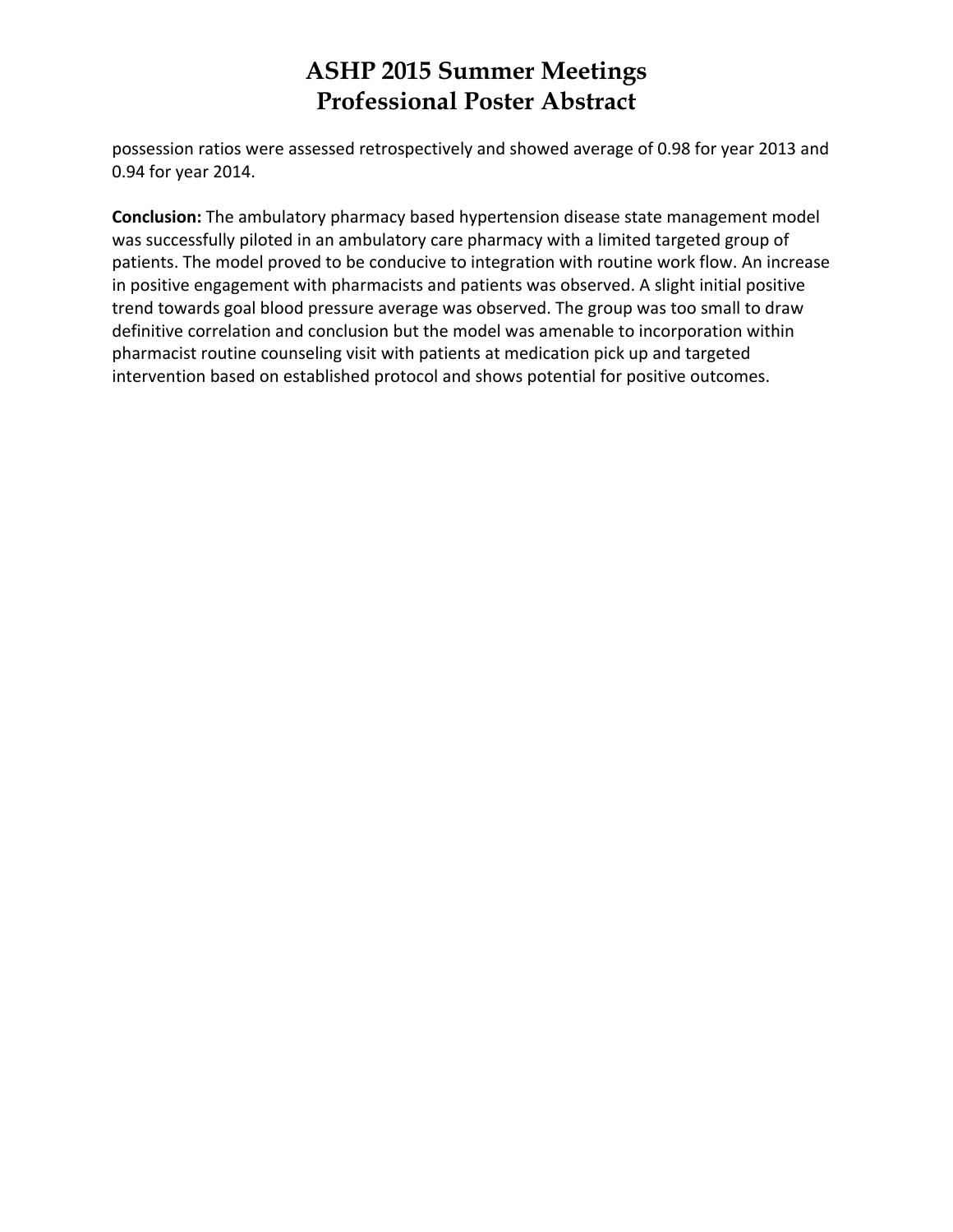possession ratios were assessed retrospectively and showed average of 0.98 for year 2013 and 0.94 for year 2014.

**Conclusion:** The ambulatory pharmacy based hypertension disease state management model was successfully piloted in an ambulatory care pharmacy with a limited targeted group of patients. The model proved to be conducive to integration with routine work flow. An increase in positive engagement with pharmacists and patients was observed. A slight initial positive trend towards goal blood pressure average was observed. The group was too small to draw definitive correlation and conclusion but the model was amenable to incorporation within pharmacist routine counseling visit with patients at medication pick up and targeted intervention based on established protocol and shows potential for positive outcomes.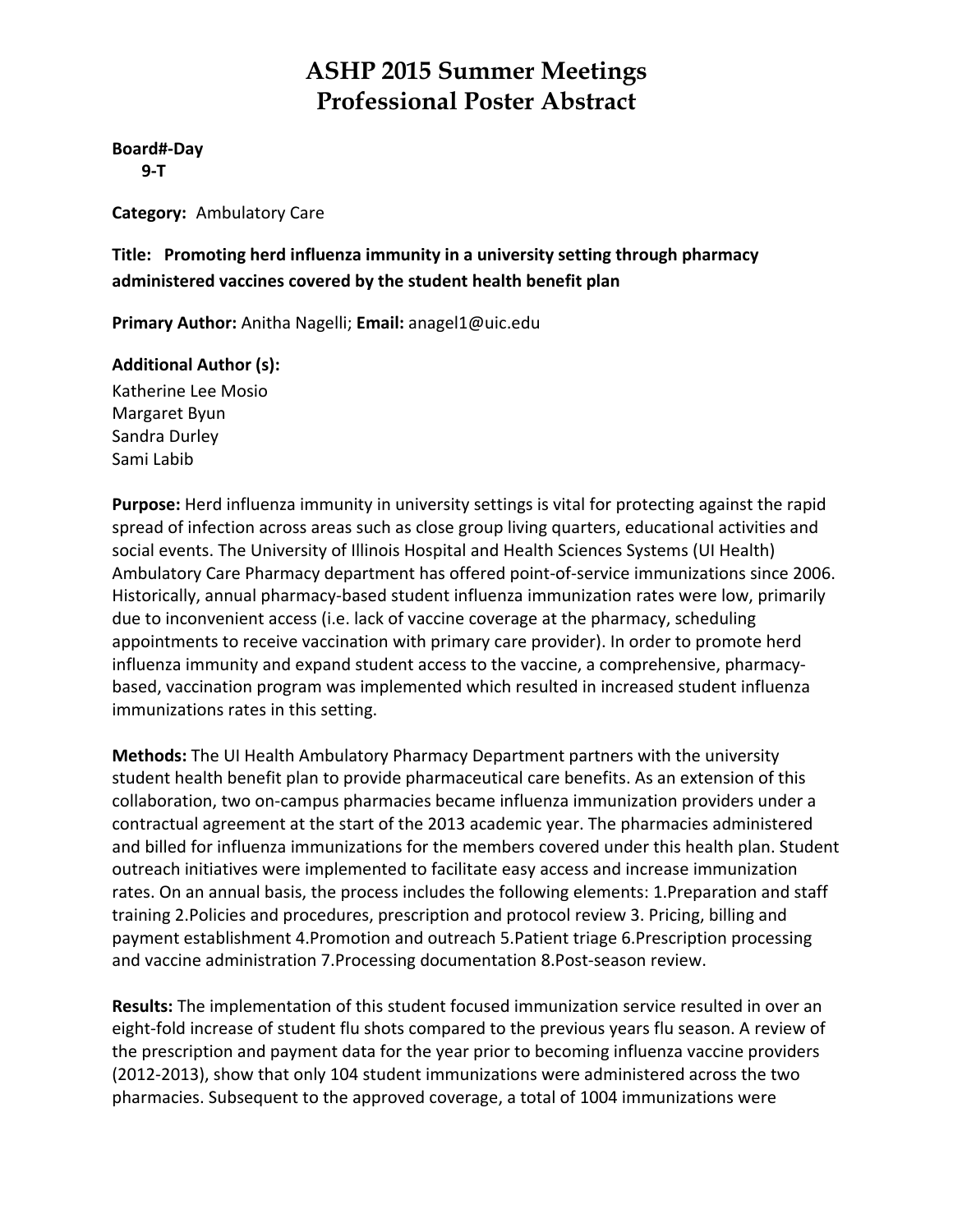# ASHP 2015 Summer Meetings
# Professional Poster Abstract

**Board#-Day**
**9-T**

**Category:** Ambulatory Care

**Title: Promoting herd influenza immunity in a university setting through pharmacy administered vaccines covered by the student health benefit plan**

**Primary Author:** Anitha Nagelli; **Email:** anagel1@uic.edu

**Additional Author (s):**
Katherine Lee Mosio
Margaret Byun
Sandra Durley
Sami Labib

**Purpose:** Herd influenza immunity in university settings is vital for protecting against the rapid spread of infection across areas such as close group living quarters, educational activities and social events. The University of Illinois Hospital and Health Sciences Systems (UI Health) Ambulatory Care Pharmacy department has offered point-of-service immunizations since 2006. Historically, annual pharmacy-based student influenza immunization rates were low, primarily due to inconvenient access (i.e. lack of vaccine coverage at the pharmacy, scheduling appointments to receive vaccination with primary care provider). In order to promote herd influenza immunity and expand student access to the vaccine, a comprehensive, pharmacy-based, vaccination program was implemented which resulted in increased student influenza immunizations rates in this setting.

**Methods:** The UI Health Ambulatory Pharmacy Department partners with the university student health benefit plan to provide pharmaceutical care benefits. As an extension of this collaboration, two on-campus pharmacies became influenza immunization providers under a contractual agreement at the start of the 2013 academic year. The pharmacies administered and billed for influenza immunizations for the members covered under this health plan. Student outreach initiatives were implemented to facilitate easy access and increase immunization rates. On an annual basis, the process includes the following elements: 1.Preparation and staff training 2.Policies and procedures, prescription and protocol review 3. Pricing, billing and payment establishment 4.Promotion and outreach 5.Patient triage 6.Prescription processing and vaccine administration 7.Processing documentation 8.Post-season review.

**Results:** The implementation of this student focused immunization service resulted in over an eight-fold increase of student flu shots compared to the previous years flu season. A review of the prescription and payment data for the year prior to becoming influenza vaccine providers (2012-2013), show that only 104 student immunizations were administered across the two pharmacies. Subsequent to the approved coverage, a total of 1004 immunizations were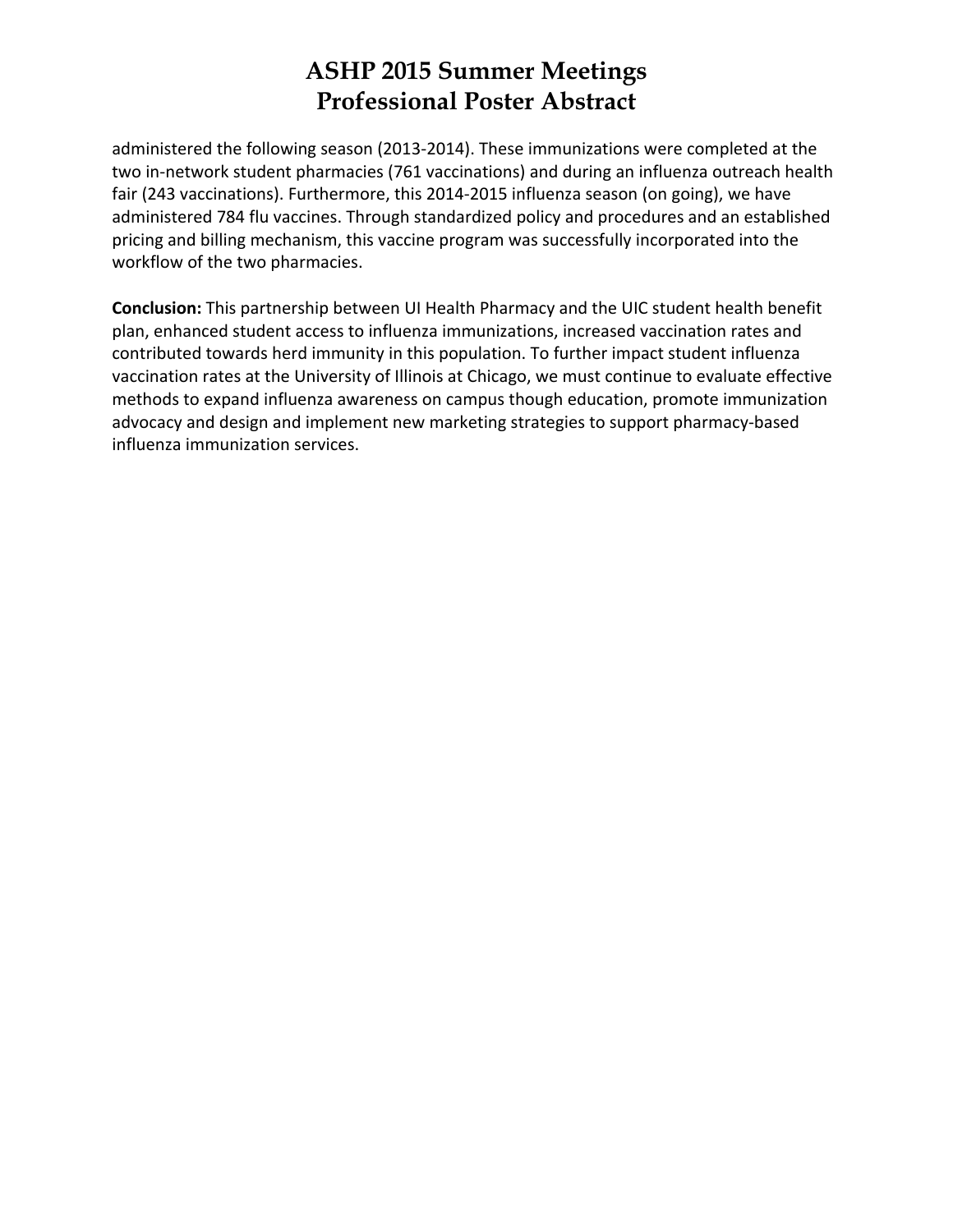administered the following season (2013-2014). These immunizations were completed at the two in-network student pharmacies (761 vaccinations) and during an influenza outreach health fair (243 vaccinations). Furthermore, this 2014-2015 influenza season (on going), we have administered 784 flu vaccines. Through standardized policy and procedures and an established pricing and billing mechanism, this vaccine program was successfully incorporated into the workflow of the two pharmacies.

**Conclusion:** This partnership between UI Health Pharmacy and the UIC student health benefit plan, enhanced student access to influenza immunizations, increased vaccination rates and contributed towards herd immunity in this population. To further impact student influenza vaccination rates at the University of Illinois at Chicago, we must continue to evaluate effective methods to expand influenza awareness on campus though education, promote immunization advocacy and design and implement new marketing strategies to support pharmacy-based influenza immunization services.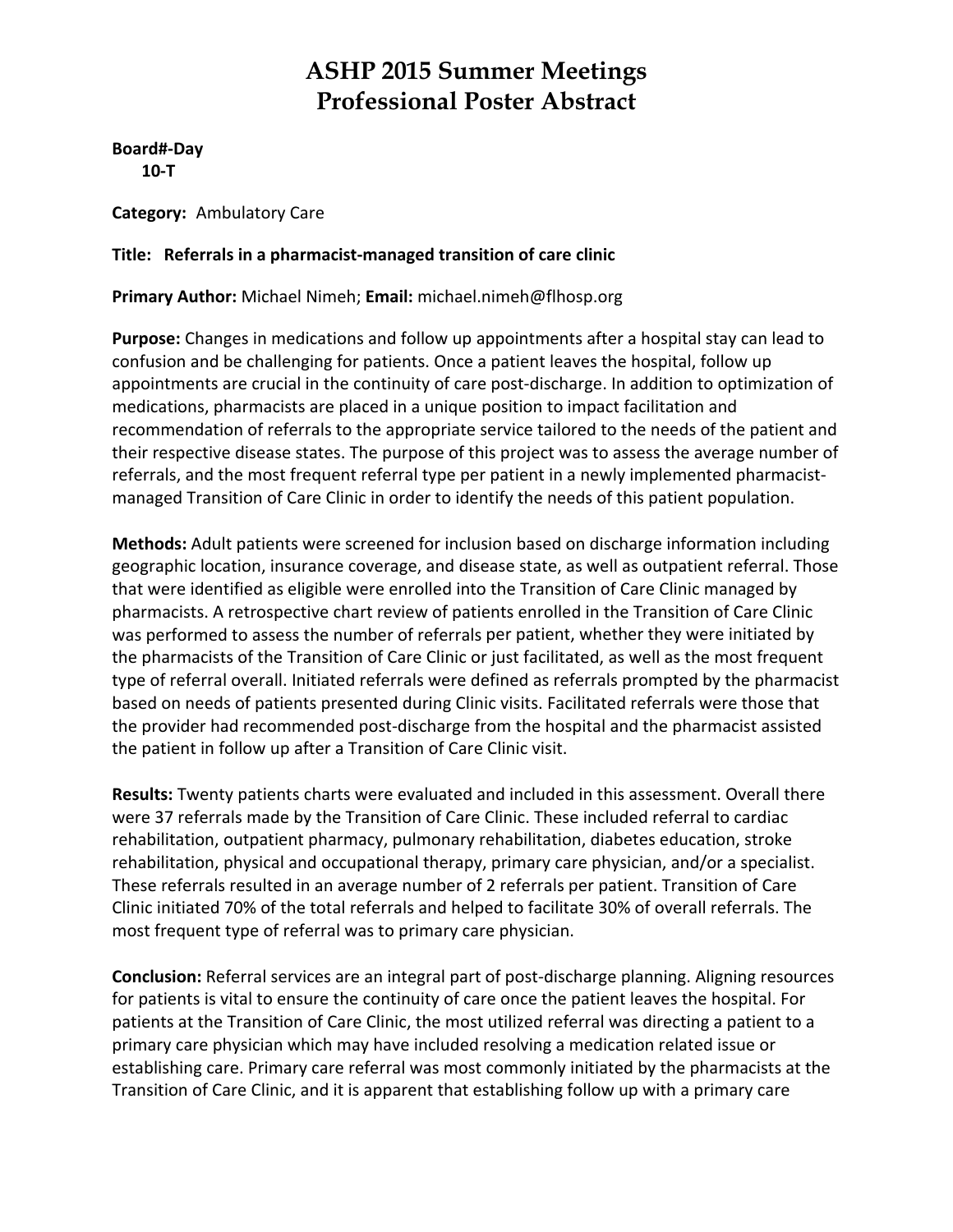# ASHP 2015 Summer Meetings
# Professional Poster Abstract

**Board#-Day**
**10-T**

**Category:** Ambulatory Care

**Title: Referrals in a pharmacist-managed transition of care clinic**

**Primary Author:** Michael Nimeh; **Email:** michael.nimeh@flhosp.org

**Purpose:** Changes in medications and follow up appointments after a hospital stay can lead to confusion and be challenging for patients. Once a patient leaves the hospital, follow up appointments are crucial in the continuity of care post-discharge. In addition to optimization of medications, pharmacists are placed in a unique position to impact facilitation and recommendation of referrals to the appropriate service tailored to the needs of the patient and their respective disease states. The purpose of this project was to assess the average number of referrals, and the most frequent referral type per patient in a newly implemented pharmacist-managed Transition of Care Clinic in order to identify the needs of this patient population.

**Methods:** Adult patients were screened for inclusion based on discharge information including geographic location, insurance coverage, and disease state, as well as outpatient referral. Those that were identified as eligible were enrolled into the Transition of Care Clinic managed by pharmacists. A retrospective chart review of patients enrolled in the Transition of Care Clinic was performed to assess the number of referrals per patient, whether they were initiated by the pharmacists of the Transition of Care Clinic or just facilitated, as well as the most frequent type of referral overall. Initiated referrals were defined as referrals prompted by the pharmacist based on needs of patients presented during Clinic visits. Facilitated referrals were those that the provider had recommended post-discharge from the hospital and the pharmacist assisted the patient in follow up after a Transition of Care Clinic visit.

**Results:** Twenty patients charts were evaluated and included in this assessment. Overall there were 37 referrals made by the Transition of Care Clinic. These included referral to cardiac rehabilitation, outpatient pharmacy, pulmonary rehabilitation, diabetes education, stroke rehabilitation, physical and occupational therapy, primary care physician, and/or a specialist. These referrals resulted in an average number of 2 referrals per patient. Transition of Care Clinic initiated 70% of the total referrals and helped to facilitate 30% of overall referrals. The most frequent type of referral was to primary care physician.

**Conclusion:** Referral services are an integral part of post-discharge planning. Aligning resources for patients is vital to ensure the continuity of care once the patient leaves the hospital. For patients at the Transition of Care Clinic, the most utilized referral was directing a patient to a primary care physician which may have included resolving a medication related issue or establishing care. Primary care referral was most commonly initiated by the pharmacists at the Transition of Care Clinic, and it is apparent that establishing follow up with a primary care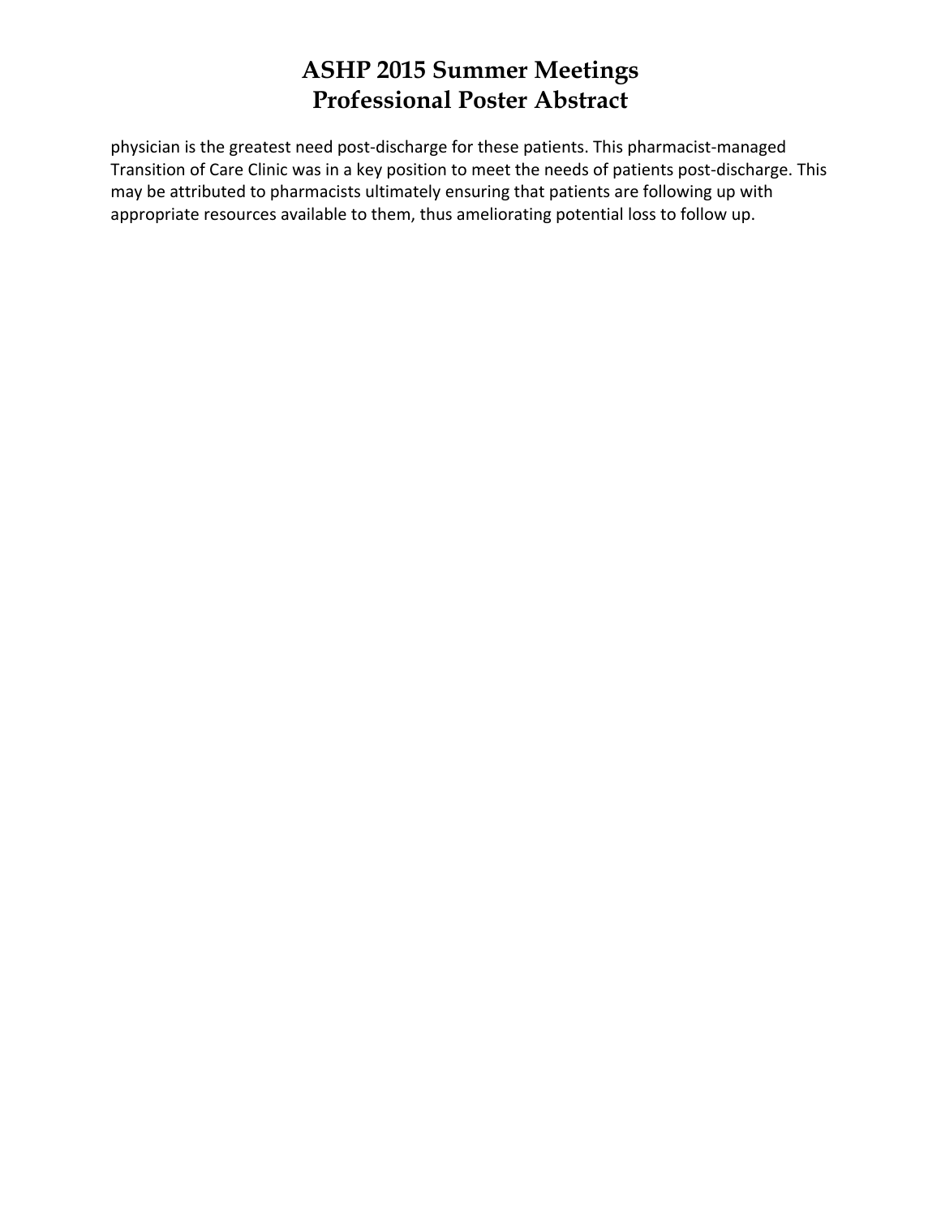physician is the greatest need post-discharge for these patients. This pharmacist-managed Transition of Care Clinic was in a key position to meet the needs of patients post-discharge. This may be attributed to pharmacists ultimately ensuring that patients are following up with appropriate resources available to them, thus ameliorating potential loss to follow up.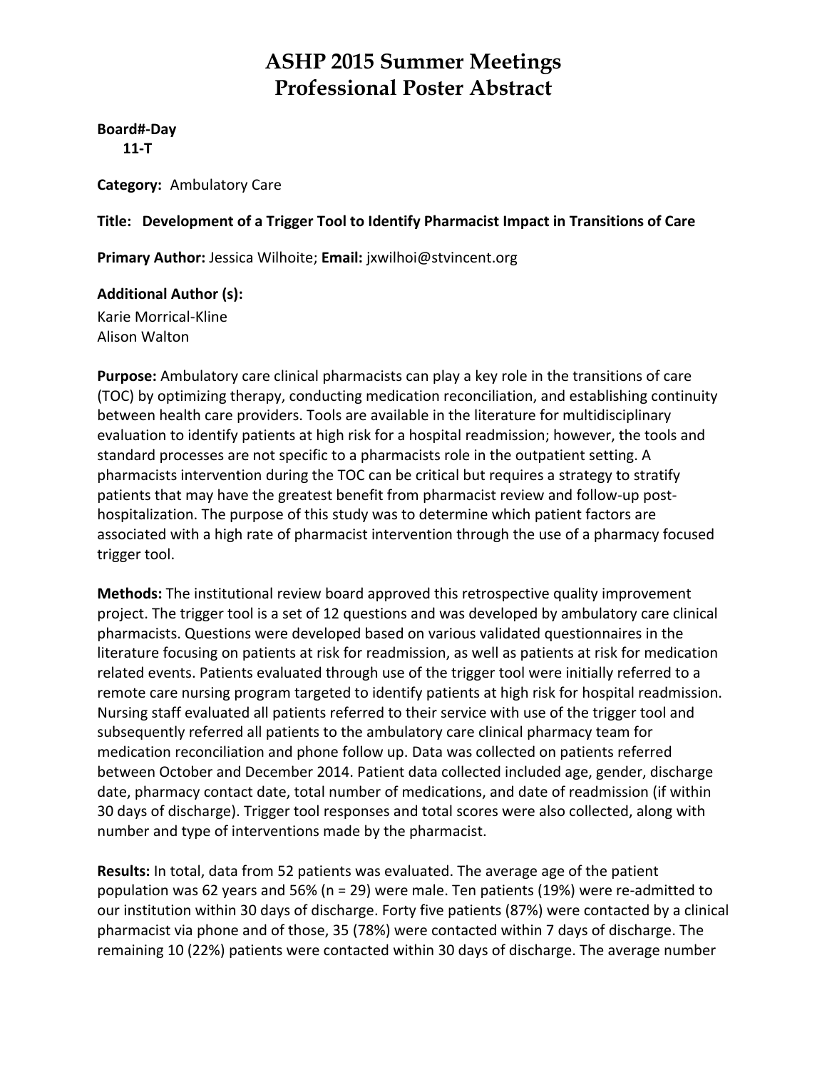# ASHP 2015 Summer Meetings
# Professional Poster Abstract

**Board#-Day**
**11-T**

**Category:** Ambulatory Care

**Title: Development of a Trigger Tool to Identify Pharmacist Impact in Transitions of Care**

**Primary Author:** Jessica Wilhoite; **Email:** jxwilhoi@stvincent.org

**Additional Author (s):**
Karie Morrical-Kline
Alison Walton

**Purpose:** Ambulatory care clinical pharmacists can play a key role in the transitions of care (TOC) by optimizing therapy, conducting medication reconciliation, and establishing continuity between health care providers. Tools are available in the literature for multidisciplinary evaluation to identify patients at high risk for a hospital readmission; however, the tools and standard processes are not specific to a pharmacists role in the outpatient setting. A pharmacists intervention during the TOC can be critical but requires a strategy to stratify patients that may have the greatest benefit from pharmacist review and follow-up post-hospitalization. The purpose of this study was to determine which patient factors are associated with a high rate of pharmacist intervention through the use of a pharmacy focused trigger tool.

**Methods:** The institutional review board approved this retrospective quality improvement project. The trigger tool is a set of 12 questions and was developed by ambulatory care clinical pharmacists. Questions were developed based on various validated questionnaires in the literature focusing on patients at risk for readmission, as well as patients at risk for medication related events. Patients evaluated through use of the trigger tool were initially referred to a remote care nursing program targeted to identify patients at high risk for hospital readmission. Nursing staff evaluated all patients referred to their service with use of the trigger tool and subsequently referred all patients to the ambulatory care clinical pharmacy team for medication reconciliation and phone follow up. Data was collected on patients referred between October and December 2014. Patient data collected included age, gender, discharge date, pharmacy contact date, total number of medications, and date of readmission (if within 30 days of discharge). Trigger tool responses and total scores were also collected, along with number and type of interventions made by the pharmacist.

**Results:** In total, data from 52 patients was evaluated. The average age of the patient population was 62 years and 56% (n = 29) were male. Ten patients (19%) were re-admitted to our institution within 30 days of discharge. Forty five patients (87%) were contacted by a clinical pharmacist via phone and of those, 35 (78%) were contacted within 7 days of discharge. The remaining 10 (22%) patients were contacted within 30 days of discharge. The average number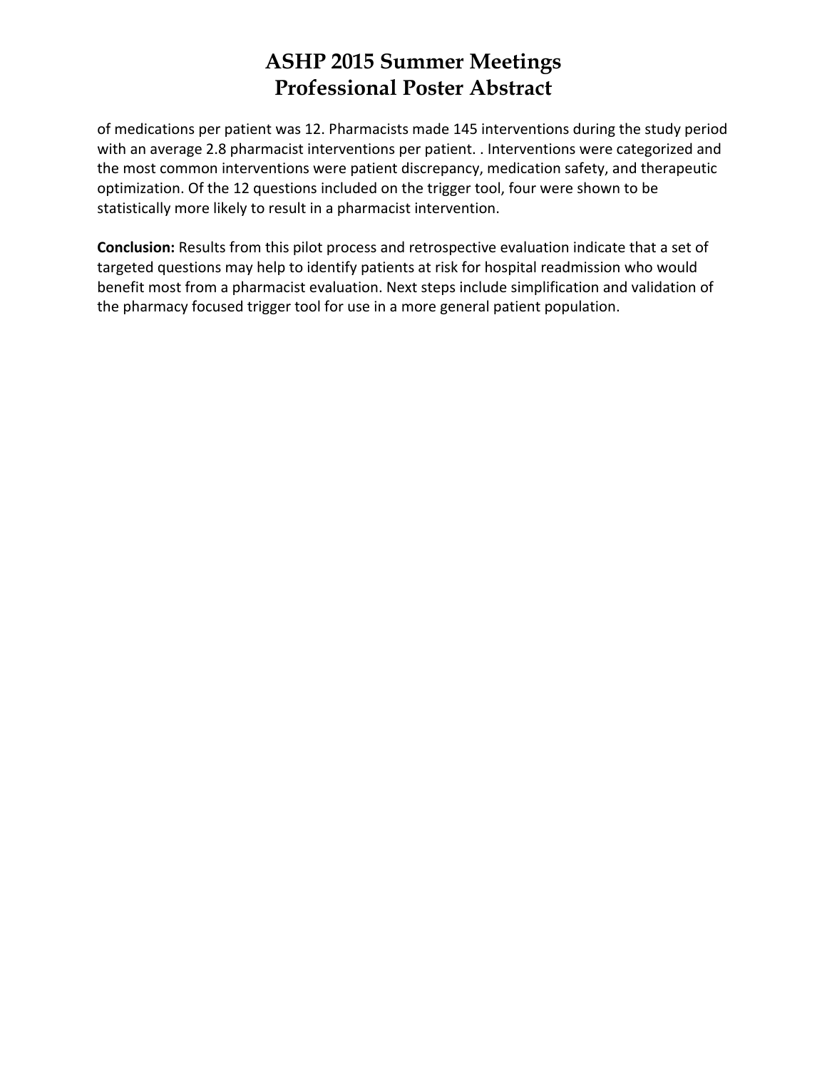of medications per patient was 12. Pharmacists made 145 interventions during the study period with an average 2.8 pharmacist interventions per patient. . Interventions were categorized and the most common interventions were patient discrepancy, medication safety, and therapeutic optimization. Of the 12 questions included on the trigger tool, four were shown to be statistically more likely to result in a pharmacist intervention.

**Conclusion:** Results from this pilot process and retrospective evaluation indicate that a set of targeted questions may help to identify patients at risk for hospital readmission who would benefit most from a pharmacist evaluation. Next steps include simplification and validation of the pharmacy focused trigger tool for use in a more general patient population.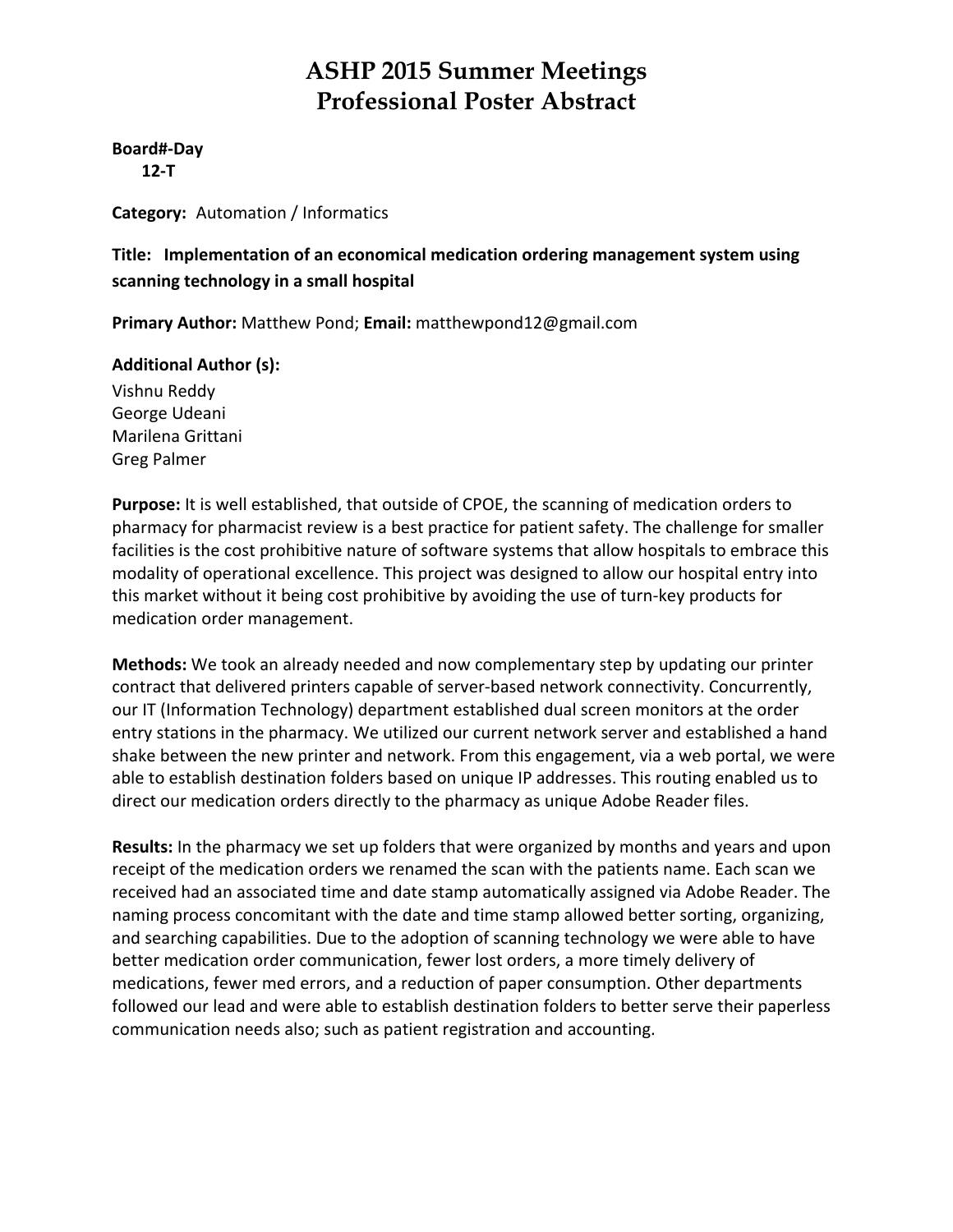# ASHP 2015 Summer Meetings
# Professional Poster Abstract

**Board#-Day**
**12-T**

**Category:** Automation / Informatics

**Title: Implementation of an economical medication ordering management system using scanning technology in a small hospital**

**Primary Author:** Matthew Pond; **Email:** matthewpond12@gmail.com

**Additional Author (s):**
Vishnu Reddy
George Udeani
Marilena Grittani
Greg Palmer

**Purpose:** It is well established, that outside of CPOE, the scanning of medication orders to pharmacy for pharmacist review is a best practice for patient safety. The challenge for smaller facilities is the cost prohibitive nature of software systems that allow hospitals to embrace this modality of operational excellence. This project was designed to allow our hospital entry into this market without it being cost prohibitive by avoiding the use of turn-key products for medication order management.

**Methods:** We took an already needed and now complementary step by updating our printer contract that delivered printers capable of server-based network connectivity. Concurrently, our IT (Information Technology) department established dual screen monitors at the order entry stations in the pharmacy. We utilized our current network server and established a hand shake between the new printer and network. From this engagement, via a web portal, we were able to establish destination folders based on unique IP addresses. This routing enabled us to direct our medication orders directly to the pharmacy as unique Adobe Reader files.

**Results:** In the pharmacy we set up folders that were organized by months and years and upon receipt of the medication orders we renamed the scan with the patients name. Each scan we received had an associated time and date stamp automatically assigned via Adobe Reader. The naming process concomitant with the date and time stamp allowed better sorting, organizing, and searching capabilities. Due to the adoption of scanning technology we were able to have better medication order communication, fewer lost orders, a more timely delivery of medications, fewer med errors, and a reduction of paper consumption. Other departments followed our lead and were able to establish destination folders to better serve their paperless communication needs also; such as patient registration and accounting.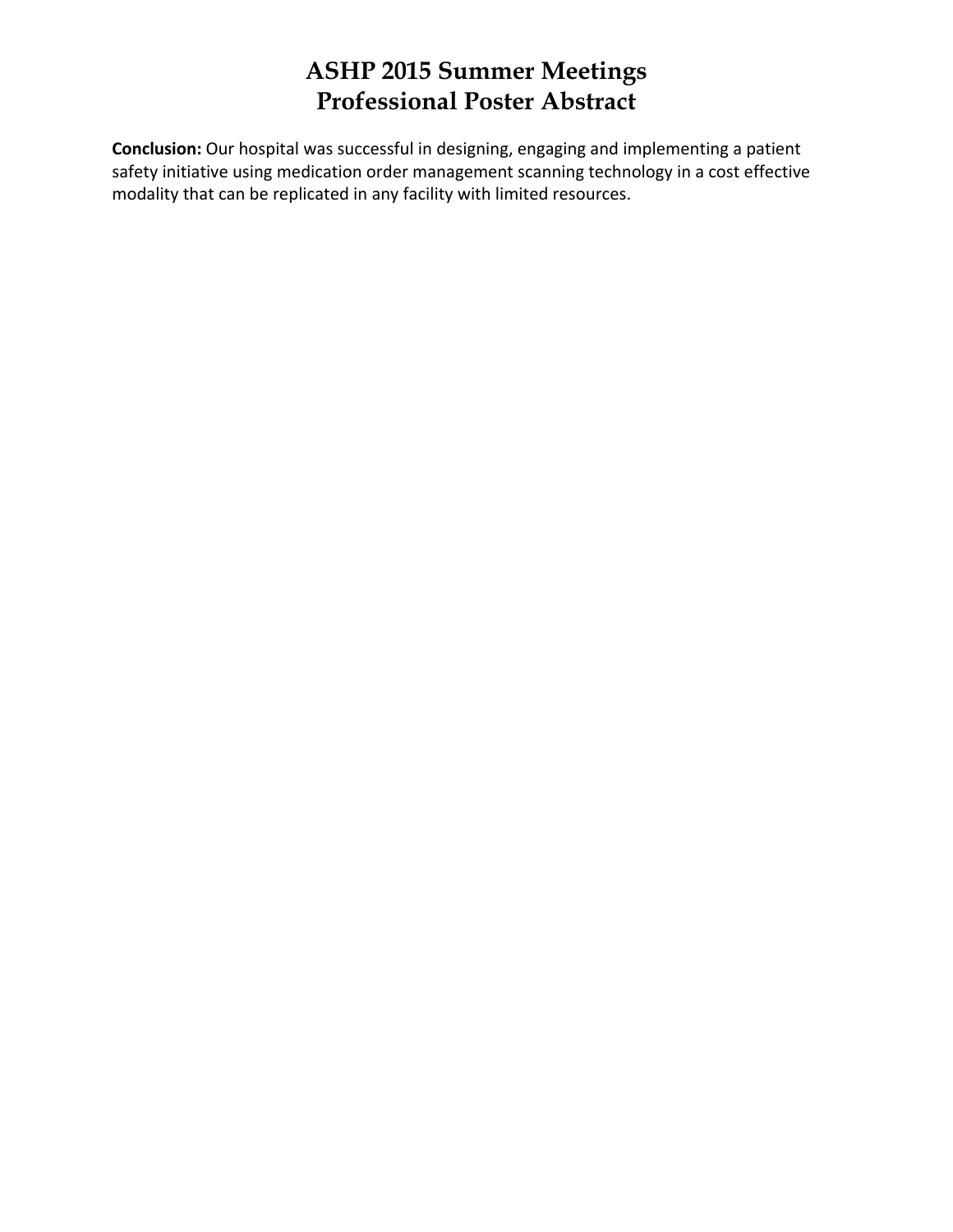**Conclusion:** Our hospital was successful in designing, engaging and implementing a patient safety initiative using medication order management scanning technology in a cost effective modality that can be replicated in any facility with limited resources.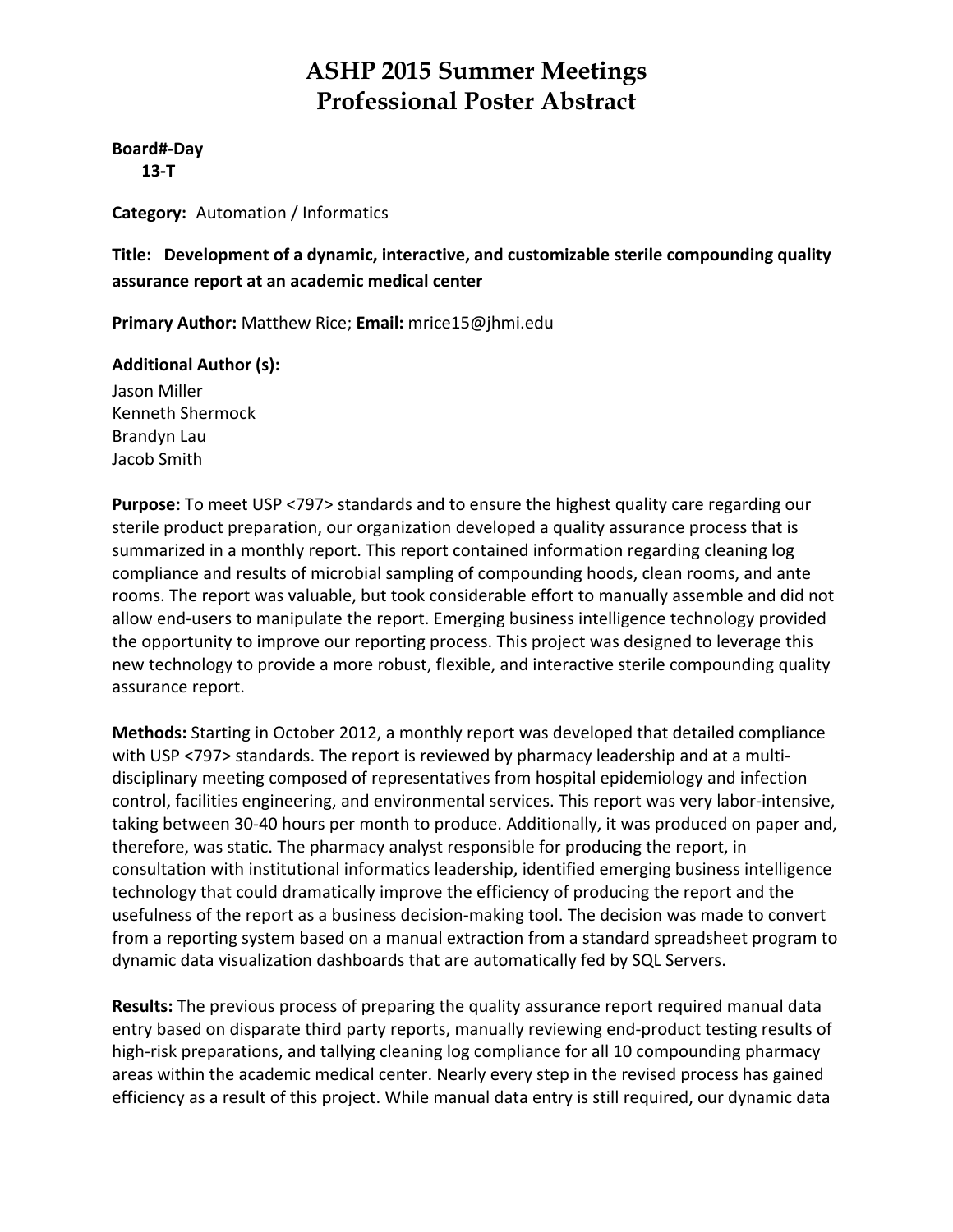# ASHP 2015 Summer Meetings
# Professional Poster Abstract

**Board#-Day**
**13-T**

**Category:** Automation / Informatics

**Title: Development of a dynamic, interactive, and customizable sterile compounding quality assurance report at an academic medical center**

**Primary Author:** Matthew Rice; **Email:** mrice15@jhmi.edu

**Additional Author (s):**
Jason Miller
Kenneth Shermock
Brandyn Lau
Jacob Smith

**Purpose:** To meet USP <797> standards and to ensure the highest quality care regarding our sterile product preparation, our organization developed a quality assurance process that is summarized in a monthly report. This report contained information regarding cleaning log compliance and results of microbial sampling of compounding hoods, clean rooms, and ante rooms. The report was valuable, but took considerable effort to manually assemble and did not allow end-users to manipulate the report. Emerging business intelligence technology provided the opportunity to improve our reporting process. This project was designed to leverage this new technology to provide a more robust, flexible, and interactive sterile compounding quality assurance report.

**Methods:** Starting in October 2012, a monthly report was developed that detailed compliance with USP <797> standards. The report is reviewed by pharmacy leadership and at a multi-disciplinary meeting composed of representatives from hospital epidemiology and infection control, facilities engineering, and environmental services. This report was very labor-intensive, taking between 30-40 hours per month to produce. Additionally, it was produced on paper and, therefore, was static. The pharmacy analyst responsible for producing the report, in consultation with institutional informatics leadership, identified emerging business intelligence technology that could dramatically improve the efficiency of producing the report and the usefulness of the report as a business decision-making tool. The decision was made to convert from a reporting system based on a manual extraction from a standard spreadsheet program to dynamic data visualization dashboards that are automatically fed by SQL Servers.

**Results:** The previous process of preparing the quality assurance report required manual data entry based on disparate third party reports, manually reviewing end-product testing results of high-risk preparations, and tallying cleaning log compliance for all 10 compounding pharmacy areas within the academic medical center. Nearly every step in the revised process has gained efficiency as a result of this project. While manual data entry is still required, our dynamic data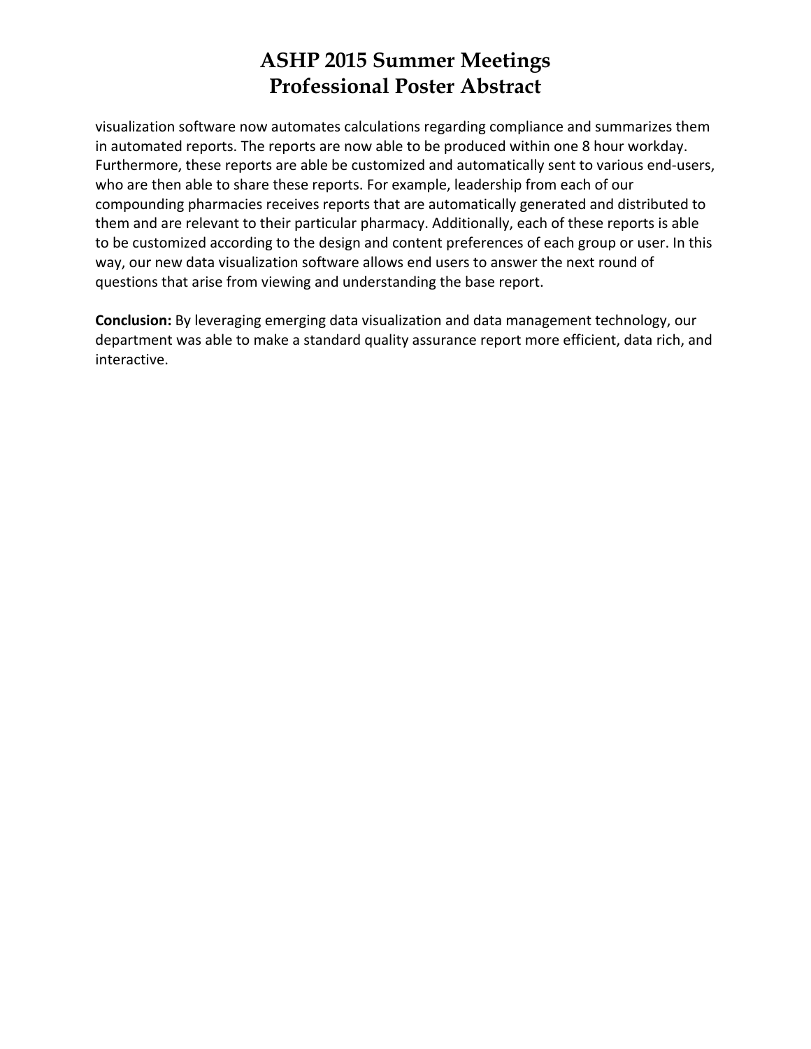visualization software now automates calculations regarding compliance and summarizes them in automated reports. The reports are now able to be produced within one 8 hour workday. Furthermore, these reports are able be customized and automatically sent to various end-users, who are then able to share these reports. For example, leadership from each of our compounding pharmacies receives reports that are automatically generated and distributed to them and are relevant to their particular pharmacy. Additionally, each of these reports is able to be customized according to the design and content preferences of each group or user. In this way, our new data visualization software allows end users to answer the next round of questions that arise from viewing and understanding the base report.

**Conclusion:** By leveraging emerging data visualization and data management technology, our department was able to make a standard quality assurance report more efficient, data rich, and interactive.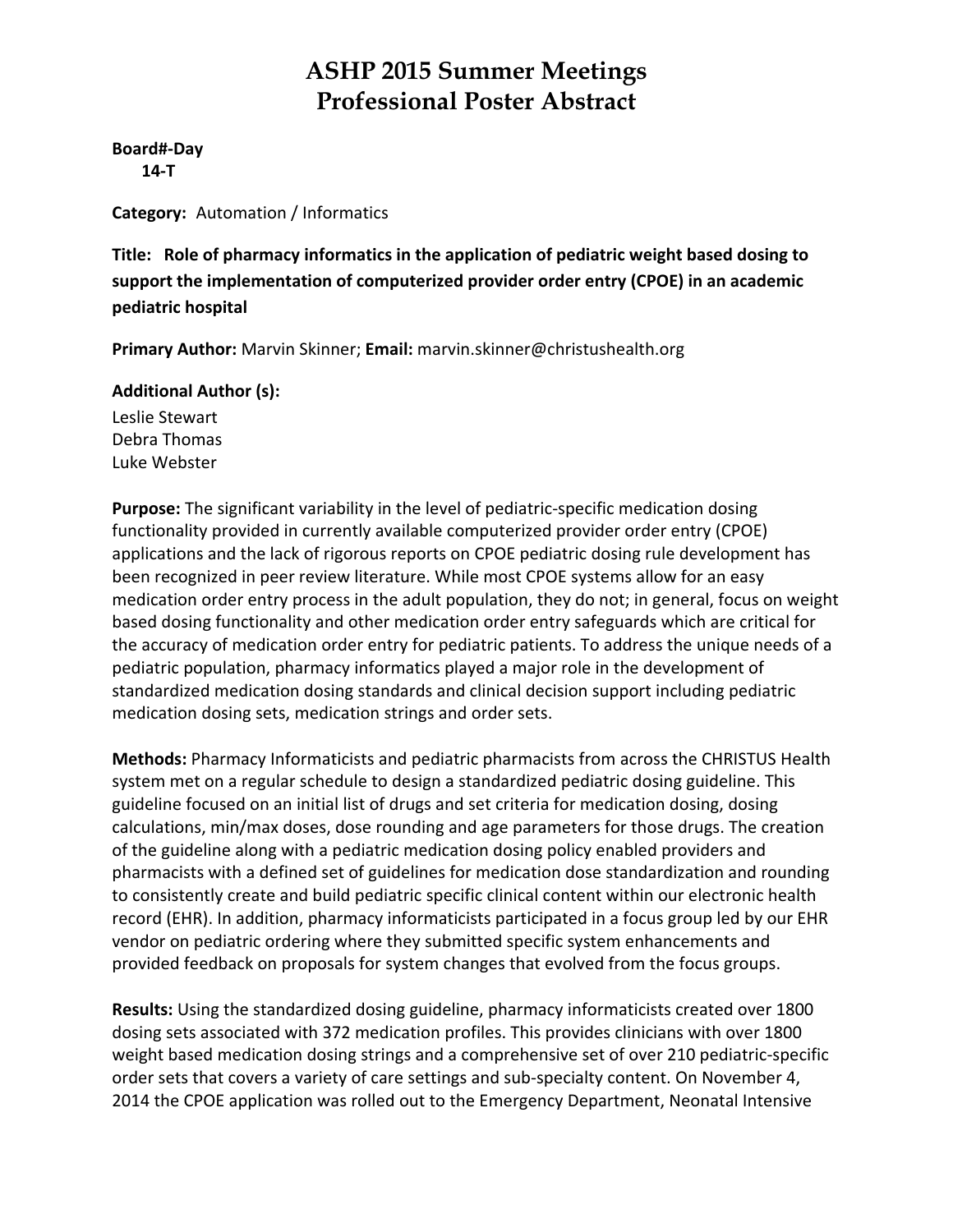# ASHP 2015 Summer Meetings
# Professional Poster Abstract

**Board#-Day**
**14-T**

**Category:** Automation / Informatics

**Title: Role of pharmacy informatics in the application of pediatric weight based dosing to support the implementation of computerized provider order entry (CPOE) in an academic pediatric hospital**

**Primary Author:** Marvin Skinner; **Email:** marvin.skinner@christushealth.org

**Additional Author (s):**
Leslie Stewart
Debra Thomas
Luke Webster

**Purpose:** The significant variability in the level of pediatric-specific medication dosing functionality provided in currently available computerized provider order entry (CPOE) applications and the lack of rigorous reports on CPOE pediatric dosing rule development has been recognized in peer review literature. While most CPOE systems allow for an easy medication order entry process in the adult population, they do not; in general, focus on weight based dosing functionality and other medication order entry safeguards which are critical for the accuracy of medication order entry for pediatric patients. To address the unique needs of a pediatric population, pharmacy informatics played a major role in the development of standardized medication dosing standards and clinical decision support including pediatric medication dosing sets, medication strings and order sets.

**Methods:** Pharmacy Informaticists and pediatric pharmacists from across the CHRISTUS Health system met on a regular schedule to design a standardized pediatric dosing guideline. This guideline focused on an initial list of drugs and set criteria for medication dosing, dosing calculations, min/max doses, dose rounding and age parameters for those drugs. The creation of the guideline along with a pediatric medication dosing policy enabled providers and pharmacists with a defined set of guidelines for medication dose standardization and rounding to consistently create and build pediatric specific clinical content within our electronic health record (EHR). In addition, pharmacy informaticists participated in a focus group led by our EHR vendor on pediatric ordering where they submitted specific system enhancements and provided feedback on proposals for system changes that evolved from the focus groups.

**Results:** Using the standardized dosing guideline, pharmacy informaticists created over 1800 dosing sets associated with 372 medication profiles. This provides clinicians with over 1800 weight based medication dosing strings and a comprehensive set of over 210 pediatric-specific order sets that covers a variety of care settings and sub-specialty content. On November 4, 2014 the CPOE application was rolled out to the Emergency Department, Neonatal Intensive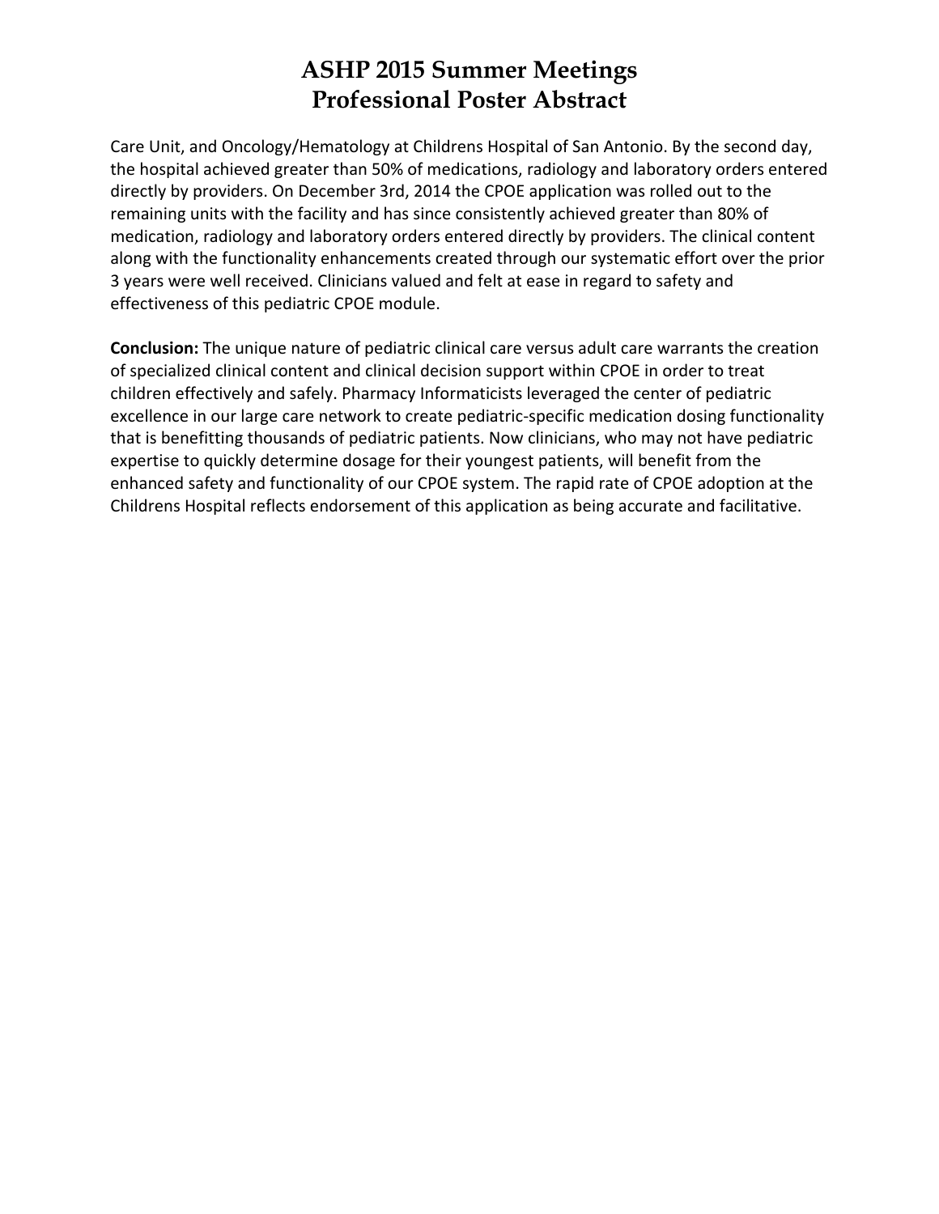Care Unit, and Oncology/Hematology at Childrens Hospital of San Antonio. By the second day, the hospital achieved greater than 50% of medications, radiology and laboratory orders entered directly by providers. On December 3rd, 2014 the CPOE application was rolled out to the remaining units with the facility and has since consistently achieved greater than 80% of medication, radiology and laboratory orders entered directly by providers. The clinical content along with the functionality enhancements created through our systematic effort over the prior 3 years were well received. Clinicians valued and felt at ease in regard to safety and effectiveness of this pediatric CPOE module.

**Conclusion:** The unique nature of pediatric clinical care versus adult care warrants the creation of specialized clinical content and clinical decision support within CPOE in order to treat children effectively and safely. Pharmacy Informaticists leveraged the center of pediatric excellence in our large care network to create pediatric-specific medication dosing functionality that is benefitting thousands of pediatric patients. Now clinicians, who may not have pediatric expertise to quickly determine dosage for their youngest patients, will benefit from the enhanced safety and functionality of our CPOE system. The rapid rate of CPOE adoption at the Childrens Hospital reflects endorsement of this application as being accurate and facilitative.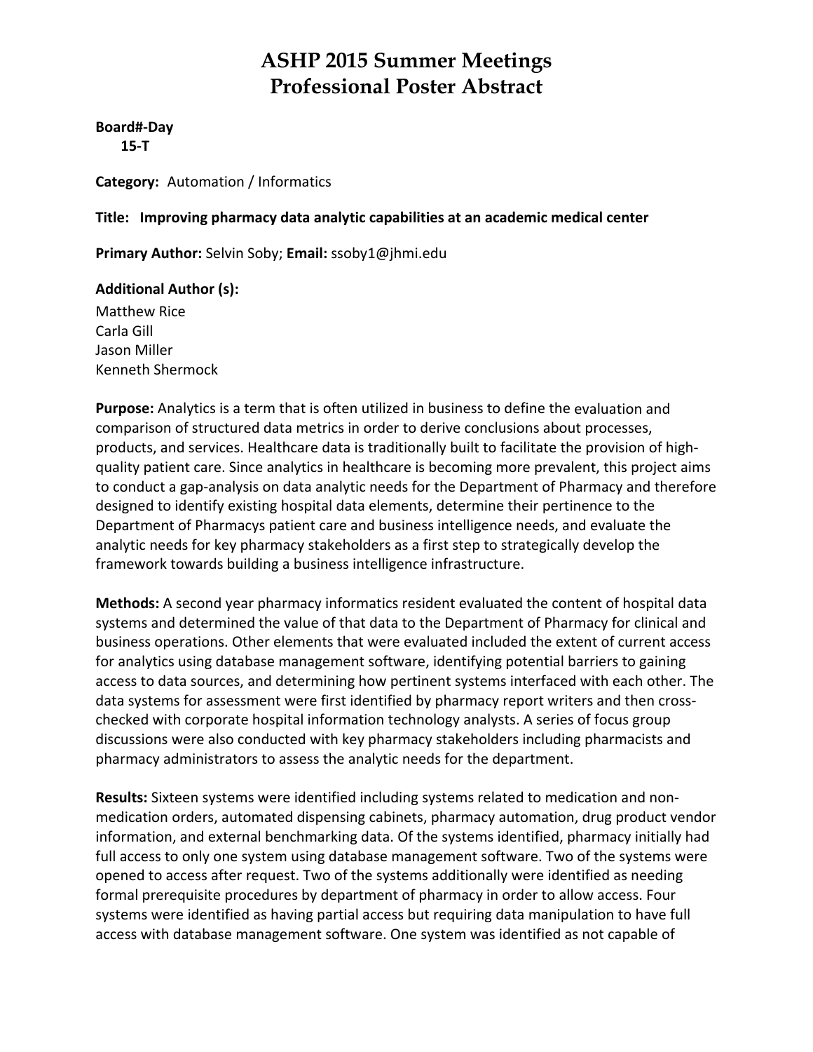# ASHP 2015 Summer Meetings
# Professional Poster Abstract

**Board#-Day**
**15-T**

**Category:** Automation / Informatics

**Title: Improving pharmacy data analytic capabilities at an academic medical center**

**Primary Author:** Selvin Soby; **Email:** ssoby1@jhmi.edu

**Additional Author (s):**
Matthew Rice
Carla Gill
Jason Miller
Kenneth Shermock

**Purpose:** Analytics is a term that is often utilized in business to define the evaluation and comparison of structured data metrics in order to derive conclusions about processes, products, and services. Healthcare data is traditionally built to facilitate the provision of high-quality patient care. Since analytics in healthcare is becoming more prevalent, this project aims to conduct a gap-analysis on data analytic needs for the Department of Pharmacy and therefore designed to identify existing hospital data elements, determine their pertinence to the Department of Pharmacys patient care and business intelligence needs, and evaluate the analytic needs for key pharmacy stakeholders as a first step to strategically develop the framework towards building a business intelligence infrastructure.

**Methods:** A second year pharmacy informatics resident evaluated the content of hospital data systems and determined the value of that data to the Department of Pharmacy for clinical and business operations. Other elements that were evaluated included the extent of current access for analytics using database management software, identifying potential barriers to gaining access to data sources, and determining how pertinent systems interfaced with each other. The data systems for assessment were first identified by pharmacy report writers and then cross-checked with corporate hospital information technology analysts. A series of focus group discussions were also conducted with key pharmacy stakeholders including pharmacists and pharmacy administrators to assess the analytic needs for the department.

**Results:** Sixteen systems were identified including systems related to medication and non-medication orders, automated dispensing cabinets, pharmacy automation, drug product vendor information, and external benchmarking data. Of the systems identified, pharmacy initially had full access to only one system using database management software. Two of the systems were opened to access after request. Two of the systems additionally were identified as needing formal prerequisite procedures by department of pharmacy in order to allow access. Four systems were identified as having partial access but requiring data manipulation to have full access with database management software. One system was identified as not capable of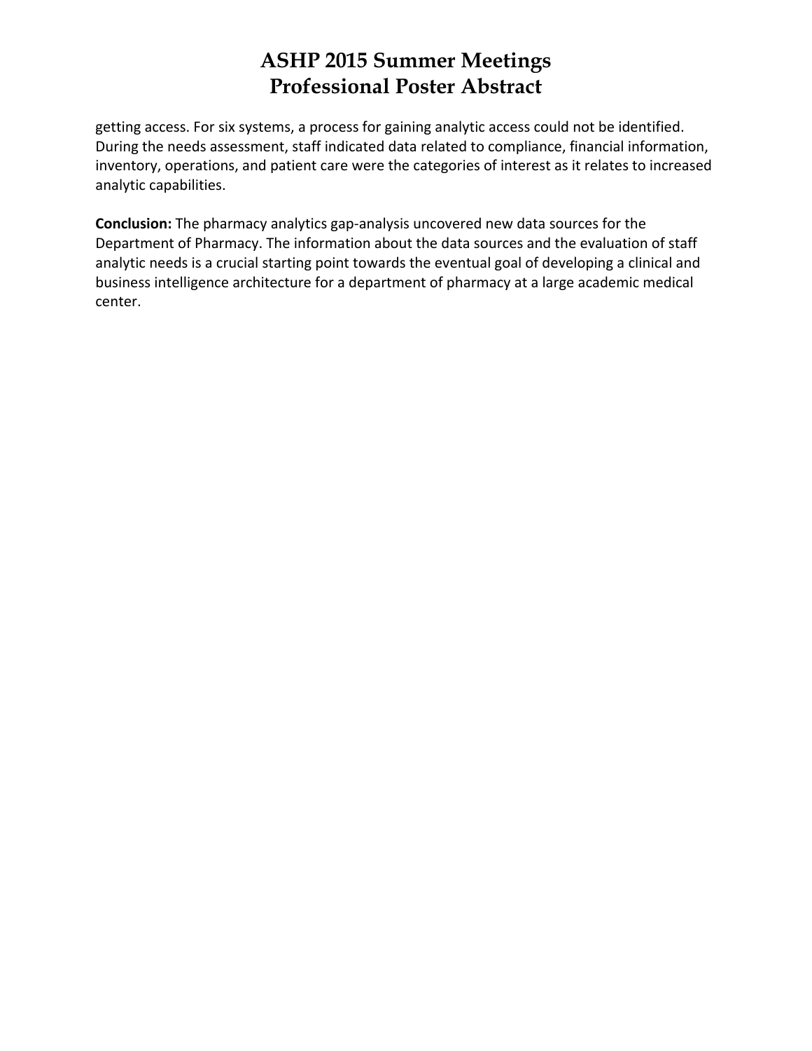getting access. For six systems, a process for gaining analytic access could not be identified. During the needs assessment, staff indicated data related to compliance, financial information, inventory, operations, and patient care were the categories of interest as it relates to increased analytic capabilities.

**Conclusion:** The pharmacy analytics gap-analysis uncovered new data sources for the Department of Pharmacy. The information about the data sources and the evaluation of staff analytic needs is a crucial starting point towards the eventual goal of developing a clinical and business intelligence architecture for a department of pharmacy at a large academic medical center.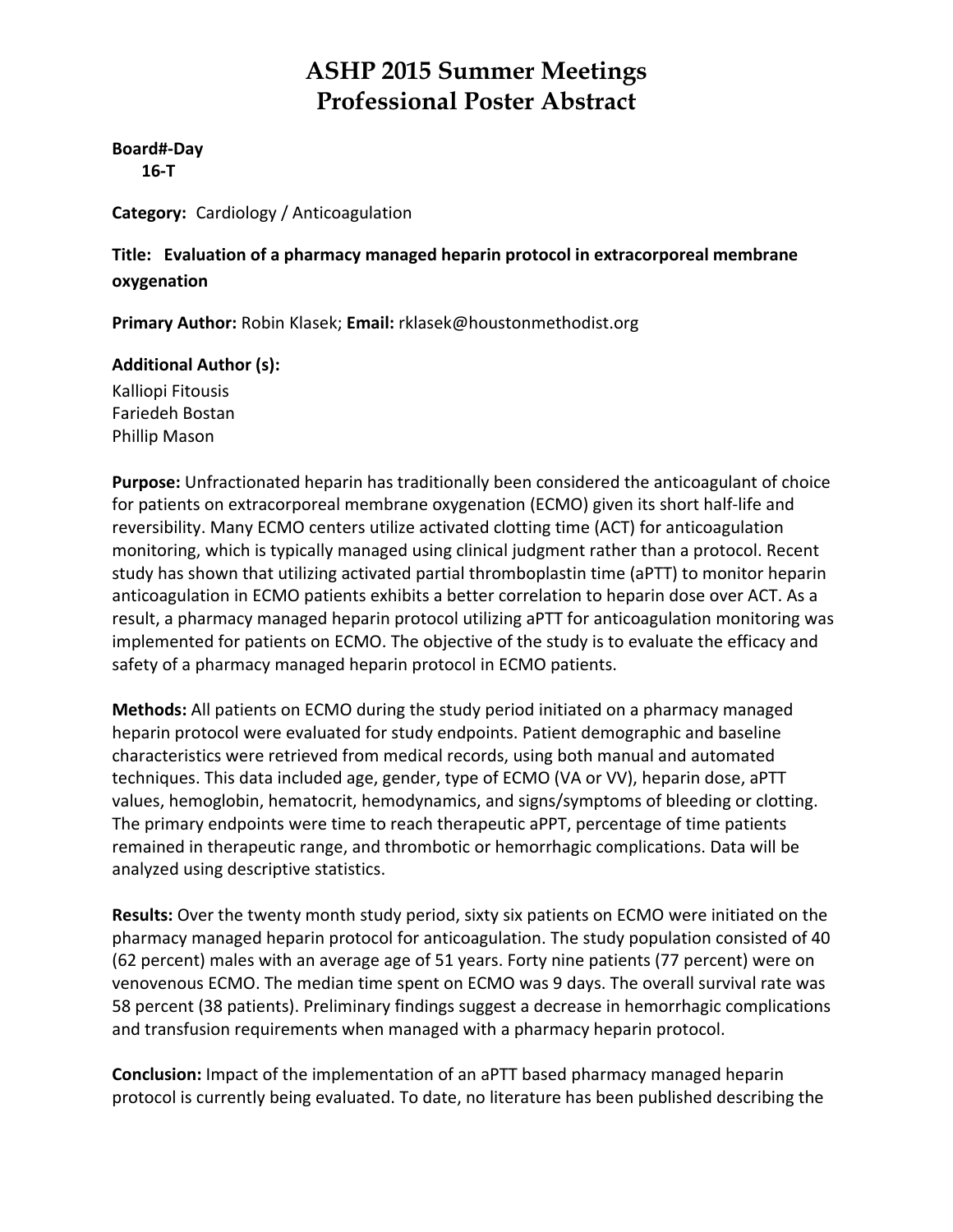# ASHP 2015 Summer Meetings
# Professional Poster Abstract

**Board#-Day**
**16-T**

**Category:** Cardiology / Anticoagulation

**Title: Evaluation of a pharmacy managed heparin protocol in extracorporeal membrane oxygenation**

**Primary Author:** Robin Klasek; **Email:** rklasek@houstonmethodist.org

**Additional Author (s):**
Kalliopi Fitousis
Fariedeh Bostan
Phillip Mason

**Purpose:** Unfractionated heparin has traditionally been considered the anticoagulant of choice for patients on extracorporeal membrane oxygenation (ECMO) given its short half-life and reversibility. Many ECMO centers utilize activated clotting time (ACT) for anticoagulation monitoring, which is typically managed using clinical judgment rather than a protocol. Recent study has shown that utilizing activated partial thromboplastin time (aPTT) to monitor heparin anticoagulation in ECMO patients exhibits a better correlation to heparin dose over ACT. As a result, a pharmacy managed heparin protocol utilizing aPTT for anticoagulation monitoring was implemented for patients on ECMO. The objective of the study is to evaluate the efficacy and safety of a pharmacy managed heparin protocol in ECMO patients.

**Methods:** All patients on ECMO during the study period initiated on a pharmacy managed heparin protocol were evaluated for study endpoints. Patient demographic and baseline characteristics were retrieved from medical records, using both manual and automated techniques. This data included age, gender, type of ECMO (VA or VV), heparin dose, aPTT values, hemoglobin, hematocrit, hemodynamics, and signs/symptoms of bleeding or clotting. The primary endpoints were time to reach therapeutic aPPT, percentage of time patients remained in therapeutic range, and thrombotic or hemorrhagic complications. Data will be analyzed using descriptive statistics.

**Results:** Over the twenty month study period, sixty six patients on ECMO were initiated on the pharmacy managed heparin protocol for anticoagulation. The study population consisted of 40 (62 percent) males with an average age of 51 years. Forty nine patients (77 percent) were on venovenous ECMO. The median time spent on ECMO was 9 days. The overall survival rate was 58 percent (38 patients). Preliminary findings suggest a decrease in hemorrhagic complications and transfusion requirements when managed with a pharmacy heparin protocol.

**Conclusion:** Impact of the implementation of an aPTT based pharmacy managed heparin protocol is currently being evaluated. To date, no literature has been published describing the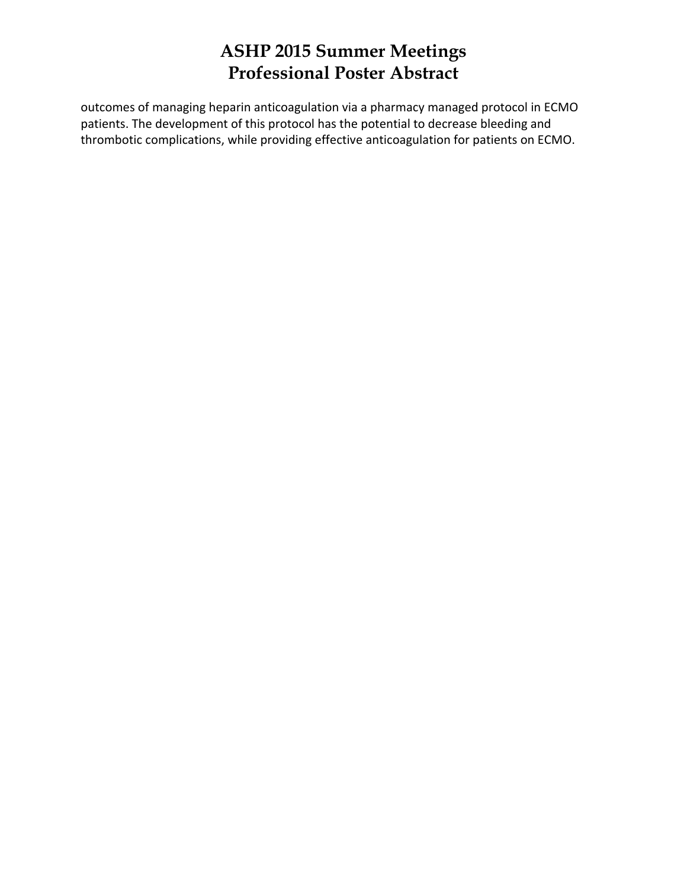outcomes of managing heparin anticoagulation via a pharmacy managed protocol in ECMO patients. The development of this protocol has the potential to decrease bleeding and thrombotic complications, while providing effective anticoagulation for patients on ECMO.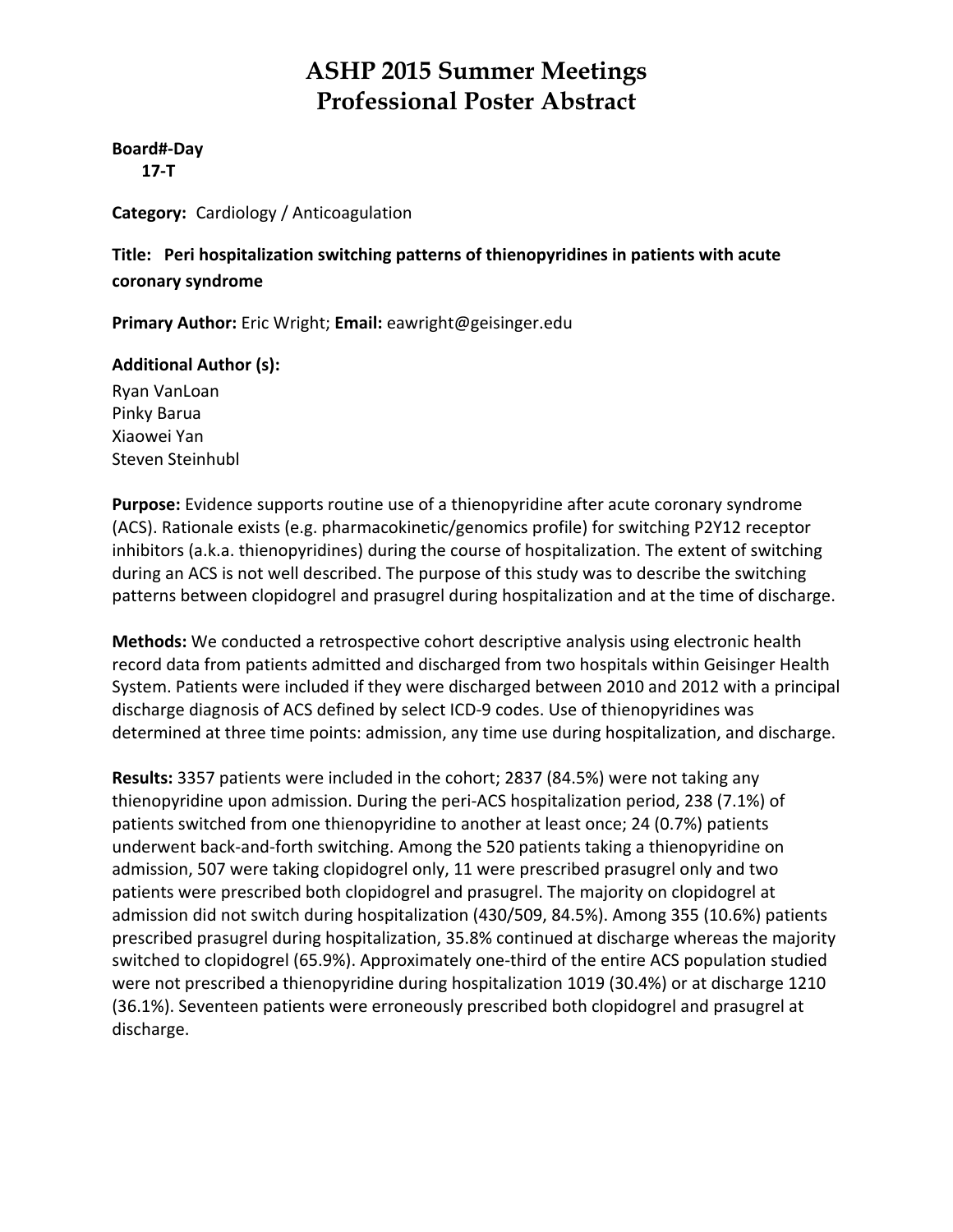# ASHP 2015 Summer Meetings
# Professional Poster Abstract

**Board#-Day**
**17-T**

**Category:** Cardiology / Anticoagulation

**Title: Peri hospitalization switching patterns of thienopyridines in patients with acute coronary syndrome**

**Primary Author:** Eric Wright; **Email:** eawright@geisinger.edu

**Additional Author (s):**
Ryan VanLoan
Pinky Barua
Xiaowei Yan
Steven Steinhubl

**Purpose:** Evidence supports routine use of a thienopyridine after acute coronary syndrome (ACS). Rationale exists (e.g. pharmacokinetic/genomics profile) for switching P2Y12 receptor inhibitors (a.k.a. thienopyridines) during the course of hospitalization. The extent of switching during an ACS is not well described. The purpose of this study was to describe the switching patterns between clopidogrel and prasugrel during hospitalization and at the time of discharge.

**Methods:** We conducted a retrospective cohort descriptive analysis using electronic health record data from patients admitted and discharged from two hospitals within Geisinger Health System. Patients were included if they were discharged between 2010 and 2012 with a principal discharge diagnosis of ACS defined by select ICD-9 codes. Use of thienopyridines was determined at three time points: admission, any time use during hospitalization, and discharge.

**Results:** 3357 patients were included in the cohort; 2837 (84.5%) were not taking any thienopyridine upon admission. During the peri-ACS hospitalization period, 238 (7.1%) of patients switched from one thienopyridine to another at least once; 24 (0.7%) patients underwent back-and-forth switching. Among the 520 patients taking a thienopyridine on admission, 507 were taking clopidogrel only, 11 were prescribed prasugrel only and two patients were prescribed both clopidogrel and prasugrel. The majority on clopidogrel at admission did not switch during hospitalization (430/509, 84.5%). Among 355 (10.6%) patients prescribed prasugrel during hospitalization, 35.8% continued at discharge whereas the majority switched to clopidogrel (65.9%). Approximately one-third of the entire ACS population studied were not prescribed a thienopyridine during hospitalization 1019 (30.4%) or at discharge 1210 (36.1%). Seventeen patients were erroneously prescribed both clopidogrel and prasugrel at discharge.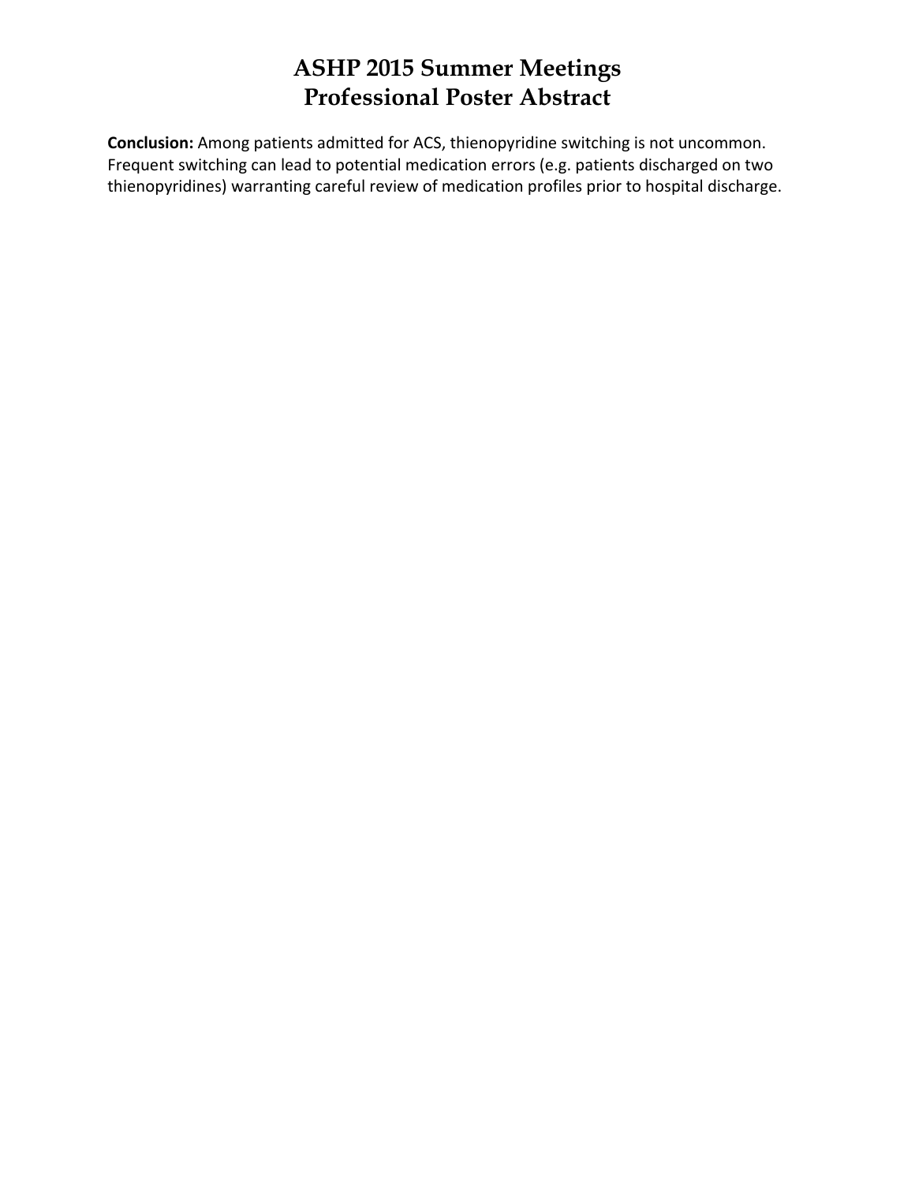**Conclusion:** Among patients admitted for ACS, thienopyridine switching is not uncommon. Frequent switching can lead to potential medication errors (e.g. patients discharged on two thienopyridines) warranting careful review of medication profiles prior to hospital discharge.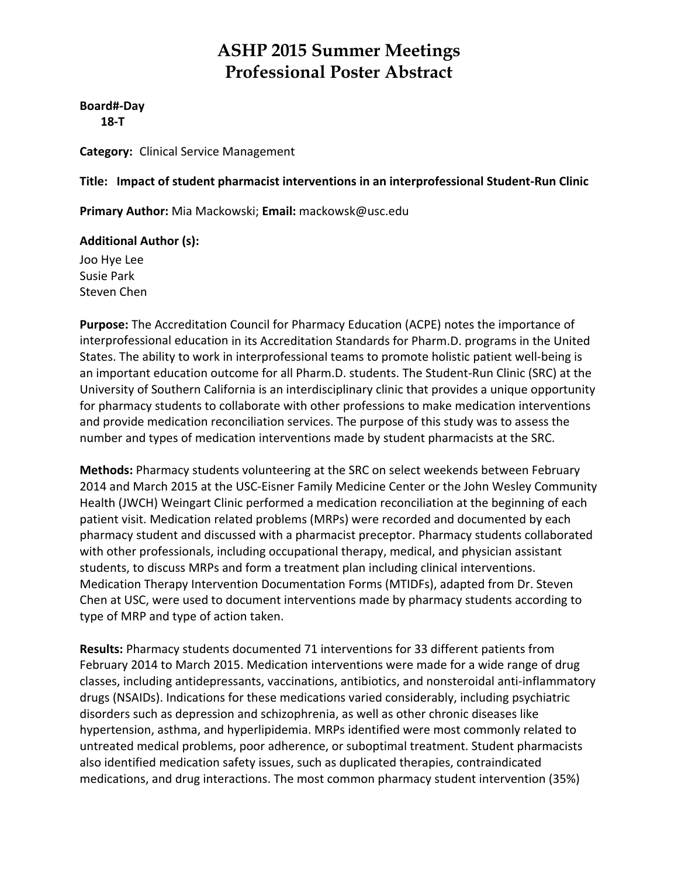# ASHP 2015 Summer Meetings
# Professional Poster Abstract

**Board#-Day**
**18-T**

**Category:** Clinical Service Management

**Title: Impact of student pharmacist interventions in an interprofessional Student-Run Clinic**

**Primary Author:** Mia Mackowski; **Email:** mackowsk@usc.edu

**Additional Author (s):**
Joo Hye Lee
Susie Park
Steven Chen

**Purpose:** The Accreditation Council for Pharmacy Education (ACPE) notes the importance of interprofessional education in its Accreditation Standards for Pharm.D. programs in the United States. The ability to work in interprofessional teams to promote holistic patient well-being is an important education outcome for all Pharm.D. students. The Student-Run Clinic (SRC) at the University of Southern California is an interdisciplinary clinic that provides a unique opportunity for pharmacy students to collaborate with other professions to make medication interventions and provide medication reconciliation services. The purpose of this study was to assess the number and types of medication interventions made by student pharmacists at the SRC.

**Methods:** Pharmacy students volunteering at the SRC on select weekends between February 2014 and March 2015 at the USC-Eisner Family Medicine Center or the John Wesley Community Health (JWCH) Weingart Clinic performed a medication reconciliation at the beginning of each patient visit. Medication related problems (MRPs) were recorded and documented by each pharmacy student and discussed with a pharmacist preceptor. Pharmacy students collaborated with other professionals, including occupational therapy, medical, and physician assistant students, to discuss MRPs and form a treatment plan including clinical interventions. Medication Therapy Intervention Documentation Forms (MTIDFs), adapted from Dr. Steven Chen at USC, were used to document interventions made by pharmacy students according to type of MRP and type of action taken.

**Results:** Pharmacy students documented 71 interventions for 33 different patients from February 2014 to March 2015. Medication interventions were made for a wide range of drug classes, including antidepressants, vaccinations, antibiotics, and nonsteroidal anti-inflammatory drugs (NSAIDs). Indications for these medications varied considerably, including psychiatric disorders such as depression and schizophrenia, as well as other chronic diseases like hypertension, asthma, and hyperlipidemia. MRPs identified were most commonly related to untreated medical problems, poor adherence, or suboptimal treatment. Student pharmacists also identified medication safety issues, such as duplicated therapies, contraindicated medications, and drug interactions. The most common pharmacy student intervention (35%)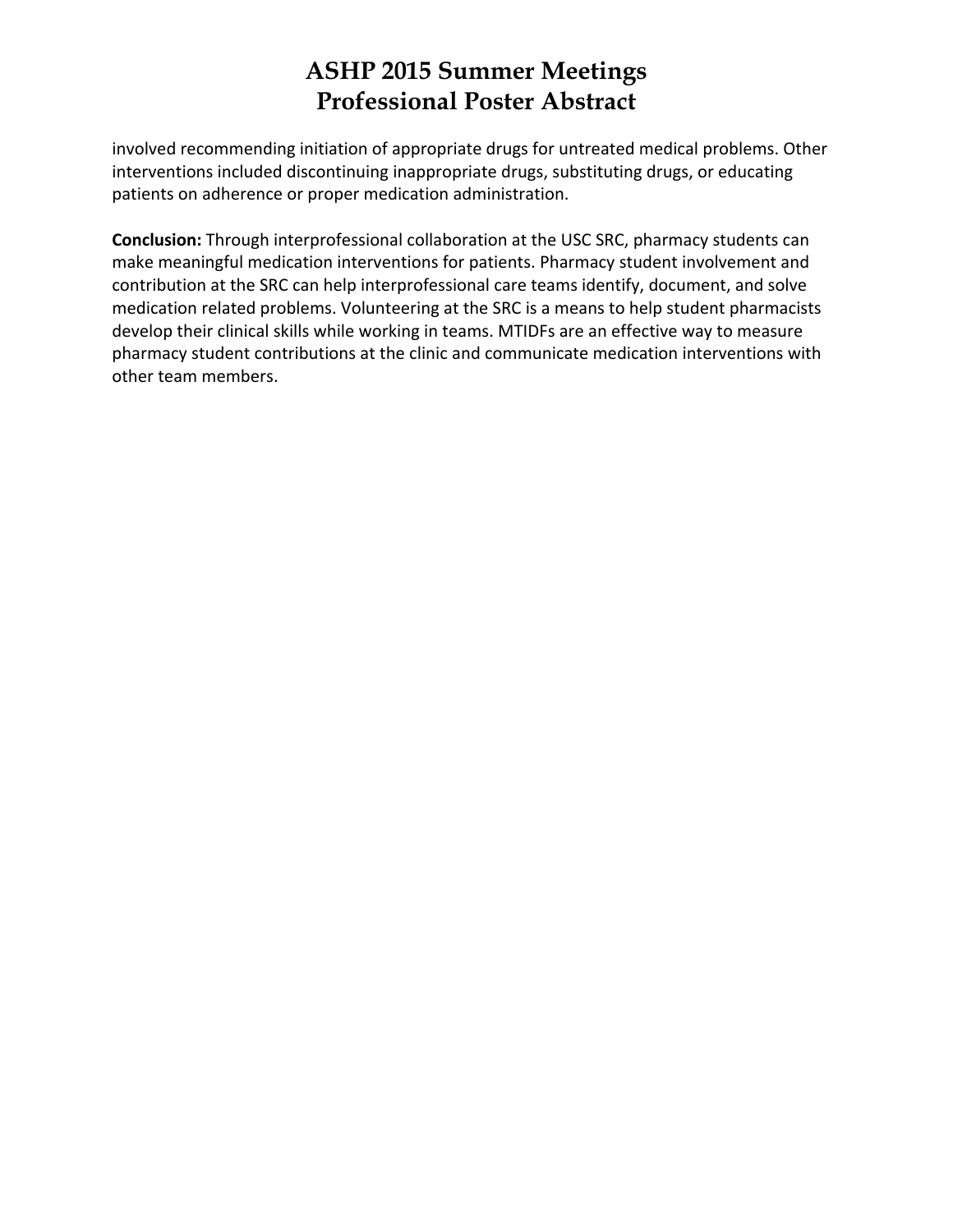involved recommending initiation of appropriate drugs for untreated medical problems. Other interventions included discontinuing inappropriate drugs, substituting drugs, or educating patients on adherence or proper medication administration.

**Conclusion:** Through interprofessional collaboration at the USC SRC, pharmacy students can make meaningful medication interventions for patients. Pharmacy student involvement and contribution at the SRC can help interprofessional care teams identify, document, and solve medication related problems. Volunteering at the SRC is a means to help student pharmacists develop their clinical skills while working in teams. MTIDFs are an effective way to measure pharmacy student contributions at the clinic and communicate medication interventions with other team members.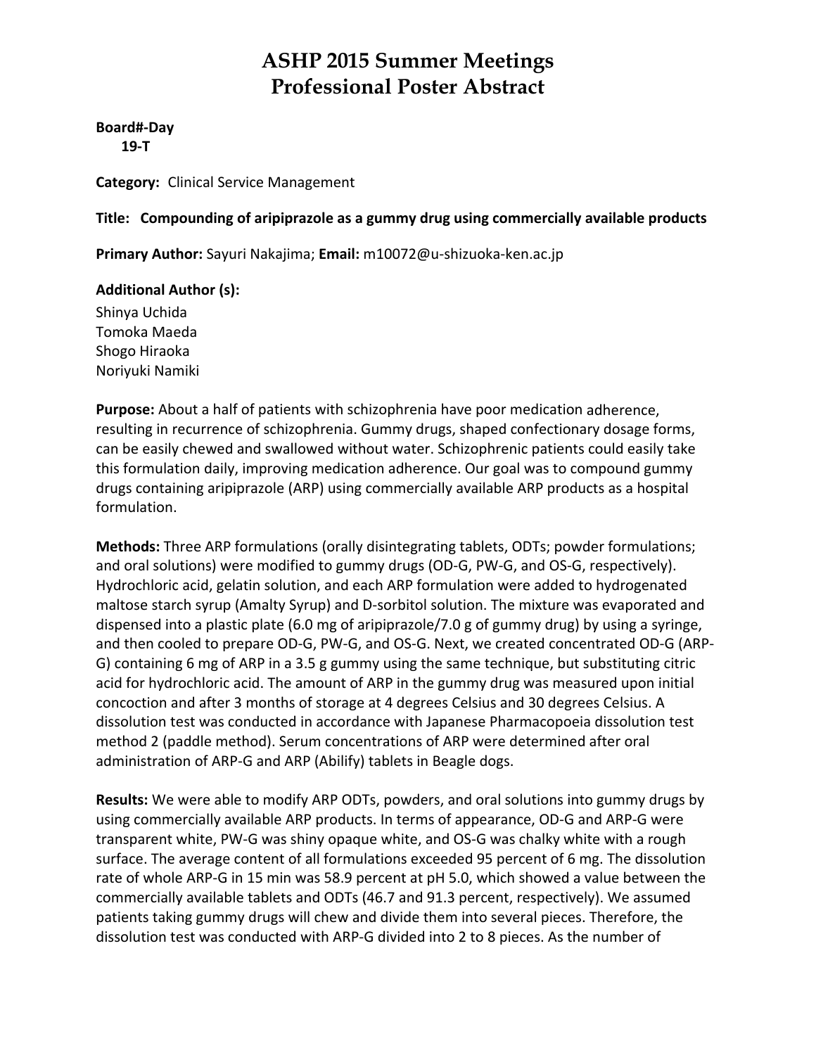# ASHP 2015 Summer Meetings
# Professional Poster Abstract

**Board#-Day**
**19-T**

**Category:** Clinical Service Management

**Title: Compounding of aripiprazole as a gummy drug using commercially available products**

**Primary Author:** Sayuri Nakajima; **Email:** m10072@u-shizuoka-ken.ac.jp

**Additional Author (s):**
Shinya Uchida
Tomoka Maeda
Shogo Hiraoka
Noriyuki Namiki

**Purpose:** About a half of patients with schizophrenia have poor medication adherence, resulting in recurrence of schizophrenia. Gummy drugs, shaped confectionary dosage forms, can be easily chewed and swallowed without water. Schizophrenic patients could easily take this formulation daily, improving medication adherence. Our goal was to compound gummy drugs containing aripiprazole (ARP) using commercially available ARP products as a hospital formulation.

**Methods:** Three ARP formulations (orally disintegrating tablets, ODTs; powder formulations; and oral solutions) were modified to gummy drugs (OD-G, PW-G, and OS-G, respectively). Hydrochloric acid, gelatin solution, and each ARP formulation were added to hydrogenated maltose starch syrup (Amalty Syrup) and D-sorbitol solution. The mixture was evaporated and dispensed into a plastic plate (6.0 mg of aripiprazole/7.0 g of gummy drug) by using a syringe, and then cooled to prepare OD-G, PW-G, and OS-G. Next, we created concentrated OD-G (ARP-G) containing 6 mg of ARP in a 3.5 g gummy using the same technique, but substituting citric acid for hydrochloric acid. The amount of ARP in the gummy drug was measured upon initial concoction and after 3 months of storage at 4 degrees Celsius and 30 degrees Celsius. A dissolution test was conducted in accordance with Japanese Pharmacopoeia dissolution test method 2 (paddle method). Serum concentrations of ARP were determined after oral administration of ARP-G and ARP (Abilify) tablets in Beagle dogs.

**Results:** We were able to modify ARP ODTs, powders, and oral solutions into gummy drugs by using commercially available ARP products. In terms of appearance, OD-G and ARP-G were transparent white, PW-G was shiny opaque white, and OS-G was chalky white with a rough surface. The average content of all formulations exceeded 95 percent of 6 mg. The dissolution rate of whole ARP-G in 15 min was 58.9 percent at pH 5.0, which showed a value between the commercially available tablets and ODTs (46.7 and 91.3 percent, respectively). We assumed patients taking gummy drugs will chew and divide them into several pieces. Therefore, the dissolution test was conducted with ARP-G divided into 2 to 8 pieces. As the number of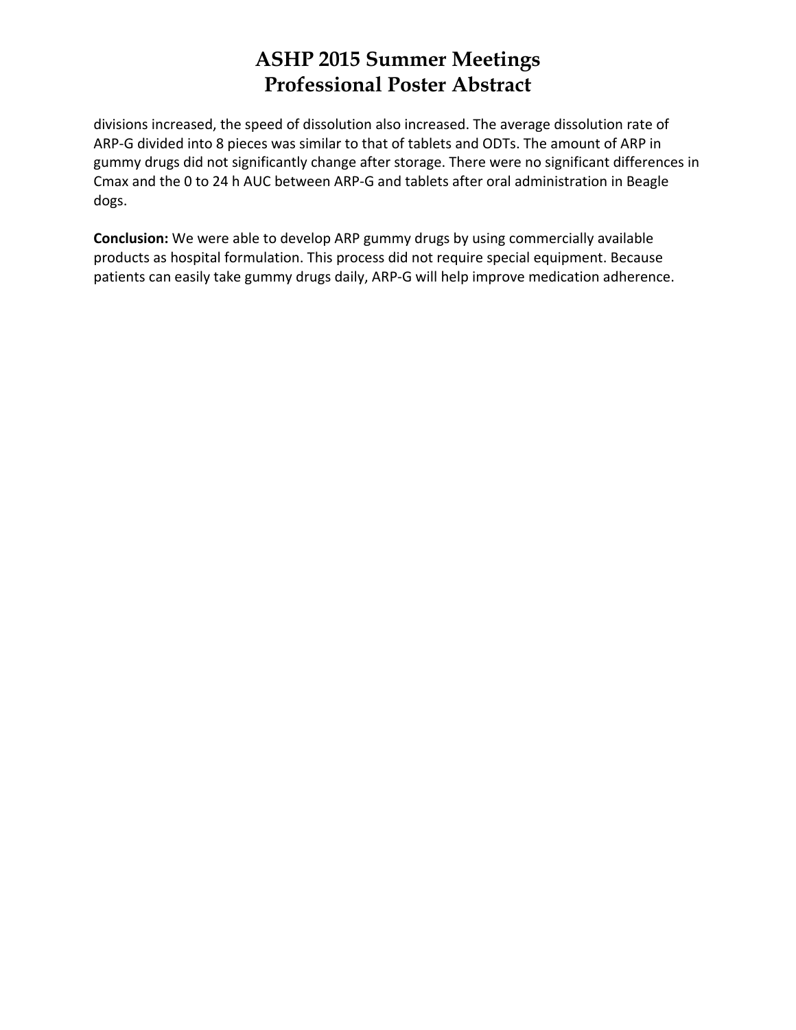divisions increased, the speed of dissolution also increased. The average dissolution rate of ARP-G divided into 8 pieces was similar to that of tablets and ODTs. The amount of ARP in gummy drugs did not significantly change after storage. There were no significant differences in Cmax and the 0 to 24 h AUC between ARP-G and tablets after oral administration in Beagle dogs.

**Conclusion:** We were able to develop ARP gummy drugs by using commercially available products as hospital formulation. This process did not require special equipment. Because patients can easily take gummy drugs daily, ARP-G will help improve medication adherence.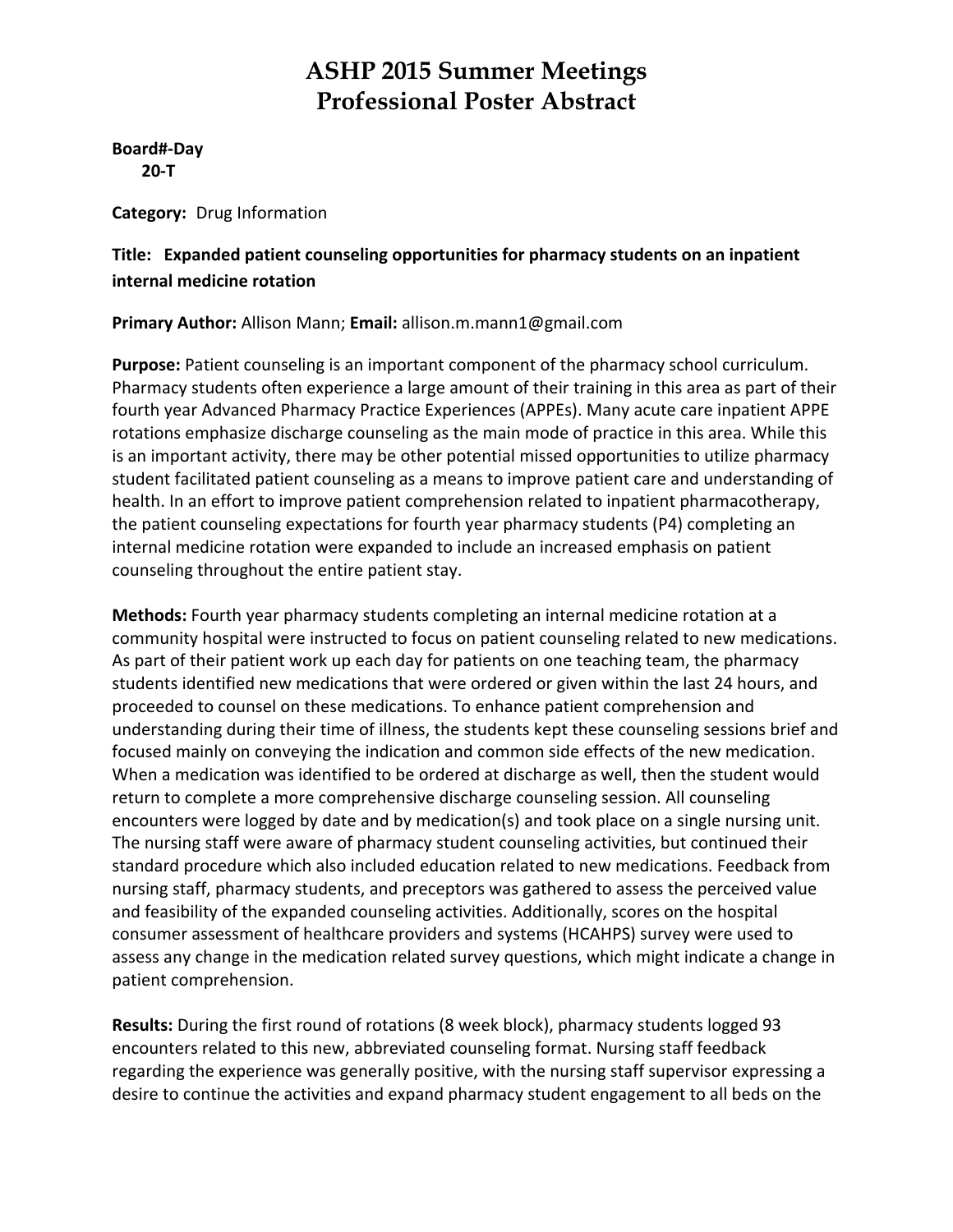# ASHP 2015 Summer Meetings
# Professional Poster Abstract

**Board#-Day**
**20-T**

**Category:** Drug Information

**Title: Expanded patient counseling opportunities for pharmacy students on an inpatient internal medicine rotation**

**Primary Author:** Allison Mann; **Email:** allison.m.mann1@gmail.com

**Purpose:** Patient counseling is an important component of the pharmacy school curriculum. Pharmacy students often experience a large amount of their training in this area as part of their fourth year Advanced Pharmacy Practice Experiences (APPEs). Many acute care inpatient APPE rotations emphasize discharge counseling as the main mode of practice in this area. While this is an important activity, there may be other potential missed opportunities to utilize pharmacy student facilitated patient counseling as a means to improve patient care and understanding of health. In an effort to improve patient comprehension related to inpatient pharmacotherapy, the patient counseling expectations for fourth year pharmacy students (P4) completing an internal medicine rotation were expanded to include an increased emphasis on patient counseling throughout the entire patient stay.

**Methods:** Fourth year pharmacy students completing an internal medicine rotation at a community hospital were instructed to focus on patient counseling related to new medications. As part of their patient work up each day for patients on one teaching team, the pharmacy students identified new medications that were ordered or given within the last 24 hours, and proceeded to counsel on these medications. To enhance patient comprehension and understanding during their time of illness, the students kept these counseling sessions brief and focused mainly on conveying the indication and common side effects of the new medication. When a medication was identified to be ordered at discharge as well, then the student would return to complete a more comprehensive discharge counseling session. All counseling encounters were logged by date and by medication(s) and took place on a single nursing unit. The nursing staff were aware of pharmacy student counseling activities, but continued their standard procedure which also included education related to new medications. Feedback from nursing staff, pharmacy students, and preceptors was gathered to assess the perceived value and feasibility of the expanded counseling activities. Additionally, scores on the hospital consumer assessment of healthcare providers and systems (HCAHPS) survey were used to assess any change in the medication related survey questions, which might indicate a change in patient comprehension.

**Results:** During the first round of rotations (8 week block), pharmacy students logged 93 encounters related to this new, abbreviated counseling format. Nursing staff feedback regarding the experience was generally positive, with the nursing staff supervisor expressing a desire to continue the activities and expand pharmacy student engagement to all beds on the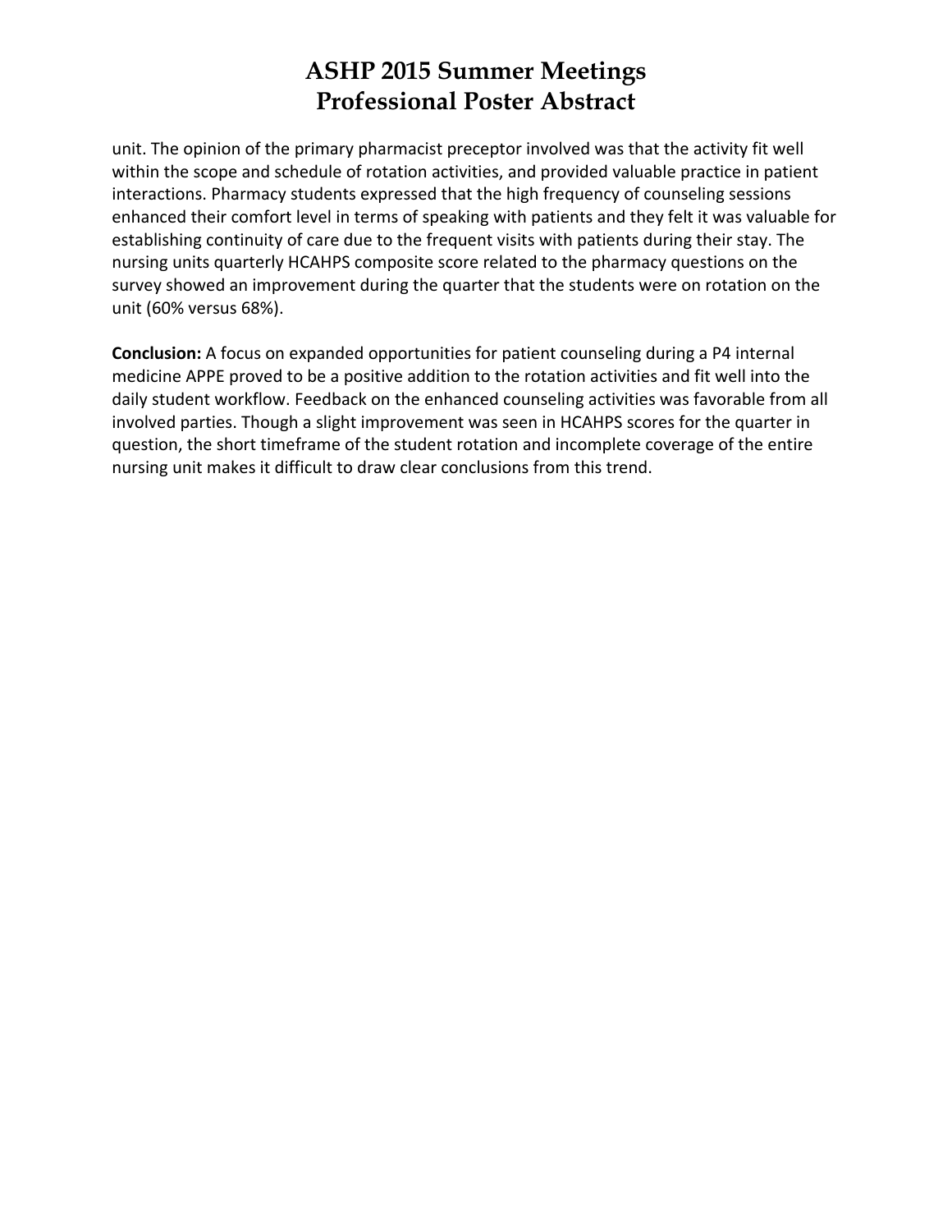unit. The opinion of the primary pharmacist preceptor involved was that the activity fit well within the scope and schedule of rotation activities, and provided valuable practice in patient interactions. Pharmacy students expressed that the high frequency of counseling sessions enhanced their comfort level in terms of speaking with patients and they felt it was valuable for establishing continuity of care due to the frequent visits with patients during their stay. The nursing units quarterly HCAHPS composite score related to the pharmacy questions on the survey showed an improvement during the quarter that the students were on rotation on the unit (60% versus 68%).

**Conclusion:** A focus on expanded opportunities for patient counseling during a P4 internal medicine APPE proved to be a positive addition to the rotation activities and fit well into the daily student workflow. Feedback on the enhanced counseling activities was favorable from all involved parties. Though a slight improvement was seen in HCAHPS scores for the quarter in question, the short timeframe of the student rotation and incomplete coverage of the entire nursing unit makes it difficult to draw clear conclusions from this trend.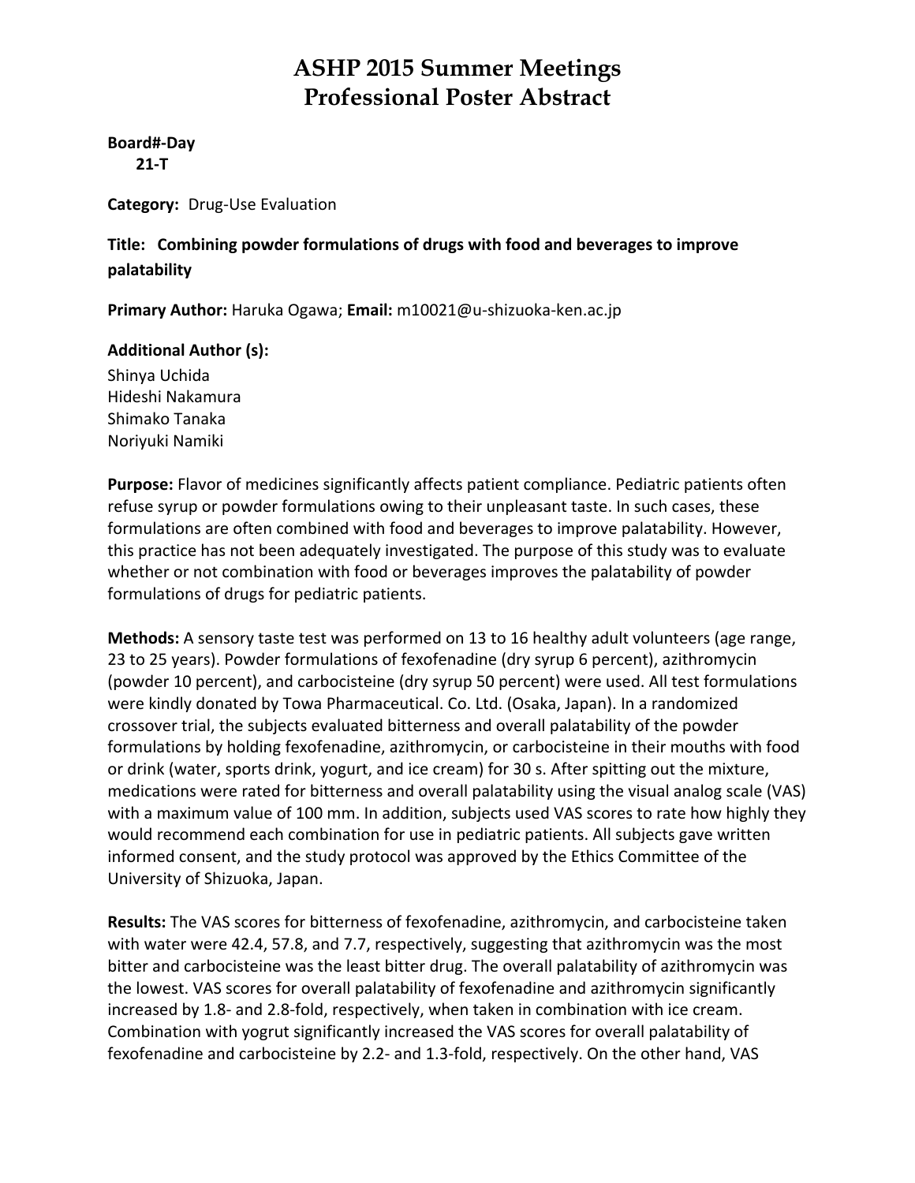# ASHP 2015 Summer Meetings
# Professional Poster Abstract

**Board#-Day**
**21-T**

**Category:** Drug-Use Evaluation

**Title: Combining powder formulations of drugs with food and beverages to improve palatability**

**Primary Author:** Haruka Ogawa; **Email:** m10021@u-shizuoka-ken.ac.jp

**Additional Author (s):**
Shinya Uchida
Hideshi Nakamura
Shimako Tanaka
Noriyuki Namiki

**Purpose:** Flavor of medicines significantly affects patient compliance. Pediatric patients often refuse syrup or powder formulations owing to their unpleasant taste. In such cases, these formulations are often combined with food and beverages to improve palatability. However, this practice has not been adequately investigated. The purpose of this study was to evaluate whether or not combination with food or beverages improves the palatability of powder formulations of drugs for pediatric patients.

**Methods:** A sensory taste test was performed on 13 to 16 healthy adult volunteers (age range, 23 to 25 years). Powder formulations of fexofenadine (dry syrup 6 percent), azithromycin (powder 10 percent), and carbocisteine (dry syrup 50 percent) were used. All test formulations were kindly donated by Towa Pharmaceutical. Co. Ltd. (Osaka, Japan). In a randomized crossover trial, the subjects evaluated bitterness and overall palatability of the powder formulations by holding fexofenadine, azithromycin, or carbocisteine in their mouths with food or drink (water, sports drink, yogurt, and ice cream) for 30 s. After spitting out the mixture, medications were rated for bitterness and overall palatability using the visual analog scale (VAS) with a maximum value of 100 mm. In addition, subjects used VAS scores to rate how highly they would recommend each combination for use in pediatric patients. All subjects gave written informed consent, and the study protocol was approved by the Ethics Committee of the University of Shizuoka, Japan.

**Results:** The VAS scores for bitterness of fexofenadine, azithromycin, and carbocisteine taken with water were 42.4, 57.8, and 7.7, respectively, suggesting that azithromycin was the most bitter and carbocisteine was the least bitter drug. The overall palatability of azithromycin was the lowest. VAS scores for overall palatability of fexofenadine and azithromycin significantly increased by 1.8- and 2.8-fold, respectively, when taken in combination with ice cream. Combination with yogrut significantly increased the VAS scores for overall palatability of fexofenadine and carbocisteine by 2.2- and 1.3-fold, respectively. On the other hand, VAS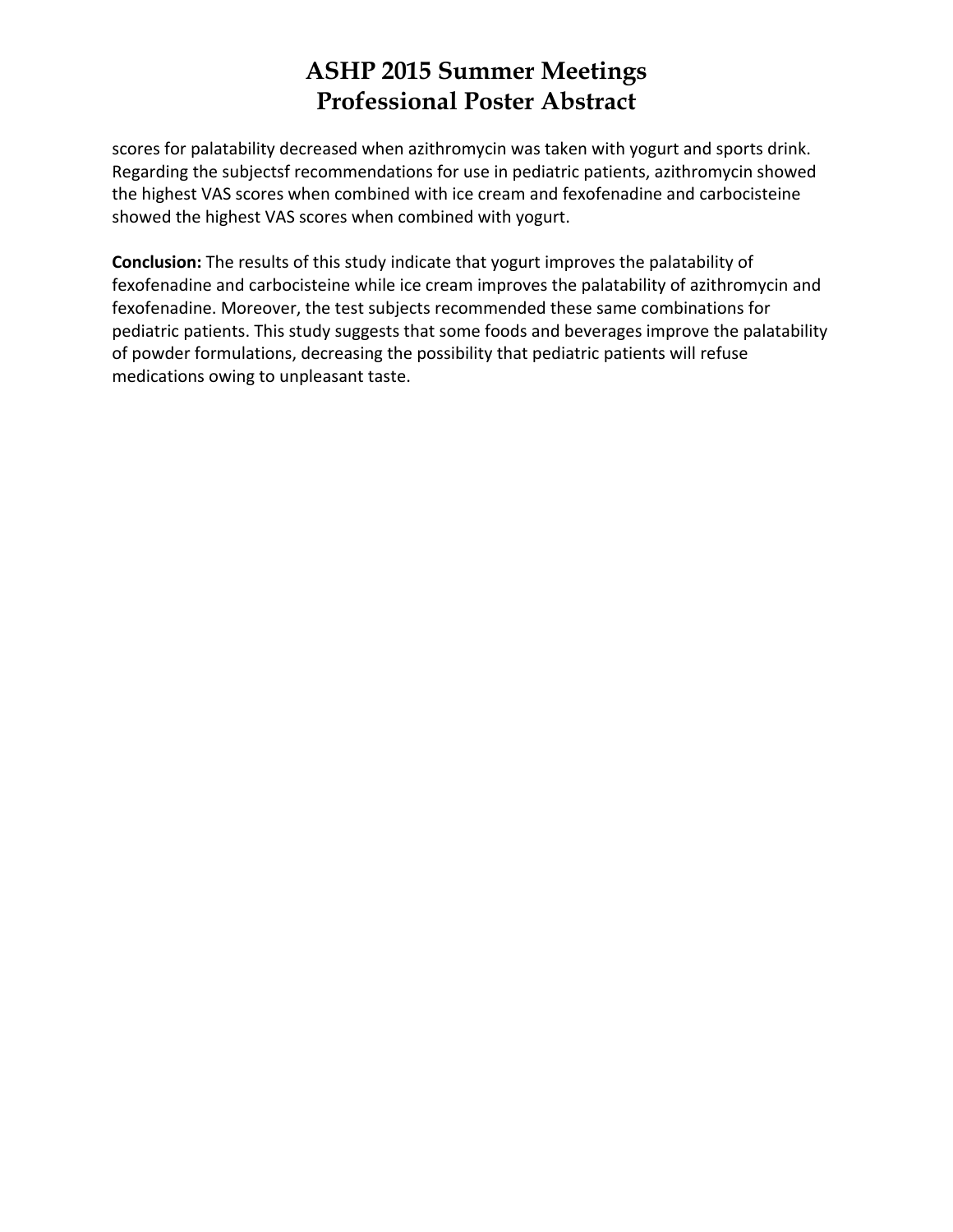scores for palatability decreased when azithromycin was taken with yogurt and sports drink. Regarding the subjectsf recommendations for use in pediatric patients, azithromycin showed the highest VAS scores when combined with ice cream and fexofenadine and carbocisteine showed the highest VAS scores when combined with yogurt.

**Conclusion:** The results of this study indicate that yogurt improves the palatability of fexofenadine and carbocisteine while ice cream improves the palatability of azithromycin and fexofenadine. Moreover, the test subjects recommended these same combinations for pediatric patients. This study suggests that some foods and beverages improve the palatability of powder formulations, decreasing the possibility that pediatric patients will refuse medications owing to unpleasant taste.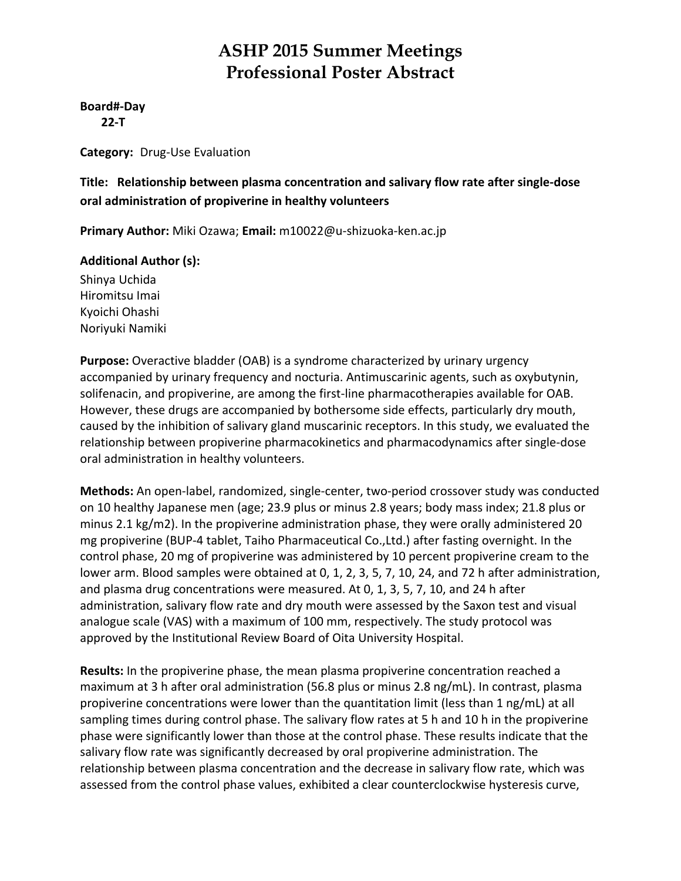# ASHP 2015 Summer Meetings
# Professional Poster Abstract

**Board#-Day**
**22-T**

**Category:** Drug-Use Evaluation

**Title: Relationship between plasma concentration and salivary flow rate after single-dose oral administration of propiverine in healthy volunteers**

**Primary Author:** Miki Ozawa; **Email:** m10022@u-shizuoka-ken.ac.jp

**Additional Author (s):**
Shinya Uchida
Hiromitsu Imai
Kyoichi Ohashi
Noriyuki Namiki

**Purpose:** Overactive bladder (OAB) is a syndrome characterized by urinary urgency accompanied by urinary frequency and nocturia. Antimuscarinic agents, such as oxybutynin, solifenacin, and propiverine, are among the first-line pharmacotherapies available for OAB. However, these drugs are accompanied by bothersome side effects, particularly dry mouth, caused by the inhibition of salivary gland muscarinic receptors. In this study, we evaluated the relationship between propiverine pharmacokinetics and pharmacodynamics after single-dose oral administration in healthy volunteers.

**Methods:** An open-label, randomized, single-center, two-period crossover study was conducted on 10 healthy Japanese men (age; 23.9 plus or minus 2.8 years; body mass index; 21.8 plus or minus 2.1 kg/m2). In the propiverine administration phase, they were orally administered 20 mg propiverine (BUP-4 tablet, Taiho Pharmaceutical Co.,Ltd.) after fasting overnight. In the control phase, 20 mg of propiverine was administered by 10 percent propiverine cream to the lower arm. Blood samples were obtained at 0, 1, 2, 3, 5, 7, 10, 24, and 72 h after administration, and plasma drug concentrations were measured. At 0, 1, 3, 5, 7, 10, and 24 h after administration, salivary flow rate and dry mouth were assessed by the Saxon test and visual analogue scale (VAS) with a maximum of 100 mm, respectively. The study protocol was approved by the Institutional Review Board of Oita University Hospital.

**Results:** In the propiverine phase, the mean plasma propiverine concentration reached a maximum at 3 h after oral administration (56.8 plus or minus 2.8 ng/mL). In contrast, plasma propiverine concentrations were lower than the quantitation limit (less than 1 ng/mL) at all sampling times during control phase. The salivary flow rates at 5 h and 10 h in the propiverine phase were significantly lower than those at the control phase. These results indicate that the salivary flow rate was significantly decreased by oral propiverine administration. The relationship between plasma concentration and the decrease in salivary flow rate, which was assessed from the control phase values, exhibited a clear counterclockwise hysteresis curve,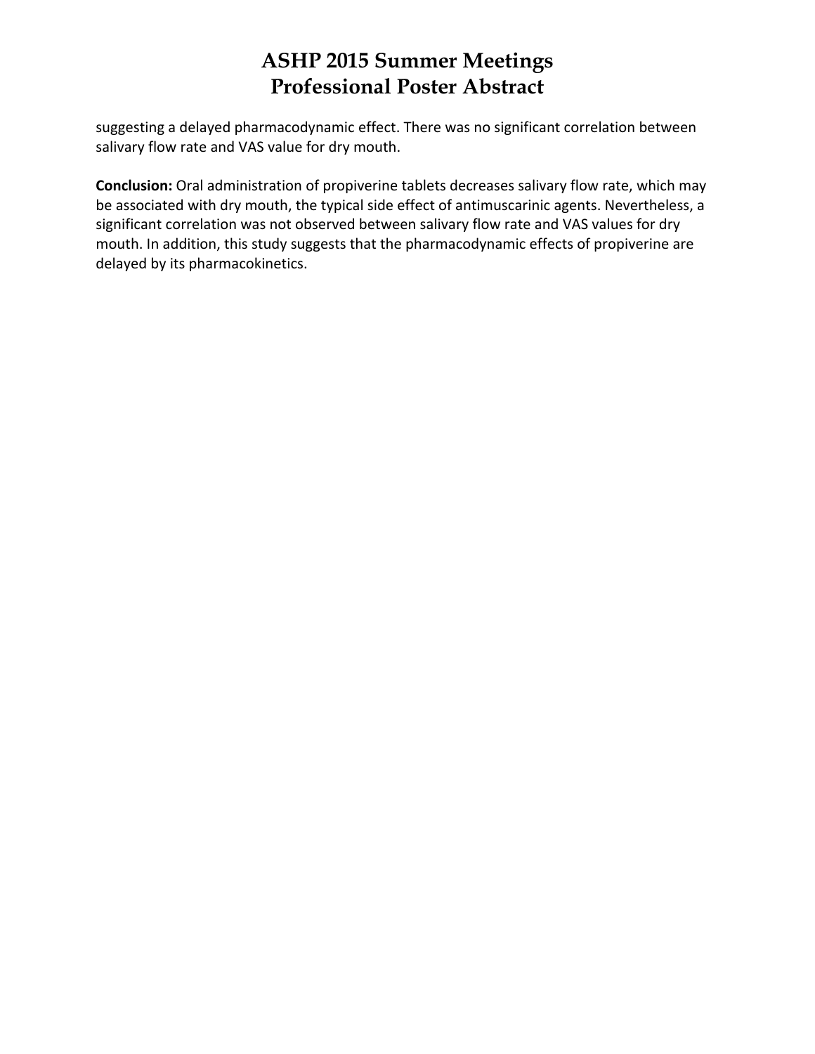suggesting a delayed pharmacodynamic effect. There was no significant correlation between salivary flow rate and VAS value for dry mouth.

**Conclusion:** Oral administration of propiverine tablets decreases salivary flow rate, which may be associated with dry mouth, the typical side effect of antimuscarinic agents. Nevertheless, a significant correlation was not observed between salivary flow rate and VAS values for dry mouth. In addition, this study suggests that the pharmacodynamic effects of propiverine are delayed by its pharmacokinetics.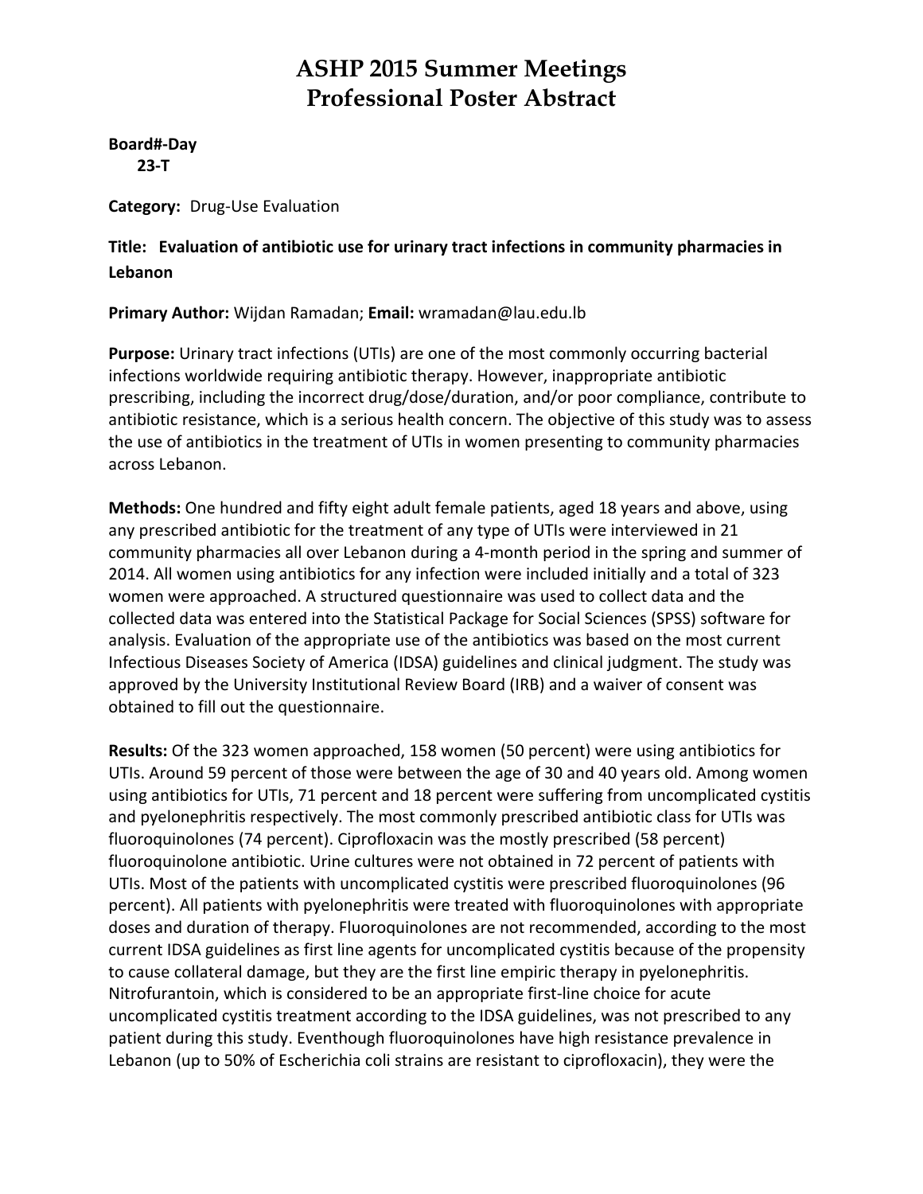# ASHP 2015 Summer Meetings
# Professional Poster Abstract

**Board#-Day**
**23-T**

**Category:** Drug-Use Evaluation

**Title: Evaluation of antibiotic use for urinary tract infections in community pharmacies in Lebanon**

**Primary Author:** Wijdan Ramadan; **Email:** wramadan@lau.edu.lb

**Purpose:** Urinary tract infections (UTIs) are one of the most commonly occurring bacterial infections worldwide requiring antibiotic therapy. However, inappropriate antibiotic prescribing, including the incorrect drug/dose/duration, and/or poor compliance, contribute to antibiotic resistance, which is a serious health concern. The objective of this study was to assess the use of antibiotics in the treatment of UTIs in women presenting to community pharmacies across Lebanon.

**Methods:** One hundred and fifty eight adult female patients, aged 18 years and above, using any prescribed antibiotic for the treatment of any type of UTIs were interviewed in 21 community pharmacies all over Lebanon during a 4-month period in the spring and summer of 2014. All women using antibiotics for any infection were included initially and a total of 323 women were approached. A structured questionnaire was used to collect data and the collected data was entered into the Statistical Package for Social Sciences (SPSS) software for analysis. Evaluation of the appropriate use of the antibiotics was based on the most current Infectious Diseases Society of America (IDSA) guidelines and clinical judgment. The study was approved by the University Institutional Review Board (IRB) and a waiver of consent was obtained to fill out the questionnaire.

**Results:** Of the 323 women approached, 158 women (50 percent) were using antibiotics for UTIs. Around 59 percent of those were between the age of 30 and 40 years old. Among women using antibiotics for UTIs, 71 percent and 18 percent were suffering from uncomplicated cystitis and pyelonephritis respectively. The most commonly prescribed antibiotic class for UTIs was fluoroquinolones (74 percent). Ciprofloxacin was the mostly prescribed (58 percent) fluoroquinolone antibiotic. Urine cultures were not obtained in 72 percent of patients with UTIs. Most of the patients with uncomplicated cystitis were prescribed fluoroquinolones (96 percent). All patients with pyelonephritis were treated with fluoroquinolones with appropriate doses and duration of therapy. Fluoroquinolones are not recommended, according to the most current IDSA guidelines as first line agents for uncomplicated cystitis because of the propensity to cause collateral damage, but they are the first line empiric therapy in pyelonephritis. Nitrofurantoin, which is considered to be an appropriate first-line choice for acute uncomplicated cystitis treatment according to the IDSA guidelines, was not prescribed to any patient during this study. Eventhough fluoroquinolones have high resistance prevalence in Lebanon (up to 50% of Escherichia coli strains are resistant to ciprofloxacin), they were the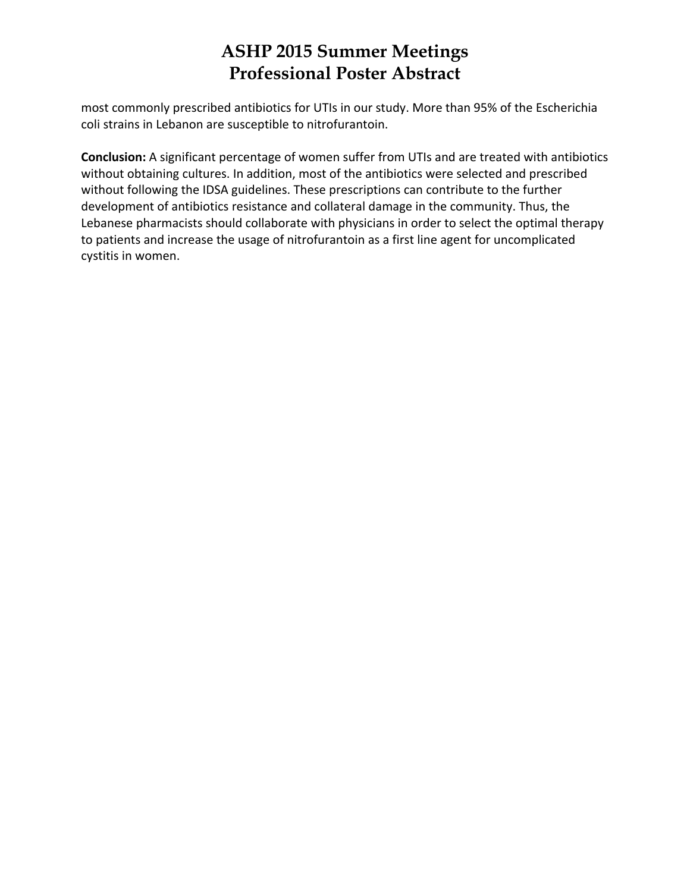most commonly prescribed antibiotics for UTIs in our study. More than 95% of the Escherichia coli strains in Lebanon are susceptible to nitrofurantoin.

**Conclusion:** A significant percentage of women suffer from UTIs and are treated with antibiotics without obtaining cultures. In addition, most of the antibiotics were selected and prescribed without following the IDSA guidelines. These prescriptions can contribute to the further development of antibiotics resistance and collateral damage in the community. Thus, the Lebanese pharmacists should collaborate with physicians in order to select the optimal therapy to patients and increase the usage of nitrofurantoin as a first line agent for uncomplicated cystitis in women.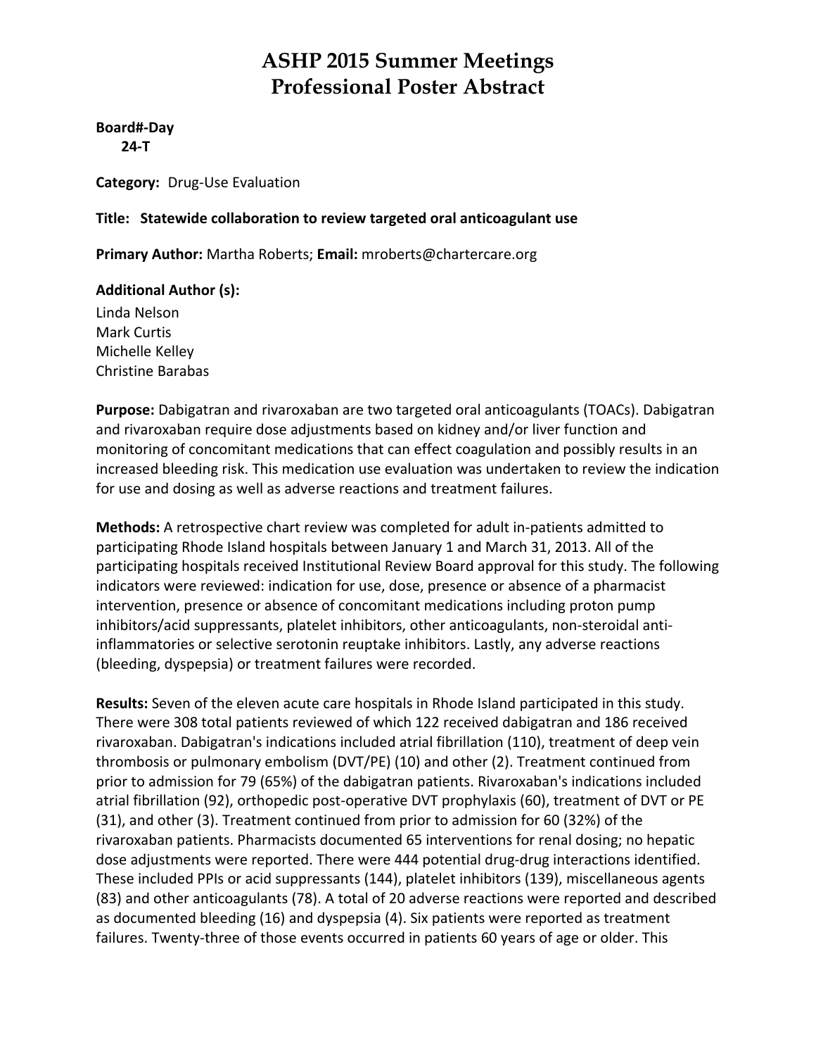# ASHP 2015 Summer Meetings
# Professional Poster Abstract

**Board#-Day**
**24-T**

**Category:** Drug-Use Evaluation

**Title: Statewide collaboration to review targeted oral anticoagulant use**

**Primary Author:** Martha Roberts; **Email:** mroberts@chartercare.org

**Additional Author (s):**
Linda Nelson
Mark Curtis
Michelle Kelley
Christine Barabas

**Purpose:** Dabigatran and rivaroxaban are two targeted oral anticoagulants (TOACs). Dabigatran and rivaroxaban require dose adjustments based on kidney and/or liver function and monitoring of concomitant medications that can effect coagulation and possibly results in an increased bleeding risk. This medication use evaluation was undertaken to review the indication for use and dosing as well as adverse reactions and treatment failures.

**Methods:** A retrospective chart review was completed for adult in-patients admitted to participating Rhode Island hospitals between January 1 and March 31, 2013. All of the participating hospitals received Institutional Review Board approval for this study. The following indicators were reviewed: indication for use, dose, presence or absence of a pharmacist intervention, presence or absence of concomitant medications including proton pump inhibitors/acid suppressants, platelet inhibitors, other anticoagulants, non-steroidal anti-inflammatories or selective serotonin reuptake inhibitors. Lastly, any adverse reactions (bleeding, dyspepsia) or treatment failures were recorded.

**Results:** Seven of the eleven acute care hospitals in Rhode Island participated in this study. There were 308 total patients reviewed of which 122 received dabigatran and 186 received rivaroxaban. Dabigatran's indications included atrial fibrillation (110), treatment of deep vein thrombosis or pulmonary embolism (DVT/PE) (10) and other (2). Treatment continued from prior to admission for 79 (65%) of the dabigatran patients. Rivaroxaban's indications included atrial fibrillation (92), orthopedic post-operative DVT prophylaxis (60), treatment of DVT or PE (31), and other (3). Treatment continued from prior to admission for 60 (32%) of the rivaroxaban patients. Pharmacists documented 65 interventions for renal dosing; no hepatic dose adjustments were reported. There were 444 potential drug-drug interactions identified. These included PPIs or acid suppressants (144), platelet inhibitors (139), miscellaneous agents (83) and other anticoagulants (78). A total of 20 adverse reactions were reported and described as documented bleeding (16) and dyspepsia (4). Six patients were reported as treatment failures. Twenty-three of those events occurred in patients 60 years of age or older. This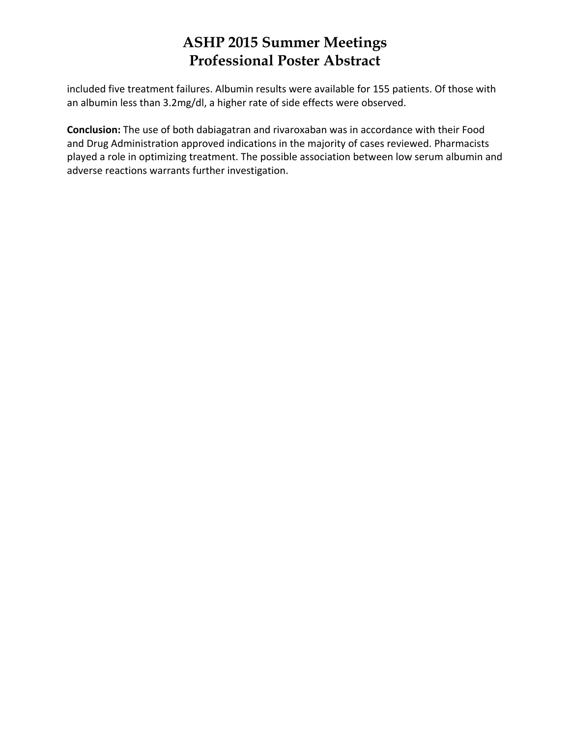included five treatment failures. Albumin results were available for 155 patients. Of those with an albumin less than 3.2mg/dl, a higher rate of side effects were observed.

**Conclusion:** The use of both dabiagatran and rivaroxaban was in accordance with their Food and Drug Administration approved indications in the majority of cases reviewed. Pharmacists played a role in optimizing treatment. The possible association between low serum albumin and adverse reactions warrants further investigation.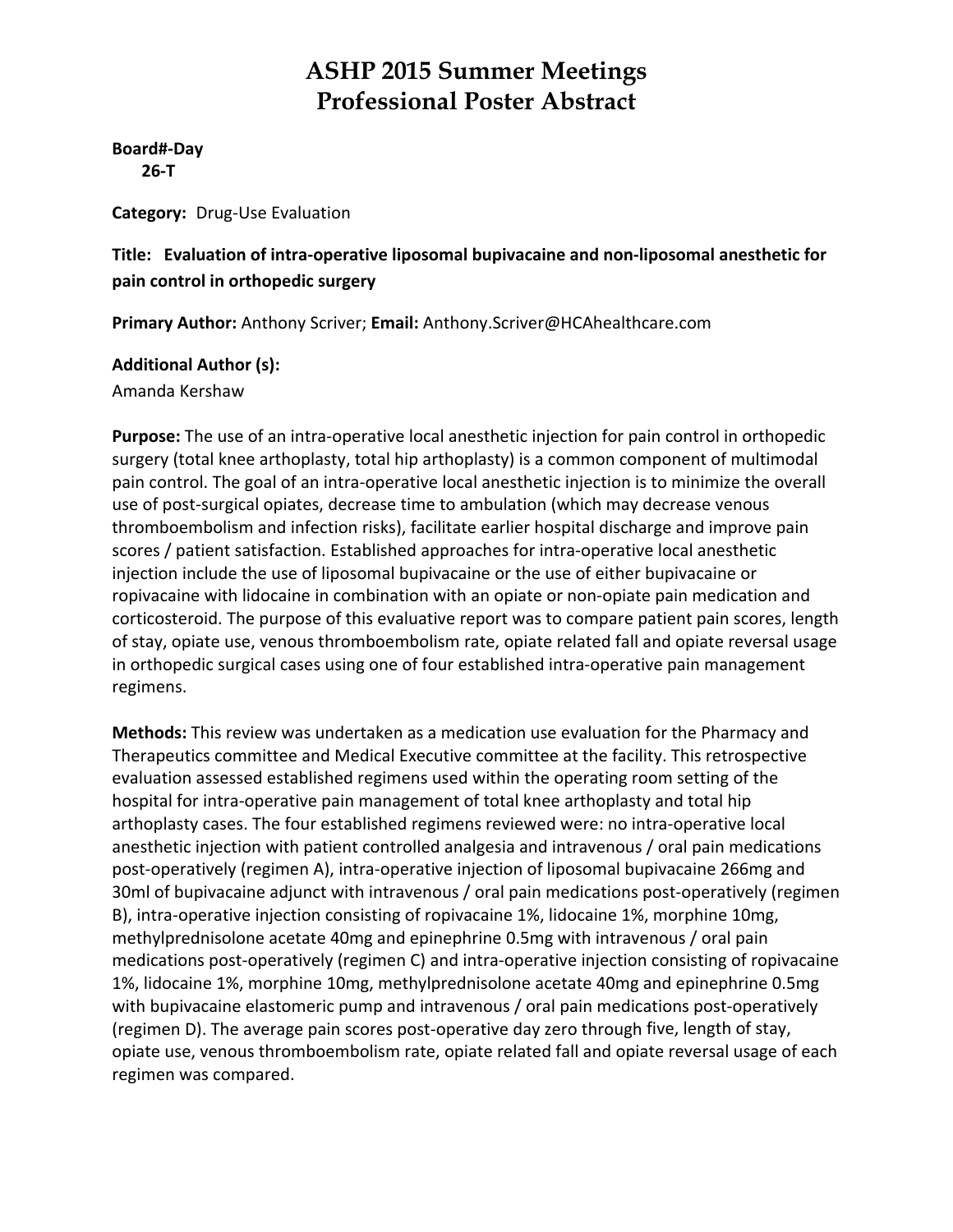# ASHP 2015 Summer Meetings
# Professional Poster Abstract

**Board#-Day**
**26-T**

**Category:** Drug-Use Evaluation

**Title: Evaluation of intra-operative liposomal bupivacaine and non-liposomal anesthetic for pain control in orthopedic surgery**

**Primary Author:** Anthony Scriver; **Email:** Anthony.Scriver@HCAhealthcare.com

**Additional Author (s):**
Amanda Kershaw

**Purpose:** The use of an intra-operative local anesthetic injection for pain control in orthopedic surgery (total knee arthoplasty, total hip arthoplasty) is a common component of multimodal pain control. The goal of an intra-operative local anesthetic injection is to minimize the overall use of post-surgical opiates, decrease time to ambulation (which may decrease venous thromboembolism and infection risks), facilitate earlier hospital discharge and improve pain scores / patient satisfaction. Established approaches for intra-operative local anesthetic injection include the use of liposomal bupivacaine or the use of either bupivacaine or ropivacaine with lidocaine in combination with an opiate or non-opiate pain medication and corticosteroid. The purpose of this evaluative report was to compare patient pain scores, length of stay, opiate use, venous thromboembolism rate, opiate related fall and opiate reversal usage in orthopedic surgical cases using one of four established intra-operative pain management regimens.

**Methods:** This review was undertaken as a medication use evaluation for the Pharmacy and Therapeutics committee and Medical Executive committee at the facility. This retrospective evaluation assessed established regimens used within the operating room setting of the hospital for intra-operative pain management of total knee arthoplasty and total hip arthoplasty cases. The four established regimens reviewed were: no intra-operative local anesthetic injection with patient controlled analgesia and intravenous / oral pain medications post-operatively (regimen A), intra-operative injection of liposomal bupivacaine 266mg and 30ml of bupivacaine adjunct with intravenous / oral pain medications post-operatively (regimen B), intra-operative injection consisting of ropivacaine 1%, lidocaine 1%, morphine 10mg, methylprednisolone acetate 40mg and epinephrine 0.5mg with intravenous / oral pain medications post-operatively (regimen C) and intra-operative injection consisting of ropivacaine 1%, lidocaine 1%, morphine 10mg, methylprednisolone acetate 40mg and epinephrine 0.5mg with bupivacaine elastomeric pump and intravenous / oral pain medications post-operatively (regimen D). The average pain scores post-operative day zero through five, length of stay, opiate use, venous thromboembolism rate, opiate related fall and opiate reversal usage of each regimen was compared.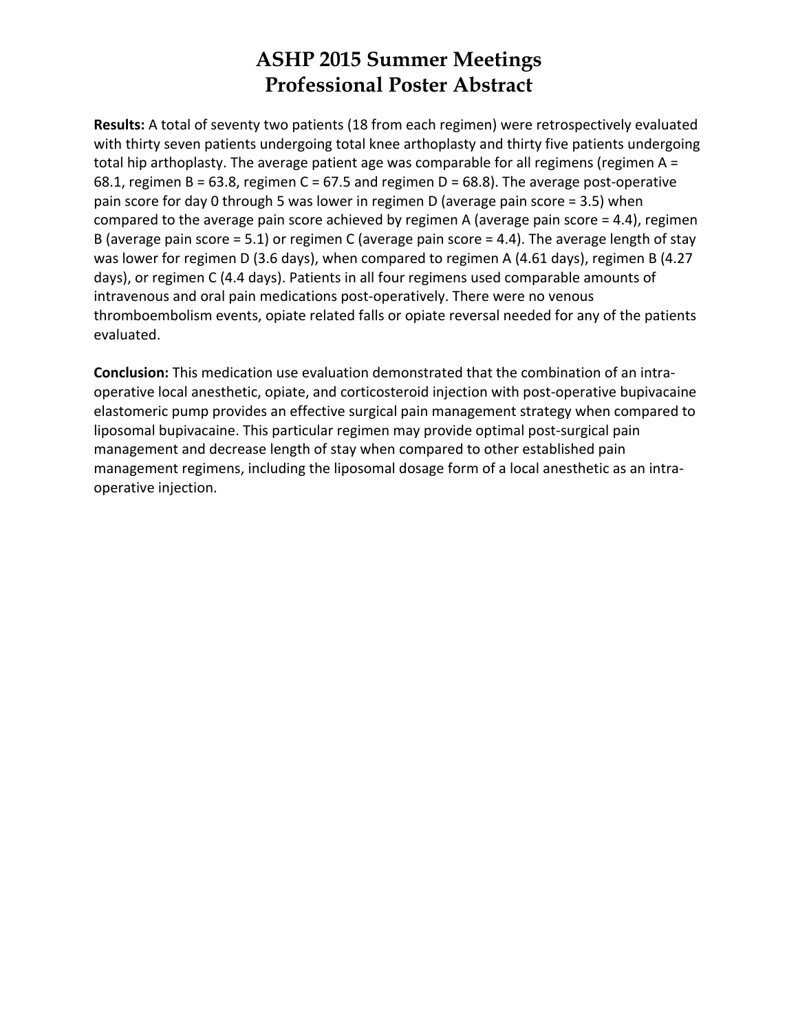**Results:** A total of seventy two patients (18 from each regimen) were retrospectively evaluated with thirty seven patients undergoing total knee arthoplasty and thirty five patients undergoing total hip arthoplasty. The average patient age was comparable for all regimens (regimen A = 68.1, regimen B = 63.8, regimen C = 67.5 and regimen D = 68.8). The average post-operative pain score for day 0 through 5 was lower in regimen D (average pain score = 3.5) when compared to the average pain score achieved by regimen A (average pain score = 4.4), regimen B (average pain score = 5.1) or regimen C (average pain score = 4.4). The average length of stay was lower for regimen D (3.6 days), when compared to regimen A (4.61 days), regimen B (4.27 days), or regimen C (4.4 days). Patients in all four regimens used comparable amounts of intravenous and oral pain medications post-operatively. There were no venous thromboembolism events, opiate related falls or opiate reversal needed for any of the patients evaluated.

**Conclusion:** This medication use evaluation demonstrated that the combination of an intra-operative local anesthetic, opiate, and corticosteroid injection with post-operative bupivacaine elastomeric pump provides an effective surgical pain management strategy when compared to liposomal bupivacaine. This particular regimen may provide optimal post-surgical pain management and decrease length of stay when compared to other established pain management regimens, including the liposomal dosage form of a local anesthetic as an intra-operative injection.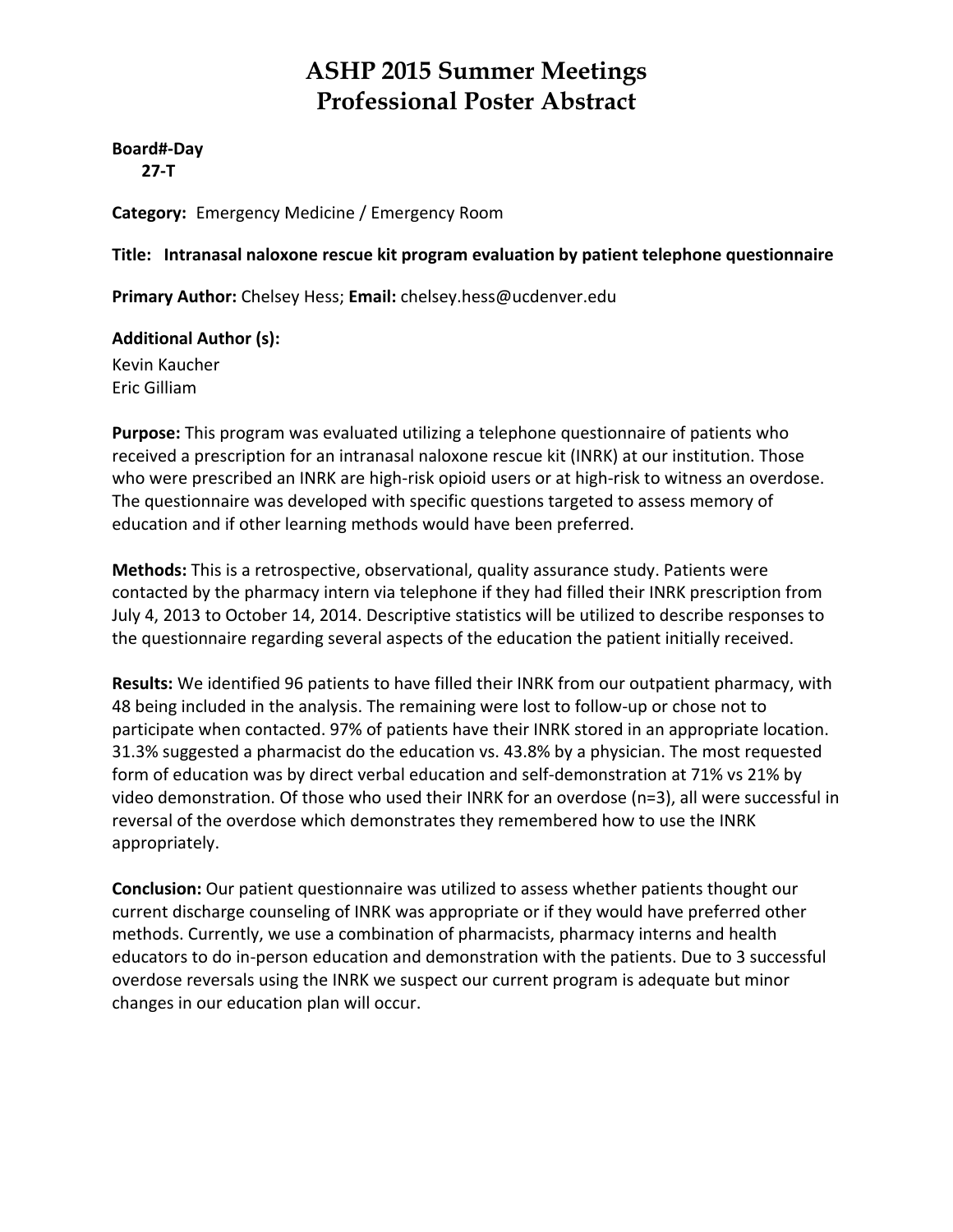# ASHP 2015 Summer Meetings
# Professional Poster Abstract

**Board#-Day**
**27-T**

**Category:** Emergency Medicine / Emergency Room

**Title: Intranasal naloxone rescue kit program evaluation by patient telephone questionnaire**

**Primary Author:** Chelsey Hess; **Email:** chelsey.hess@ucdenver.edu

**Additional Author (s):**
Kevin Kaucher
Eric Gilliam

**Purpose:** This program was evaluated utilizing a telephone questionnaire of patients who received a prescription for an intranasal naloxone rescue kit (INRK) at our institution. Those who were prescribed an INRK are high-risk opioid users or at high-risk to witness an overdose. The questionnaire was developed with specific questions targeted to assess memory of education and if other learning methods would have been preferred.

**Methods:** This is a retrospective, observational, quality assurance study. Patients were contacted by the pharmacy intern via telephone if they had filled their INRK prescription from July 4, 2013 to October 14, 2014. Descriptive statistics will be utilized to describe responses to the questionnaire regarding several aspects of the education the patient initially received.

**Results:** We identified 96 patients to have filled their INRK from our outpatient pharmacy, with 48 being included in the analysis. The remaining were lost to follow-up or chose not to participate when contacted. 97% of patients have their INRK stored in an appropriate location. 31.3% suggested a pharmacist do the education vs. 43.8% by a physician. The most requested form of education was by direct verbal education and self-demonstration at 71% vs 21% by video demonstration. Of those who used their INRK for an overdose (n=3), all were successful in reversal of the overdose which demonstrates they remembered how to use the INRK appropriately.

**Conclusion:** Our patient questionnaire was utilized to assess whether patients thought our current discharge counseling of INRK was appropriate or if they would have preferred other methods. Currently, we use a combination of pharmacists, pharmacy interns and health educators to do in-person education and demonstration with the patients. Due to 3 successful overdose reversals using the INRK we suspect our current program is adequate but minor changes in our education plan will occur.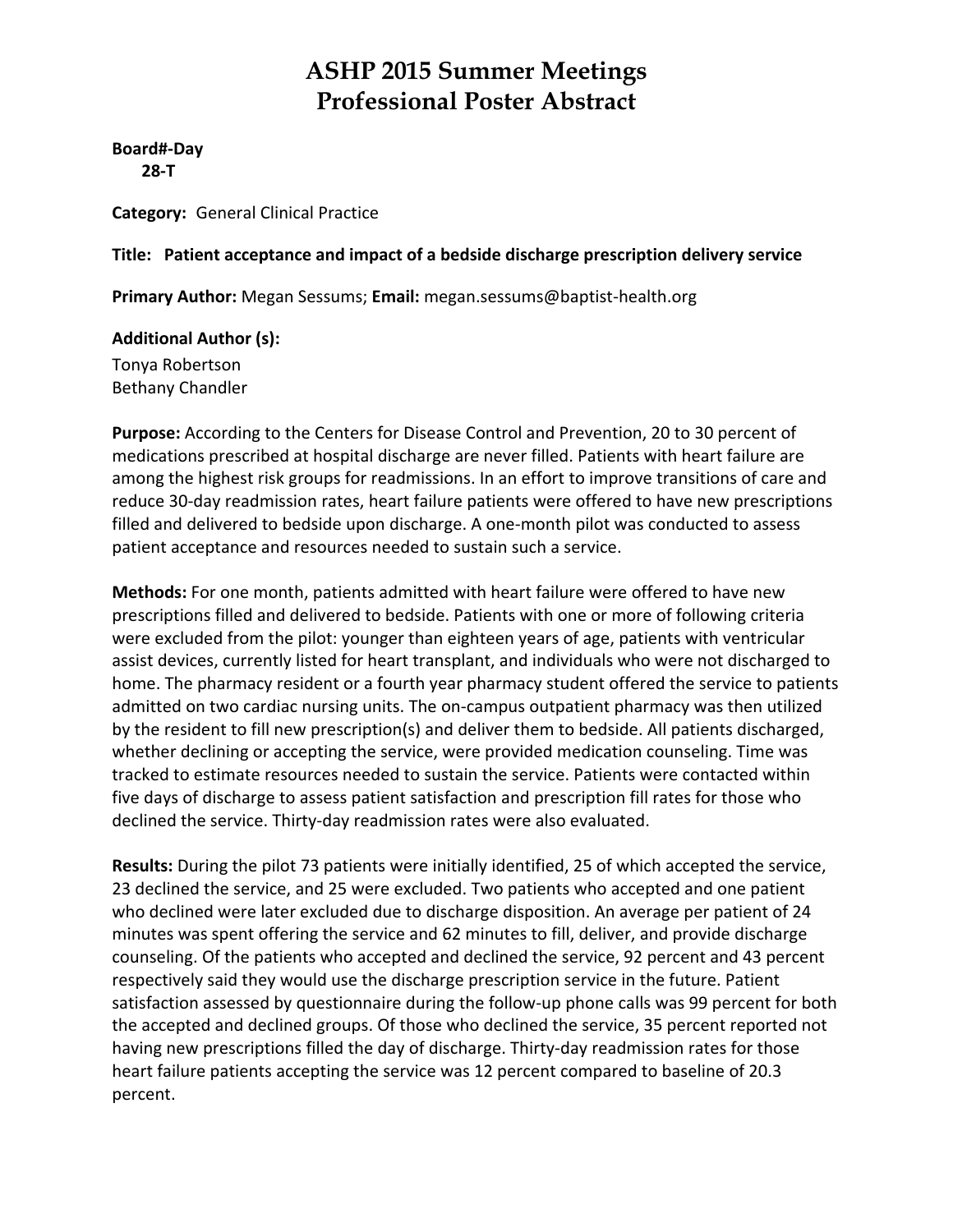# ASHP 2015 Summer Meetings
# Professional Poster Abstract

**Board#-Day**
**28-T**

**Category:** General Clinical Practice

**Title: Patient acceptance and impact of a bedside discharge prescription delivery service**

**Primary Author:** Megan Sessums; **Email:** megan.sessums@baptist-health.org

**Additional Author (s):**
Tonya Robertson
Bethany Chandler

**Purpose:** According to the Centers for Disease Control and Prevention, 20 to 30 percent of medications prescribed at hospital discharge are never filled. Patients with heart failure are among the highest risk groups for readmissions. In an effort to improve transitions of care and reduce 30-day readmission rates, heart failure patients were offered to have new prescriptions filled and delivered to bedside upon discharge. A one-month pilot was conducted to assess patient acceptance and resources needed to sustain such a service.

**Methods:** For one month, patients admitted with heart failure were offered to have new prescriptions filled and delivered to bedside. Patients with one or more of following criteria were excluded from the pilot: younger than eighteen years of age, patients with ventricular assist devices, currently listed for heart transplant, and individuals who were not discharged to home. The pharmacy resident or a fourth year pharmacy student offered the service to patients admitted on two cardiac nursing units. The on-campus outpatient pharmacy was then utilized by the resident to fill new prescription(s) and deliver them to bedside. All patients discharged, whether declining or accepting the service, were provided medication counseling. Time was tracked to estimate resources needed to sustain the service. Patients were contacted within five days of discharge to assess patient satisfaction and prescription fill rates for those who declined the service. Thirty-day readmission rates were also evaluated.

**Results:** During the pilot 73 patients were initially identified, 25 of which accepted the service, 23 declined the service, and 25 were excluded. Two patients who accepted and one patient who declined were later excluded due to discharge disposition. An average per patient of 24 minutes was spent offering the service and 62 minutes to fill, deliver, and provide discharge counseling. Of the patients who accepted and declined the service, 92 percent and 43 percent respectively said they would use the discharge prescription service in the future. Patient satisfaction assessed by questionnaire during the follow-up phone calls was 99 percent for both the accepted and declined groups. Of those who declined the service, 35 percent reported not having new prescriptions filled the day of discharge. Thirty-day readmission rates for those heart failure patients accepting the service was 12 percent compared to baseline of 20.3 percent.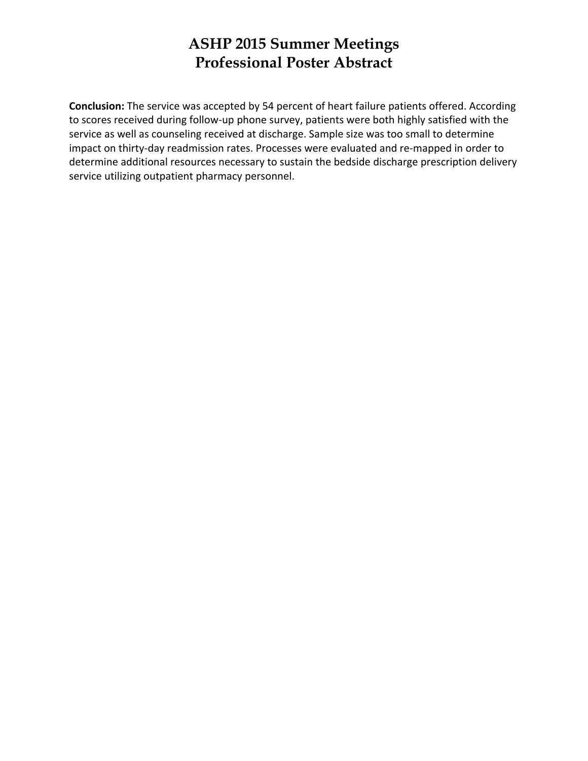**Conclusion:** The service was accepted by 54 percent of heart failure patients offered. According to scores received during follow-up phone survey, patients were both highly satisfied with the service as well as counseling received at discharge. Sample size was too small to determine impact on thirty-day readmission rates. Processes were evaluated and re-mapped in order to determine additional resources necessary to sustain the bedside discharge prescription delivery service utilizing outpatient pharmacy personnel.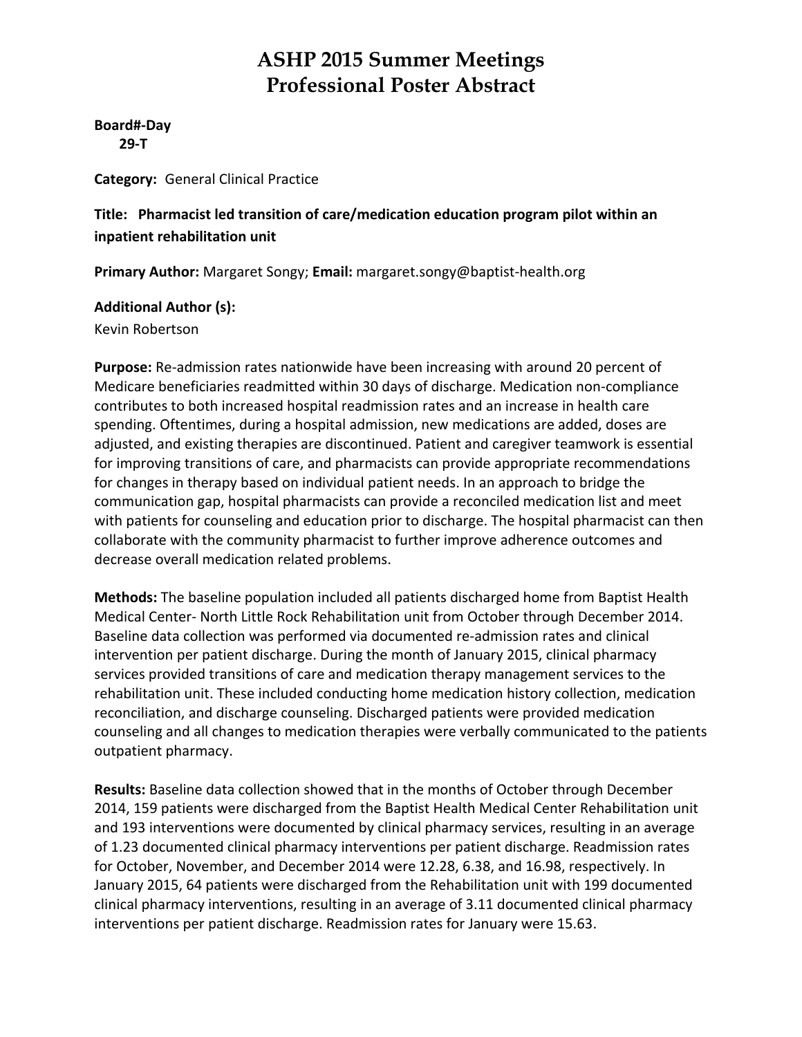# ASHP 2015 Summer Meetings
# Professional Poster Abstract

**Board#-Day**
**29-T**

**Category:** General Clinical Practice

**Title: Pharmacist led transition of care/medication education program pilot within an inpatient rehabilitation unit**

**Primary Author:** Margaret Songy; **Email:** margaret.songy@baptist-health.org

**Additional Author (s):**
Kevin Robertson

**Purpose:** Re-admission rates nationwide have been increasing with around 20 percent of Medicare beneficiaries readmitted within 30 days of discharge. Medication non-compliance contributes to both increased hospital readmission rates and an increase in health care spending. Oftentimes, during a hospital admission, new medications are added, doses are adjusted, and existing therapies are discontinued. Patient and caregiver teamwork is essential for improving transitions of care, and pharmacists can provide appropriate recommendations for changes in therapy based on individual patient needs. In an approach to bridge the communication gap, hospital pharmacists can provide a reconciled medication list and meet with patients for counseling and education prior to discharge. The hospital pharmacist can then collaborate with the community pharmacist to further improve adherence outcomes and decrease overall medication related problems.

**Methods:** The baseline population included all patients discharged home from Baptist Health Medical Center- North Little Rock Rehabilitation unit from October through December 2014. Baseline data collection was performed via documented re-admission rates and clinical intervention per patient discharge. During the month of January 2015, clinical pharmacy services provided transitions of care and medication therapy management services to the rehabilitation unit. These included conducting home medication history collection, medication reconciliation, and discharge counseling. Discharged patients were provided medication counseling and all changes to medication therapies were verbally communicated to the patients outpatient pharmacy.

**Results:** Baseline data collection showed that in the months of October through December 2014, 159 patients were discharged from the Baptist Health Medical Center Rehabilitation unit and 193 interventions were documented by clinical pharmacy services, resulting in an average of 1.23 documented clinical pharmacy interventions per patient discharge. Readmission rates for October, November, and December 2014 were 12.28, 6.38, and 16.98, respectively. In January 2015, 64 patients were discharged from the Rehabilitation unit with 199 documented clinical pharmacy interventions, resulting in an average of 3.11 documented clinical pharmacy interventions per patient discharge. Readmission rates for January were 15.63.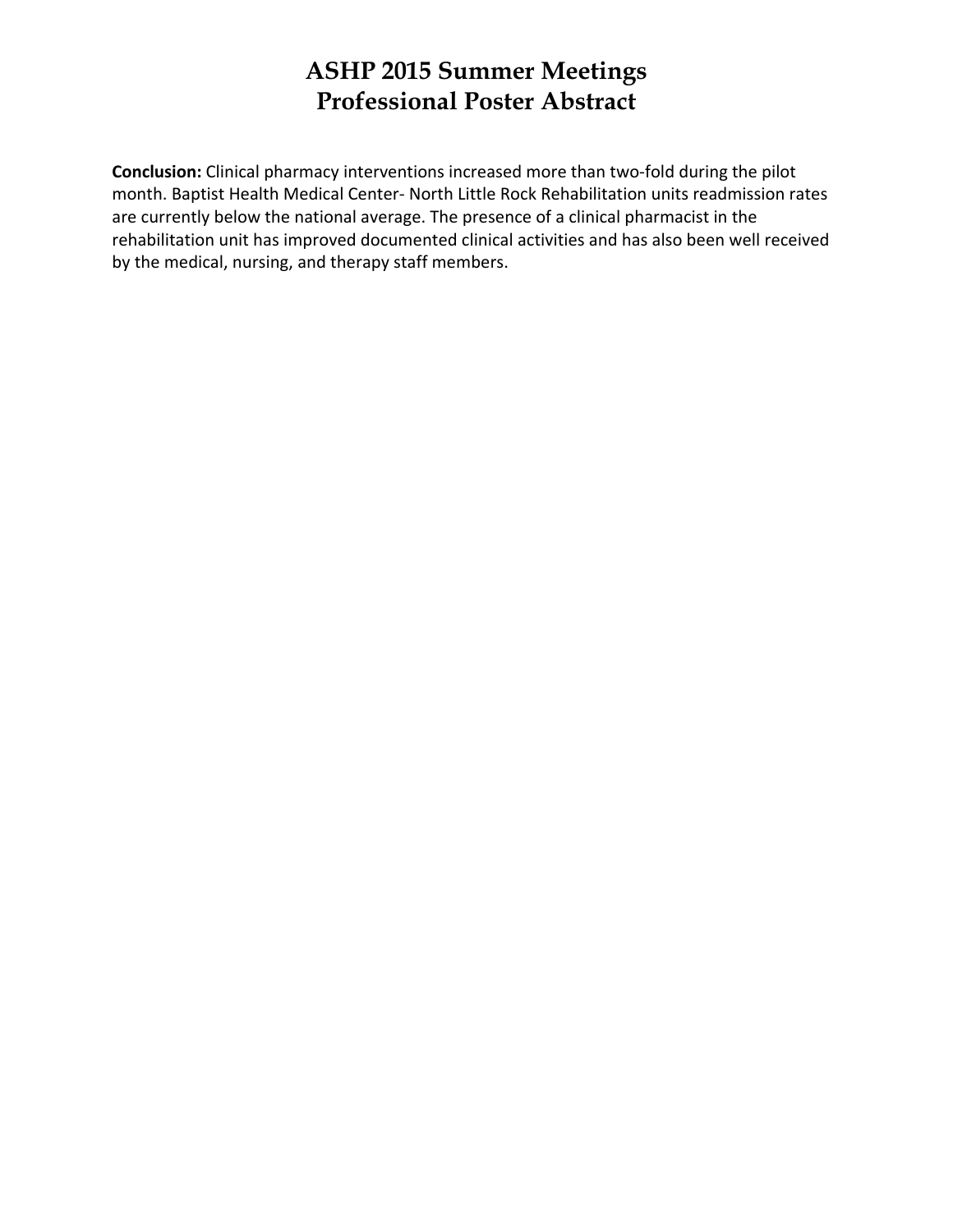**Conclusion:** Clinical pharmacy interventions increased more than two-fold during the pilot month. Baptist Health Medical Center- North Little Rock Rehabilitation units readmission rates are currently below the national average. The presence of a clinical pharmacist in the rehabilitation unit has improved documented clinical activities and has also been well received by the medical, nursing, and therapy staff members.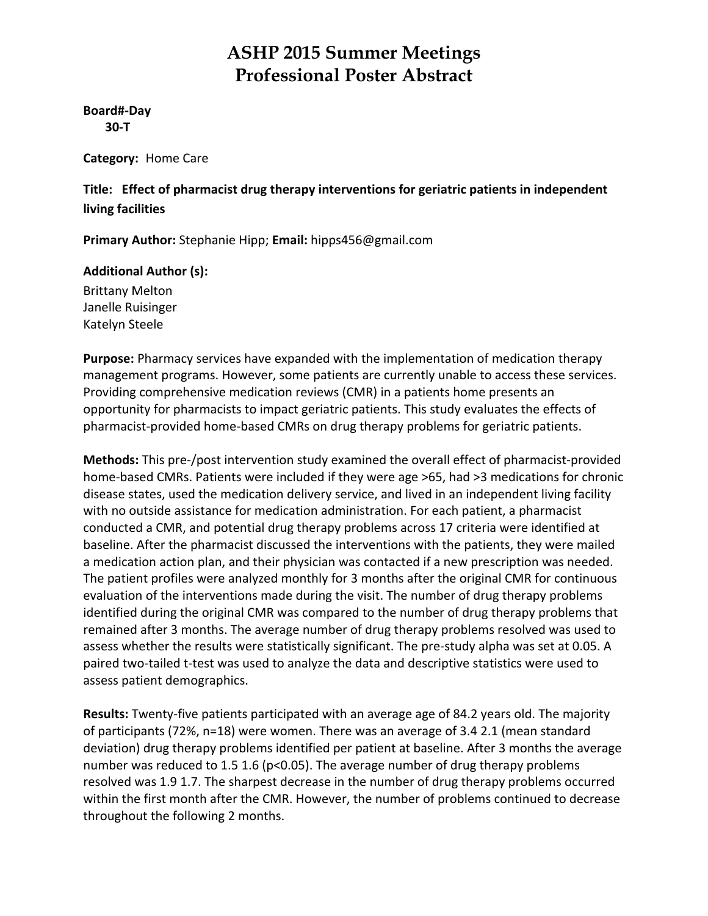# ASHP 2015 Summer Meetings
# Professional Poster Abstract

**Board#-Day**
**30-T**

**Category:** Home Care

**Title: Effect of pharmacist drug therapy interventions for geriatric patients in independent living facilities**

**Primary Author:** Stephanie Hipp; **Email:** hipps456@gmail.com

**Additional Author (s):**
Brittany Melton
Janelle Ruisinger
Katelyn Steele

**Purpose:** Pharmacy services have expanded with the implementation of medication therapy management programs. However, some patients are currently unable to access these services. Providing comprehensive medication reviews (CMR) in a patients home presents an opportunity for pharmacists to impact geriatric patients. This study evaluates the effects of pharmacist-provided home-based CMRs on drug therapy problems for geriatric patients.

**Methods:** This pre-/post intervention study examined the overall effect of pharmacist-provided home-based CMRs. Patients were included if they were age >65, had >3 medications for chronic disease states, used the medication delivery service, and lived in an independent living facility with no outside assistance for medication administration. For each patient, a pharmacist conducted a CMR, and potential drug therapy problems across 17 criteria were identified at baseline. After the pharmacist discussed the interventions with the patients, they were mailed a medication action plan, and their physician was contacted if a new prescription was needed. The patient profiles were analyzed monthly for 3 months after the original CMR for continuous evaluation of the interventions made during the visit. The number of drug therapy problems identified during the original CMR was compared to the number of drug therapy problems that remained after 3 months. The average number of drug therapy problems resolved was used to assess whether the results were statistically significant. The pre-study alpha was set at 0.05. A paired two-tailed t-test was used to analyze the data and descriptive statistics were used to assess patient demographics.

**Results:** Twenty-five patients participated with an average age of 84.2 years old. The majority of participants (72%, n=18) were women. There was an average of 3.4 2.1 (mean standard deviation) drug therapy problems identified per patient at baseline. After 3 months the average number was reduced to 1.5 1.6 ($p<0.05$). The average number of drug therapy problems resolved was 1.9 1.7. The sharpest decrease in the number of drug therapy problems occurred within the first month after the CMR. However, the number of problems continued to decrease throughout the following 2 months.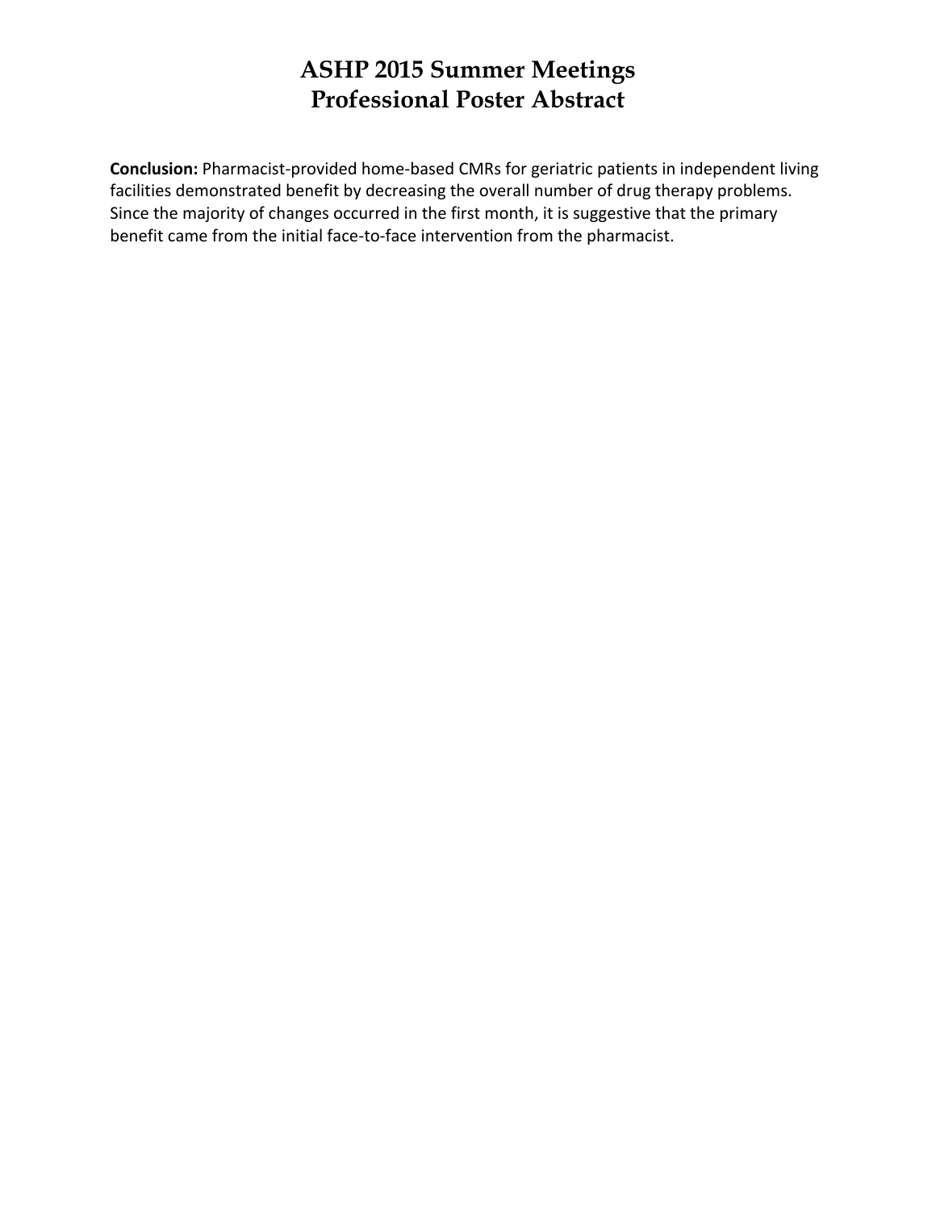**Conclusion:** Pharmacist-provided home-based CMRs for geriatric patients in independent living facilities demonstrated benefit by decreasing the overall number of drug therapy problems. Since the majority of changes occurred in the first month, it is suggestive that the primary benefit came from the initial face-to-face intervention from the pharmacist.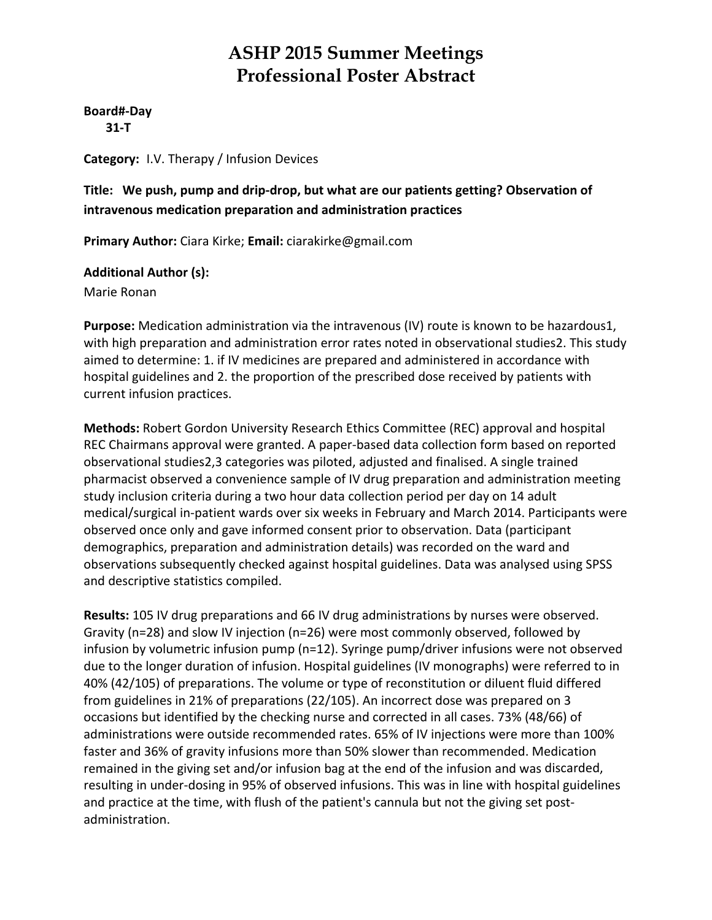# ASHP 2015 Summer Meetings
# Professional Poster Abstract

**Board#-Day**
**31-T**

**Category:** I.V. Therapy / Infusion Devices

**Title: We push, pump and drip-drop, but what are our patients getting? Observation of intravenous medication preparation and administration practices**

**Primary Author:** Ciara Kirke; **Email:** ciarakirke@gmail.com

**Additional Author (s):**
Marie Ronan

**Purpose:** Medication administration via the intravenous (IV) route is known to be hazardous[1], with high preparation and administration error rates noted in observational studies[2]. This study aimed to determine: 1. if IV medicines are prepared and administered in accordance with hospital guidelines and 2. the proportion of the prescribed dose received by patients with current infusion practices.

**Methods:** Robert Gordon University Research Ethics Committee (REC) approval and hospital REC Chairmans approval were granted. A paper-based data collection form based on reported observational studies[2,3] categories was piloted, adjusted and finalised. A single trained pharmacist observed a convenience sample of IV drug preparation and administration meeting study inclusion criteria during a two hour data collection period per day on 14 adult medical/surgical in-patient wards over six weeks in February and March 2014. Participants were observed once only and gave informed consent prior to observation. Data (participant demographics, preparation and administration details) was recorded on the ward and observations subsequently checked against hospital guidelines. Data was analysed using SPSS and descriptive statistics compiled.

**Results:** 105 IV drug preparations and 66 IV drug administrations by nurses were observed. Gravity (n=28) and slow IV injection (n=26) were most commonly observed, followed by infusion by volumetric infusion pump (n=12). Syringe pump/driver infusions were not observed due to the longer duration of infusion. Hospital guidelines (IV monographs) were referred to in 40% (42/105) of preparations. The volume or type of reconstitution or diluent fluid differed from guidelines in 21% of preparations (22/105). An incorrect dose was prepared on 3 occasions but identified by the checking nurse and corrected in all cases. 73% (48/66) of administrations were outside recommended rates. 65% of IV injections were more than 100% faster and 36% of gravity infusions more than 50% slower than recommended. Medication remained in the giving set and/or infusion bag at the end of the infusion and was discarded, resulting in under-dosing in 95% of observed infusions. This was in line with hospital guidelines and practice at the time, with flush of the patient's cannula but not the giving set post-administration.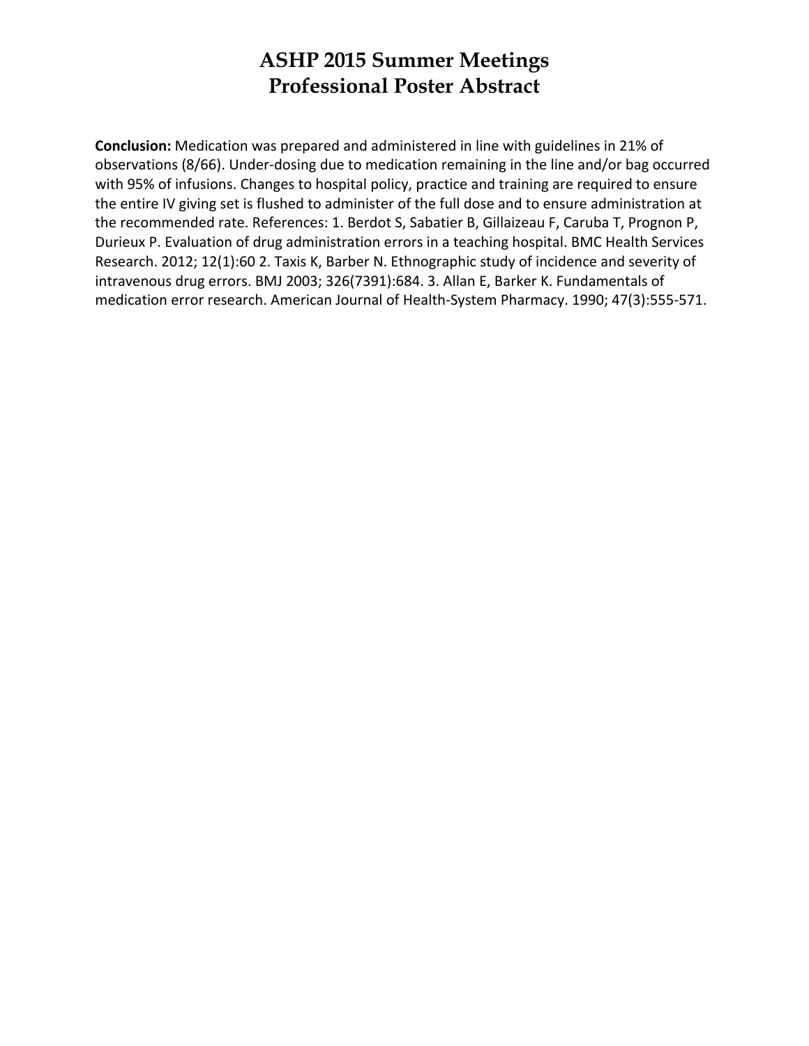**Conclusion:** Medication was prepared and administered in line with guidelines in 21% of observations (8/66). Under-dosing due to medication remaining in the line and/or bag occurred with 95% of infusions. Changes to hospital policy, practice and training are required to ensure the entire IV giving set is flushed to administer of the full dose and to ensure administration at the recommended rate. References: 1. Berdot S, Sabatier B, Gillaizeau F, Caruba T, Prognon P, Durieux P. Evaluation of drug administration errors in a teaching hospital. BMC Health Services Research. 2012; 12(1):60 2. Taxis K, Barber N. Ethnographic study of incidence and severity of intravenous drug errors. BMJ 2003; 326(7391):684. 3. Allan E, Barker K. Fundamentals of medication error research. American Journal of Health-System Pharmacy. 1990; 47(3):555-571.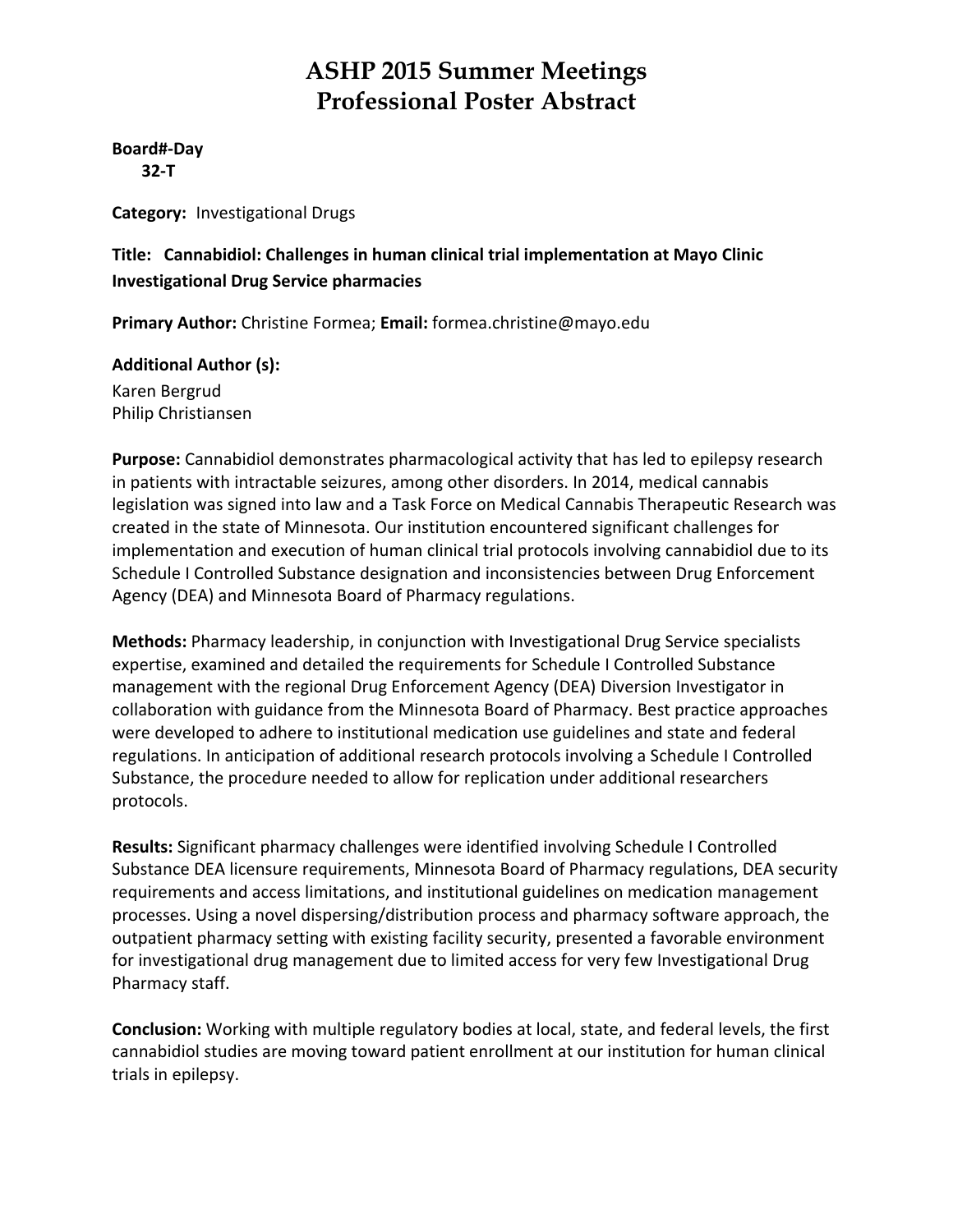# ASHP 2015 Summer Meetings
# Professional Poster Abstract

**Board#-Day**
**32-T**

**Category:** Investigational Drugs

**Title: Cannabidiol: Challenges in human clinical trial implementation at Mayo Clinic Investigational Drug Service pharmacies**

**Primary Author:** Christine Formea; **Email:** formea.christine@mayo.edu

**Additional Author (s):**
Karen Bergrud
Philip Christiansen

**Purpose:** Cannabidiol demonstrates pharmacological activity that has led to epilepsy research in patients with intractable seizures, among other disorders. In 2014, medical cannabis legislation was signed into law and a Task Force on Medical Cannabis Therapeutic Research was created in the state of Minnesota. Our institution encountered significant challenges for implementation and execution of human clinical trial protocols involving cannabidiol due to its Schedule I Controlled Substance designation and inconsistencies between Drug Enforcement Agency (DEA) and Minnesota Board of Pharmacy regulations.

**Methods:** Pharmacy leadership, in conjunction with Investigational Drug Service specialists expertise, examined and detailed the requirements for Schedule I Controlled Substance management with the regional Drug Enforcement Agency (DEA) Diversion Investigator in collaboration with guidance from the Minnesota Board of Pharmacy. Best practice approaches were developed to adhere to institutional medication use guidelines and state and federal regulations. In anticipation of additional research protocols involving a Schedule I Controlled Substance, the procedure needed to allow for replication under additional researchers protocols.

**Results:** Significant pharmacy challenges were identified involving Schedule I Controlled Substance DEA licensure requirements, Minnesota Board of Pharmacy regulations, DEA security requirements and access limitations, and institutional guidelines on medication management processes. Using a novel dispersing/distribution process and pharmacy software approach, the outpatient pharmacy setting with existing facility security, presented a favorable environment for investigational drug management due to limited access for very few Investigational Drug Pharmacy staff.

**Conclusion:** Working with multiple regulatory bodies at local, state, and federal levels, the first cannabidiol studies are moving toward patient enrollment at our institution for human clinical trials in epilepsy.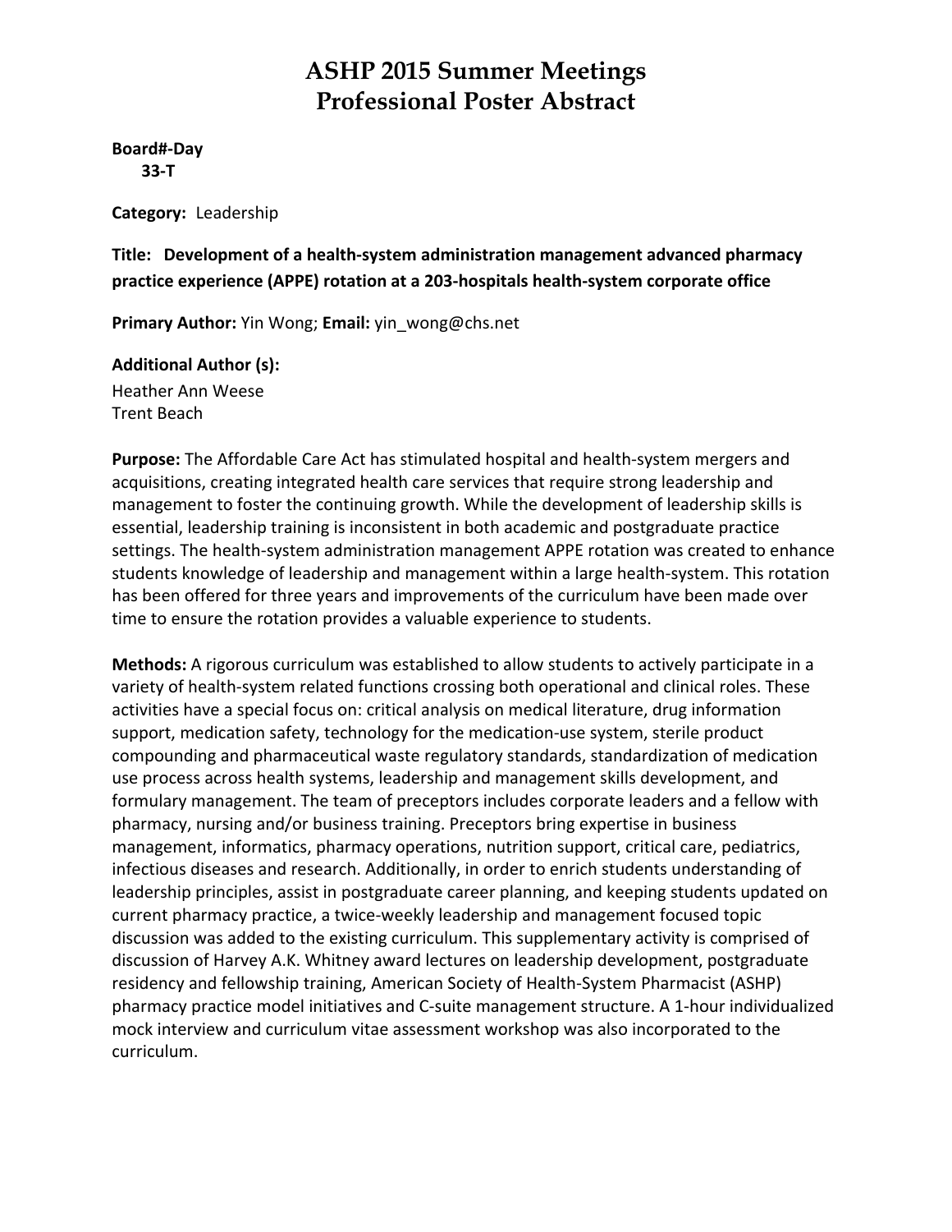# ASHP 2015 Summer Meetings
# Professional Poster Abstract

**Board#-Day**
**33-T**

**Category:** Leadership

**Title: Development of a health-system administration management advanced pharmacy practice experience (APPE) rotation at a 203-hospitals health-system corporate office**

**Primary Author:** Yin Wong; **Email:** yin_wong@chs.net

**Additional Author (s):**
Heather Ann Weese
Trent Beach

**Purpose:** The Affordable Care Act has stimulated hospital and health-system mergers and acquisitions, creating integrated health care services that require strong leadership and management to foster the continuing growth. While the development of leadership skills is essential, leadership training is inconsistent in both academic and postgraduate practice settings. The health-system administration management APPE rotation was created to enhance students knowledge of leadership and management within a large health-system. This rotation has been offered for three years and improvements of the curriculum have been made over time to ensure the rotation provides a valuable experience to students.

**Methods:** A rigorous curriculum was established to allow students to actively participate in a variety of health-system related functions crossing both operational and clinical roles. These activities have a special focus on: critical analysis on medical literature, drug information support, medication safety, technology for the medication-use system, sterile product compounding and pharmaceutical waste regulatory standards, standardization of medication use process across health systems, leadership and management skills development, and formulary management. The team of preceptors includes corporate leaders and a fellow with pharmacy, nursing and/or business training. Preceptors bring expertise in business management, informatics, pharmacy operations, nutrition support, critical care, pediatrics, infectious diseases and research. Additionally, in order to enrich students understanding of leadership principles, assist in postgraduate career planning, and keeping students updated on current pharmacy practice, a twice-weekly leadership and management focused topic discussion was added to the existing curriculum. This supplementary activity is comprised of discussion of Harvey A.K. Whitney award lectures on leadership development, postgraduate residency and fellowship training, American Society of Health-System Pharmacist (ASHP) pharmacy practice model initiatives and C-suite management structure. A 1-hour individualized mock interview and curriculum vitae assessment workshop was also incorporated to the curriculum.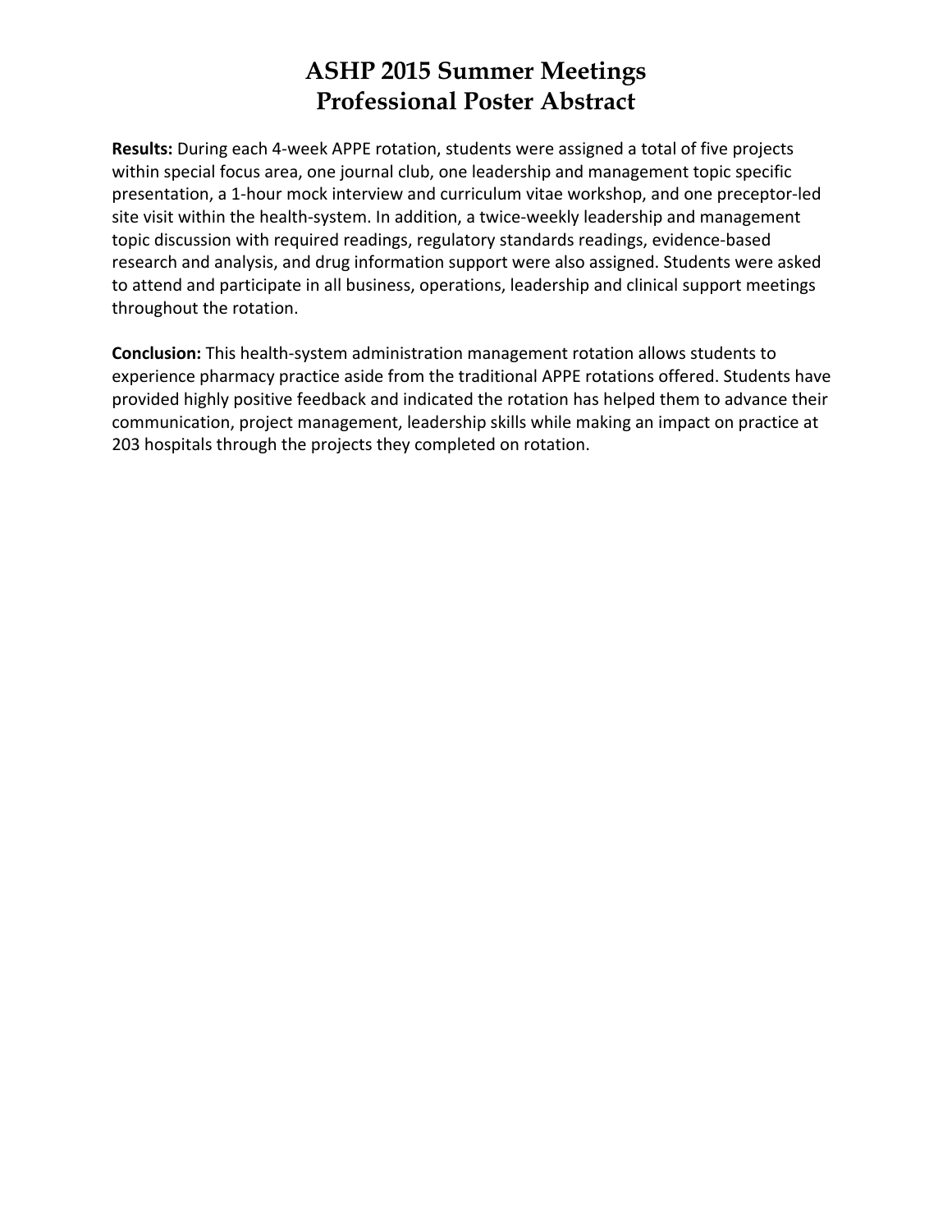**Results:** During each 4-week APPE rotation, students were assigned a total of five projects within special focus area, one journal club, one leadership and management topic specific presentation, a 1-hour mock interview and curriculum vitae workshop, and one preceptor-led site visit within the health-system. In addition, a twice-weekly leadership and management topic discussion with required readings, regulatory standards readings, evidence-based research and analysis, and drug information support were also assigned. Students were asked to attend and participate in all business, operations, leadership and clinical support meetings throughout the rotation.

**Conclusion:** This health-system administration management rotation allows students to experience pharmacy practice aside from the traditional APPE rotations offered. Students have provided highly positive feedback and indicated the rotation has helped them to advance their communication, project management, leadership skills while making an impact on practice at 203 hospitals through the projects they completed on rotation.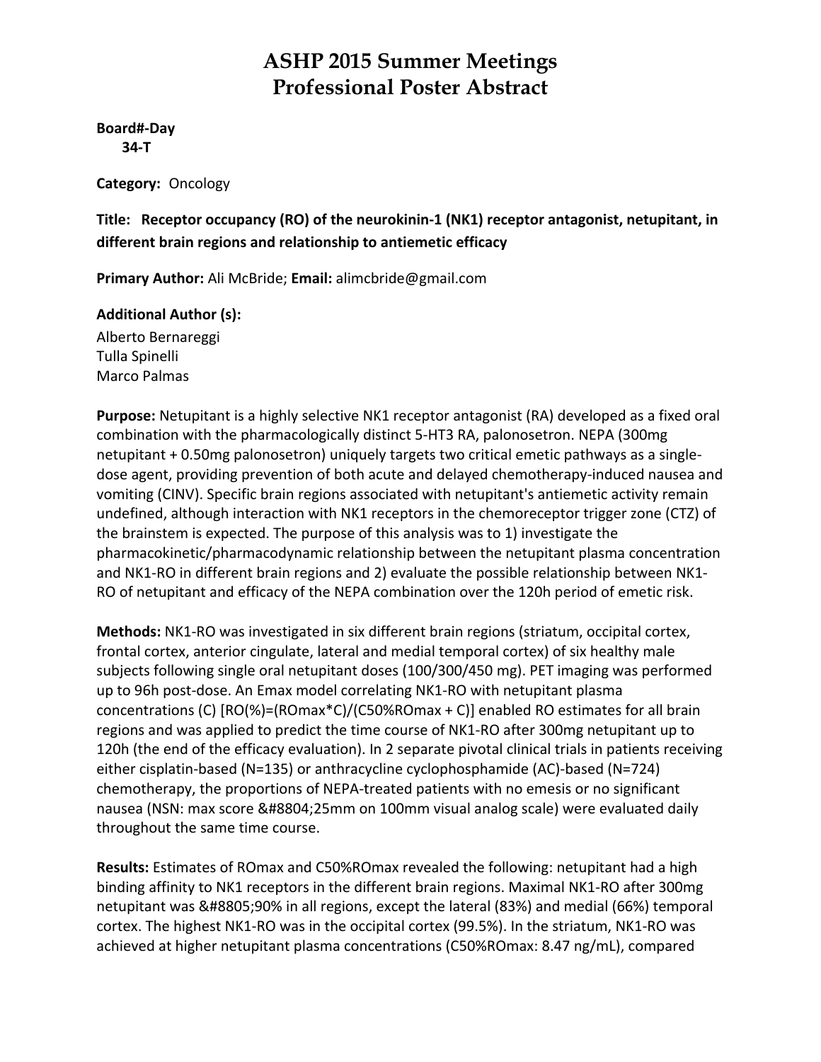# ASHP 2015 Summer Meetings
# Professional Poster Abstract

**Board#-Day**
**34-T**

**Category:** Oncology

**Title: Receptor occupancy (RO) of the neurokinin-1 (NK1) receptor antagonist, netupitant, in different brain regions and relationship to antiemetic efficacy**

**Primary Author:** Ali McBride; **Email:** alimcbride@gmail.com

**Additional Author (s):**
Alberto Bernareggi
Tulla Spinelli
Marco Palmas

**Purpose:** Netupitant is a highly selective NK1 receptor antagonist (RA) developed as a fixed oral combination with the pharmacologically distinct 5-HT3 RA, palonosetron. NEPA (300mg netupitant + 0.50mg palonosetron) uniquely targets two critical emetic pathways as a single-dose agent, providing prevention of both acute and delayed chemotherapy-induced nausea and vomiting (CINV). Specific brain regions associated with netupitant's antiemetic activity remain undefined, although interaction with NK1 receptors in the chemoreceptor trigger zone (CTZ) of the brainstem is expected. The purpose of this analysis was to 1) investigate the pharmacokinetic/pharmacodynamic relationship between the netupitant plasma concentration and NK1-RO in different brain regions and 2) evaluate the possible relationship between NK1-RO of netupitant and efficacy of the NEPA combination over the 120h period of emetic risk.

**Methods:** NK1-RO was investigated in six different brain regions (striatum, occipital cortex, frontal cortex, anterior cingulate, lateral and medial temporal cortex) of six healthy male subjects following single oral netupitant doses (100/300/450 mg). PET imaging was performed up to 96h post-dose. An Emax model correlating NK1-RO with netupitant plasma concentrations (C) [RO(%)=(ROmax*C)/(C50%ROmax + C)] enabled RO estimates for all brain regions and was applied to predict the time course of NK1-RO after 300mg netupitant up to 120h (the end of the efficacy evaluation). In 2 separate pivotal clinical trials in patients receiving either cisplatin-based (N=135) or anthracycline cyclophosphamide (AC)-based (N=724) chemotherapy, the proportions of NEPA-treated patients with no emesis or no significant nausea (NSN: max score &#8804;25mm on 100mm visual analog scale) were evaluated daily throughout the same time course.

**Results:** Estimates of ROmax and C50%ROmax revealed the following: netupitant had a high binding affinity to NK1 receptors in the different brain regions. Maximal NK1-RO after 300mg netupitant was &#8805;90% in all regions, except the lateral (83%) and medial (66%) temporal cortex. The highest NK1-RO was in the occipital cortex (99.5%). In the striatum, NK1-RO was achieved at higher netupitant plasma concentrations (C50%ROmax: 8.47 ng/mL), compared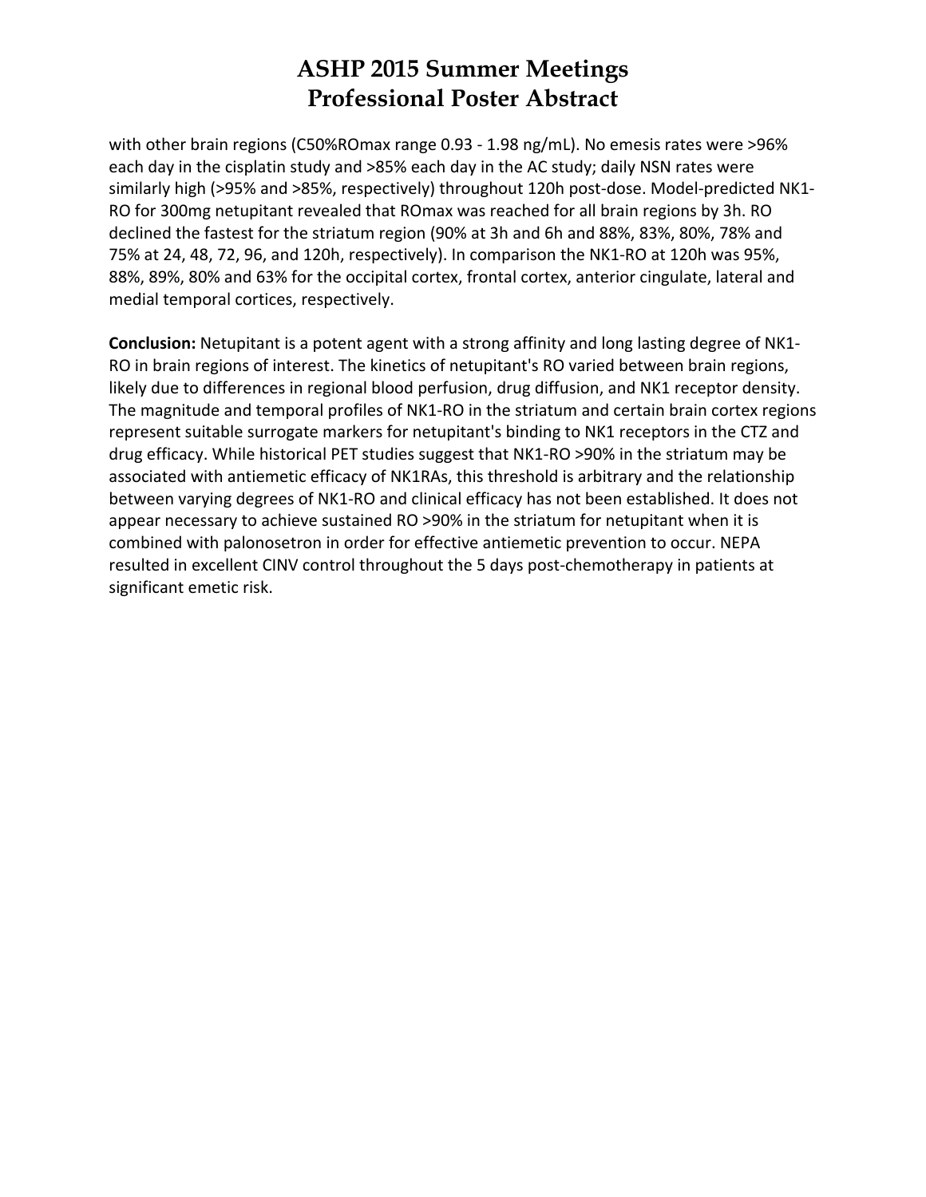with other brain regions (C50%ROmax range 0.93 - 1.98 ng/mL). No emesis rates were >96% each day in the cisplatin study and >85% each day in the AC study; daily NSN rates were similarly high (>95% and >85%, respectively) throughout 120h post-dose. Model-predicted NK1-RO for 300mg netupitant revealed that ROmax was reached for all brain regions by 3h. RO declined the fastest for the striatum region (90% at 3h and 6h and 88%, 83%, 80%, 78% and 75% at 24, 48, 72, 96, and 120h, respectively). In comparison the NK1-RO at 120h was 95%, 88%, 89%, 80% and 63% for the occipital cortex, frontal cortex, anterior cingulate, lateral and medial temporal cortices, respectively.

**Conclusion:** Netupitant is a potent agent with a strong affinity and long lasting degree of NK1-RO in brain regions of interest. The kinetics of netupitant's RO varied between brain regions, likely due to differences in regional blood perfusion, drug diffusion, and NK1 receptor density. The magnitude and temporal profiles of NK1-RO in the striatum and certain brain cortex regions represent suitable surrogate markers for netupitant's binding to NK1 receptors in the CTZ and drug efficacy. While historical PET studies suggest that NK1-RO >90% in the striatum may be associated with antiemetic efficacy of NK1RAs, this threshold is arbitrary and the relationship between varying degrees of NK1-RO and clinical efficacy has not been established. It does not appear necessary to achieve sustained RO >90% in the striatum for netupitant when it is combined with palonosetron in order for effective antiemetic prevention to occur. NEPA resulted in excellent CINV control throughout the 5 days post-chemotherapy in patients at significant emetic risk.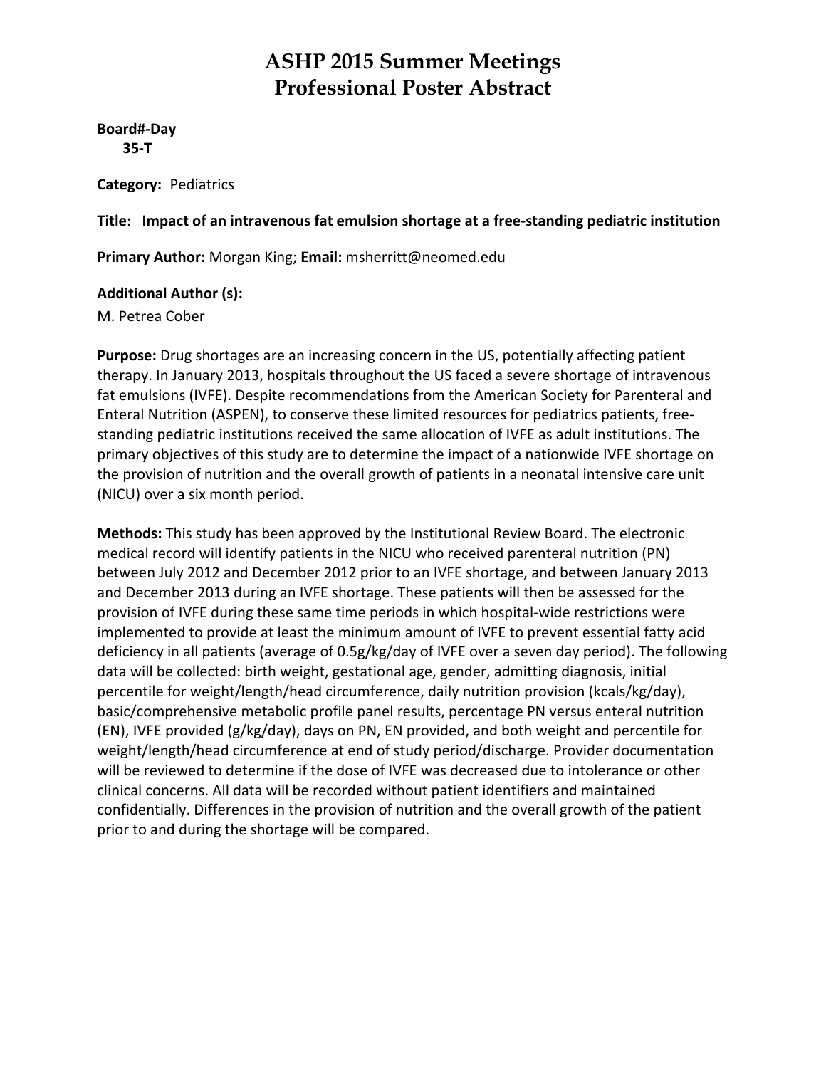# ASHP 2015 Summer Meetings
# Professional Poster Abstract

**Board#-Day**
**35-T**

**Category:** Pediatrics

**Title: Impact of an intravenous fat emulsion shortage at a free-standing pediatric institution**

**Primary Author:** Morgan King; **Email:** msherritt@neomed.edu

**Additional Author (s):**
M. Petrea Cober

**Purpose:** Drug shortages are an increasing concern in the US, potentially affecting patient therapy. In January 2013, hospitals throughout the US faced a severe shortage of intravenous fat emulsions (IVFE). Despite recommendations from the American Society for Parenteral and Enteral Nutrition (ASPEN), to conserve these limited resources for pediatrics patients, free-standing pediatric institutions received the same allocation of IVFE as adult institutions. The primary objectives of this study are to determine the impact of a nationwide IVFE shortage on the provision of nutrition and the overall growth of patients in a neonatal intensive care unit (NICU) over a six month period.

**Methods:** This study has been approved by the Institutional Review Board. The electronic medical record will identify patients in the NICU who received parenteral nutrition (PN) between July 2012 and December 2012 prior to an IVFE shortage, and between January 2013 and December 2013 during an IVFE shortage. These patients will then be assessed for the provision of IVFE during these same time periods in which hospital-wide restrictions were implemented to provide at least the minimum amount of IVFE to prevent essential fatty acid deficiency in all patients (average of 0.5g/kg/day of IVFE over a seven day period). The following data will be collected: birth weight, gestational age, gender, admitting diagnosis, initial percentile for weight/length/head circumference, daily nutrition provision (kcals/kg/day), basic/comprehensive metabolic profile panel results, percentage PN versus enteral nutrition (EN), IVFE provided (g/kg/day), days on PN, EN provided, and both weight and percentile for weight/length/head circumference at end of study period/discharge. Provider documentation will be reviewed to determine if the dose of IVFE was decreased due to intolerance or other clinical concerns. All data will be recorded without patient identifiers and maintained confidentially. Differences in the provision of nutrition and the overall growth of the patient prior to and during the shortage will be compared.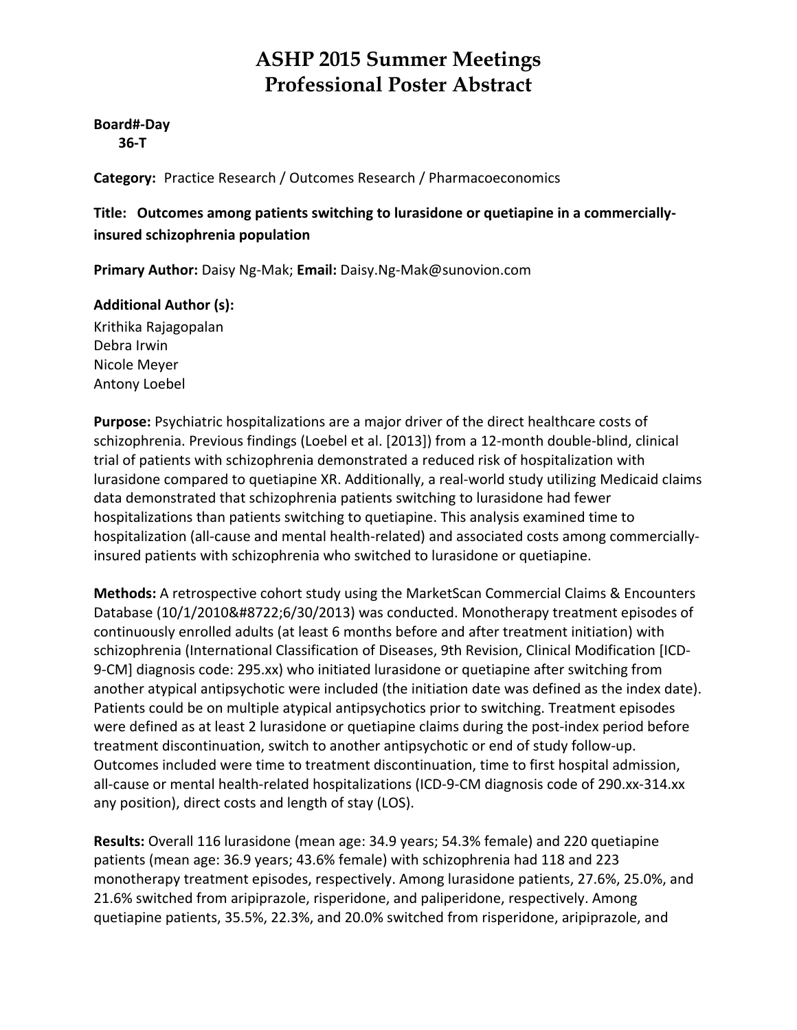# ASHP 2015 Summer Meetings
# Professional Poster Abstract

**Board#-Day**
**36-T**

**Category:** Practice Research / Outcomes Research / Pharmacoeconomics

**Title: Outcomes among patients switching to lurasidone or quetiapine in a commercially-insured schizophrenia population**

**Primary Author:** Daisy Ng-Mak; **Email:** Daisy.Ng-Mak@sunovion.com

**Additional Author (s):**
Krithika Rajagopalan
Debra Irwin
Nicole Meyer
Antony Loebel

**Purpose:** Psychiatric hospitalizations are a major driver of the direct healthcare costs of schizophrenia. Previous findings (Loebel et al. [2013]) from a 12-month double-blind, clinical trial of patients with schizophrenia demonstrated a reduced risk of hospitalization with lurasidone compared to quetiapine XR. Additionally, a real-world study utilizing Medicaid claims data demonstrated that schizophrenia patients switching to lurasidone had fewer hospitalizations than patients switching to quetiapine. This analysis examined time to hospitalization (all-cause and mental health-related) and associated costs among commercially-insured patients with schizophrenia who switched to lurasidone or quetiapine.

**Methods:** A retrospective cohort study using the MarketScan Commercial Claims & Encounters Database (10/1/2010&#8722;6/30/2013) was conducted. Monotherapy treatment episodes of continuously enrolled adults (at least 6 months before and after treatment initiation) with schizophrenia (International Classification of Diseases, 9th Revision, Clinical Modification [ICD-9-CM] diagnosis code: 295.xx) who initiated lurasidone or quetiapine after switching from another atypical antipsychotic were included (the initiation date was defined as the index date). Patients could be on multiple atypical antipsychotics prior to switching. Treatment episodes were defined as at least 2 lurasidone or quetiapine claims during the post-index period before treatment discontinuation, switch to another antipsychotic or end of study follow-up. Outcomes included were time to treatment discontinuation, time to first hospital admission, all-cause or mental health-related hospitalizations (ICD-9-CM diagnosis code of 290.xx-314.xx any position), direct costs and length of stay (LOS).

**Results:** Overall 116 lurasidone (mean age: 34.9 years; 54.3% female) and 220 quetiapine patients (mean age: 36.9 years; 43.6% female) with schizophrenia had 118 and 223 monotherapy treatment episodes, respectively. Among lurasidone patients, 27.6%, 25.0%, and 21.6% switched from aripiprazole, risperidone, and paliperidone, respectively. Among quetiapine patients, 35.5%, 22.3%, and 20.0% switched from risperidone, aripiprazole, and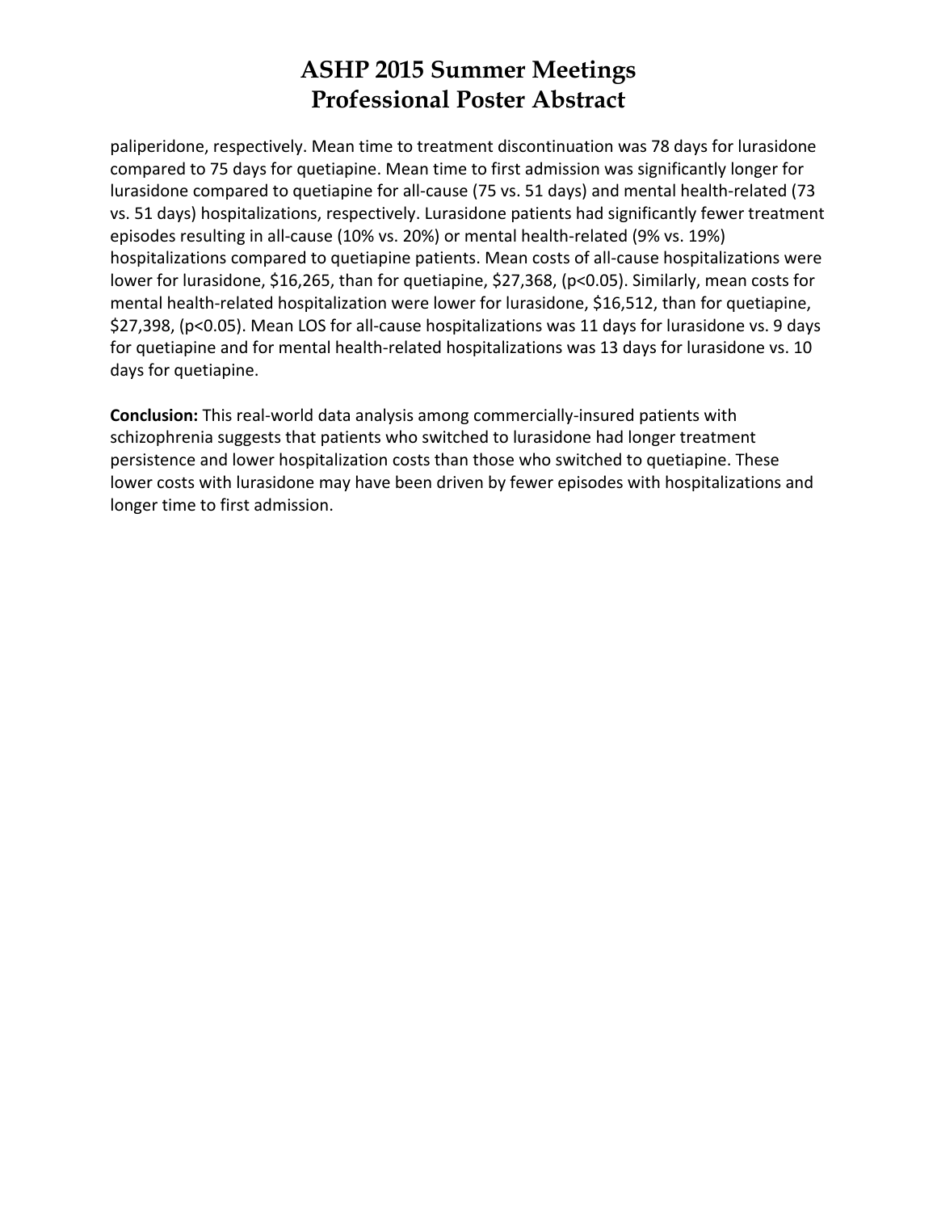paliperidone, respectively. Mean time to treatment discontinuation was 78 days for lurasidone compared to 75 days for quetiapine. Mean time to first admission was significantly longer for lurasidone compared to quetiapine for all-cause (75 vs. 51 days) and mental health-related (73 vs. 51 days) hospitalizations, respectively. Lurasidone patients had significantly fewer treatment episodes resulting in all-cause (10% vs. 20%) or mental health-related (9% vs. 19%) hospitalizations compared to quetiapine patients. Mean costs of all-cause hospitalizations were lower for lurasidone, $16,265, than for quetiapine, $27,368, ($p<0.05$). Similarly, mean costs for mental health-related hospitalization were lower for lurasidone, $16,512, than for quetiapine, $27,398, ($p<0.05$). Mean LOS for all-cause hospitalizations was 11 days for lurasidone vs. 9 days for quetiapine and for mental health-related hospitalizations was 13 days for lurasidone vs. 10 days for quetiapine.

**Conclusion:** This real-world data analysis among commercially-insured patients with schizophrenia suggests that patients who switched to lurasidone had longer treatment persistence and lower hospitalization costs than those who switched to quetiapine. These lower costs with lurasidone may have been driven by fewer episodes with hospitalizations and longer time to first admission.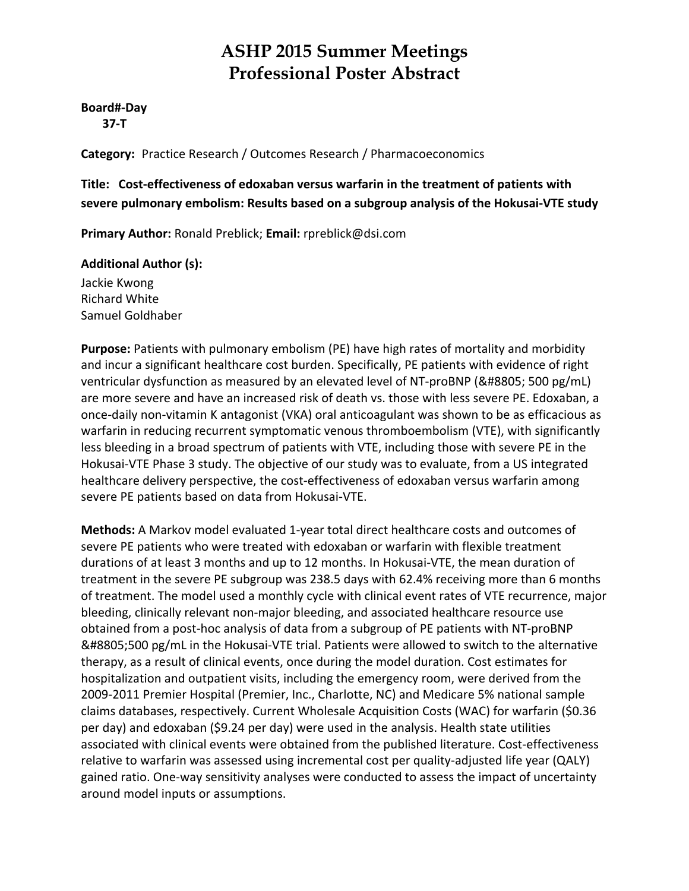# ASHP 2015 Summer Meetings
# Professional Poster Abstract

**Board#-Day**
**37-T**

**Category:** Practice Research / Outcomes Research / Pharmacoeconomics

**Title: Cost-effectiveness of edoxaban versus warfarin in the treatment of patients with severe pulmonary embolism: Results based on a subgroup analysis of the Hokusai-VTE study**

**Primary Author:** Ronald Preblick; **Email:** rpreblick@dsi.com

**Additional Author (s):**
Jackie Kwong
Richard White
Samuel Goldhaber

**Purpose:** Patients with pulmonary embolism (PE) have high rates of mortality and morbidity and incur a significant healthcare cost burden. Specifically, PE patients with evidence of right ventricular dysfunction as measured by an elevated level of NT-proBNP (&#8805; 500 pg/mL) are more severe and have an increased risk of death vs. those with less severe PE. Edoxaban, a once-daily non-vitamin K antagonist (VKA) oral anticoagulant was shown to be as efficacious as warfarin in reducing recurrent symptomatic venous thromboembolism (VTE), with significantly less bleeding in a broad spectrum of patients with VTE, including those with severe PE in the Hokusai-VTE Phase 3 study. The objective of our study was to evaluate, from a US integrated healthcare delivery perspective, the cost-effectiveness of edoxaban versus warfarin among severe PE patients based on data from Hokusai-VTE.

**Methods:** A Markov model evaluated 1-year total direct healthcare costs and outcomes of severe PE patients who were treated with edoxaban or warfarin with flexible treatment durations of at least 3 months and up to 12 months. In Hokusai-VTE, the mean duration of treatment in the severe PE subgroup was 238.5 days with 62.4% receiving more than 6 months of treatment. The model used a monthly cycle with clinical event rates of VTE recurrence, major bleeding, clinically relevant non-major bleeding, and associated healthcare resource use obtained from a post-hoc analysis of data from a subgroup of PE patients with NT-proBNP &#8805;500 pg/mL in the Hokusai-VTE trial. Patients were allowed to switch to the alternative therapy, as a result of clinical events, once during the model duration. Cost estimates for hospitalization and outpatient visits, including the emergency room, were derived from the 2009-2011 Premier Hospital (Premier, Inc., Charlotte, NC) and Medicare 5% national sample claims databases, respectively. Current Wholesale Acquisition Costs (WAC) for warfarin ($0.36 per day) and edoxaban ($9.24 per day) were used in the analysis. Health state utilities associated with clinical events were obtained from the published literature. Cost-effectiveness relative to warfarin was assessed using incremental cost per quality-adjusted life year (QALY) gained ratio. One-way sensitivity analyses were conducted to assess the impact of uncertainty around model inputs or assumptions.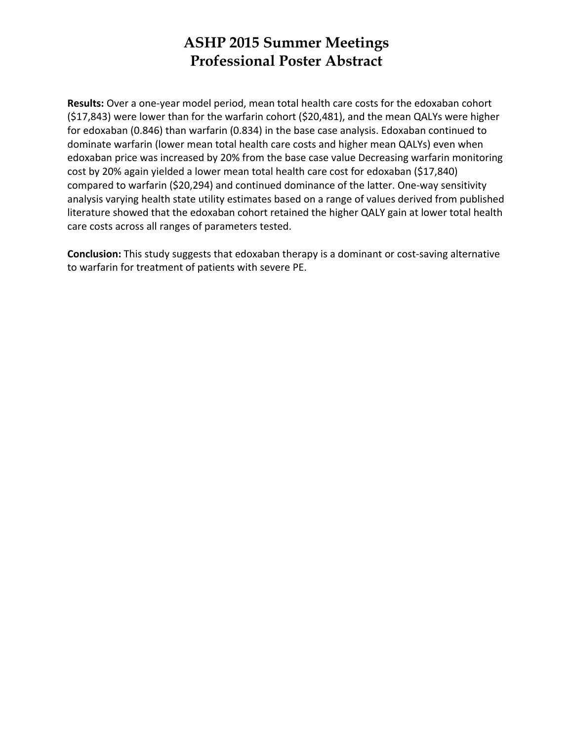# ASHP 2015 Summer Meetings
# Professional Poster Abstract

**Results:** Over a one-year model period, mean total health care costs for the edoxaban cohort ($17,843) were lower than for the warfarin cohort ($20,481), and the mean QALYs were higher for edoxaban (0.846) than warfarin (0.834) in the base case analysis. Edoxaban continued to dominate warfarin (lower mean total health care costs and higher mean QALYs) even when edoxaban price was increased by 20% from the base case value Decreasing warfarin monitoring cost by 20% again yielded a lower mean total health care cost for edoxaban ($17,840) compared to warfarin ($20,294) and continued dominance of the latter. One-way sensitivity analysis varying health state utility estimates based on a range of values derived from published literature showed that the edoxaban cohort retained the higher QALY gain at lower total health care costs across all ranges of parameters tested.

**Conclusion:** This study suggests that edoxaban therapy is a dominant or cost-saving alternative to warfarin for treatment of patients with severe PE.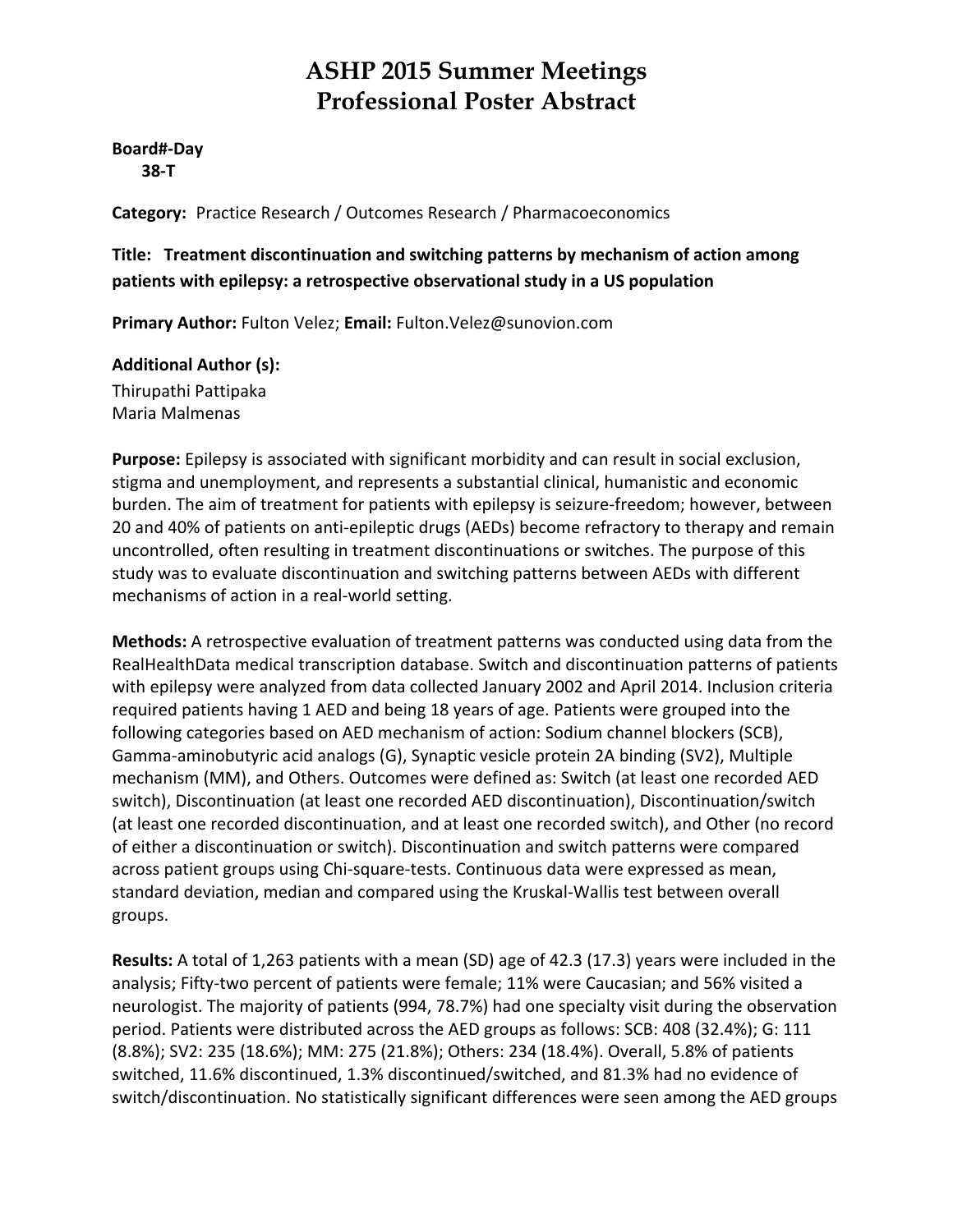# ASHP 2015 Summer Meetings
# Professional Poster Abstract

**Board#-Day**
**38-T**

**Category:** Practice Research / Outcomes Research / Pharmacoeconomics

**Title: Treatment discontinuation and switching patterns by mechanism of action among patients with epilepsy: a retrospective observational study in a US population**

**Primary Author:** Fulton Velez; **Email:** Fulton.Velez@sunovion.com

**Additional Author (s):**
Thirupathi Pattipaka
Maria Malmenas

**Purpose:** Epilepsy is associated with significant morbidity and can result in social exclusion, stigma and unemployment, and represents a substantial clinical, humanistic and economic burden. The aim of treatment for patients with epilepsy is seizure-freedom; however, between 20 and 40% of patients on anti-epileptic drugs (AEDs) become refractory to therapy and remain uncontrolled, often resulting in treatment discontinuations or switches. The purpose of this study was to evaluate discontinuation and switching patterns between AEDs with different mechanisms of action in a real-world setting.

**Methods:** A retrospective evaluation of treatment patterns was conducted using data from the RealHealthData medical transcription database. Switch and discontinuation patterns of patients with epilepsy were analyzed from data collected January 2002 and April 2014. Inclusion criteria required patients having 1 AED and being 18 years of age. Patients were grouped into the following categories based on AED mechanism of action: Sodium channel blockers (SCB), Gamma-aminobutyric acid analogs (G), Synaptic vesicle protein 2A binding (SV2), Multiple mechanism (MM), and Others. Outcomes were defined as: Switch (at least one recorded AED switch), Discontinuation (at least one recorded AED discontinuation), Discontinuation/switch (at least one recorded discontinuation, and at least one recorded switch), and Other (no record of either a discontinuation or switch). Discontinuation and switch patterns were compared across patient groups using Chi-square-tests. Continuous data were expressed as mean, standard deviation, median and compared using the Kruskal-Wallis test between overall groups.

**Results:** A total of 1,263 patients with a mean (SD) age of 42.3 (17.3) years were included in the analysis; Fifty-two percent of patients were female; 11% were Caucasian; and 56% visited a neurologist. The majority of patients (994, 78.7%) had one specialty visit during the observation period. Patients were distributed across the AED groups as follows: SCB: 408 (32.4%); G: 111 (8.8%); SV2: 235 (18.6%); MM: 275 (21.8%); Others: 234 (18.4%). Overall, 5.8% of patients switched, 11.6% discontinued, 1.3% discontinued/switched, and 81.3% had no evidence of switch/discontinuation. No statistically significant differences were seen among the AED groups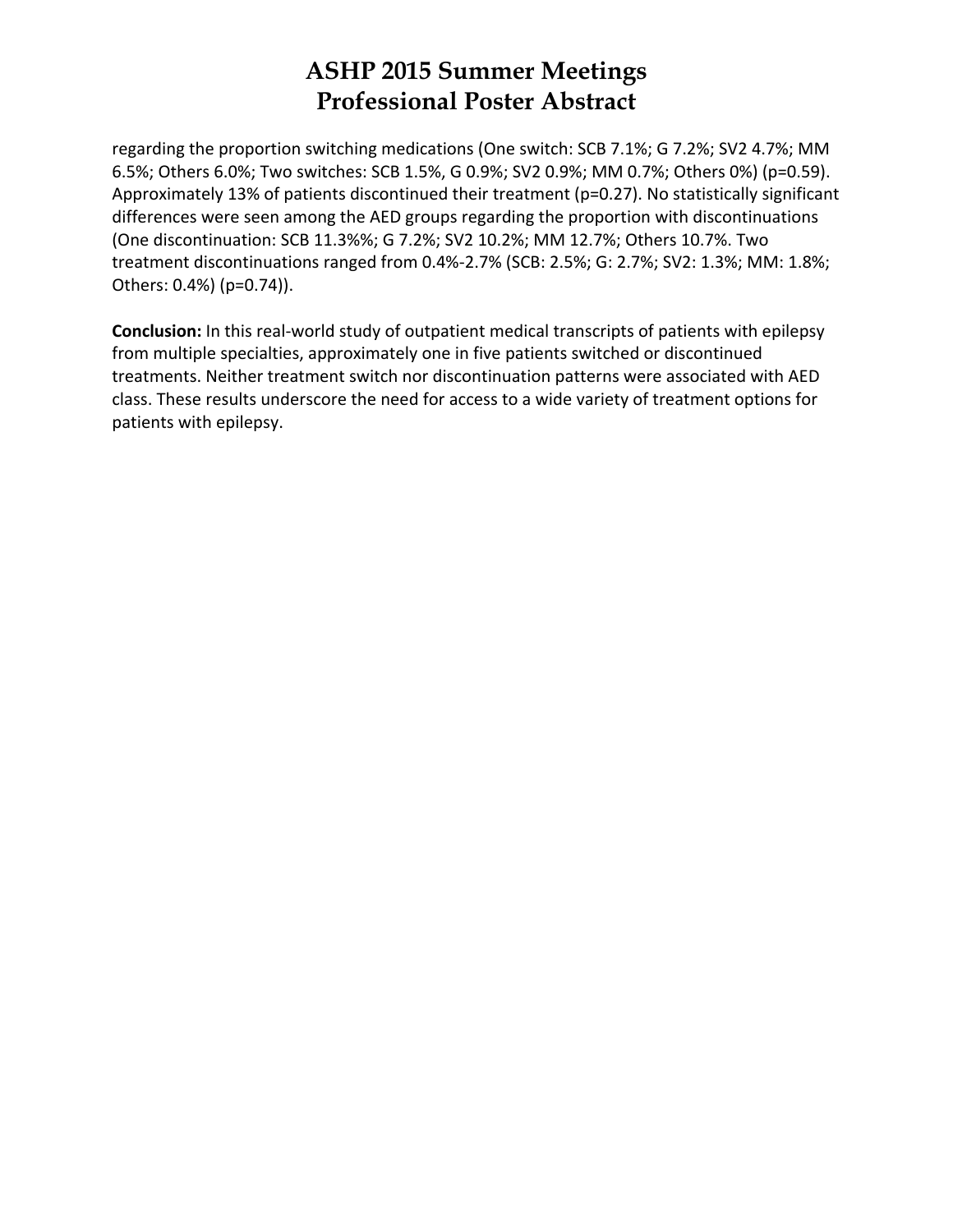regarding the proportion switching medications (One switch: SCB 7.1%; G 7.2%; SV2 4.7%; MM 6.5%; Others 6.0%; Two switches: SCB 1.5%, G 0.9%; SV2 0.9%; MM 0.7%; Others 0%) (p=0.59). Approximately 13% of patients discontinued their treatment (p=0.27). No statistically significant differences were seen among the AED groups regarding the proportion with discontinuations (One discontinuation: SCB 11.3%%; G 7.2%; SV2 10.2%; MM 12.7%; Others 10.7%. Two treatment discontinuations ranged from 0.4%-2.7% (SCB: 2.5%; G: 2.7%; SV2: 1.3%; MM: 1.8%; Others: 0.4%) (p=0.74)).

**Conclusion:** In this real-world study of outpatient medical transcripts of patients with epilepsy from multiple specialties, approximately one in five patients switched or discontinued treatments. Neither treatment switch nor discontinuation patterns were associated with AED class. These results underscore the need for access to a wide variety of treatment options for patients with epilepsy.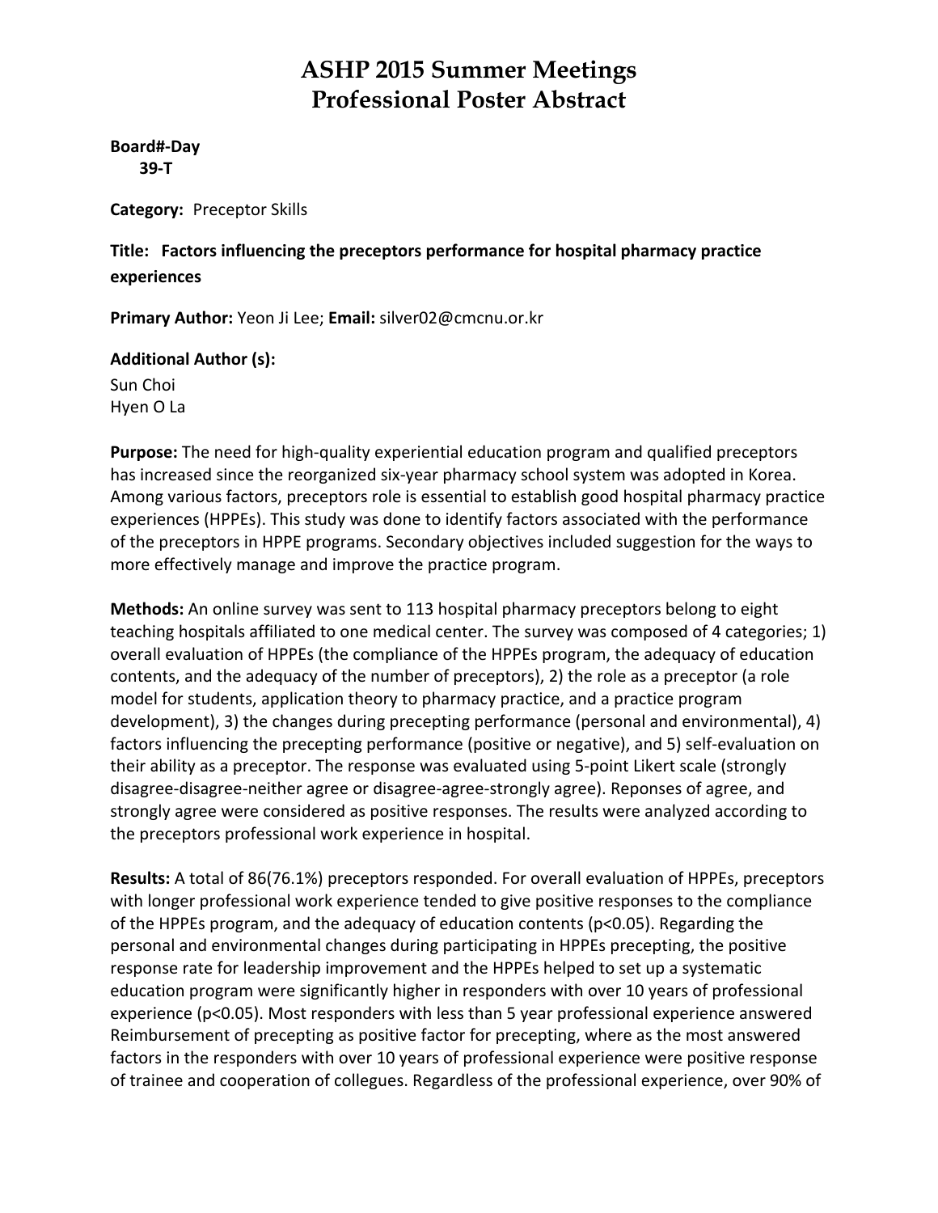# ASHP 2015 Summer Meetings
# Professional Poster Abstract

**Board#-Day**
**39-T**

**Category:** Preceptor Skills

**Title: Factors influencing the preceptors performance for hospital pharmacy practice experiences**

**Primary Author:** Yeon Ji Lee; **Email:** silver02@cmcnu.or.kr

**Additional Author (s):**
Sun Choi
Hyen O La

**Purpose:** The need for high-quality experiential education program and qualified preceptors has increased since the reorganized six-year pharmacy school system was adopted in Korea. Among various factors, preceptors role is essential to establish good hospital pharmacy practice experiences (HPPEs). This study was done to identify factors associated with the performance of the preceptors in HPPE programs. Secondary objectives included suggestion for the ways to more effectively manage and improve the practice program.

**Methods:** An online survey was sent to 113 hospital pharmacy preceptors belong to eight teaching hospitals affiliated to one medical center. The survey was composed of 4 categories; 1) overall evaluation of HPPEs (the compliance of the HPPEs program, the adequacy of education contents, and the adequacy of the number of preceptors), 2) the role as a preceptor (a role model for students, application theory to pharmacy practice, and a practice program development), 3) the changes during precepting performance (personal and environmental), 4) factors influencing the precepting performance (positive or negative), and 5) self-evaluation on their ability as a preceptor. The response was evaluated using 5-point Likert scale (strongly disagree-disagree-neither agree or disagree-agree-strongly agree). Reponses of agree, and strongly agree were considered as positive responses. The results were analyzed according to the preceptors professional work experience in hospital.

**Results:** A total of 86(76.1%) preceptors responded. For overall evaluation of HPPEs, preceptors with longer professional work experience tended to give positive responses to the compliance of the HPPEs program, and the adequacy of education contents ($p<0.05$). Regarding the personal and environmental changes during participating in HPPEs precepting, the positive response rate for leadership improvement and the HPPEs helped to set up a systematic education program were significantly higher in responders with over 10 years of professional experience ($p<0.05$). Most responders with less than 5 year professional experience answered Reimbursement of precepting as positive factor for precepting, where as the most answered factors in the responders with over 10 years of professional experience were positive response of trainee and cooperation of collegues. Regardless of the professional experience, over 90% of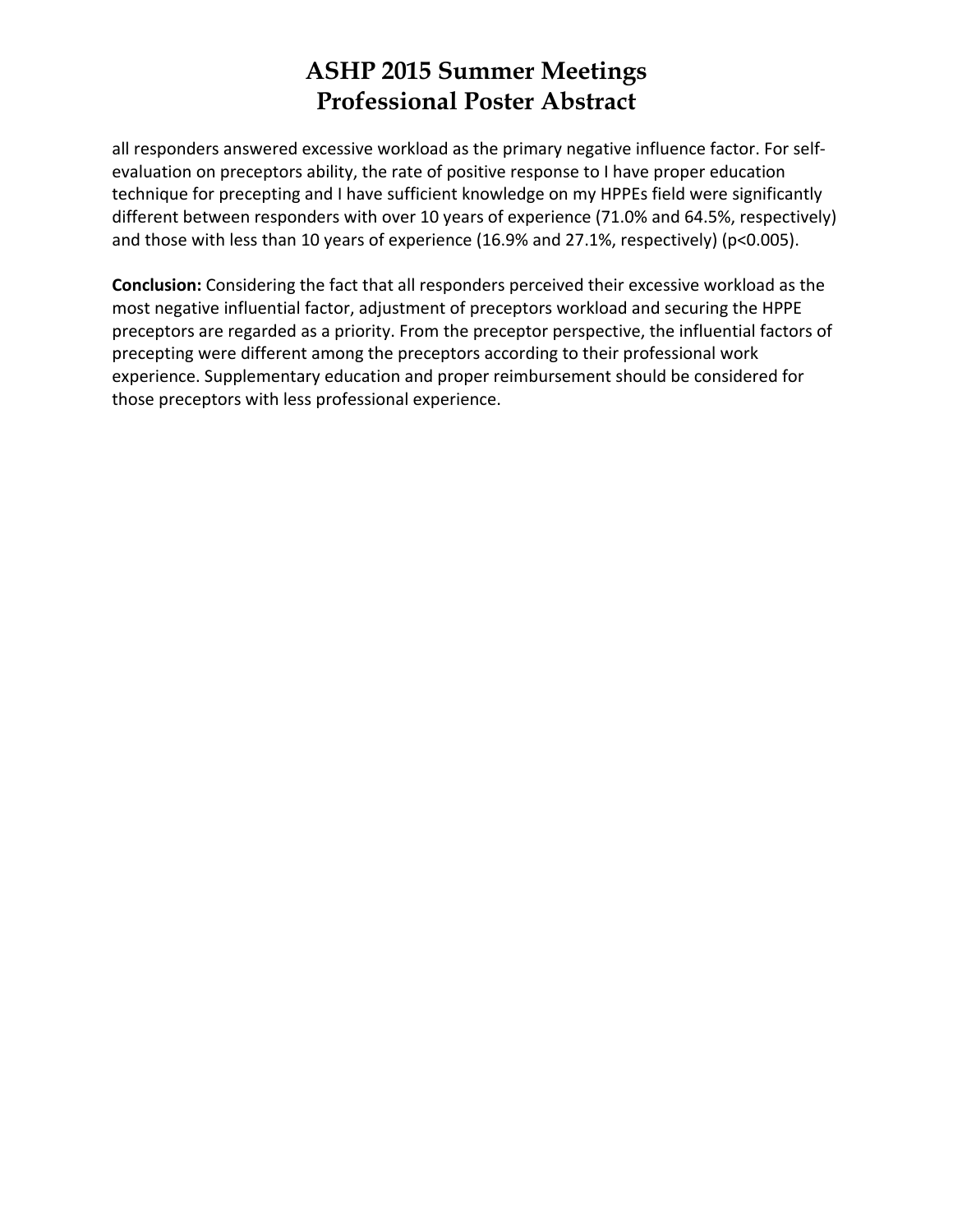all responders answered excessive workload as the primary negative influence factor. For self-evaluation on preceptors ability, the rate of positive response to I have proper education technique for precepting and I have sufficient knowledge on my HPPEs field were significantly different between responders with over 10 years of experience (71.0% and 64.5%, respectively) and those with less than 10 years of experience (16.9% and 27.1%, respectively) ($p<0.005$).

**Conclusion:** Considering the fact that all responders perceived their excessive workload as the most negative influential factor, adjustment of preceptors workload and securing the HPPE preceptors are regarded as a priority. From the preceptor perspective, the influential factors of precepting were different among the preceptors according to their professional work experience. Supplementary education and proper reimbursement should be considered for those preceptors with less professional experience.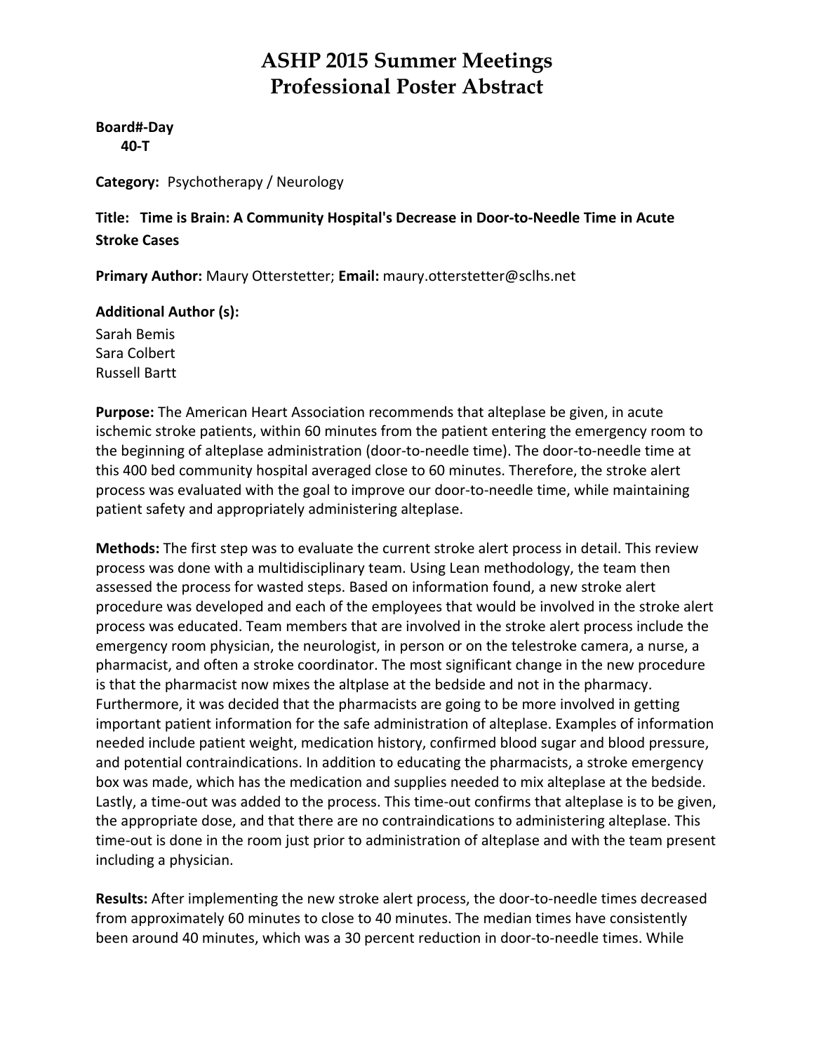# ASHP 2015 Summer Meetings
# Professional Poster Abstract

**Board#-Day**
**40-T**

**Category:** Psychotherapy / Neurology

**Title: Time is Brain: A Community Hospital's Decrease in Door-to-Needle Time in Acute Stroke Cases**

**Primary Author:** Maury Otterstetter; **Email:** maury.otterstetter@sclhs.net

**Additional Author (s):**
Sarah Bemis
Sara Colbert
Russell Bartt

**Purpose:** The American Heart Association recommends that alteplase be given, in acute ischemic stroke patients, within 60 minutes from the patient entering the emergency room to the beginning of alteplase administration (door-to-needle time). The door-to-needle time at this 400 bed community hospital averaged close to 60 minutes. Therefore, the stroke alert process was evaluated with the goal to improve our door-to-needle time, while maintaining patient safety and appropriately administering alteplase.

**Methods:** The first step was to evaluate the current stroke alert process in detail. This review process was done with a multidisciplinary team. Using Lean methodology, the team then assessed the process for wasted steps. Based on information found, a new stroke alert procedure was developed and each of the employees that would be involved in the stroke alert process was educated. Team members that are involved in the stroke alert process include the emergency room physician, the neurologist, in person or on the telestroke camera, a nurse, a pharmacist, and often a stroke coordinator. The most significant change in the new procedure is that the pharmacist now mixes the altplase at the bedside and not in the pharmacy. Furthermore, it was decided that the pharmacists are going to be more involved in getting important patient information for the safe administration of alteplase. Examples of information needed include patient weight, medication history, confirmed blood sugar and blood pressure, and potential contraindications. In addition to educating the pharmacists, a stroke emergency box was made, which has the medication and supplies needed to mix alteplase at the bedside. Lastly, a time-out was added to the process. This time-out confirms that alteplase is to be given, the appropriate dose, and that there are no contraindications to administering alteplase. This time-out is done in the room just prior to administration of alteplase and with the team present including a physician.

**Results:** After implementing the new stroke alert process, the door-to-needle times decreased from approximately 60 minutes to close to 40 minutes. The median times have consistently been around 40 minutes, which was a 30 percent reduction in door-to-needle times. While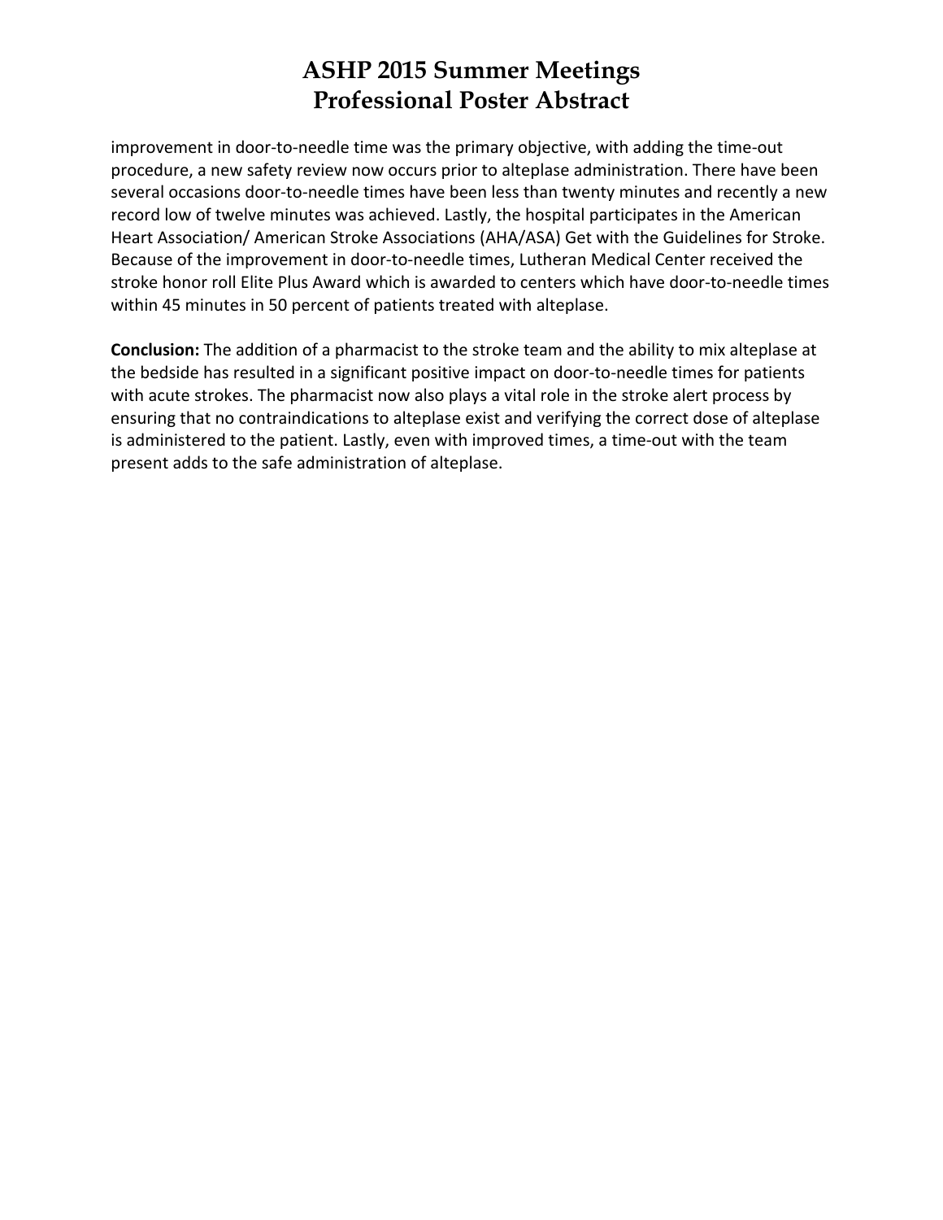improvement in door-to-needle time was the primary objective, with adding the time-out procedure, a new safety review now occurs prior to alteplase administration. There have been several occasions door-to-needle times have been less than twenty minutes and recently a new record low of twelve minutes was achieved. Lastly, the hospital participates in the American Heart Association/ American Stroke Associations (AHA/ASA) Get with the Guidelines for Stroke. Because of the improvement in door-to-needle times, Lutheran Medical Center received the stroke honor roll Elite Plus Award which is awarded to centers which have door-to-needle times within 45 minutes in 50 percent of patients treated with alteplase.

**Conclusion:** The addition of a pharmacist to the stroke team and the ability to mix alteplase at the bedside has resulted in a significant positive impact on door-to-needle times for patients with acute strokes. The pharmacist now also plays a vital role in the stroke alert process by ensuring that no contraindications to alteplase exist and verifying the correct dose of alteplase is administered to the patient. Lastly, even with improved times, a time-out with the team present adds to the safe administration of alteplase.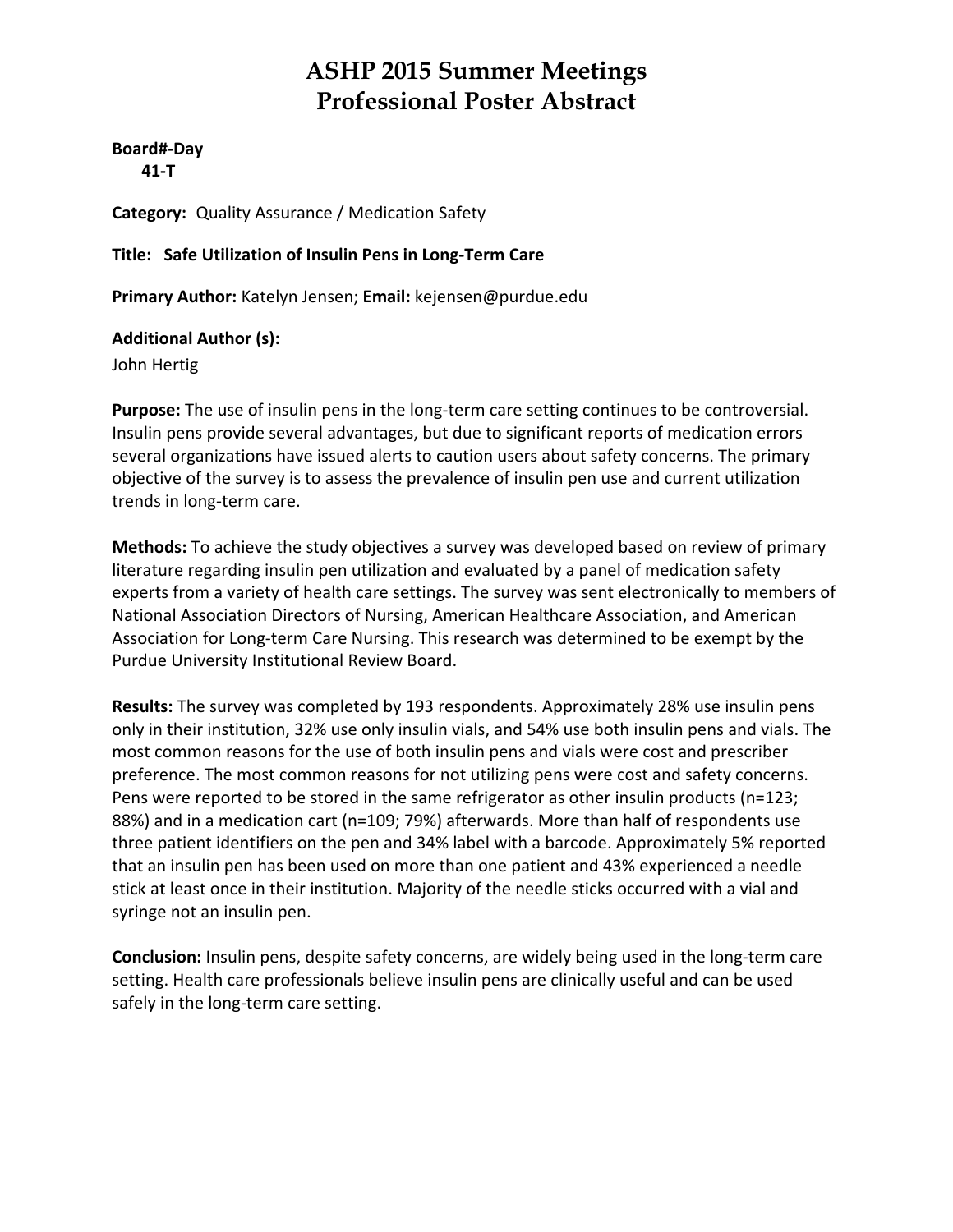# ASHP 2015 Summer Meetings
# Professional Poster Abstract

**Board#-Day**
**41-T**

**Category:** Quality Assurance / Medication Safety

**Title: Safe Utilization of Insulin Pens in Long-Term Care**

**Primary Author:** Katelyn Jensen; **Email:** kejensen@purdue.edu

**Additional Author (s):**
John Hertig

**Purpose:** The use of insulin pens in the long-term care setting continues to be controversial. Insulin pens provide several advantages, but due to significant reports of medication errors several organizations have issued alerts to caution users about safety concerns. The primary objective of the survey is to assess the prevalence of insulin pen use and current utilization trends in long-term care.

**Methods:** To achieve the study objectives a survey was developed based on review of primary literature regarding insulin pen utilization and evaluated by a panel of medication safety experts from a variety of health care settings. The survey was sent electronically to members of National Association Directors of Nursing, American Healthcare Association, and American Association for Long-term Care Nursing. This research was determined to be exempt by the Purdue University Institutional Review Board.

**Results:** The survey was completed by 193 respondents. Approximately 28% use insulin pens only in their institution, 32% use only insulin vials, and 54% use both insulin pens and vials. The most common reasons for the use of both insulin pens and vials were cost and prescriber preference. The most common reasons for not utilizing pens were cost and safety concerns. Pens were reported to be stored in the same refrigerator as other insulin products (n=123; 88%) and in a medication cart (n=109; 79%) afterwards. More than half of respondents use three patient identifiers on the pen and 34% label with a barcode. Approximately 5% reported that an insulin pen has been used on more than one patient and 43% experienced a needle stick at least once in their institution. Majority of the needle sticks occurred with a vial and syringe not an insulin pen.

**Conclusion:** Insulin pens, despite safety concerns, are widely being used in the long-term care setting. Health care professionals believe insulin pens are clinically useful and can be used safely in the long-term care setting.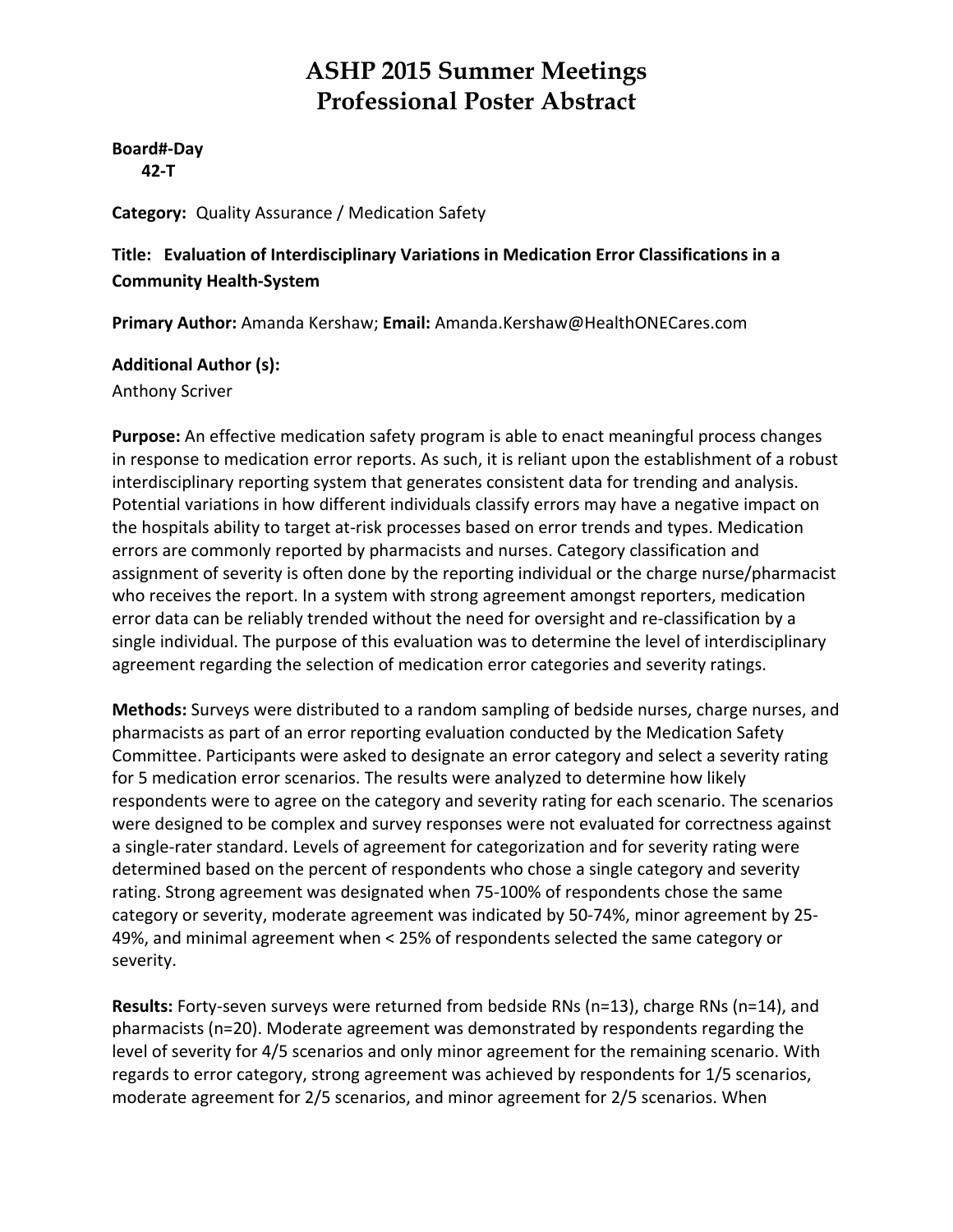# ASHP 2015 Summer Meetings
# Professional Poster Abstract

**Board#-Day**
**42-T**

**Category:** Quality Assurance / Medication Safety

**Title: Evaluation of Interdisciplinary Variations in Medication Error Classifications in a Community Health-System**

**Primary Author:** Amanda Kershaw; **Email:** Amanda.Kershaw@HealthONECares.com

**Additional Author (s):**
Anthony Scriver

**Purpose:** An effective medication safety program is able to enact meaningful process changes in response to medication error reports. As such, it is reliant upon the establishment of a robust interdisciplinary reporting system that generates consistent data for trending and analysis. Potential variations in how different individuals classify errors may have a negative impact on the hospitals ability to target at-risk processes based on error trends and types. Medication errors are commonly reported by pharmacists and nurses. Category classification and assignment of severity is often done by the reporting individual or the charge nurse/pharmacist who receives the report. In a system with strong agreement amongst reporters, medication error data can be reliably trended without the need for oversight and re-classification by a single individual. The purpose of this evaluation was to determine the level of interdisciplinary agreement regarding the selection of medication error categories and severity ratings.

**Methods:** Surveys were distributed to a random sampling of bedside nurses, charge nurses, and pharmacists as part of an error reporting evaluation conducted by the Medication Safety Committee. Participants were asked to designate an error category and select a severity rating for 5 medication error scenarios. The results were analyzed to determine how likely respondents were to agree on the category and severity rating for each scenario. The scenarios were designed to be complex and survey responses were not evaluated for correctness against a single-rater standard. Levels of agreement for categorization and for severity rating were determined based on the percent of respondents who chose a single category and severity rating. Strong agreement was designated when 75-100% of respondents chose the same category or severity, moderate agreement was indicated by 50-74%, minor agreement by 25-49%, and minimal agreement when < 25% of respondents selected the same category or severity.

**Results:** Forty-seven surveys were returned from bedside RNs (n=13), charge RNs (n=14), and pharmacists (n=20). Moderate agreement was demonstrated by respondents regarding the level of severity for 4/5 scenarios and only minor agreement for the remaining scenario. With regards to error category, strong agreement was achieved by respondents for 1/5 scenarios, moderate agreement for 2/5 scenarios, and minor agreement for 2/5 scenarios. When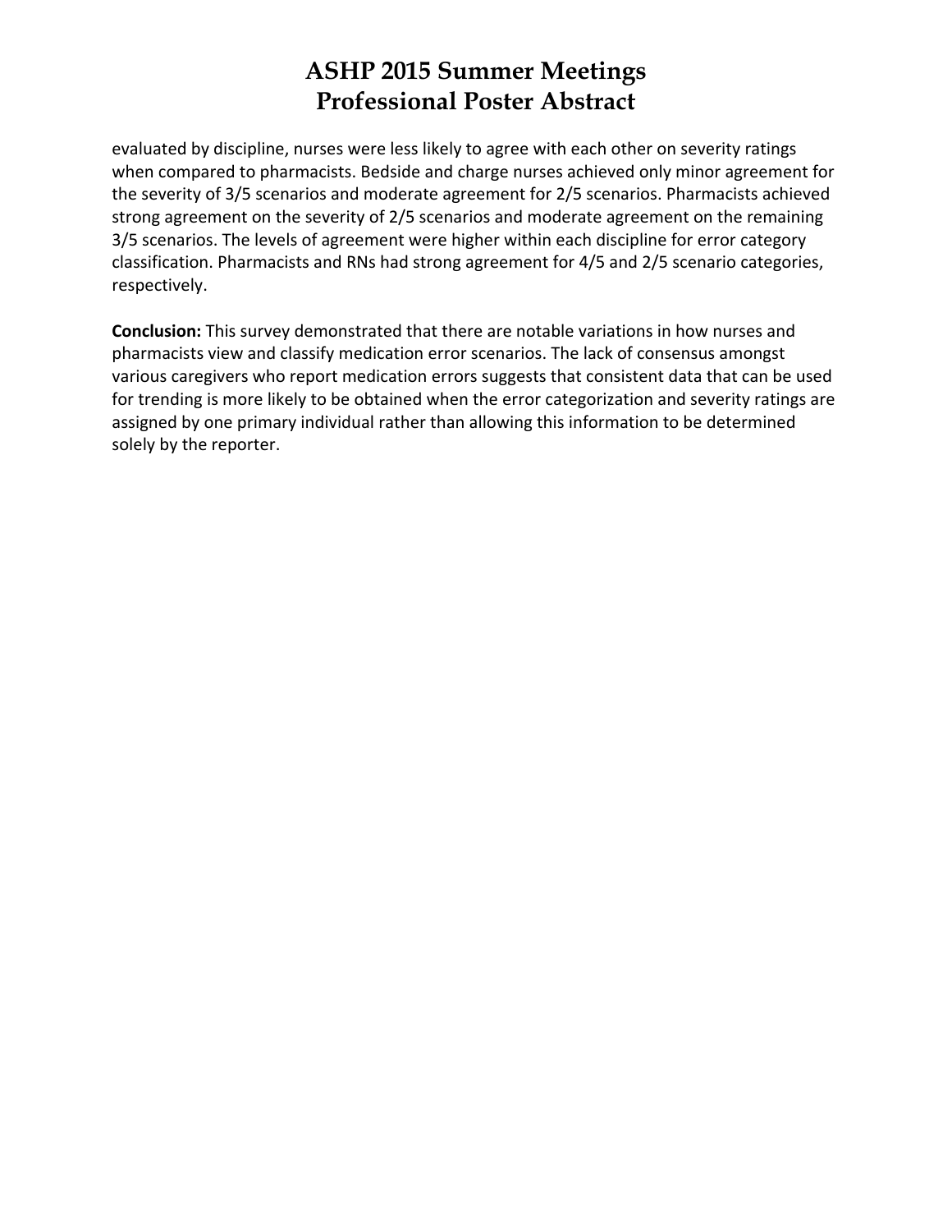evaluated by discipline, nurses were less likely to agree with each other on severity ratings when compared to pharmacists. Bedside and charge nurses achieved only minor agreement for the severity of 3/5 scenarios and moderate agreement for 2/5 scenarios. Pharmacists achieved strong agreement on the severity of 2/5 scenarios and moderate agreement on the remaining 3/5 scenarios. The levels of agreement were higher within each discipline for error category classification. Pharmacists and RNs had strong agreement for 4/5 and 2/5 scenario categories, respectively.

**Conclusion:** This survey demonstrated that there are notable variations in how nurses and pharmacists view and classify medication error scenarios. The lack of consensus amongst various caregivers who report medication errors suggests that consistent data that can be used for trending is more likely to be obtained when the error categorization and severity ratings are assigned by one primary individual rather than allowing this information to be determined solely by the reporter.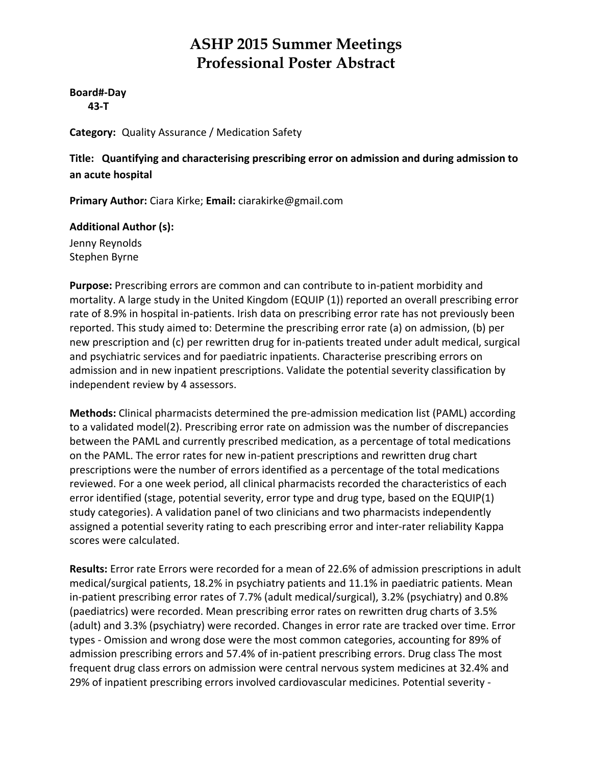# ASHP 2015 Summer Meetings
# Professional Poster Abstract

**Board#-Day**
**43-T**

**Category:** Quality Assurance / Medication Safety

**Title: Quantifying and characterising prescribing error on admission and during admission to an acute hospital**

**Primary Author:** Ciara Kirke; **Email:** ciarakirke@gmail.com

**Additional Author (s):**
Jenny Reynolds
Stephen Byrne

**Purpose:** Prescribing errors are common and can contribute to in-patient morbidity and mortality. A large study in the United Kingdom (EQUIP (1)) reported an overall prescribing error rate of 8.9% in hospital in-patients. Irish data on prescribing error rate has not previously been reported. This study aimed to: Determine the prescribing error rate (a) on admission, (b) per new prescription and (c) per rewritten drug for in-patients treated under adult medical, surgical and psychiatric services and for paediatric inpatients. Characterise prescribing errors on admission and in new inpatient prescriptions. Validate the potential severity classification by independent review by 4 assessors.

**Methods:** Clinical pharmacists determined the pre-admission medication list (PAML) according to a validated model(2). Prescribing error rate on admission was the number of discrepancies between the PAML and currently prescribed medication, as a percentage of total medications on the PAML. The error rates for new in-patient prescriptions and rewritten drug chart prescriptions were the number of errors identified as a percentage of the total medications reviewed. For a one week period, all clinical pharmacists recorded the characteristics of each error identified (stage, potential severity, error type and drug type, based on the EQUIP(1) study categories). A validation panel of two clinicians and two pharmacists independently assigned a potential severity rating to each prescribing error and inter-rater reliability Kappa scores were calculated.

**Results:** Error rate Errors were recorded for a mean of 22.6% of admission prescriptions in adult medical/surgical patients, 18.2% in psychiatry patients and 11.1% in paediatric patients. Mean in-patient prescribing error rates of 7.7% (adult medical/surgical), 3.2% (psychiatry) and 0.8% (paediatrics) were recorded. Mean prescribing error rates on rewritten drug charts of 3.5% (adult) and 3.3% (psychiatry) were recorded. Changes in error rate are tracked over time. Error types - Omission and wrong dose were the most common categories, accounting for 89% of admission prescribing errors and 57.4% of in-patient prescribing errors. Drug class The most frequent drug class errors on admission were central nervous system medicines at 32.4% and 29% of inpatient prescribing errors involved cardiovascular medicines. Potential severity -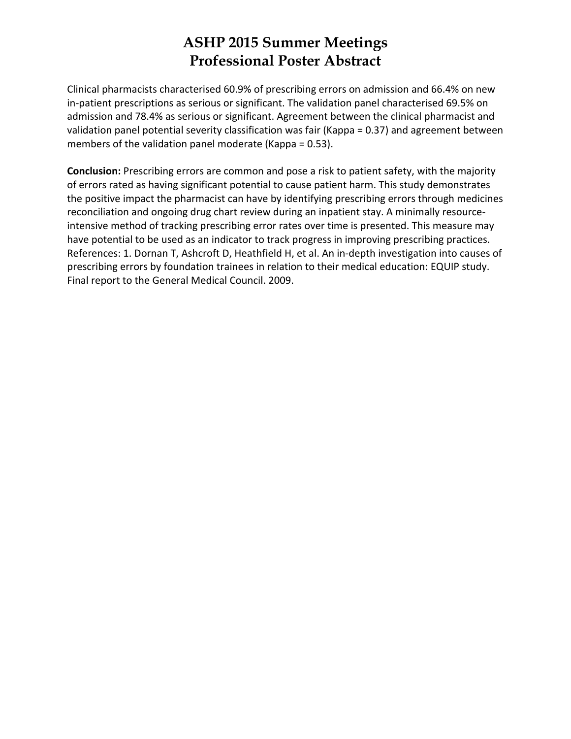Clinical pharmacists characterised 60.9% of prescribing errors on admission and 66.4% on new in-patient prescriptions as serious or significant. The validation panel characterised 69.5% on admission and 78.4% as serious or significant. Agreement between the clinical pharmacist and validation panel potential severity classification was fair (Kappa = 0.37) and agreement between members of the validation panel moderate (Kappa = 0.53).

**Conclusion:** Prescribing errors are common and pose a risk to patient safety, with the majority of errors rated as having significant potential to cause patient harm. This study demonstrates the positive impact the pharmacist can have by identifying prescribing errors through medicines reconciliation and ongoing drug chart review during an inpatient stay. A minimally resource-intensive method of tracking prescribing error rates over time is presented. This measure may have potential to be used as an indicator to track progress in improving prescribing practices. References: 1. Dornan T, Ashcroft D, Heathfield H, et al. An in-depth investigation into causes of prescribing errors by foundation trainees in relation to their medical education: EQUIP study. Final report to the General Medical Council. 2009.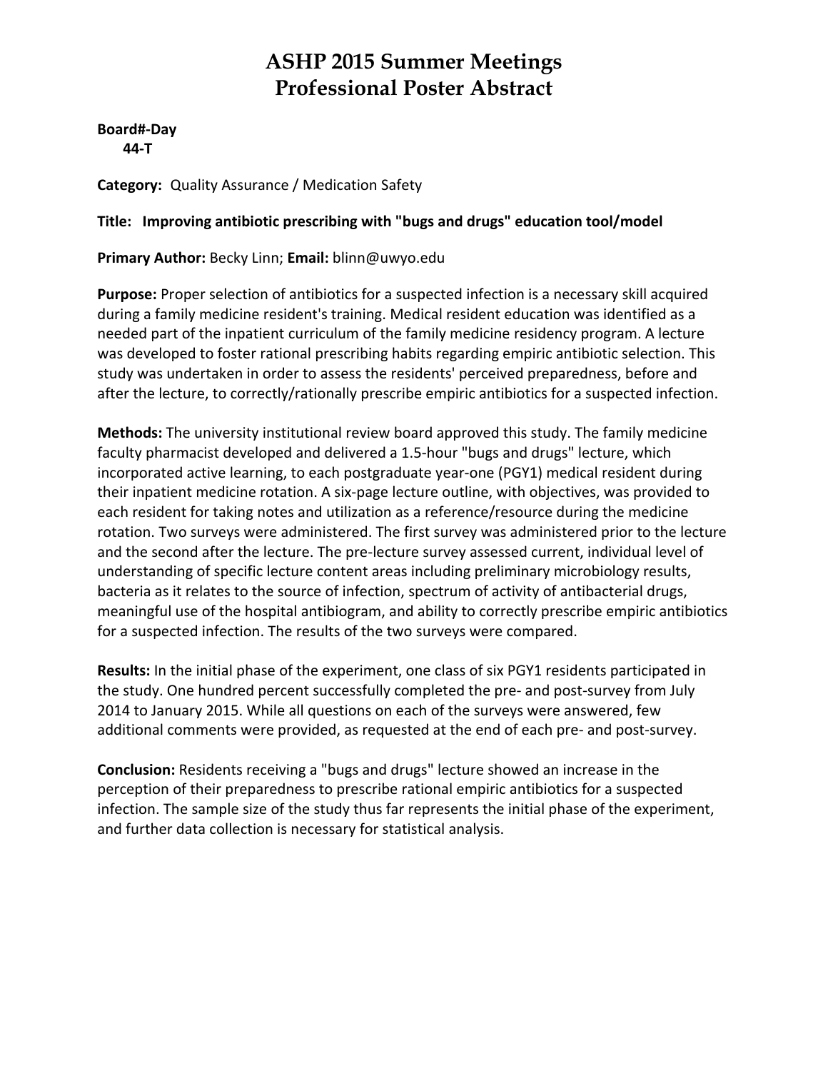# ASHP 2015 Summer Meetings
# Professional Poster Abstract

**Board#-Day**
**44-T**

**Category:** Quality Assurance / Medication Safety

**Title: Improving antibiotic prescribing with "bugs and drugs" education tool/model**

**Primary Author:** Becky Linn; **Email:** blinn@uwyo.edu

**Purpose:** Proper selection of antibiotics for a suspected infection is a necessary skill acquired during a family medicine resident's training. Medical resident education was identified as a needed part of the inpatient curriculum of the family medicine residency program. A lecture was developed to foster rational prescribing habits regarding empiric antibiotic selection. This study was undertaken in order to assess the residents' perceived preparedness, before and after the lecture, to correctly/rationally prescribe empiric antibiotics for a suspected infection.

**Methods:** The university institutional review board approved this study. The family medicine faculty pharmacist developed and delivered a 1.5-hour "bugs and drugs" lecture, which incorporated active learning, to each postgraduate year-one (PGY1) medical resident during their inpatient medicine rotation. A six-page lecture outline, with objectives, was provided to each resident for taking notes and utilization as a reference/resource during the medicine rotation. Two surveys were administered. The first survey was administered prior to the lecture and the second after the lecture. The pre-lecture survey assessed current, individual level of understanding of specific lecture content areas including preliminary microbiology results, bacteria as it relates to the source of infection, spectrum of activity of antibacterial drugs, meaningful use of the hospital antibiogram, and ability to correctly prescribe empiric antibiotics for a suspected infection. The results of the two surveys were compared.

**Results:** In the initial phase of the experiment, one class of six PGY1 residents participated in the study. One hundred percent successfully completed the pre- and post-survey from July 2014 to January 2015. While all questions on each of the surveys were answered, few additional comments were provided, as requested at the end of each pre- and post-survey.

**Conclusion:** Residents receiving a "bugs and drugs" lecture showed an increase in the perception of their preparedness to prescribe rational empiric antibiotics for a suspected infection. The sample size of the study thus far represents the initial phase of the experiment, and further data collection is necessary for statistical analysis.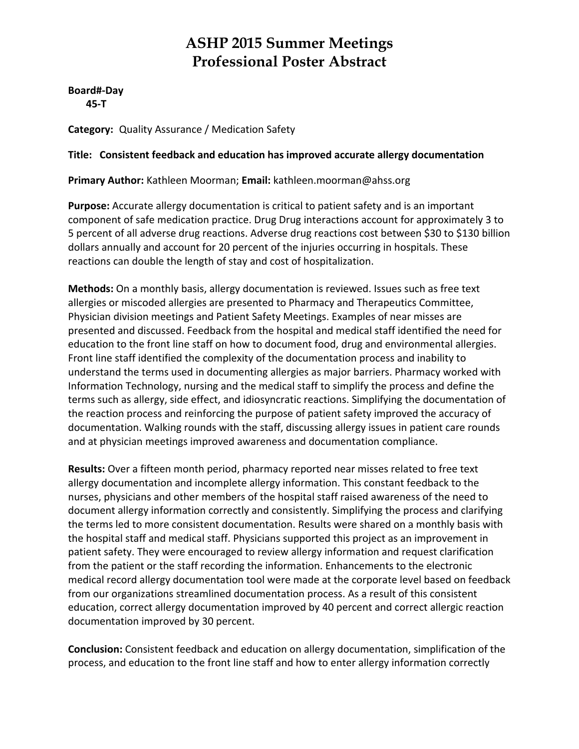# ASHP 2015 Summer Meetings
# Professional Poster Abstract

**Board#-Day**
**45-T**

**Category:** Quality Assurance / Medication Safety

**Title: Consistent feedback and education has improved accurate allergy documentation**

**Primary Author:** Kathleen Moorman; **Email:** kathleen.moorman@ahss.org

**Purpose:** Accurate allergy documentation is critical to patient safety and is an important component of safe medication practice. Drug Drug interactions account for approximately 3 to 5 percent of all adverse drug reactions. Adverse drug reactions cost between $30 to $130 billion dollars annually and account for 20 percent of the injuries occurring in hospitals. These reactions can double the length of stay and cost of hospitalization.

**Methods:** On a monthly basis, allergy documentation is reviewed. Issues such as free text allergies or miscoded allergies are presented to Pharmacy and Therapeutics Committee, Physician division meetings and Patient Safety Meetings. Examples of near misses are presented and discussed. Feedback from the hospital and medical staff identified the need for education to the front line staff on how to document food, drug and environmental allergies. Front line staff identified the complexity of the documentation process and inability to understand the terms used in documenting allergies as major barriers. Pharmacy worked with Information Technology, nursing and the medical staff to simplify the process and define the terms such as allergy, side effect, and idiosyncratic reactions. Simplifying the documentation of the reaction process and reinforcing the purpose of patient safety improved the accuracy of documentation. Walking rounds with the staff, discussing allergy issues in patient care rounds and at physician meetings improved awareness and documentation compliance.

**Results:** Over a fifteen month period, pharmacy reported near misses related to free text allergy documentation and incomplete allergy information. This constant feedback to the nurses, physicians and other members of the hospital staff raised awareness of the need to document allergy information correctly and consistently. Simplifying the process and clarifying the terms led to more consistent documentation. Results were shared on a monthly basis with the hospital staff and medical staff. Physicians supported this project as an improvement in patient safety. They were encouraged to review allergy information and request clarification from the patient or the staff recording the information. Enhancements to the electronic medical record allergy documentation tool were made at the corporate level based on feedback from our organizations streamlined documentation process. As a result of this consistent education, correct allergy documentation improved by 40 percent and correct allergic reaction documentation improved by 30 percent.

**Conclusion:** Consistent feedback and education on allergy documentation, simplification of the process, and education to the front line staff and how to enter allergy information correctly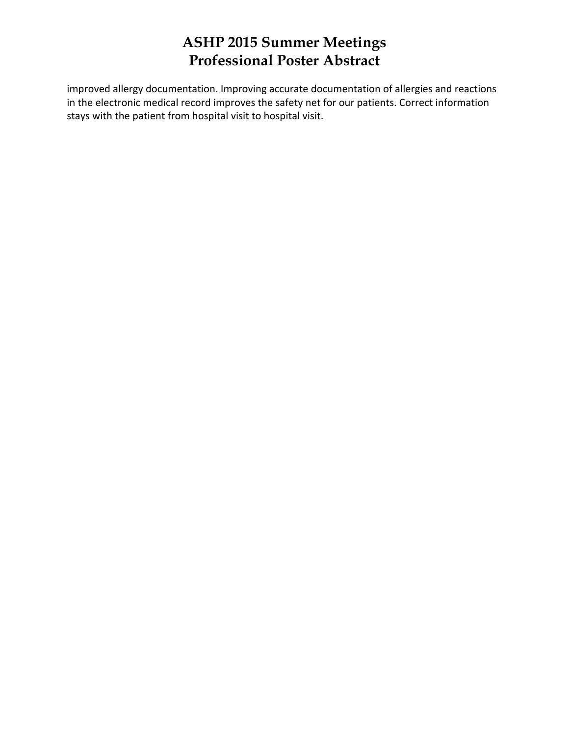improved allergy documentation. Improving accurate documentation of allergies and reactions in the electronic medical record improves the safety net for our patients. Correct information stays with the patient from hospital visit to hospital visit.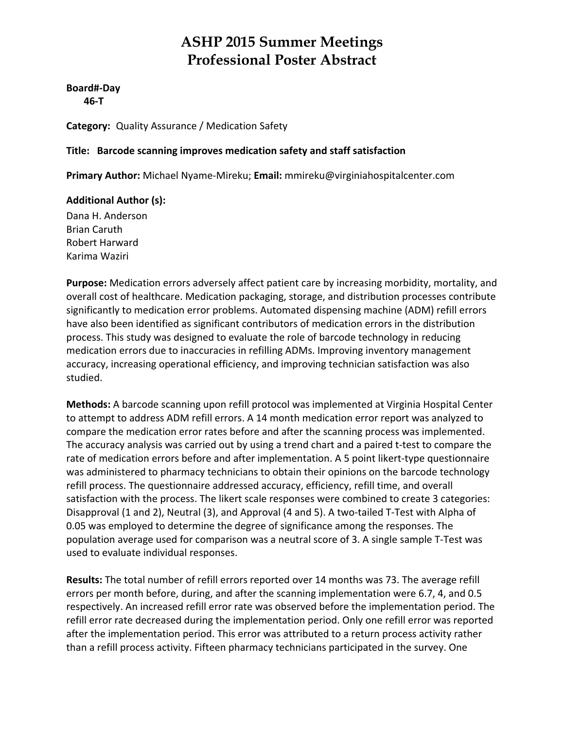# ASHP 2015 Summer Meetings
# Professional Poster Abstract

**Board#-Day**
**46-T**

**Category:** Quality Assurance / Medication Safety

**Title: Barcode scanning improves medication safety and staff satisfaction**

**Primary Author:** Michael Nyame-Mireku; **Email:** mmireku@virginiahospitalcenter.com

**Additional Author (s):**
Dana H. Anderson
Brian Caruth
Robert Harward
Karima Waziri

**Purpose:** Medication errors adversely affect patient care by increasing morbidity, mortality, and overall cost of healthcare. Medication packaging, storage, and distribution processes contribute significantly to medication error problems. Automated dispensing machine (ADM) refill errors have also been identified as significant contributors of medication errors in the distribution process. This study was designed to evaluate the role of barcode technology in reducing medication errors due to inaccuracies in refilling ADMs. Improving inventory management accuracy, increasing operational efficiency, and improving technician satisfaction was also studied.

**Methods:** A barcode scanning upon refill protocol was implemented at Virginia Hospital Center to attempt to address ADM refill errors. A 14 month medication error report was analyzed to compare the medication error rates before and after the scanning process was implemented. The accuracy analysis was carried out by using a trend chart and a paired t-test to compare the rate of medication errors before and after implementation. A 5 point likert-type questionnaire was administered to pharmacy technicians to obtain their opinions on the barcode technology refill process. The questionnaire addressed accuracy, efficiency, refill time, and overall satisfaction with the process. The likert scale responses were combined to create 3 categories: Disapproval (1 and 2), Neutral (3), and Approval (4 and 5). A two-tailed T-Test with Alpha of 0.05 was employed to determine the degree of significance among the responses. The population average used for comparison was a neutral score of 3. A single sample T-Test was used to evaluate individual responses.

**Results:** The total number of refill errors reported over 14 months was 73. The average refill errors per month before, during, and after the scanning implementation were 6.7, 4, and 0.5 respectively. An increased refill error rate was observed before the implementation period. The refill error rate decreased during the implementation period. Only one refill error was reported after the implementation period. This error was attributed to a return process activity rather than a refill process activity. Fifteen pharmacy technicians participated in the survey. One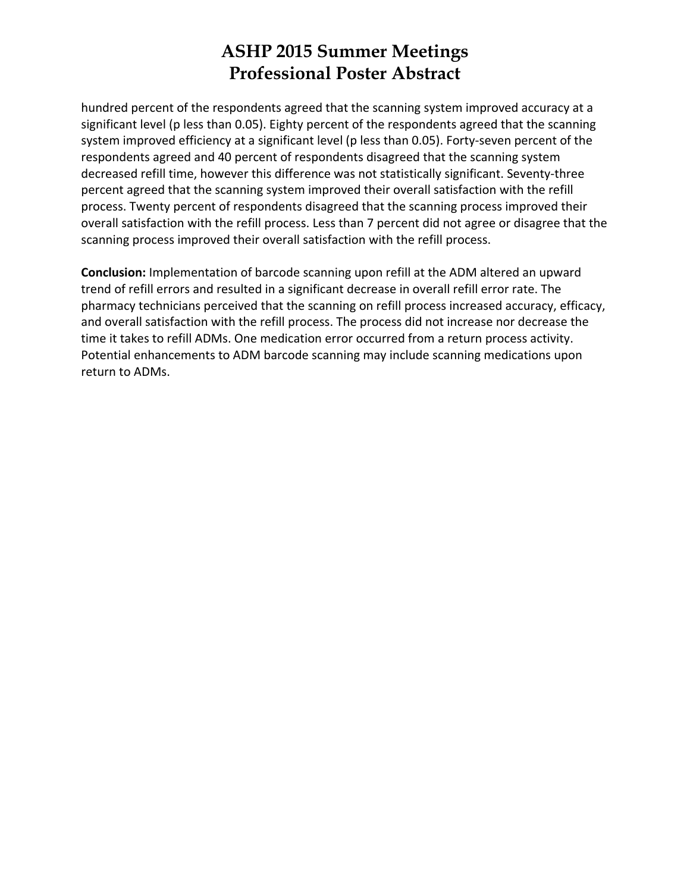hundred percent of the respondents agreed that the scanning system improved accuracy at a significant level (p less than 0.05). Eighty percent of the respondents agreed that the scanning system improved efficiency at a significant level (p less than 0.05). Forty-seven percent of the respondents agreed and 40 percent of respondents disagreed that the scanning system decreased refill time, however this difference was not statistically significant. Seventy-three percent agreed that the scanning system improved their overall satisfaction with the refill process. Twenty percent of respondents disagreed that the scanning process improved their overall satisfaction with the refill process. Less than 7 percent did not agree or disagree that the scanning process improved their overall satisfaction with the refill process.

**Conclusion:** Implementation of barcode scanning upon refill at the ADM altered an upward trend of refill errors and resulted in a significant decrease in overall refill error rate. The pharmacy technicians perceived that the scanning on refill process increased accuracy, efficacy, and overall satisfaction with the refill process. The process did not increase nor decrease the time it takes to refill ADMs. One medication error occurred from a return process activity. Potential enhancements to ADM barcode scanning may include scanning medications upon return to ADMs.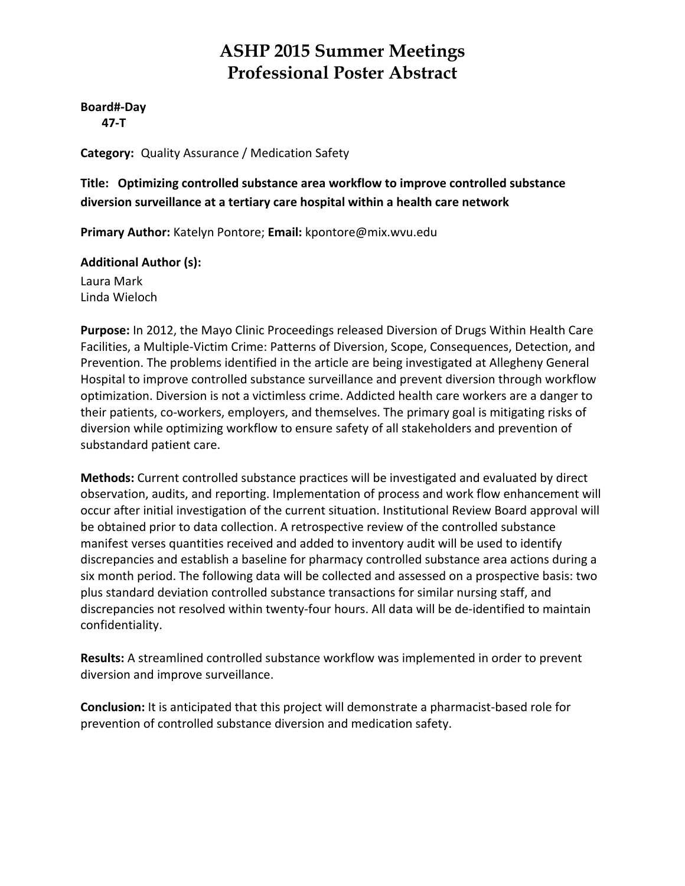# ASHP 2015 Summer Meetings
# Professional Poster Abstract

**Board#-Day**
**47-T**

**Category:** Quality Assurance / Medication Safety

**Title: Optimizing controlled substance area workflow to improve controlled substance diversion surveillance at a tertiary care hospital within a health care network**

**Primary Author:** Katelyn Pontore; **Email:** kpontore@mix.wvu.edu

**Additional Author (s):**
Laura Mark
Linda Wieloch

**Purpose:** In 2012, the Mayo Clinic Proceedings released Diversion of Drugs Within Health Care Facilities, a Multiple-Victim Crime: Patterns of Diversion, Scope, Consequences, Detection, and Prevention. The problems identified in the article are being investigated at Allegheny General Hospital to improve controlled substance surveillance and prevent diversion through workflow optimization. Diversion is not a victimless crime. Addicted health care workers are a danger to their patients, co-workers, employers, and themselves. The primary goal is mitigating risks of diversion while optimizing workflow to ensure safety of all stakeholders and prevention of substandard patient care.

**Methods:** Current controlled substance practices will be investigated and evaluated by direct observation, audits, and reporting. Implementation of process and work flow enhancement will occur after initial investigation of the current situation. Institutional Review Board approval will be obtained prior to data collection. A retrospective review of the controlled substance manifest verses quantities received and added to inventory audit will be used to identify discrepancies and establish a baseline for pharmacy controlled substance area actions during a six month period. The following data will be collected and assessed on a prospective basis: two plus standard deviation controlled substance transactions for similar nursing staff, and discrepancies not resolved within twenty-four hours. All data will be de-identified to maintain confidentiality.

**Results:** A streamlined controlled substance workflow was implemented in order to prevent diversion and improve surveillance.

**Conclusion:** It is anticipated that this project will demonstrate a pharmacist-based role for prevention of controlled substance diversion and medication safety.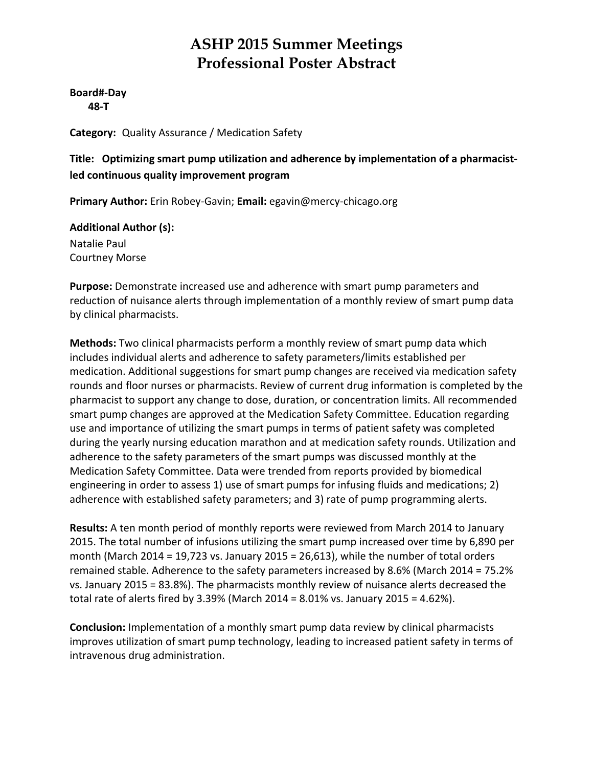# ASHP 2015 Summer Meetings
# Professional Poster Abstract

**Board#-Day**
**48-T**

**Category:** Quality Assurance / Medication Safety

**Title: Optimizing smart pump utilization and adherence by implementation of a pharmacist-led continuous quality improvement program**

**Primary Author:** Erin Robey-Gavin; **Email:** egavin@mercy-chicago.org

**Additional Author (s):**
Natalie Paul
Courtney Morse

**Purpose:** Demonstrate increased use and adherence with smart pump parameters and reduction of nuisance alerts through implementation of a monthly review of smart pump data by clinical pharmacists.

**Methods:** Two clinical pharmacists perform a monthly review of smart pump data which includes individual alerts and adherence to safety parameters/limits established per medication. Additional suggestions for smart pump changes are received via medication safety rounds and floor nurses or pharmacists. Review of current drug information is completed by the pharmacist to support any change to dose, duration, or concentration limits. All recommended smart pump changes are approved at the Medication Safety Committee. Education regarding use and importance of utilizing the smart pumps in terms of patient safety was completed during the yearly nursing education marathon and at medication safety rounds. Utilization and adherence to the safety parameters of the smart pumps was discussed monthly at the Medication Safety Committee. Data were trended from reports provided by biomedical engineering in order to assess 1) use of smart pumps for infusing fluids and medications; 2) adherence with established safety parameters; and 3) rate of pump programming alerts.

**Results:** A ten month period of monthly reports were reviewed from March 2014 to January 2015. The total number of infusions utilizing the smart pump increased over time by 6,890 per month (March 2014 = 19,723 vs. January 2015 = 26,613), while the number of total orders remained stable. Adherence to the safety parameters increased by 8.6% (March 2014 = 75.2% vs. January 2015 = 83.8%). The pharmacists monthly review of nuisance alerts decreased the total rate of alerts fired by 3.39% (March 2014 = 8.01% vs. January 2015 = 4.62%).

**Conclusion:** Implementation of a monthly smart pump data review by clinical pharmacists improves utilization of smart pump technology, leading to increased patient safety in terms of intravenous drug administration.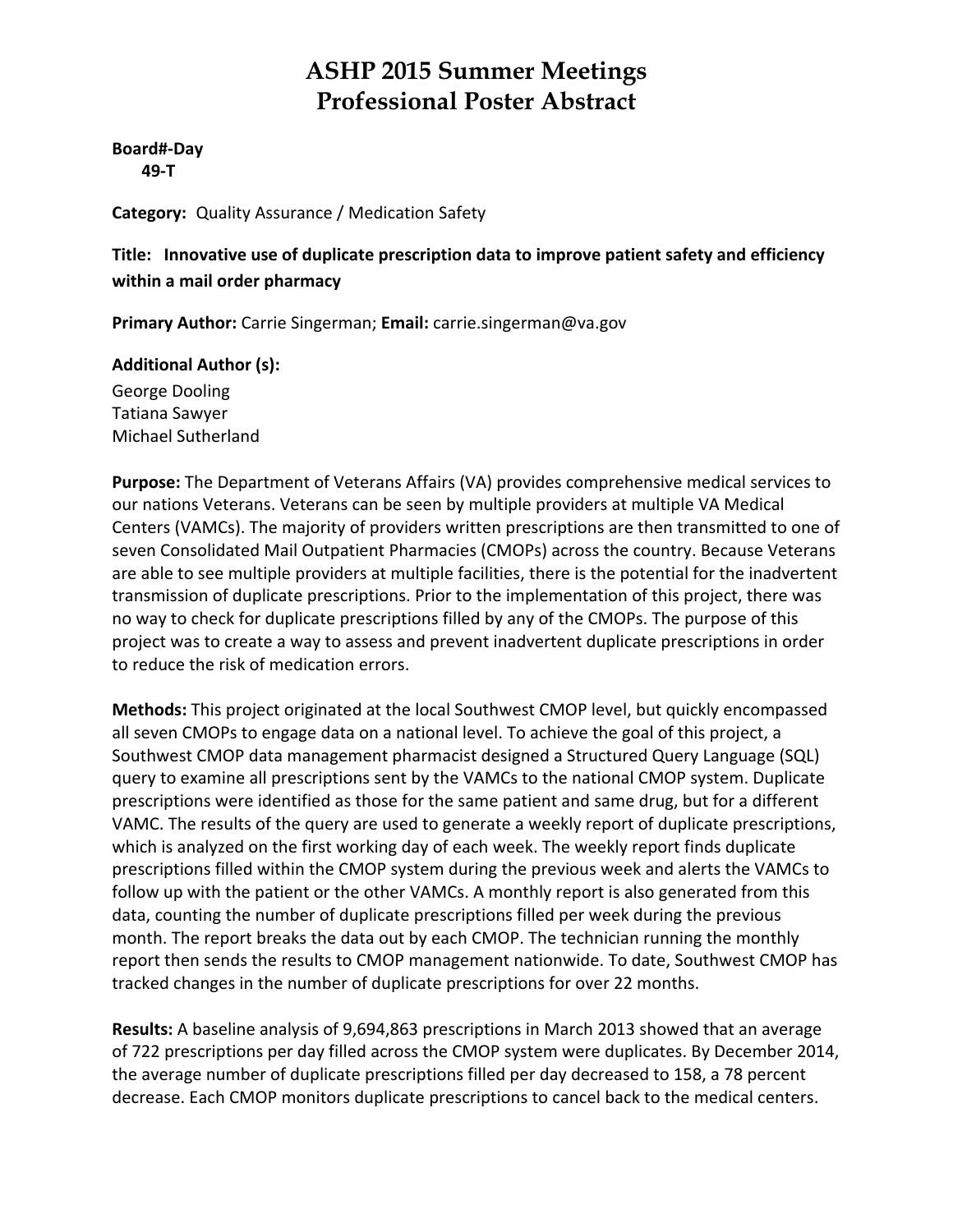# ASHP 2015 Summer Meetings
# Professional Poster Abstract

**Board#-Day**
**49-T**

**Category:** Quality Assurance / Medication Safety

**Title: Innovative use of duplicate prescription data to improve patient safety and efficiency within a mail order pharmacy**

**Primary Author:** Carrie Singerman; **Email:** carrie.singerman@va.gov

**Additional Author (s):**
George Dooling
Tatiana Sawyer
Michael Sutherland

**Purpose:** The Department of Veterans Affairs (VA) provides comprehensive medical services to our nations Veterans. Veterans can be seen by multiple providers at multiple VA Medical Centers (VAMCs). The majority of providers written prescriptions are then transmitted to one of seven Consolidated Mail Outpatient Pharmacies (CMOPs) across the country. Because Veterans are able to see multiple providers at multiple facilities, there is the potential for the inadvertent transmission of duplicate prescriptions. Prior to the implementation of this project, there was no way to check for duplicate prescriptions filled by any of the CMOPs. The purpose of this project was to create a way to assess and prevent inadvertent duplicate prescriptions in order to reduce the risk of medication errors.

**Methods:** This project originated at the local Southwest CMOP level, but quickly encompassed all seven CMOPs to engage data on a national level. To achieve the goal of this project, a Southwest CMOP data management pharmacist designed a Structured Query Language (SQL) query to examine all prescriptions sent by the VAMCs to the national CMOP system. Duplicate prescriptions were identified as those for the same patient and same drug, but for a different VAMC. The results of the query are used to generate a weekly report of duplicate prescriptions, which is analyzed on the first working day of each week. The weekly report finds duplicate prescriptions filled within the CMOP system during the previous week and alerts the VAMCs to follow up with the patient or the other VAMCs. A monthly report is also generated from this data, counting the number of duplicate prescriptions filled per week during the previous month. The report breaks the data out by each CMOP. The technician running the monthly report then sends the results to CMOP management nationwide. To date, Southwest CMOP has tracked changes in the number of duplicate prescriptions for over 22 months.

**Results:** A baseline analysis of 9,694,863 prescriptions in March 2013 showed that an average of 722 prescriptions per day filled across the CMOP system were duplicates. By December 2014, the average number of duplicate prescriptions filled per day decreased to 158, a 78 percent decrease. Each CMOP monitors duplicate prescriptions to cancel back to the medical centers.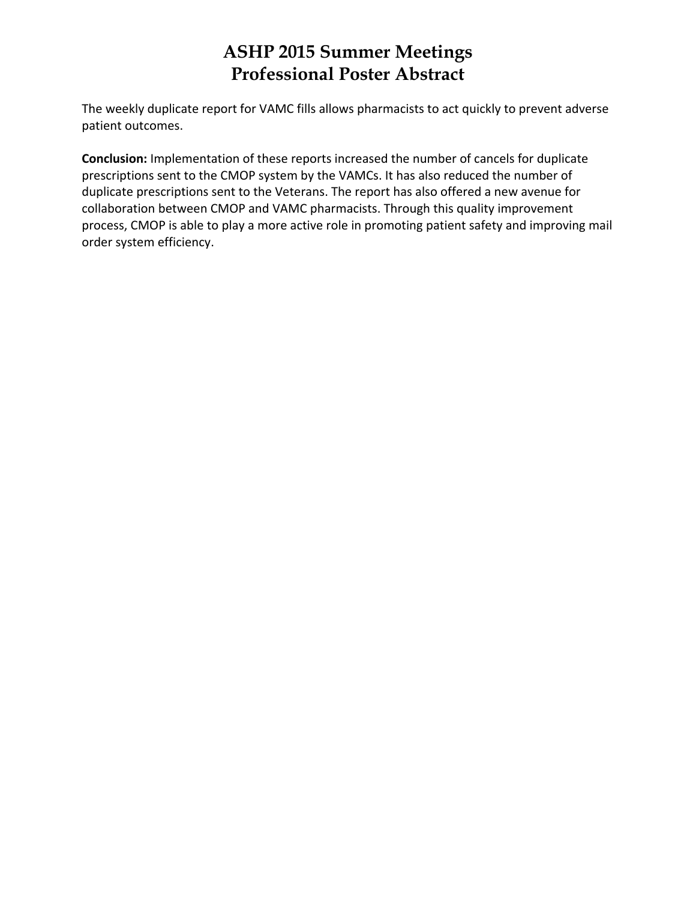The weekly duplicate report for VAMC fills allows pharmacists to act quickly to prevent adverse patient outcomes.

**Conclusion:** Implementation of these reports increased the number of cancels for duplicate prescriptions sent to the CMOP system by the VAMCs. It has also reduced the number of duplicate prescriptions sent to the Veterans. The report has also offered a new avenue for collaboration between CMOP and VAMC pharmacists. Through this quality improvement process, CMOP is able to play a more active role in promoting patient safety and improving mail order system efficiency.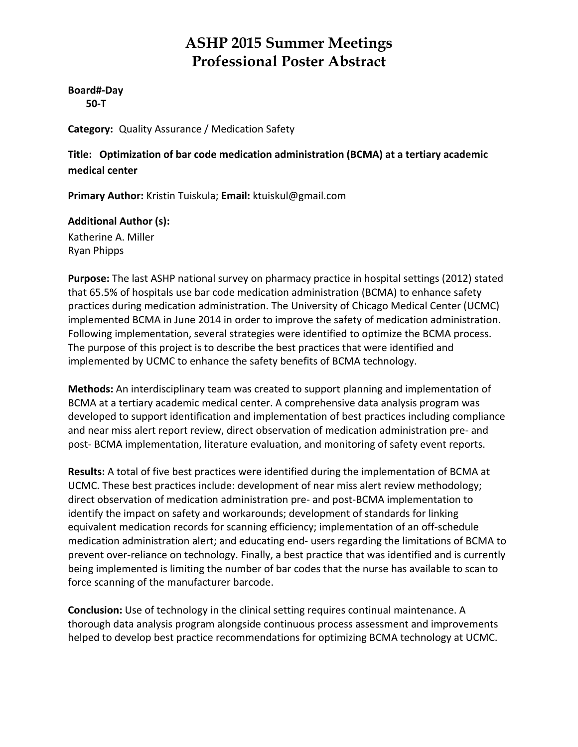# ASHP 2015 Summer Meetings
# Professional Poster Abstract

**Board#-Day**
**50-T**

**Category:** Quality Assurance / Medication Safety

**Title: Optimization of bar code medication administration (BCMA) at a tertiary academic medical center**

**Primary Author:** Kristin Tuiskula; **Email:** ktuiskul@gmail.com

**Additional Author (s):**
Katherine A. Miller
Ryan Phipps

**Purpose:** The last ASHP national survey on pharmacy practice in hospital settings (2012) stated that 65.5% of hospitals use bar code medication administration (BCMA) to enhance safety practices during medication administration. The University of Chicago Medical Center (UCMC) implemented BCMA in June 2014 in order to improve the safety of medication administration. Following implementation, several strategies were identified to optimize the BCMA process. The purpose of this project is to describe the best practices that were identified and implemented by UCMC to enhance the safety benefits of BCMA technology.

**Methods:** An interdisciplinary team was created to support planning and implementation of BCMA at a tertiary academic medical center. A comprehensive data analysis program was developed to support identification and implementation of best practices including compliance and near miss alert report review, direct observation of medication administration pre- and post- BCMA implementation, literature evaluation, and monitoring of safety event reports.

**Results:** A total of five best practices were identified during the implementation of BCMA at UCMC. These best practices include: development of near miss alert review methodology; direct observation of medication administration pre- and post-BCMA implementation to identify the impact on safety and workarounds; development of standards for linking equivalent medication records for scanning efficiency; implementation of an off-schedule medication administration alert; and educating end- users regarding the limitations of BCMA to prevent over-reliance on technology. Finally, a best practice that was identified and is currently being implemented is limiting the number of bar codes that the nurse has available to scan to force scanning of the manufacturer barcode.

**Conclusion:** Use of technology in the clinical setting requires continual maintenance. A thorough data analysis program alongside continuous process assessment and improvements helped to develop best practice recommendations for optimizing BCMA technology at UCMC.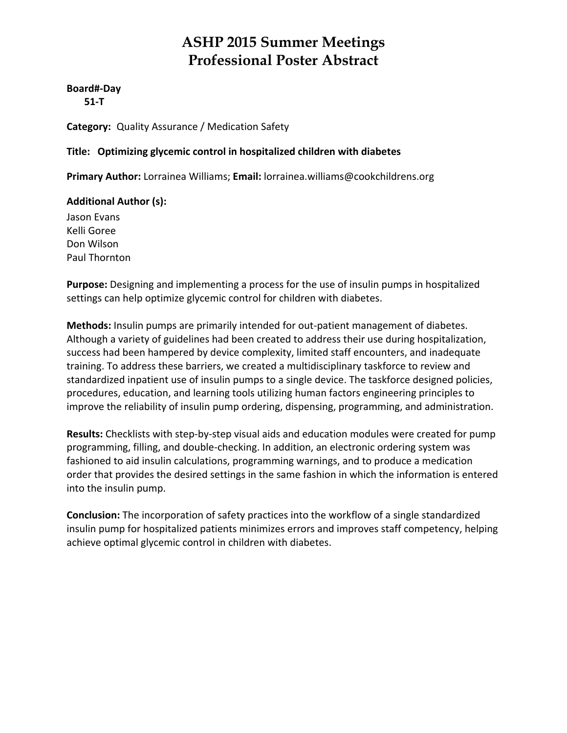# ASHP 2015 Summer Meetings
# Professional Poster Abstract

**Board#-Day**
**51-T**

**Category:** Quality Assurance / Medication Safety

**Title: Optimizing glycemic control in hospitalized children with diabetes**

**Primary Author:** Lorrainea Williams; **Email:** lorrainea.williams@cookchildrens.org

**Additional Author (s):**
Jason Evans
Kelli Goree
Don Wilson
Paul Thornton

**Purpose:** Designing and implementing a process for the use of insulin pumps in hospitalized settings can help optimize glycemic control for children with diabetes.

**Methods:** Insulin pumps are primarily intended for out-patient management of diabetes. Although a variety of guidelines had been created to address their use during hospitalization, success had been hampered by device complexity, limited staff encounters, and inadequate training. To address these barriers, we created a multidisciplinary taskforce to review and standardized inpatient use of insulin pumps to a single device. The taskforce designed policies, procedures, education, and learning tools utilizing human factors engineering principles to improve the reliability of insulin pump ordering, dispensing, programming, and administration.

**Results:** Checklists with step-by-step visual aids and education modules were created for pump programming, filling, and double-checking. In addition, an electronic ordering system was fashioned to aid insulin calculations, programming warnings, and to produce a medication order that provides the desired settings in the same fashion in which the information is entered into the insulin pump.

**Conclusion:** The incorporation of safety practices into the workflow of a single standardized insulin pump for hospitalized patients minimizes errors and improves staff competency, helping achieve optimal glycemic control in children with diabetes.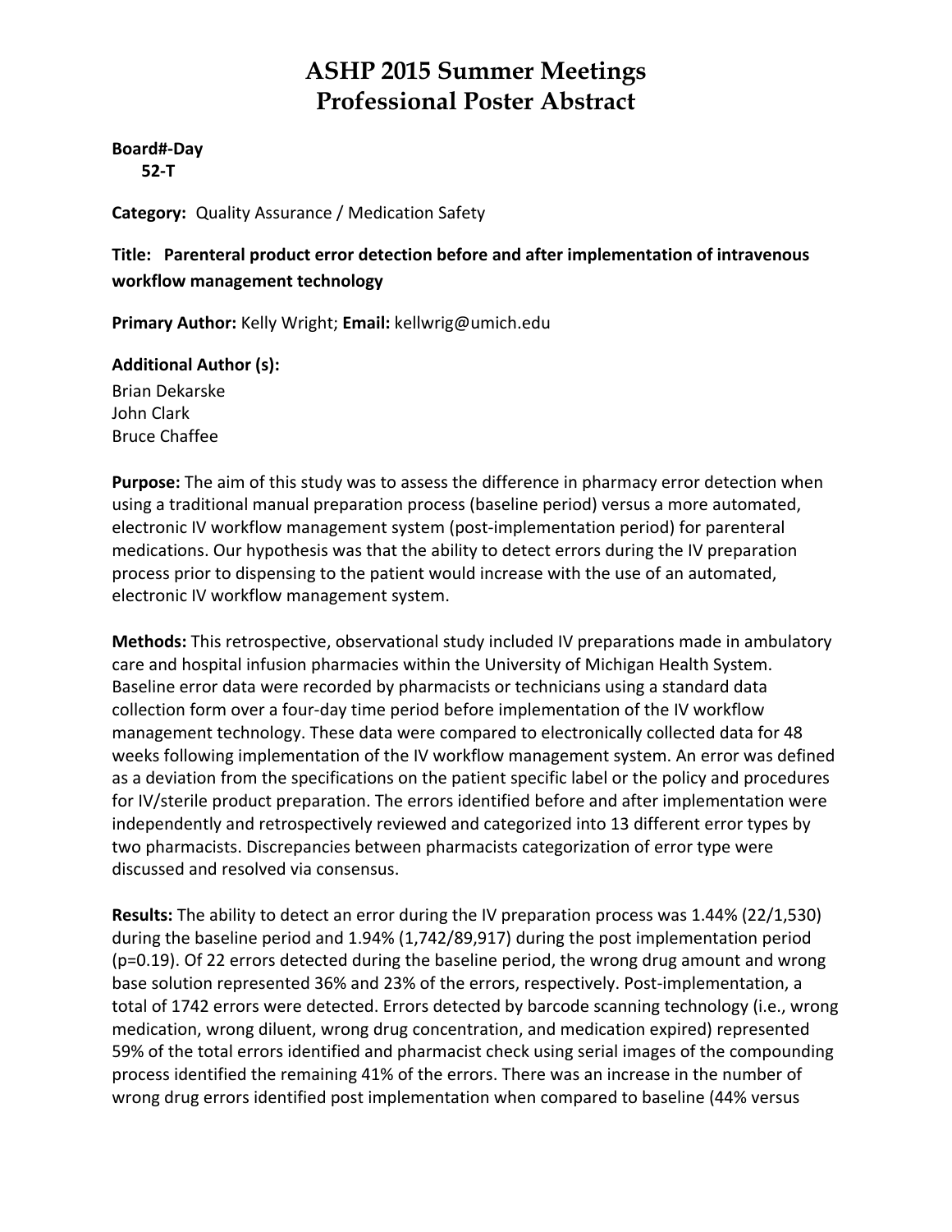# ASHP 2015 Summer Meetings
# Professional Poster Abstract

**Board#-Day**
**52-T**

**Category:** Quality Assurance / Medication Safety

**Title: Parenteral product error detection before and after implementation of intravenous workflow management technology**

**Primary Author:** Kelly Wright; **Email:** kellwrig@umich.edu

**Additional Author (s):**
Brian Dekarske
John Clark
Bruce Chaffee

**Purpose:** The aim of this study was to assess the difference in pharmacy error detection when using a traditional manual preparation process (baseline period) versus a more automated, electronic IV workflow management system (post-implementation period) for parenteral medications. Our hypothesis was that the ability to detect errors during the IV preparation process prior to dispensing to the patient would increase with the use of an automated, electronic IV workflow management system.

**Methods:** This retrospective, observational study included IV preparations made in ambulatory care and hospital infusion pharmacies within the University of Michigan Health System. Baseline error data were recorded by pharmacists or technicians using a standard data collection form over a four-day time period before implementation of the IV workflow management technology. These data were compared to electronically collected data for 48 weeks following implementation of the IV workflow management system. An error was defined as a deviation from the specifications on the patient specific label or the policy and procedures for IV/sterile product preparation. The errors identified before and after implementation were independently and retrospectively reviewed and categorized into 13 different error types by two pharmacists. Discrepancies between pharmacists categorization of error type were discussed and resolved via consensus.

**Results:** The ability to detect an error during the IV preparation process was 1.44% (22/1,530) during the baseline period and 1.94% (1,742/89,917) during the post implementation period ($p=0.19$). Of 22 errors detected during the baseline period, the wrong drug amount and wrong base solution represented 36% and 23% of the errors, respectively. Post-implementation, a total of 1742 errors were detected. Errors detected by barcode scanning technology (i.e., wrong medication, wrong diluent, wrong drug concentration, and medication expired) represented 59% of the total errors identified and pharmacist check using serial images of the compounding process identified the remaining 41% of the errors. There was an increase in the number of wrong drug errors identified post implementation when compared to baseline (44% versus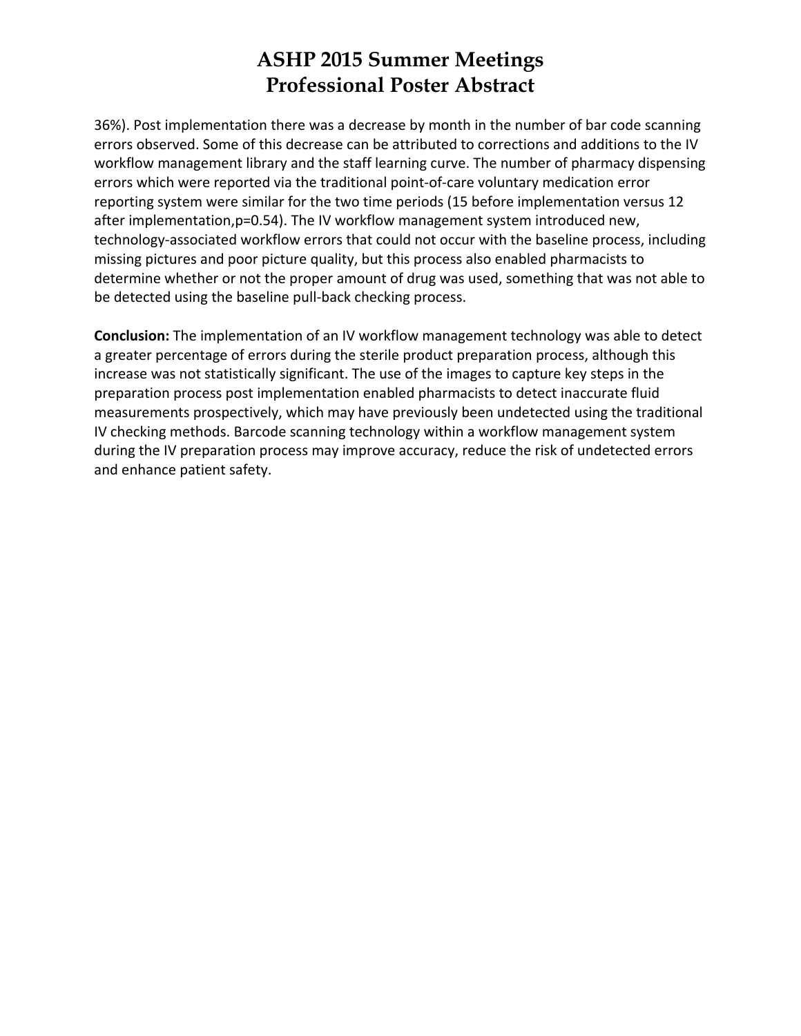36%). Post implementation there was a decrease by month in the number of bar code scanning errors observed. Some of this decrease can be attributed to corrections and additions to the IV workflow management library and the staff learning curve. The number of pharmacy dispensing errors which were reported via the traditional point-of-care voluntary medication error reporting system were similar for the two time periods (15 before implementation versus 12 after implementation,p=0.54). The IV workflow management system introduced new, technology-associated workflow errors that could not occur with the baseline process, including missing pictures and poor picture quality, but this process also enabled pharmacists to determine whether or not the proper amount of drug was used, something that was not able to be detected using the baseline pull-back checking process.

**Conclusion:** The implementation of an IV workflow management technology was able to detect a greater percentage of errors during the sterile product preparation process, although this increase was not statistically significant. The use of the images to capture key steps in the preparation process post implementation enabled pharmacists to detect inaccurate fluid measurements prospectively, which may have previously been undetected using the traditional IV checking methods. Barcode scanning technology within a workflow management system during the IV preparation process may improve accuracy, reduce the risk of undetected errors and enhance patient safety.